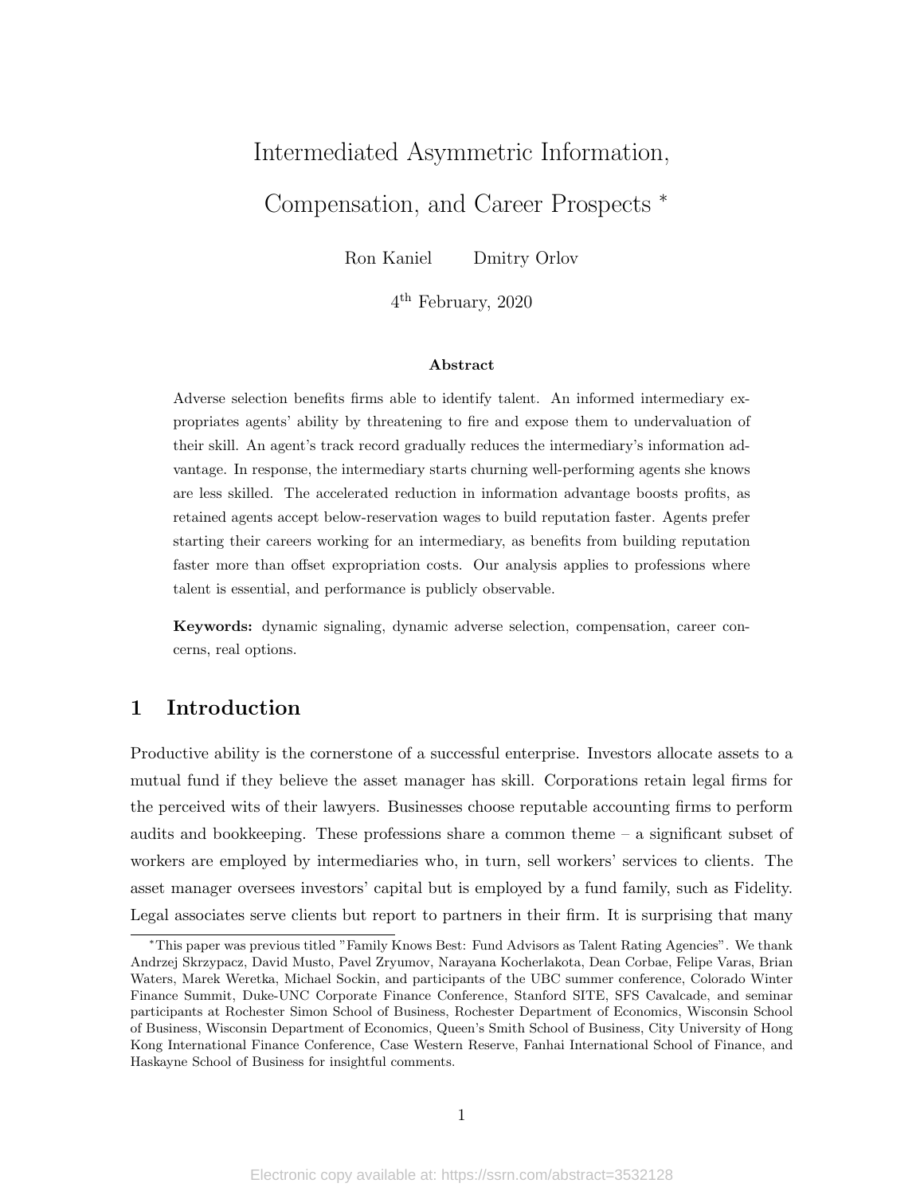# Intermediated Asymmetric Information, Compensation, and Career Prospects *

Ron Kaniel  Dmitry Orlov

4th February, 2020

**Abstract**

Adverse selection benefits firms able to identify talent. An informed intermediary expropriates agents' ability by threatening to fire and expose them to undervaluation of their skill. An agent's track record gradually reduces the intermediary's information advantage. In response, the intermediary starts churning well-performing agents she knows are less skilled. The accelerated reduction in information advantage boosts profits, as retained agents accept below-reservation wages to build reputation faster. Agents prefer starting their careers working for an intermediary, as benefits from building reputation faster more than offset expropriation costs. Our analysis applies to professions where talent is essential, and performance is publicly observable.

**Keywords:** dynamic signaling, dynamic adverse selection, compensation, career concerns, real options.

## 1 Introduction

Productive ability is the cornerstone of a successful enterprise. Investors allocate assets to a mutual fund if they believe the asset manager has skill. Corporations retain legal firms for the perceived wits of their lawyers. Businesses choose reputable accounting firms to perform audits and bookkeeping. These professions share a common theme – a significant subset of workers are employed by intermediaries who, in turn, sell workers' services to clients. The asset manager oversees investors' capital but is employed by a fund family, such as Fidelity. Legal associates serve clients but report to partners in their firm. It is surprising that many

*This paper was previous titled "Family Knows Best: Fund Advisors as Talent Rating Agencies". We thank Andrzej Skrzypacz, David Musto, Pavel Zryumov, Narayana Kocherlakota, Dean Corbae, Felipe Varas, Brian Waters, Marek Weretka, Michael Sockin, and participants of the UBC summer conference, Colorado Winter Finance Summit, Duke-UNC Corporate Finance Conference, Stanford SITE, SFS Cavalcade, and seminar participants at Rochester Simon School of Business, Rochester Department of Economics, Wisconsin School of Business, Wisconsin Department of Economics, Queen's Smith School of Business, City University of Hong Kong International Finance Conference, Case Western Reserve, Fanhai International School of Finance, and Haskayne School of Business for insightful comments.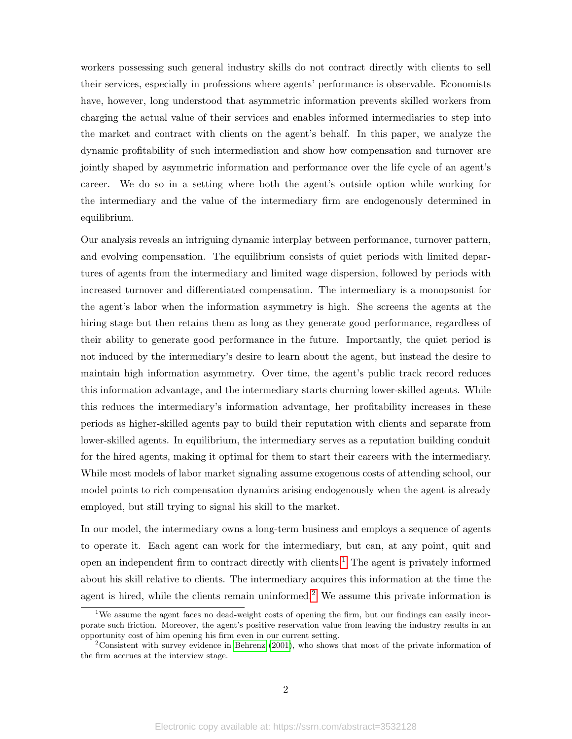workers possessing such general industry skills do not contract directly with clients to sell their services, especially in professions where agents' performance is observable. Economists have, however, long understood that asymmetric information prevents skilled workers from charging the actual value of their services and enables informed intermediaries to step into the market and contract with clients on the agent's behalf. In this paper, we analyze the dynamic profitability of such intermediation and show how compensation and turnover are jointly shaped by asymmetric information and performance over the life cycle of an agent's career. We do so in a setting where both the agent's outside option while working for the intermediary and the value of the intermediary firm are endogenously determined in equilibrium.

Our analysis reveals an intriguing dynamic interplay between performance, turnover pattern, and evolving compensation. The equilibrium consists of quiet periods with limited departures of agents from the intermediary and limited wage dispersion, followed by periods with increased turnover and differentiated compensation. The intermediary is a monopsonist for the agent's labor when the information asymmetry is high. She screens the agents at the hiring stage but then retains them as long as they generate good performance, regardless of their ability to generate good performance in the future. Importantly, the quiet period is not induced by the intermediary's desire to learn about the agent, but instead the desire to maintain high information asymmetry. Over time, the agent's public track record reduces this information advantage, and the intermediary starts churning lower-skilled agents. While this reduces the intermediary's information advantage, her profitability increases in these periods as higher-skilled agents pay to build their reputation with clients and separate from lower-skilled agents. In equilibrium, the intermediary serves as a reputation building conduit for the hired agents, making it optimal for them to start their careers with the intermediary. While most models of labor market signaling assume exogenous costs of attending school, our model points to rich compensation dynamics arising endogenously when the agent is already employed, but still trying to signal his skill to the market.

In our model, the intermediary owns a long-term business and employs a sequence of agents to operate it. Each agent can work for the intermediary, but can, at any point, quit and open an independent firm to contract directly with clients.[1] The agent is privately informed about his skill relative to clients. The intermediary acquires this information at the time the agent is hired, while the clients remain uninformed.[2] We assume this private information is

[1] We assume the agent faces no dead-weight costs of opening the firm, but our findings can easily incorporate such friction. Moreover, the agent's positive reservation value from leaving the industry results in an opportunity cost of him opening his firm even in our current setting.

[2] Consistent with survey evidence in Behrenz (2001), who shows that most of the private information of the firm accrues at the interview stage.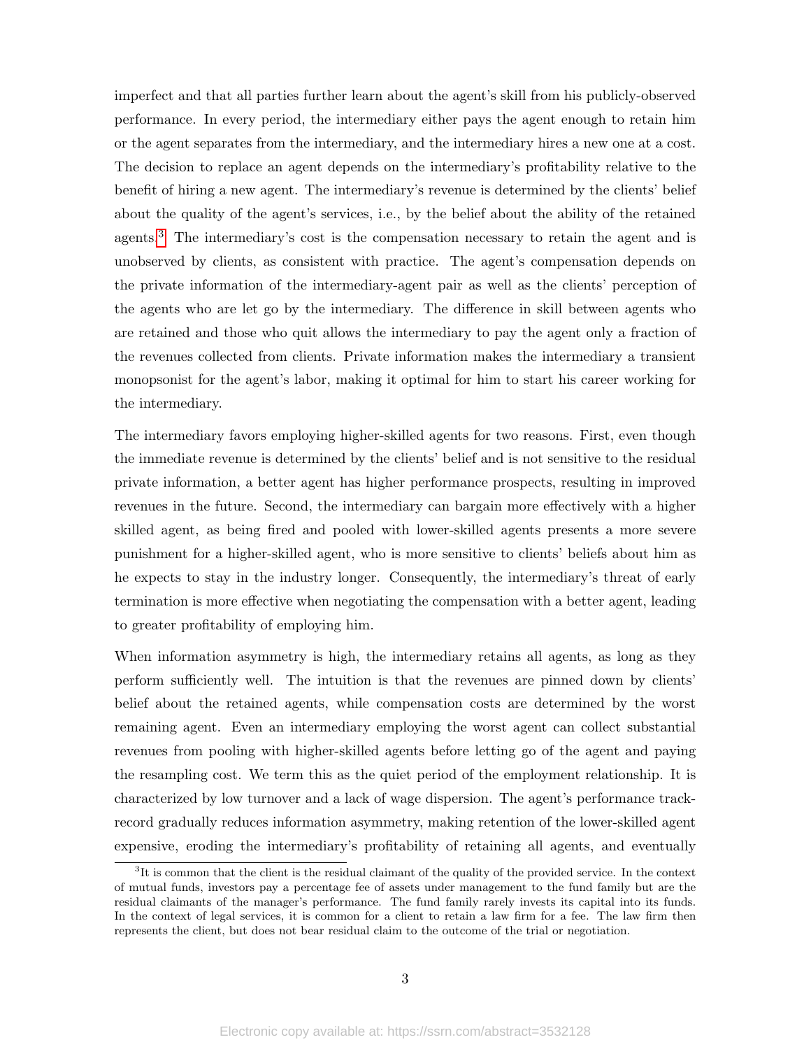imperfect and that all parties further learn about the agent's skill from his publicly-observed performance. In every period, the intermediary either pays the agent enough to retain him or the agent separates from the intermediary, and the intermediary hires a new one at a cost. The decision to replace an agent depends on the intermediary's profitability relative to the benefit of hiring a new agent. The intermediary's revenue is determined by the clients' belief about the quality of the agent's services, i.e., by the belief about the ability of the retained agents.[3] The intermediary's cost is the compensation necessary to retain the agent and is unobserved by clients, as consistent with practice. The agent's compensation depends on the private information of the intermediary-agent pair as well as the clients' perception of the agents who are let go by the intermediary. The difference in skill between agents who are retained and those who quit allows the intermediary to pay the agent only a fraction of the revenues collected from clients. Private information makes the intermediary a transient monopsonist for the agent's labor, making it optimal for him to start his career working for the intermediary.

The intermediary favors employing higher-skilled agents for two reasons. First, even though the immediate revenue is determined by the clients' belief and is not sensitive to the residual private information, a better agent has higher performance prospects, resulting in improved revenues in the future. Second, the intermediary can bargain more effectively with a higher skilled agent, as being fired and pooled with lower-skilled agents presents a more severe punishment for a higher-skilled agent, who is more sensitive to clients' beliefs about him as he expects to stay in the industry longer. Consequently, the intermediary's threat of early termination is more effective when negotiating the compensation with a better agent, leading to greater profitability of employing him.

When information asymmetry is high, the intermediary retains all agents, as long as they perform sufficiently well. The intuition is that the revenues are pinned down by clients' belief about the retained agents, while compensation costs are determined by the worst remaining agent. Even an intermediary employing the worst agent can collect substantial revenues from pooling with higher-skilled agents before letting go of the agent and paying the resampling cost. We term this as the quiet period of the employment relationship. It is characterized by low turnover and a lack of wage dispersion. The agent's performance track-record gradually reduces information asymmetry, making retention of the lower-skilled agent expensive, eroding the intermediary's profitability of retaining all agents, and eventually

[3] It is common that the client is the residual claimant of the quality of the provided service. In the context of mutual funds, investors pay a percentage fee of assets under management to the fund family but are the residual claimants of the manager's performance. The fund family rarely invests its capital into its funds. In the context of legal services, it is common for a client to retain a law firm for a fee. The law firm then represents the client, but does not bear residual claim to the outcome of the trial or negotiation.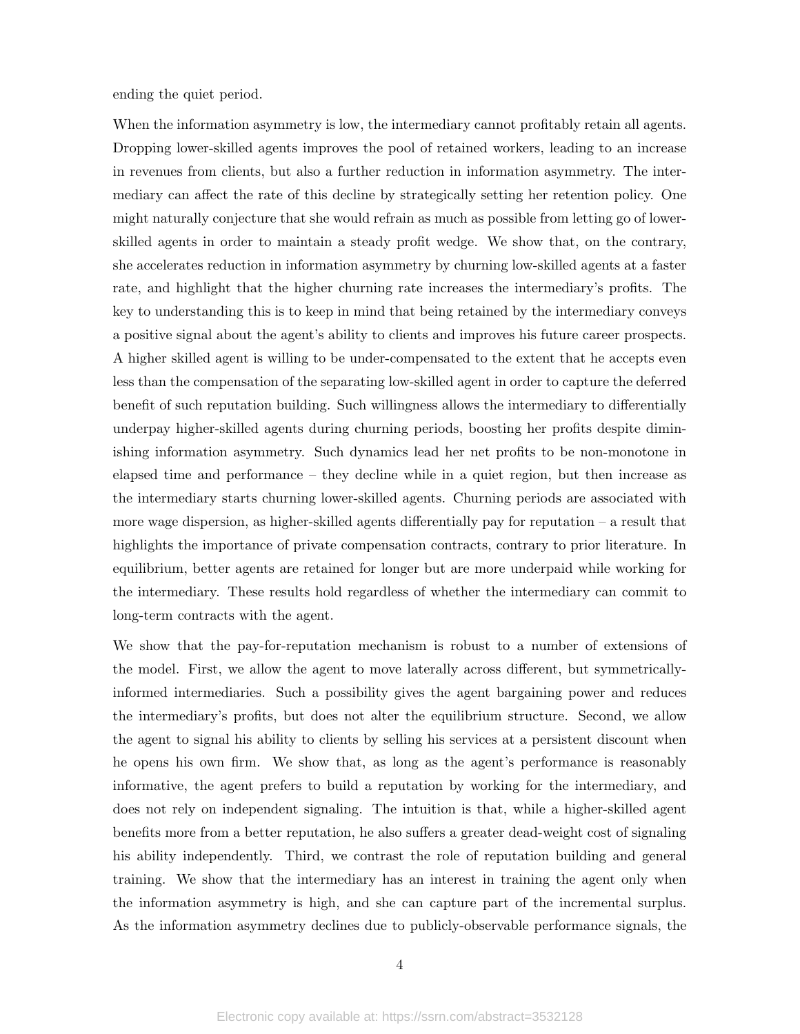ending the quiet period.

When the information asymmetry is low, the intermediary cannot profitably retain all agents. Dropping lower-skilled agents improves the pool of retained workers, leading to an increase in revenues from clients, but also a further reduction in information asymmetry. The intermediary can affect the rate of this decline by strategically setting her retention policy. One might naturally conjecture that she would refrain as much as possible from letting go of lower-skilled agents in order to maintain a steady profit wedge. We show that, on the contrary, she accelerates reduction in information asymmetry by churning low-skilled agents at a faster rate, and highlight that the higher churning rate increases the intermediary's profits. The key to understanding this is to keep in mind that being retained by the intermediary conveys a positive signal about the agent's ability to clients and improves his future career prospects. A higher skilled agent is willing to be under-compensated to the extent that he accepts even less than the compensation of the separating low-skilled agent in order to capture the deferred benefit of such reputation building. Such willingness allows the intermediary to differentially underpay higher-skilled agents during churning periods, boosting her profits despite diminishing information asymmetry. Such dynamics lead her net profits to be non-monotone in elapsed time and performance – they decline while in a quiet region, but then increase as the intermediary starts churning lower-skilled agents. Churning periods are associated with more wage dispersion, as higher-skilled agents differentially pay for reputation – a result that highlights the importance of private compensation contracts, contrary to prior literature. In equilibrium, better agents are retained for longer but are more underpaid while working for the intermediary. These results hold regardless of whether the intermediary can commit to long-term contracts with the agent.

We show that the pay-for-reputation mechanism is robust to a number of extensions of the model. First, we allow the agent to move laterally across different, but symmetrically-informed intermediaries. Such a possibility gives the agent bargaining power and reduces the intermediary's profits, but does not alter the equilibrium structure. Second, we allow the agent to signal his ability to clients by selling his services at a persistent discount when he opens his own firm. We show that, as long as the agent's performance is reasonably informative, the agent prefers to build a reputation by working for the intermediary, and does not rely on independent signaling. The intuition is that, while a higher-skilled agent benefits more from a better reputation, he also suffers a greater dead-weight cost of signaling his ability independently. Third, we contrast the role of reputation building and general training. We show that the intermediary has an interest in training the agent only when the information asymmetry is high, and she can capture part of the incremental surplus. As the information asymmetry declines due to publicly-observable performance signals, the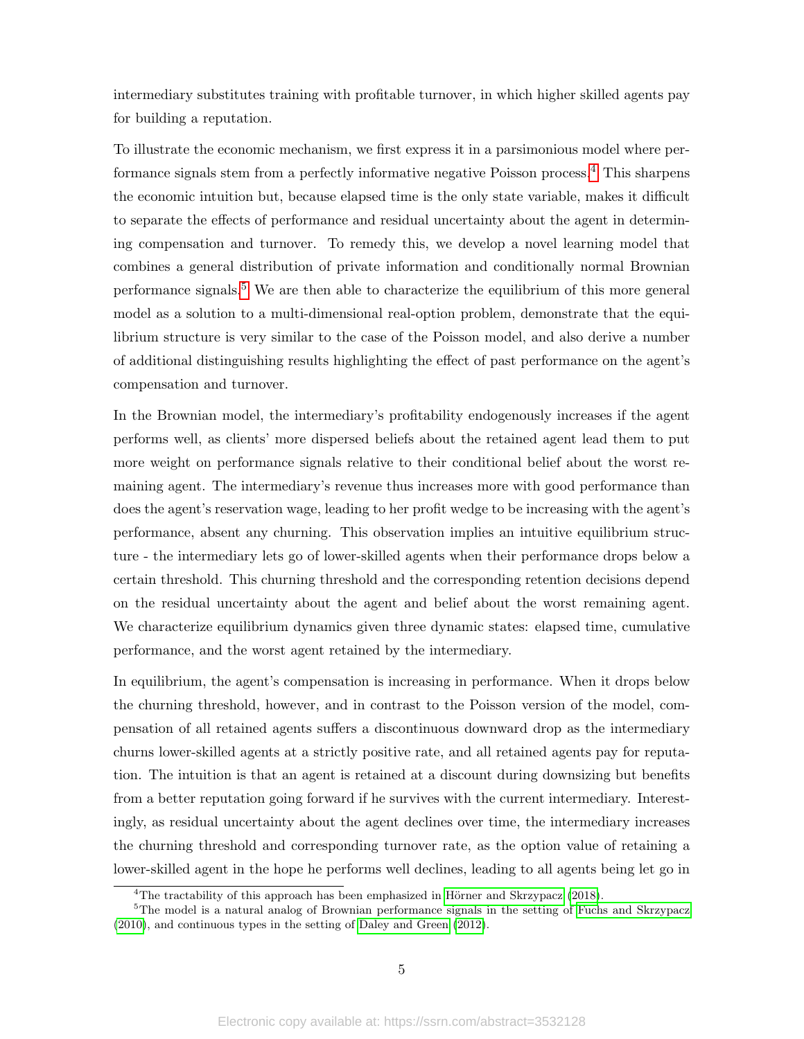intermediary substitutes training with profitable turnover, in which higher skilled agents pay for building a reputation.

To illustrate the economic mechanism, we first express it in a parsimonious model where performance signals stem from a perfectly informative negative Poisson process.[4] This sharpens the economic intuition but, because elapsed time is the only state variable, makes it difficult to separate the effects of performance and residual uncertainty about the agent in determining compensation and turnover. To remedy this, we develop a novel learning model that combines a general distribution of private information and conditionally normal Brownian performance signals.[5] We are then able to characterize the equilibrium of this more general model as a solution to a multi-dimensional real-option problem, demonstrate that the equilibrium structure is very similar to the case of the Poisson model, and also derive a number of additional distinguishing results highlighting the effect of past performance on the agent's compensation and turnover.

In the Brownian model, the intermediary's profitability endogenously increases if the agent performs well, as clients' more dispersed beliefs about the retained agent lead them to put more weight on performance signals relative to their conditional belief about the worst remaining agent. The intermediary's revenue thus increases more with good performance than does the agent's reservation wage, leading to her profit wedge to be increasing with the agent's performance, absent any churning. This observation implies an intuitive equilibrium structure - the intermediary lets go of lower-skilled agents when their performance drops below a certain threshold. This churning threshold and the corresponding retention decisions depend on the residual uncertainty about the agent and belief about the worst remaining agent. We characterize equilibrium dynamics given three dynamic states: elapsed time, cumulative performance, and the worst agent retained by the intermediary.

In equilibrium, the agent's compensation is increasing in performance. When it drops below the churning threshold, however, and in contrast to the Poisson version of the model, compensation of all retained agents suffers a discontinuous downward drop as the intermediary churns lower-skilled agents at a strictly positive rate, and all retained agents pay for reputation. The intuition is that an agent is retained at a discount during downsizing but benefits from a better reputation going forward if he survives with the current intermediary. Interestingly, as residual uncertainty about the agent declines over time, the intermediary increases the churning threshold and corresponding turnover rate, as the option value of retaining a lower-skilled agent in the hope he performs well declines, leading to all agents being let go in

[4] The tractability of this approach has been emphasized in Hörner and Skrzypacz (2018).

[5] The model is a natural analog of Brownian performance signals in the setting of Fuchs and Skrzypacz (2010), and continuous types in the setting of Daley and Green (2012).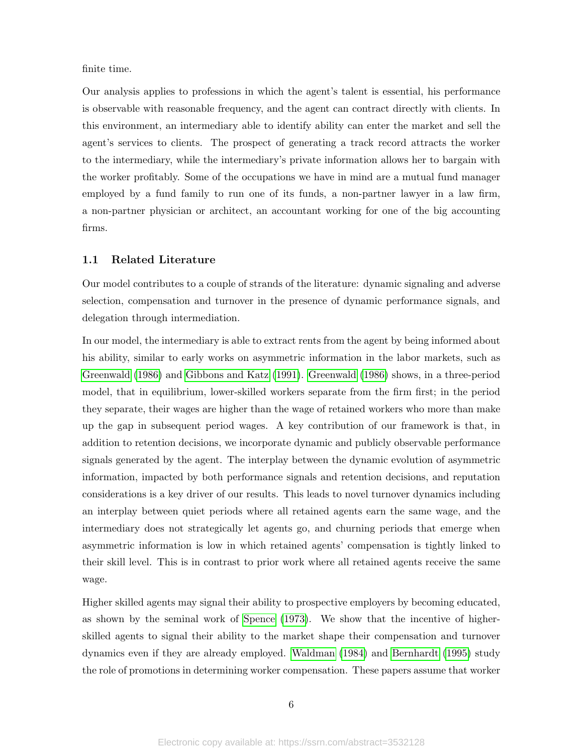finite time.

Our analysis applies to professions in which the agent's talent is essential, his performance is observable with reasonable frequency, and the agent can contract directly with clients. In this environment, an intermediary able to identify ability can enter the market and sell the agent's services to clients. The prospect of generating a track record attracts the worker to the intermediary, while the intermediary's private information allows her to bargain with the worker profitably. Some of the occupations we have in mind are a mutual fund manager employed by a fund family to run one of its funds, a non-partner lawyer in a law firm, a non-partner physician or architect, an accountant working for one of the big accounting firms.

### 1.1 Related Literature

Our model contributes to a couple of strands of the literature: dynamic signaling and adverse selection, compensation and turnover in the presence of dynamic performance signals, and delegation through intermediation.

In our model, the intermediary is able to extract rents from the agent by being informed about his ability, similar to early works on asymmetric information in the labor markets, such as Greenwald (1986) and Gibbons and Katz (1991). Greenwald (1986) shows, in a three-period model, that in equilibrium, lower-skilled workers separate from the firm first; in the period they separate, their wages are higher than the wage of retained workers who more than make up the gap in subsequent period wages. A key contribution of our framework is that, in addition to retention decisions, we incorporate dynamic and publicly observable performance signals generated by the agent. The interplay between the dynamic evolution of asymmetric information, impacted by both performance signals and retention decisions, and reputation considerations is a key driver of our results. This leads to novel turnover dynamics including an interplay between quiet periods where all retained agents earn the same wage, and the intermediary does not strategically let agents go, and churning periods that emerge when asymmetric information is low in which retained agents' compensation is tightly linked to their skill level. This is in contrast to prior work where all retained agents receive the same wage.

Higher skilled agents may signal their ability to prospective employers by becoming educated, as shown by the seminal work of Spence (1973). We show that the incentive of higher-skilled agents to signal their ability to the market shape their compensation and turnover dynamics even if they are already employed. Waldman (1984) and Bernhardt (1995) study the role of promotions in determining worker compensation. These papers assume that worker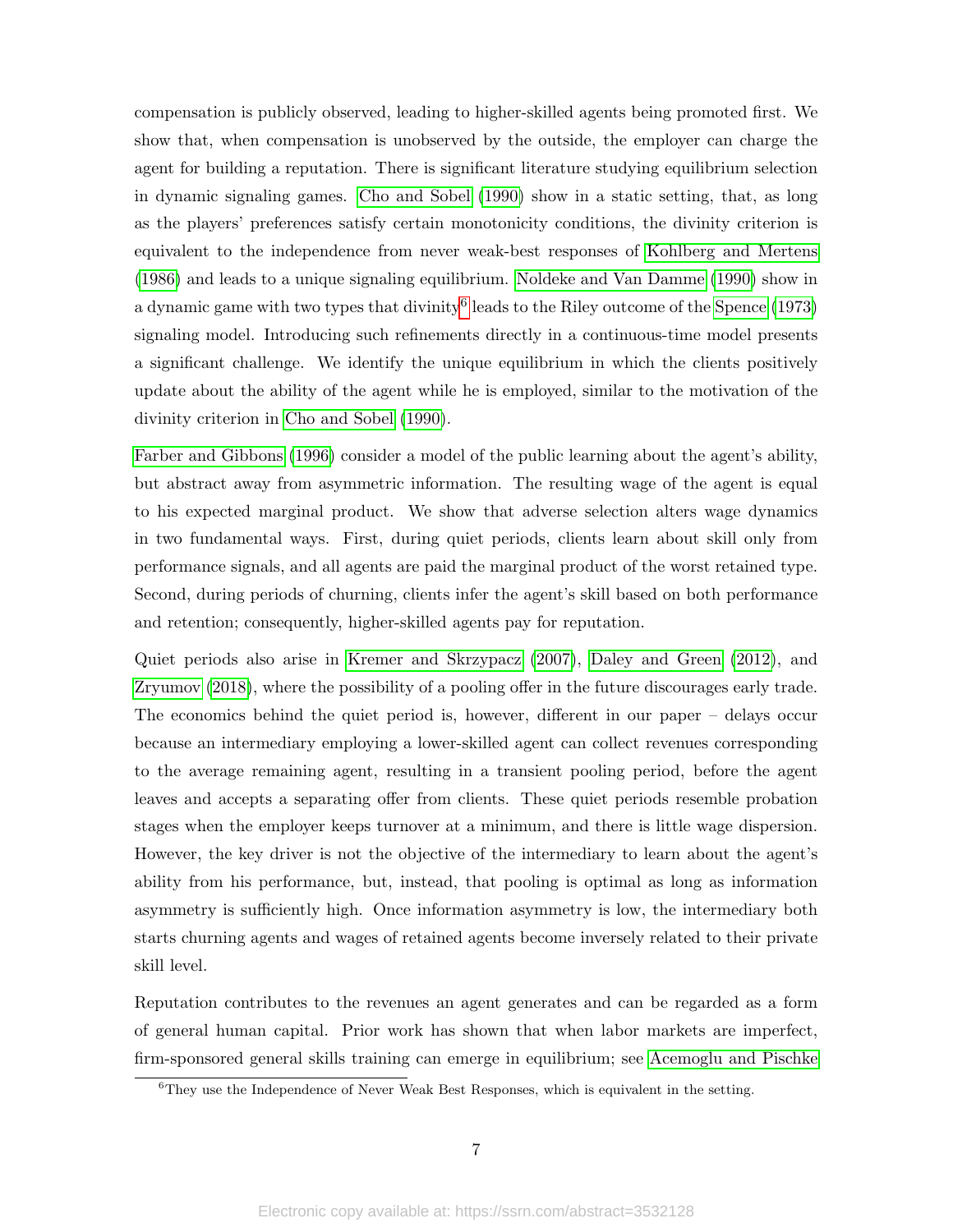compensation is publicly observed, leading to higher-skilled agents being promoted first. We show that, when compensation is unobserved by the outside, the employer can charge the agent for building a reputation. There is significant literature studying equilibrium selection in dynamic signaling games. Cho and Sobel (1990) show in a static setting, that, as long as the players' preferences satisfy certain monotonicity conditions, the divinity criterion is equivalent to the independence from never weak-best responses of Kohlberg and Mertens (1986) and leads to a unique signaling equilibrium. Noldeke and Van Damme (1990) show in a dynamic game with two types that divinity[6] leads to the Riley outcome of the Spence (1973) signaling model. Introducing such refinements directly in a continuous-time model presents a significant challenge. We identify the unique equilibrium in which the clients positively update about the ability of the agent while he is employed, similar to the motivation of the divinity criterion in Cho and Sobel (1990).

Farber and Gibbons (1996) consider a model of the public learning about the agent's ability, but abstract away from asymmetric information. The resulting wage of the agent is equal to his expected marginal product. We show that adverse selection alters wage dynamics in two fundamental ways. First, during quiet periods, clients learn about skill only from performance signals, and all agents are paid the marginal product of the worst retained type. Second, during periods of churning, clients infer the agent's skill based on both performance and retention; consequently, higher-skilled agents pay for reputation.

Quiet periods also arise in Kremer and Skrzypacz (2007), Daley and Green (2012), and Zryumov (2018), where the possibility of a pooling offer in the future discourages early trade. The economics behind the quiet period is, however, different in our paper – delays occur because an intermediary employing a lower-skilled agent can collect revenues corresponding to the average remaining agent, resulting in a transient pooling period, before the agent leaves and accepts a separating offer from clients. These quiet periods resemble probation stages when the employer keeps turnover at a minimum, and there is little wage dispersion. However, the key driver is not the objective of the intermediary to learn about the agent's ability from his performance, but, instead, that pooling is optimal as long as information asymmetry is sufficiently high. Once information asymmetry is low, the intermediary both starts churning agents and wages of retained agents become inversely related to their private skill level.

Reputation contributes to the revenues an agent generates and can be regarded as a form of general human capital. Prior work has shown that when labor markets are imperfect, firm-sponsored general skills training can emerge in equilibrium; see Acemoglu and Pischke

[6] They use the Independence of Never Weak Best Responses, which is equivalent in the setting.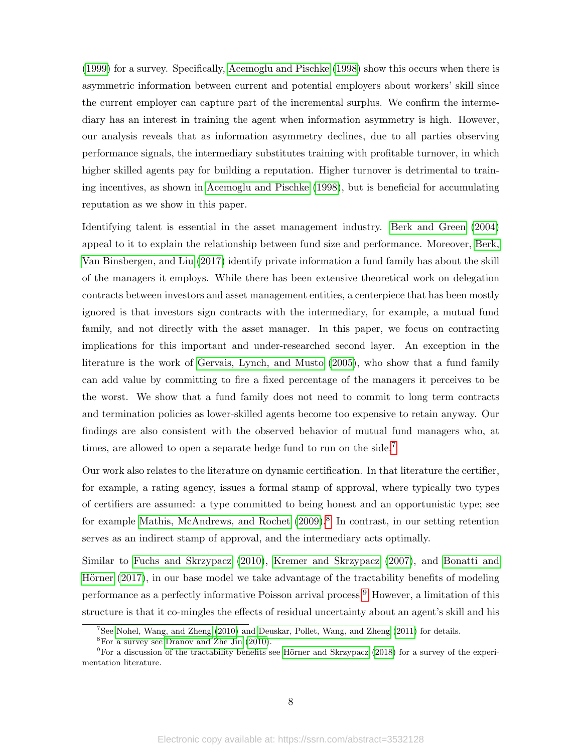(1999) for a survey. Specifically, Acemoglu and Pischke (1998) show this occurs when there is asymmetric information between current and potential employers about workers' skill since the current employer can capture part of the incremental surplus. We confirm the intermediary has an interest in training the agent when information asymmetry is high. However, our analysis reveals that as information asymmetry declines, due to all parties observing performance signals, the intermediary substitutes training with profitable turnover, in which higher skilled agents pay for building a reputation. Higher turnover is detrimental to training incentives, as shown in Acemoglu and Pischke (1998), but is beneficial for accumulating reputation as we show in this paper.

Identifying talent is essential in the asset management industry. Berk and Green (2004) appeal to it to explain the relationship between fund size and performance. Moreover, Berk, Van Binsbergen, and Liu (2017) identify private information a fund family has about the skill of the managers it employs. While there has been extensive theoretical work on delegation contracts between investors and asset management entities, a centerpiece that has been mostly ignored is that investors sign contracts with the intermediary, for example, a mutual fund family, and not directly with the asset manager. In this paper, we focus on contracting implications for this important and under-researched second layer. An exception in the literature is the work of Gervais, Lynch, and Musto (2005), who show that a fund family can add value by committing to fire a fixed percentage of the managers it perceives to be the worst. We show that a fund family does not need to commit to long term contracts and termination policies as lower-skilled agents become too expensive to retain anyway. Our findings are also consistent with the observed behavior of mutual fund managers who, at times, are allowed to open a separate hedge fund to run on the side.[7]

Our work also relates to the literature on dynamic certification. In that literature the certifier, for example, a rating agency, issues a formal stamp of approval, where typically two types of certifiers are assumed: a type committed to being honest and an opportunistic type; see for example Mathis, McAndrews, and Rochet (2009).[8] In contrast, in our setting retention serves as an indirect stamp of approval, and the intermediary acts optimally.

Similar to Fuchs and Skrzypacz (2010), Kremer and Skrzypacz (2007), and Bonatti and Hörner (2017), in our base model we take advantage of the tractability benefits of modeling performance as a perfectly informative Poisson arrival process.[9] However, a limitation of this structure is that it co-mingles the effects of residual uncertainty about an agent's skill and his

[7] See Nohel, Wang, and Zheng (2010) and Deuskar, Pollet, Wang, and Zheng (2011) for details.

[8] For a survey see Dranov and Zhe Jin (2010).

[9] For a discussion of the tractability benefits see Hörner and Skrzypacz (2018) for a survey of the experimentation literature.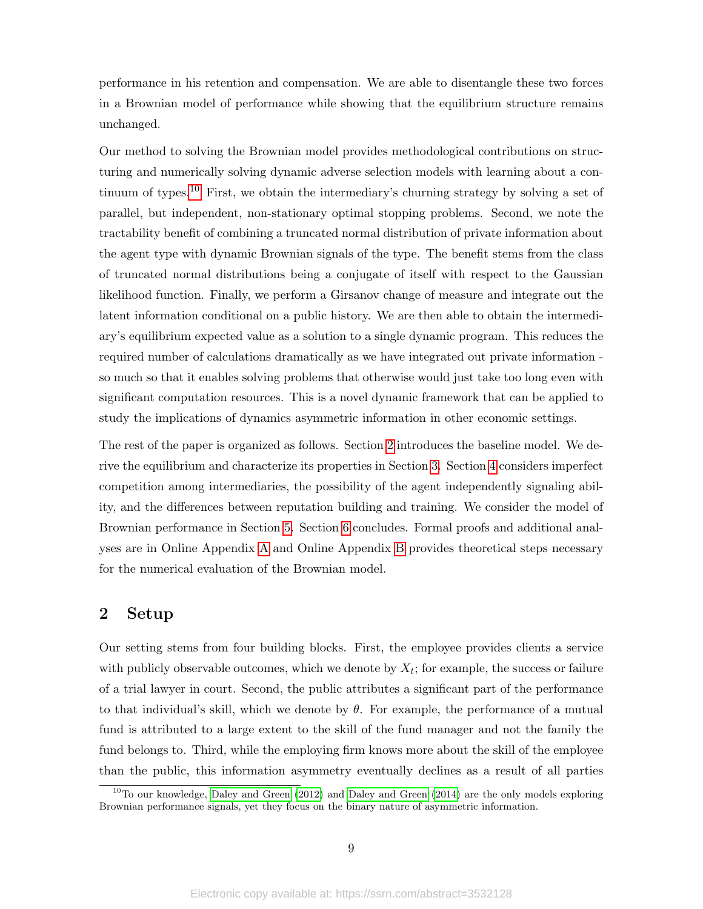performance in his retention and compensation. We are able to disentangle these two forces in a Brownian model of performance while showing that the equilibrium structure remains unchanged.

Our method to solving the Brownian model provides methodological contributions on structuring and numerically solving dynamic adverse selection models with learning about a continuum of types.[10] First, we obtain the intermediary's churning strategy by solving a set of parallel, but independent, non-stationary optimal stopping problems. Second, we note the tractability benefit of combining a truncated normal distribution of private information about the agent type with dynamic Brownian signals of the type. The benefit stems from the class of truncated normal distributions being a conjugate of itself with respect to the Gaussian likelihood function. Finally, we perform a Girsanov change of measure and integrate out the latent information conditional on a public history. We are then able to obtain the intermediary's equilibrium expected value as a solution to a single dynamic program. This reduces the required number of calculations dramatically as we have integrated out private information - so much so that it enables solving problems that otherwise would just take too long even with significant computation resources. This is a novel dynamic framework that can be applied to study the implications of dynamics asymmetric information in other economic settings.

The rest of the paper is organized as follows. Section 2 introduces the baseline model. We derive the equilibrium and characterize its properties in Section 3. Section 4 considers imperfect competition among intermediaries, the possibility of the agent independently signaling ability, and the differences between reputation building and training. We consider the model of Brownian performance in Section 5. Section 6 concludes. Formal proofs and additional analyses are in Online Appendix A and Online Appendix B provides theoretical steps necessary for the numerical evaluation of the Brownian model.

## 2 Setup

Our setting stems from four building blocks. First, the employee provides clients a service with publicly observable outcomes, which we denote by $X_t$; for example, the success or failure of a trial lawyer in court. Second, the public attributes a significant part of the performance to that individual's skill, which we denote by $\theta$. For example, the performance of a mutual fund is attributed to a large extent to the skill of the fund manager and not the family the fund belongs to. Third, while the employing firm knows more about the skill of the employee than the public, this information asymmetry eventually declines as a result of all parties

[10] To our knowledge, Daley and Green (2012) and Daley and Green (2014) are the only models exploring Brownian performance signals, yet they focus on the binary nature of asymmetric information.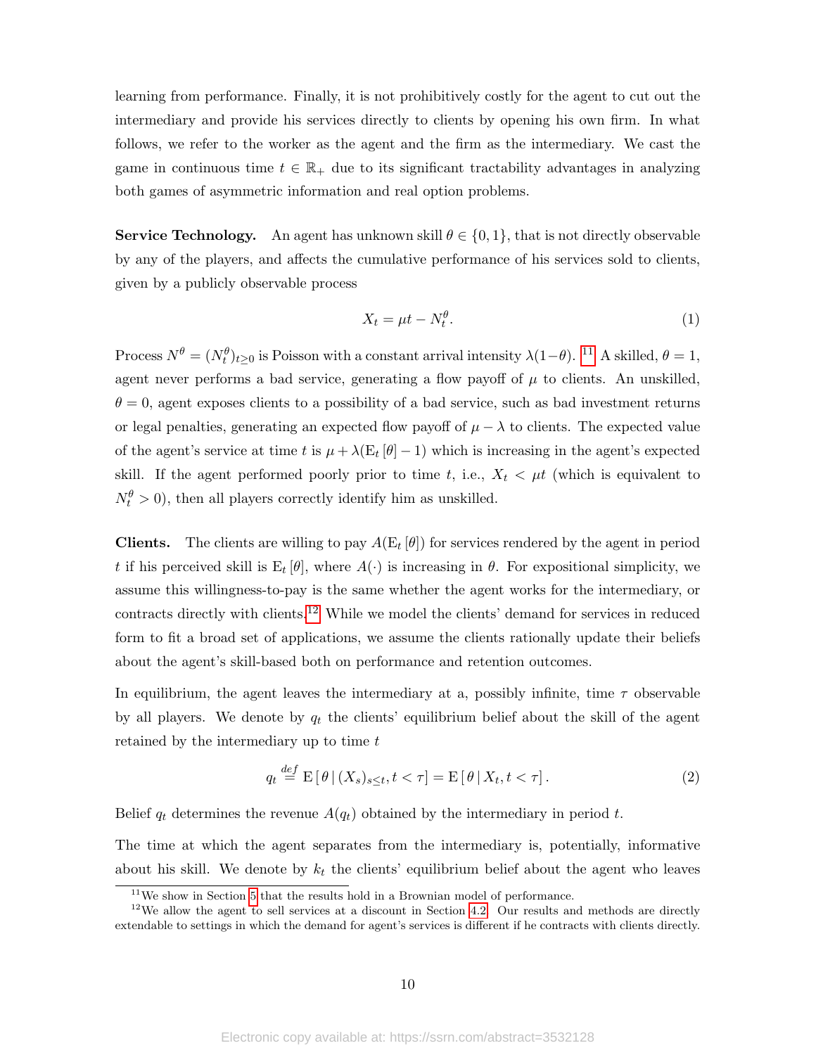learning from performance. Finally, it is not prohibitively costly for the agent to cut out the intermediary and provide his services directly to clients by opening his own firm. In what follows, we refer to the worker as the agent and the firm as the intermediary. We cast the game in continuous time $t \in \mathbb{R}_+$ due to its significant tractability advantages in analyzing both games of asymmetric information and real option problems.

**Service Technology.** An agent has unknown skill $\theta \in \{0, 1\}$, that is not directly observable by any of the players, and affects the cumulative performance of his services sold to clients, given by a publicly observable process

$$X_t = \mu t - N_t^{\theta}. \tag{1}$$

Process $N^{\theta} = (N_t^{\theta})_{t \geq 0}$ is Poisson with a constant arrival intensity $\lambda(1-\theta)$. [11] A skilled, $\theta = 1$, agent never performs a bad service, generating a flow payoff of $\mu$ to clients. An unskilled, $\theta = 0$, agent exposes clients to a possibility of a bad service, such as bad investment returns or legal penalties, generating an expected flow payoff of $\mu - \lambda$ to clients. The expected value of the agent's service at time $t$ is $\mu + \lambda(\mathrm{E}_t[\theta] - 1)$ which is increasing in the agent's expected skill. If the agent performed poorly prior to time $t$, i.e., $X_t < \mu t$ (which is equivalent to $N_t^{\theta} > 0$), then all players correctly identify him as unskilled.

**Clients.** The clients are willing to pay $A(\mathrm{E}_t[\theta])$ for services rendered by the agent in period $t$ if his perceived skill is $\mathrm{E}_t[\theta]$, where $A(\cdot)$ is increasing in $\theta$. For expositional simplicity, we assume this willingness-to-pay is the same whether the agent works for the intermediary, or contracts directly with clients.[12] While we model the clients' demand for services in reduced form to fit a broad set of applications, we assume the clients rationally update their beliefs about the agent's skill-based both on performance and retention outcomes.

In equilibrium, the agent leaves the intermediary at a, possibly infinite, time $\tau$ observable by all players. We denote by $q_t$ the clients' equilibrium belief about the skill of the agent retained by the intermediary up to time $t$

$$q_t \overset{def}{=} \mathrm{E}\left[\theta \,|\, (X_s)_{s \leq t}, t < \tau\right] = \mathrm{E}\left[\theta \,|\, X_t, t < \tau\right]. \tag{2}$$

Belief $q_t$ determines the revenue $A(q_t)$ obtained by the intermediary in period $t$.

The time at which the agent separates from the intermediary is, potentially, informative about his skill. We denote by $k_t$ the clients' equilibrium belief about the agent who leaves

[11] We show in Section 5 that the results hold in a Brownian model of performance.

[12] We allow the agent to sell services at a discount in Section 4.2. Our results and methods are directly extendable to settings in which the demand for agent's services is different if he contracts with clients directly.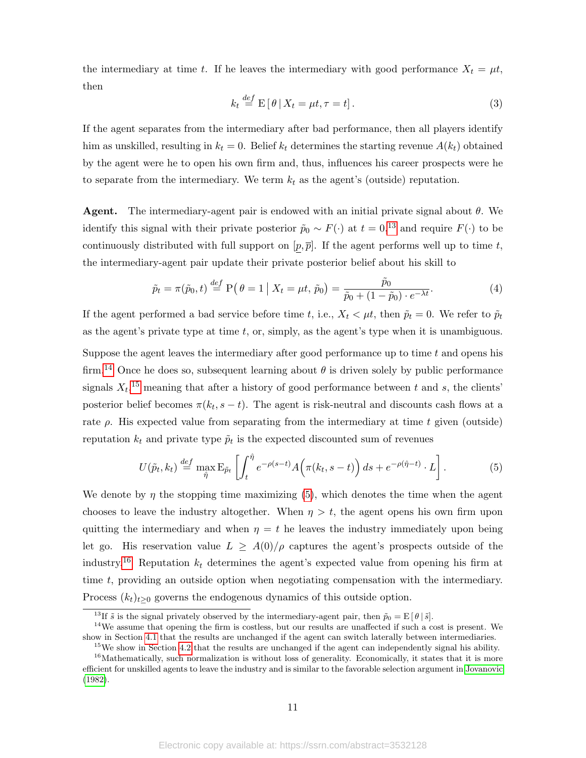the intermediary at time $t$. If he leaves the intermediary with good performance $X_t = \mu t$, then

$$k_t \overset{def}{=} \mathrm{E}\left[\theta \,|\, X_t = \mu t, \tau = t\right]. \tag{3}$$

If the agent separates from the intermediary after bad performance, then all players identify him as unskilled, resulting in $k_t = 0$. Belief $k_t$ determines the starting revenue $A(k_t)$ obtained by the agent were he to open his own firm and, thus, influences his career prospects were he to separate from the intermediary. We term $k_t$ as the agent's (outside) reputation.

**Agent.** The intermediary-agent pair is endowed with an initial private signal about $\theta$. We identify this signal with their private posterior $\tilde{p}_0 \sim F(\cdot)$ at $t = 0$,[13] and require $F(\cdot)$ to be continuously distributed with full support on $[\underline{p}, \overline{p}]$. If the agent performs well up to time $t$, the intermediary-agent pair update their private posterior belief about his skill to

$$\tilde{p}_t = \pi(\tilde{p}_0, t) \overset{def}{=} \mathrm{P}\big(\,\theta = 1 \,\big|\, X_t = \mu t,\, \tilde{p}_0\big) = \frac{\tilde{p}_0}{\tilde{p}_0 + (1 - \tilde{p}_0) \cdot e^{-\lambda t}}. \tag{4}$$

If the agent performed a bad service before time $t$, i.e., $X_t < \mu t$, then $\tilde{p}_t = 0$. We refer to $\tilde{p}_t$ as the agent's private type at time $t$, or, simply, as the agent's type when it is unambiguous.

Suppose the agent leaves the intermediary after good performance up to time $t$ and opens his firm.[14] Once he does so, subsequent learning about $\theta$ is driven solely by public performance signals $X_t$,[15] meaning that after a history of good performance between $t$ and $s$, the clients' posterior belief becomes $\pi(k_t, s - t)$. The agent is risk-neutral and discounts cash flows at a rate $\rho$. His expected value from separating from the intermediary at time $t$ given (outside) reputation $k_t$ and private type $\tilde{p}_t$ is the expected discounted sum of revenues

$$U(\tilde{p}_t, k_t) \overset{def}{=} \max_{\hat{\eta}} \mathrm{E}_{\tilde{p}_t}\left[\int_t^{\hat{\eta}} e^{-\rho(s-t)} A\Big(\pi(k_t, s-t)\Big)\, ds + e^{-\rho(\hat{\eta}-t)} \cdot L\right]. \tag{5}$$

We denote by $\eta$ the stopping time maximizing (5), which denotes the time when the agent chooses to leave the industry altogether. When $\eta > t$, the agent opens his own firm upon quitting the intermediary and when $\eta = t$ he leaves the industry immediately upon being let go. His reservation value $L \geq A(0)/\rho$ captures the agent's prospects outside of the industry.[16] Reputation $k_t$ determines the agent's expected value from opening his firm at time $t$, providing an outside option when negotiating compensation with the intermediary. Process $(k_t)_{t \geq 0}$ governs the endogenous dynamics of this outside option.

---

[13] If $\tilde{s}$ is the signal privately observed by the intermediary-agent pair, then $\tilde{p}_0 = \mathrm{E}\left[\theta \,|\, \tilde{s}\right]$.

[14] We assume that opening the firm is costless, but our results are unaffected if such a cost is present. We show in Section 4.1 that the results are unchanged if the agent can switch laterally between intermediaries.

[15] We show in Section 4.2 that the results are unchanged if the agent can independently signal his ability.

[16] Mathematically, such normalization is without loss of generality. Economically, it states that it is more efficient for unskilled agents to leave the industry and is similar to the favorable selection argument in Jovanovic (1982).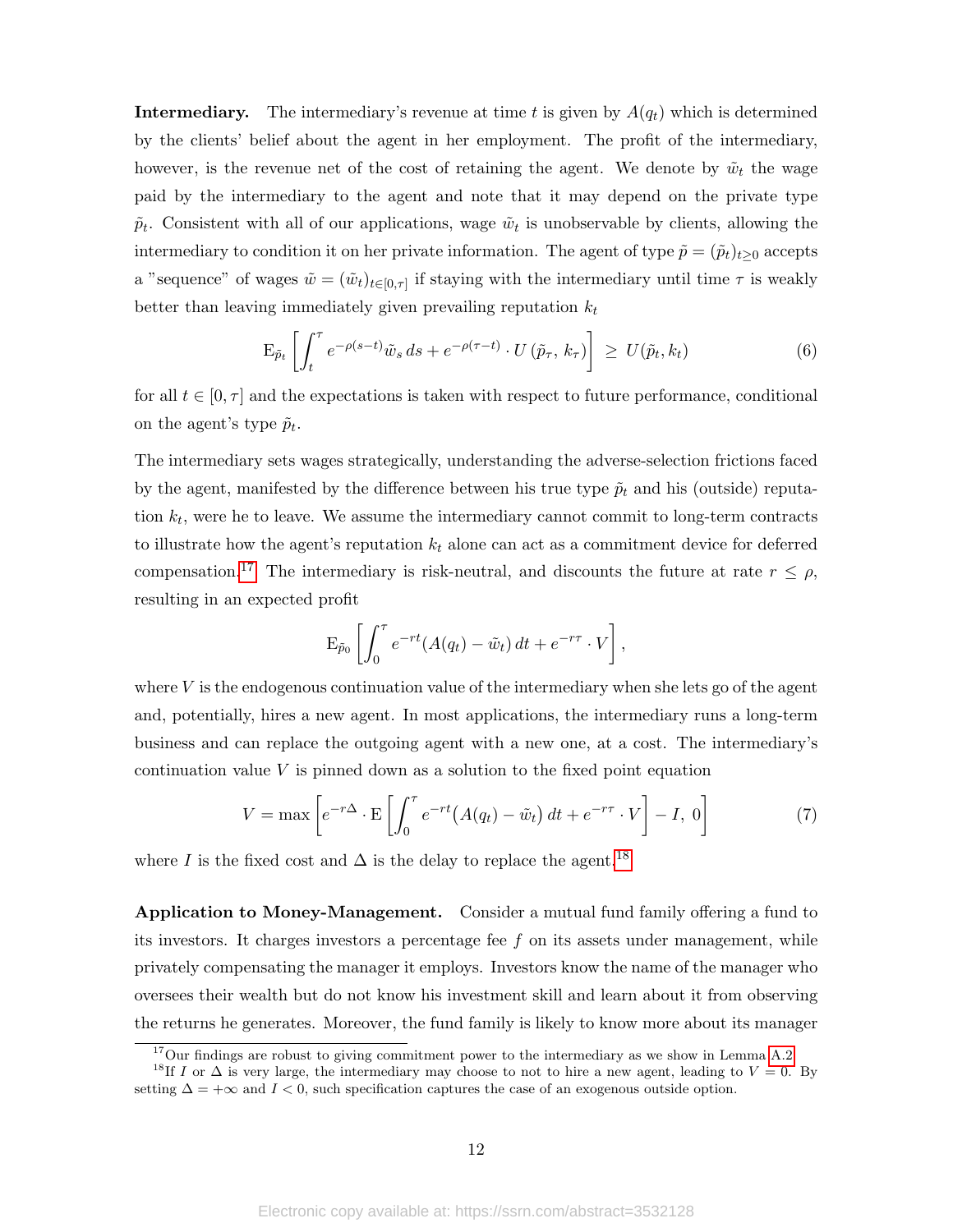**Intermediary.** The intermediary's revenue at time $t$ is given by $A(q_t)$ which is determined by the clients' belief about the agent in her employment. The profit of the intermediary, however, is the revenue net of the cost of retaining the agent. We denote by $\tilde{w}_t$ the wage paid by the intermediary to the agent and note that it may depend on the private type $\tilde{p}_t$. Consistent with all of our applications, wage $\tilde{w}_t$ is unobservable by clients, allowing the intermediary to condition it on her private information. The agent of type $\tilde{p} = (\tilde{p}_t)_{t\geq 0}$ accepts a "sequence" of wages $\tilde{w} = (\tilde{w}_t)_{t\in[0,\tau]}$ if staying with the intermediary until time $\tau$ is weakly better than leaving immediately given prevailing reputation $k_t$

$$\mathrm{E}_{\tilde{p}_t}\left[\int_t^\tau e^{-\rho(s-t)}\tilde{w}_s\,ds + e^{-\rho(\tau-t)}\cdot U\left(\tilde{p}_\tau,\,k_\tau\right)\right] \;\geq\; U(\tilde{p}_t, k_t) \tag{6}$$

for all $t \in [0, \tau]$ and the expectations is taken with respect to future performance, conditional on the agent's type $\tilde{p}_t$.

The intermediary sets wages strategically, understanding the adverse-selection frictions faced by the agent, manifested by the difference between his true type $\tilde{p}_t$ and his (outside) reputation $k_t$, were he to leave. We assume the intermediary cannot commit to long-term contracts to illustrate how the agent's reputation $k_t$ alone can act as a commitment device for deferred compensation.[17] The intermediary is risk-neutral, and discounts the future at rate $r \leq \rho$, resulting in an expected profit

$$\mathrm{E}_{\tilde{p}_0}\left[\int_0^\tau e^{-rt}(A(q_t) - \tilde{w}_t)\,dt + e^{-r\tau}\cdot V\right],$$

where $V$ is the endogenous continuation value of the intermediary when she lets go of the agent and, potentially, hires a new agent. In most applications, the intermediary runs a long-term business and can replace the outgoing agent with a new one, at a cost. The intermediary's continuation value $V$ is pinned down as a solution to the fixed point equation

$$V = \max\left[e^{-r\Delta}\cdot \mathrm{E}\left[\int_0^\tau e^{-rt}\big(A(q_t) - \tilde{w}_t\big)\,dt + e^{-r\tau}\cdot V\right] - I,\; 0\right] \tag{7}$$

where $I$ is the fixed cost and $\Delta$ is the delay to replace the agent.[18]

**Application to Money-Management.** Consider a mutual fund family offering a fund to its investors. It charges investors a percentage fee $f$ on its assets under management, while privately compensating the manager it employs. Investors know the name of the manager who oversees their wealth but do not know his investment skill and learn about it from observing the returns he generates. Moreover, the fund family is likely to know more about its manager

[17] Our findings are robust to giving commitment power to the intermediary as we show in Lemma A.2.

[18] If $I$ or $\Delta$ is very large, the intermediary may choose to not to hire a new agent, leading to $V = 0$. By setting $\Delta = +\infty$ and $I < 0$, such specification captures the case of an exogenous outside option.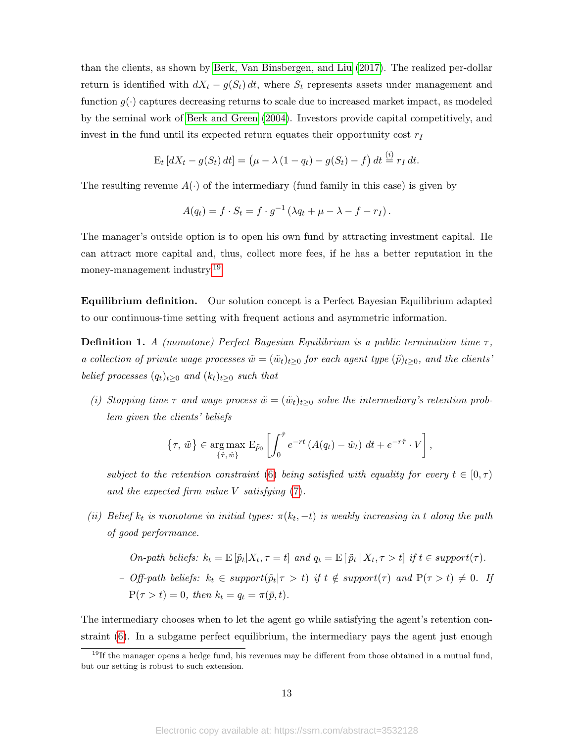than the clients, as shown by Berk, Van Binsbergen, and Liu (2017). The realized per-dollar return is identified with $dX_t - g(S_t)\,dt$, where $S_t$ represents assets under management and function $g(\cdot)$ captures decreasing returns to scale due to increased market impact, as modeled by the seminal work of Berk and Green (2004). Investors provide capital competitively, and invest in the fund until its expected return equates their opportunity cost $r_I$

$$\mathrm{E}_t\left[dX_t - g(S_t)\,dt\right] = \big(\mu - \lambda\,(1-q_t) - g(S_t) - f\big)\,dt \overset{(i)}{=} r_I\,dt.$$

The resulting revenue $A(\cdot)$ of the intermediary (fund family in this case) is given by

$$A(q_t) = f \cdot S_t = f \cdot g^{-1}\left(\lambda q_t + \mu - \lambda - f - r_I\right).$$

The manager's outside option is to open his own fund by attracting investment capital. He can attract more capital and, thus, collect more fees, if he has a better reputation in the money-management industry.[19]

**Equilibrium definition.** Our solution concept is a Perfect Bayesian Equilibrium adapted to our continuous-time setting with frequent actions and asymmetric information.

**Definition 1.** *A (monotone) Perfect Bayesian Equilibrium is a public termination time $\tau$, a collection of private wage processes $\tilde{w} = (\tilde{w}_t)_{t\geq 0}$ for each agent type $(\tilde{p})_{t\geq 0}$, and the clients' belief processes $(q_t)_{t\geq 0}$ and $(k_t)_{t\geq 0}$ such that*

*(i) Stopping time $\tau$ and wage process $\tilde{w} = (\tilde{w}_t)_{t\geq 0}$ solve the intermediary's retention problem given the clients' beliefs*

$$\left\{\tau,\, \tilde{w}\right\} \in \underset{\{\hat{\tau},\,\hat{w}\}}{\arg\max}\ \mathrm{E}_{\tilde{p}_0}\left[\int_0^{\hat{\tau}} e^{-rt}\left(A(q_t) - \hat{w}_t\right)\,dt + e^{-r\hat{\tau}}\cdot V\right],$$

*subject to the retention constraint (6) being satisfied with equality for every $t \in [0, \tau)$ and the expected firm value $V$ satisfying (7).*

*(ii) Belief $k_t$ is monotone in initial types: $\pi(k_t, -t)$ is weakly increasing in $t$ along the path of good performance.*

- *On-path beliefs: $k_t = \mathrm{E}\left[\tilde{p}_t | X_t, \tau = t\right]$ and $q_t = \mathrm{E}\left[\,\tilde{p}_t\,|\,X_t, \tau > t\right]$ if $t \in$ support$(\tau)$.*
- *Off-path beliefs: $k_t \in$ support$(\tilde{p}_t | \tau > t)$ if $t \notin$ support$(\tau)$ and $\mathrm{P}(\tau > t) \neq 0$. If $\mathrm{P}(\tau > t) = 0$, then $k_t = q_t = \pi(\bar{p}, t)$.*

The intermediary chooses when to let the agent go while satisfying the agent's retention constraint (6). In a subgame perfect equilibrium, the intermediary pays the agent just enough

[19] If the manager opens a hedge fund, his revenues may be different from those obtained in a mutual fund, but our setting is robust to such extension.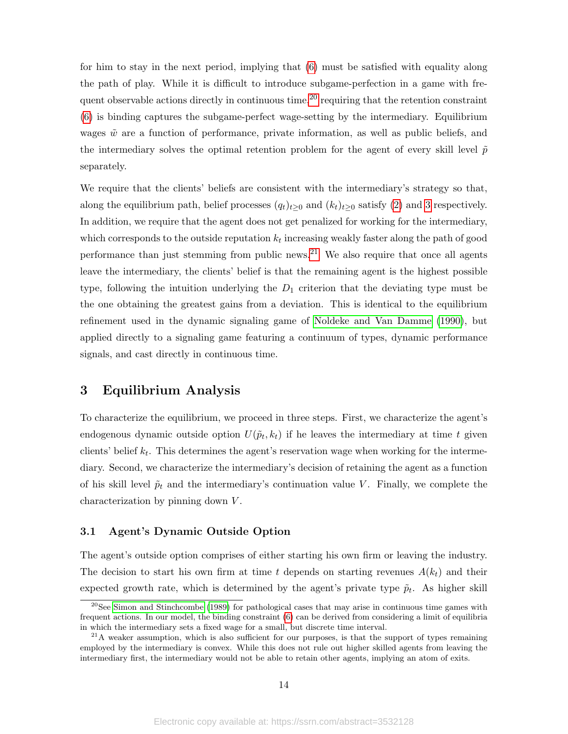for him to stay in the next period, implying that (6) must be satisfied with equality along the path of play. While it is difficult to introduce subgame-perfection in a game with frequent observable actions directly in continuous time,[20] requiring that the retention constraint (6) is binding captures the subgame-perfect wage-setting by the intermediary. Equilibrium wages $\tilde{w}$ are a function of performance, private information, as well as public beliefs, and the intermediary solves the optimal retention problem for the agent of every skill level $\tilde{p}$ separately.

We require that the clients' beliefs are consistent with the intermediary's strategy so that, along the equilibrium path, belief processes $(q_t)_{t\geq 0}$ and $(k_t)_{t\geq 0}$ satisfy (2) and 3 respectively. In addition, we require that the agent does not get penalized for working for the intermediary, which corresponds to the outside reputation $k_t$ increasing weakly faster along the path of good performance than just stemming from public news.[21] We also require that once all agents leave the intermediary, the clients' belief is that the remaining agent is the highest possible type, following the intuition underlying the $D_1$ criterion that the deviating type must be the one obtaining the greatest gains from a deviation. This is identical to the equilibrium refinement used in the dynamic signaling game of Noldeke and Van Damme (1990), but applied directly to a signaling game featuring a continuum of types, dynamic performance signals, and cast directly in continuous time.

# 3 Equilibrium Analysis

To characterize the equilibrium, we proceed in three steps. First, we characterize the agent's endogenous dynamic outside option $U(\tilde{p}_t, k_t)$ if he leaves the intermediary at time $t$ given clients' belief $k_t$. This determines the agent's reservation wage when working for the intermediary. Second, we characterize the intermediary's decision of retaining the agent as a function of his skill level $\tilde{p}_t$ and the intermediary's continuation value $V$. Finally, we complete the characterization by pinning down $V$.

## 3.1 Agent's Dynamic Outside Option

The agent's outside option comprises of either starting his own firm or leaving the industry. The decision to start his own firm at time $t$ depends on starting revenues $A(k_t)$ and their expected growth rate, which is determined by the agent's private type $\tilde{p}_t$. As higher skill

[20] See Simon and Stinchcombe (1989) for pathological cases that may arise in continuous time games with frequent actions. In our model, the binding constraint (6) can be derived from considering a limit of equilibria in which the intermediary sets a fixed wage for a small, but discrete time interval.

[21] A weaker assumption, which is also sufficient for our purposes, is that the support of types remaining employed by the intermediary is convex. While this does not rule out higher skilled agents from leaving the intermediary first, the intermediary would not be able to retain other agents, implying an atom of exits.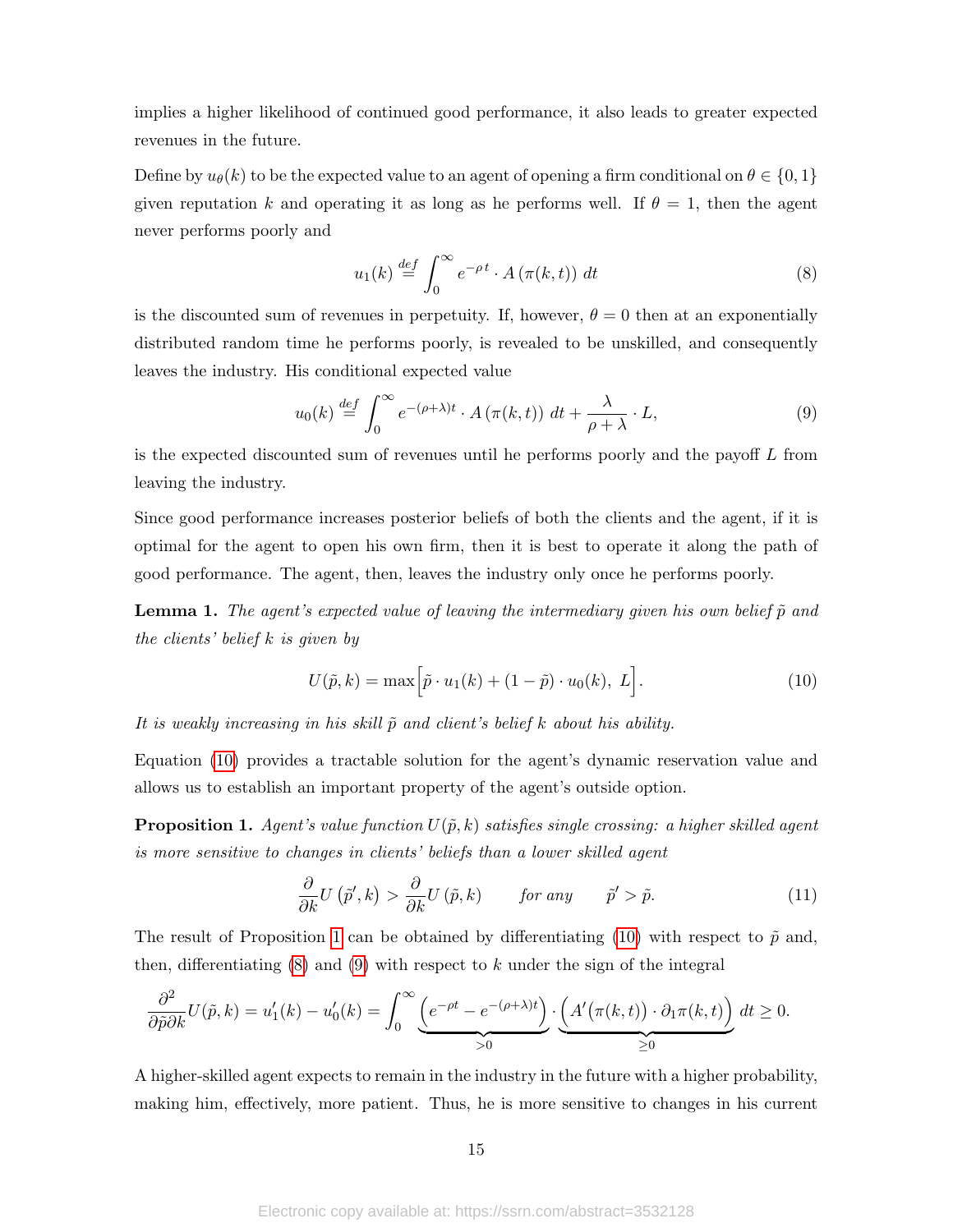implies a higher likelihood of continued good performance, it also leads to greater expected revenues in the future.

Define by $u_\theta(k)$ to be the expected value to an agent of opening a firm conditional on $\theta \in \{0, 1\}$ given reputation $k$ and operating it as long as he performs well. If $\theta = 1$, then the agent never performs poorly and

$$u_1(k) \overset{def}{=} \int_0^\infty e^{-\rho\, t} \cdot A\left(\pi(k, t)\right)\, dt \tag{8}$$

is the discounted sum of revenues in perpetuity. If, however, $\theta = 0$ then at an exponentially distributed random time he performs poorly, is revealed to be unskilled, and consequently leaves the industry. His conditional expected value

$$u_0(k) \overset{def}{=} \int_0^\infty e^{-(\rho+\lambda)t} \cdot A\left(\pi(k, t)\right)\, dt + \frac{\lambda}{\rho + \lambda} \cdot L, \tag{9}$$

is the expected discounted sum of revenues until he performs poorly and the payoff $L$ from leaving the industry.

Since good performance increases posterior beliefs of both the clients and the agent, if it is optimal for the agent to open his own firm, then it is best to operate it along the path of good performance. The agent, then, leaves the industry only once he performs poorly.

**Lemma 1.** *The agent's expected value of leaving the intermediary given his own belief $\tilde{p}$ and the clients' belief $k$ is given by*

$$U(\tilde{p}, k) = \max\Big[\tilde{p} \cdot u_1(k) + (1 - \tilde{p}) \cdot u_0(k),\ L\Big]. \tag{10}$$

*It is weakly increasing in his skill $\tilde{p}$ and client's belief $k$ about his ability.*

Equation (10) provides a tractable solution for the agent's dynamic reservation value and allows us to establish an important property of the agent's outside option.

**Proposition 1.** *Agent's value function $U(\tilde{p}, k)$ satisfies single crossing: a higher skilled agent is more sensitive to changes in clients' beliefs than a lower skilled agent*

$$\frac{\partial}{\partial k} U\left(\tilde{p}', k\right) > \frac{\partial}{\partial k} U\left(\tilde{p}, k\right) \qquad \textit{for any} \qquad \tilde{p}' > \tilde{p}. \tag{11}$$

The result of Proposition 1 can be obtained by differentiating (10) with respect to $\tilde{p}$ and, then, differentiating (8) and (9) with respect to $k$ under the sign of the integral

$$\frac{\partial^2}{\partial \tilde{p} \partial k} U(\tilde{p}, k) = u_1'(k) - u_0'(k) = \int_0^\infty \underbrace{\left(e^{-\rho t} - e^{-(\rho+\lambda)t}\right)}_{>0} \cdot \underbrace{\left(A'\big(\pi(k, t)\big) \cdot \partial_1 \pi(k, t)\right)}_{\geq 0} dt \geq 0.$$

A higher-skilled agent expects to remain in the industry in the future with a higher probability, making him, effectively, more patient. Thus, he is more sensitive to changes in his current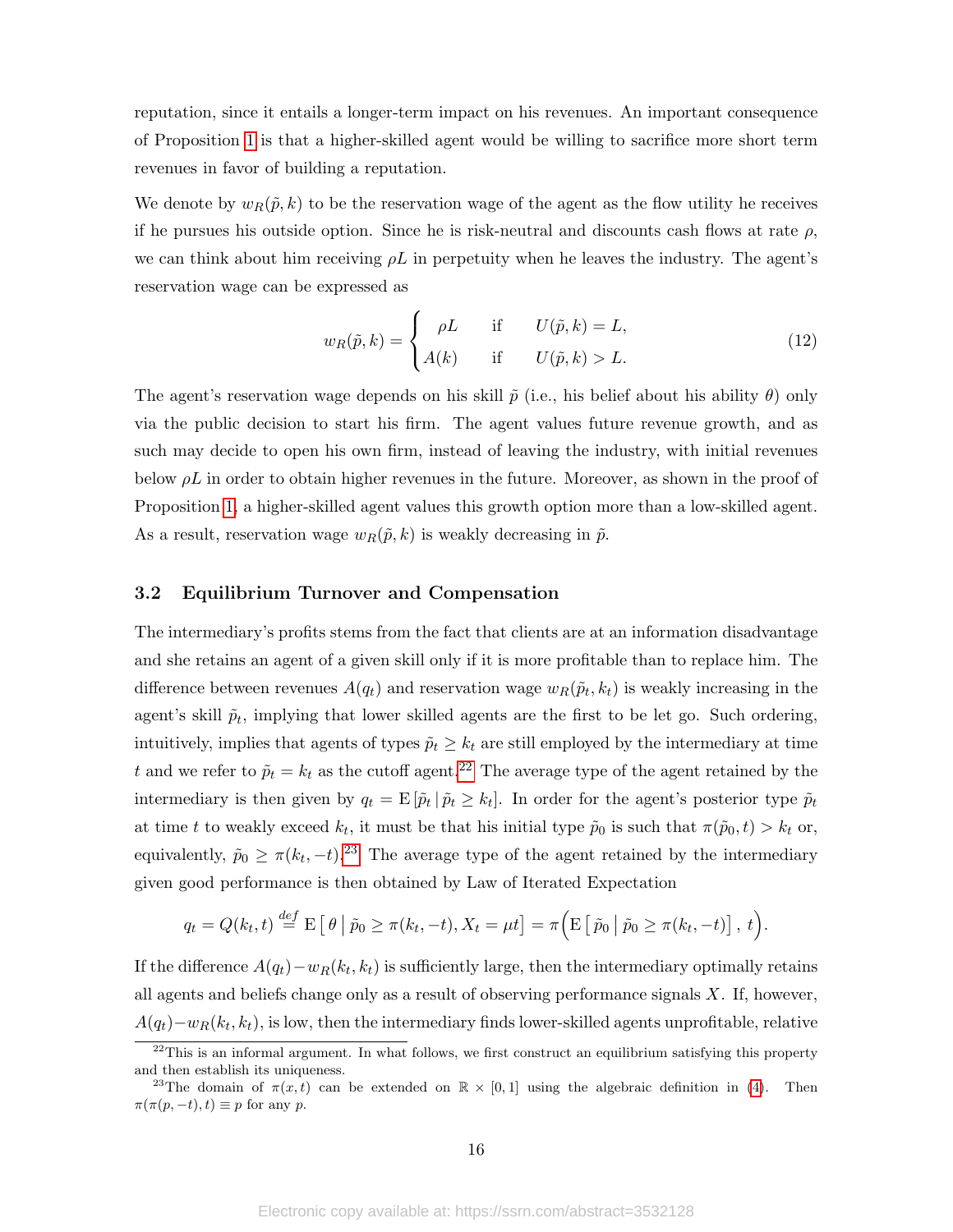reputation, since it entails a longer-term impact on his revenues. An important consequence of Proposition 1 is that a higher-skilled agent would be willing to sacrifice more short term revenues in favor of building a reputation.

We denote by $w_R(\tilde{p}, k)$ to be the reservation wage of the agent as the flow utility he receives if he pursues his outside option. Since he is risk-neutral and discounts cash flows at rate $\rho$, we can think about him receiving $\rho L$ in perpetuity when he leaves the industry. The agent's reservation wage can be expressed as

$$w_R(\tilde{p}, k) = \begin{cases} \rho L & \text{if} \quad U(\tilde{p}, k) = L, \\ A(k) & \text{if} \quad U(\tilde{p}, k) > L. \end{cases} \tag{12}$$

The agent's reservation wage depends on his skill $\tilde{p}$ (i.e., his belief about his ability $\theta$) only via the public decision to start his firm. The agent values future revenue growth, and as such may decide to open his own firm, instead of leaving the industry, with initial revenues below $\rho L$ in order to obtain higher revenues in the future. Moreover, as shown in the proof of Proposition 1, a higher-skilled agent values this growth option more than a low-skilled agent. As a result, reservation wage $w_R(\tilde{p}, k)$ is weakly decreasing in $\tilde{p}$.

### 3.2 Equilibrium Turnover and Compensation

The intermediary's profits stems from the fact that clients are at an information disadvantage and she retains an agent of a given skill only if it is more profitable than to replace him. The difference between revenues $A(q_t)$ and reservation wage $w_R(\tilde{p}_t, k_t)$ is weakly increasing in the agent's skill $\tilde{p}_t$, implying that lower skilled agents are the first to be let go. Such ordering, intuitively, implies that agents of types $\tilde{p}_t \geq k_t$ are still employed by the intermediary at time $t$ and we refer to $\tilde{p}_t = k_t$ as the cutoff agent.[22] The average type of the agent retained by the intermediary is then given by $q_t = \mathrm{E}\left[\tilde{p}_t \,|\, \tilde{p}_t \geq k_t\right]$. In order for the agent's posterior type $\tilde{p}_t$ at time $t$ to weakly exceed $k_t$, it must be that his initial type $\tilde{p}_0$ is such that $\pi(\tilde{p}_0, t) > k_t$ or, equivalently, $\tilde{p}_0 \geq \pi(k_t, -t)$.[23] The average type of the agent retained by the intermediary given good performance is then obtained by Law of Iterated Expectation

$$q_t = Q(k_t, t) \stackrel{def}{=} \mathrm{E}\left[\,\theta \,\middle|\, \tilde{p}_0 \geq \pi(k_t, -t), X_t = \mu t\right] = \pi\Big(\mathrm{E}\left[\,\tilde{p}_0 \,\middle|\, \tilde{p}_0 \geq \pi(k_t, -t)\right],\, t\Big).$$

If the difference $A(q_t) - w_R(k_t, k_t)$ is sufficiently large, then the intermediary optimally retains all agents and beliefs change only as a result of observing performance signals $X$. If, however, $A(q_t) - w_R(k_t, k_t)$, is low, then the intermediary finds lower-skilled agents unprofitable, relative

[22] This is an informal argument. In what follows, we first construct an equilibrium satisfying this property and then establish its uniqueness.

[23] The domain of $\pi(x, t)$ can be extended on $\mathbb{R} \times [0, 1]$ using the algebraic definition in (4). Then $\pi(\pi(p, -t), t) \equiv p$ for any $p$.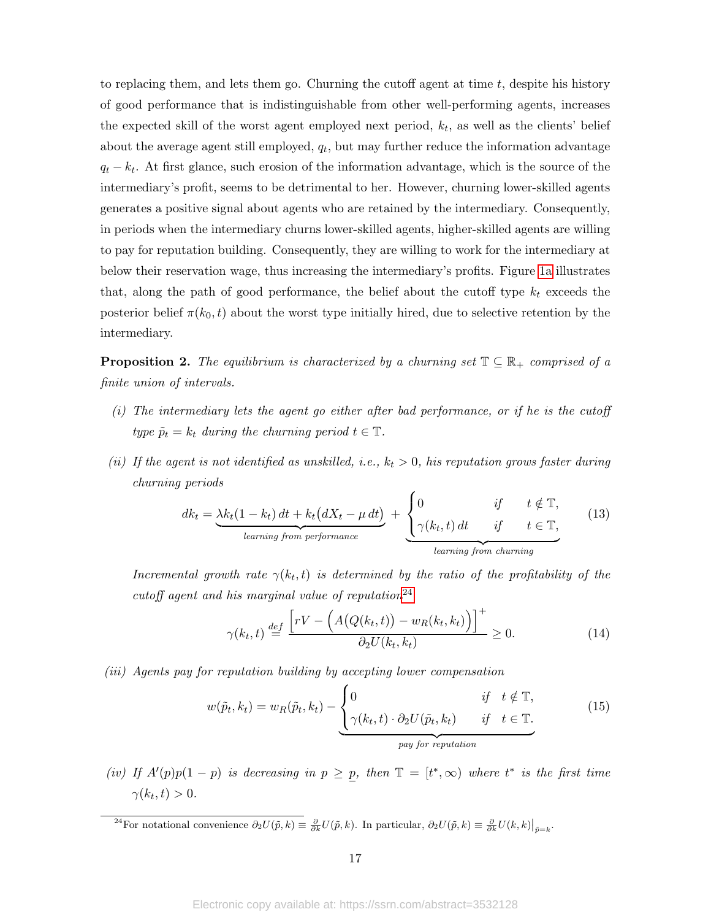to replacing them, and lets them go. Churning the cutoff agent at time $t$, despite his history of good performance that is indistinguishable from other well-performing agents, increases the expected skill of the worst agent employed next period, $k_t$, as well as the clients' belief about the average agent still employed, $q_t$, but may further reduce the information advantage $q_t - k_t$. At first glance, such erosion of the information advantage, which is the source of the intermediary's profit, seems to be detrimental to her. However, churning lower-skilled agents generates a positive signal about agents who are retained by the intermediary. Consequently, in periods when the intermediary churns lower-skilled agents, higher-skilled agents are willing to pay for reputation building. Consequently, they are willing to work for the intermediary at below their reservation wage, thus increasing the intermediary's profits. Figure 1a illustrates that, along the path of good performance, the belief about the cutoff type $k_t$ exceeds the posterior belief $\pi(k_0, t)$ about the worst type initially hired, due to selective retention by the intermediary.

**Proposition 2.** *The equilibrium is characterized by a churning set $\mathbb{T} \subseteq \mathbb{R}_+$ comprised of a finite union of intervals.*

*(i) The intermediary lets the agent go either after bad performance, or if he is the cutoff type $\tilde{p}_t = k_t$ during the churning period $t \in \mathbb{T}$.*

*(ii) If the agent is not identified as unskilled, i.e., $k_t > 0$, his reputation grows faster during churning periods*

$$dk_t = \underbrace{\lambda k_t(1-k_t)\,dt + k_t\big(dX_t - \mu\,dt\big)}_{\text{learning from performance}} + \underbrace{\begin{cases} 0 & \text{if} \quad t \notin \mathbb{T}, \\ \gamma(k_t, t)\,dt & \text{if} \quad t \in \mathbb{T}, \end{cases}}_{\text{learning from churning}} \tag{13}$$

*Incremental growth rate $\gamma(k_t, t)$ is determined by the ratio of the profitability of the cutoff agent and his marginal value of reputation*[24]

$$\gamma(k_t, t) \overset{def}{=} \frac{\Big[rV - \Big(A\big(Q(k_t,t)\big) - w_R(k_t,k_t)\Big)\Big]^+}{\partial_2 U(k_t, k_t)} \geq 0. \tag{14}$$

*(iii) Agents pay for reputation building by accepting lower compensation*

$$w(\tilde{p}_t, k_t) = w_R(\tilde{p}_t, k_t) - \underbrace{\begin{cases} 0 & \text{if} \quad t \notin \mathbb{T}, \\ \gamma(k_t, t) \cdot \partial_2 U(\tilde{p}_t, k_t) & \text{if} \quad t \in \mathbb{T}. \end{cases}}_{\text{pay for reputation}} \tag{15}$$

*(iv) If $A'(p)p(1-p)$ is decreasing in $p \geq \underline{p}$, then $\mathbb{T} = [t^*, \infty)$ where $t^*$ is the first time $\gamma(k_t, t) > 0$.*

[24] For notational convenience $\partial_2 U(\tilde{p}, k) \equiv \frac{\partial}{\partial k} U(\tilde{p}, k)$. In particular, $\partial_2 U(\tilde{p}, k) \equiv \frac{\partial}{\partial k} U(k, k)\big|_{\tilde{p}=k}$.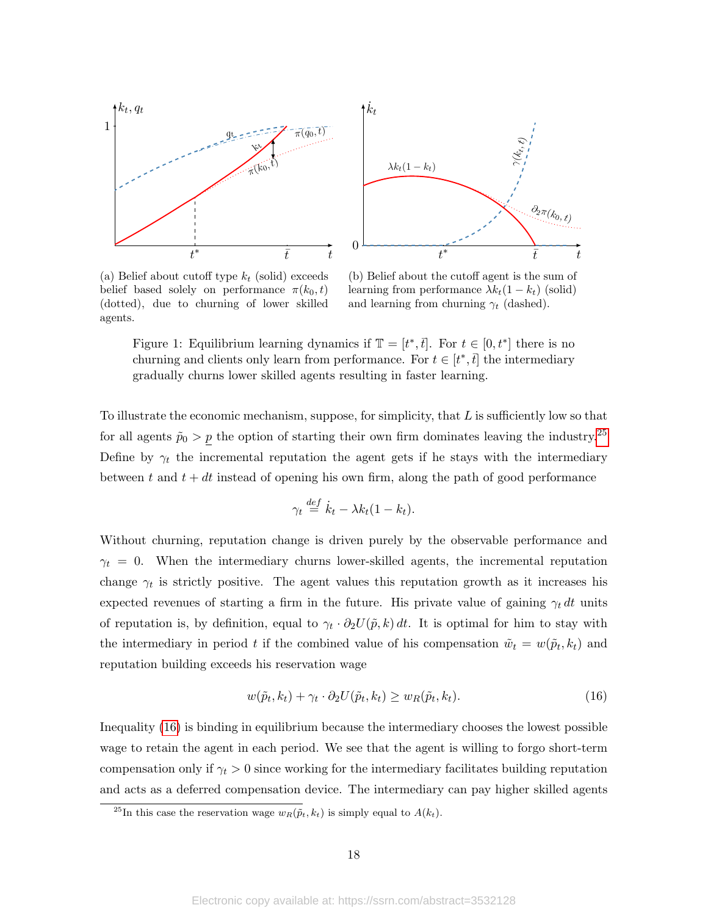(a) Belief about cutoff type $k_t$ (solid) exceeds belief based solely on performance $\pi(k_0, t)$ (dotted), due to churning of lower skilled agents.

(b) Belief about the cutoff agent is the sum of learning from performance $\lambda k_t(1-k_t)$ (solid) and learning from churning $\gamma_t$ (dashed).

Figure 1: Equilibrium learning dynamics if $\mathbb{T} = [t^*, \bar{t}]$. For $t \in [0, t^*]$ there is no churning and clients only learn from performance. For $t \in [t^*, \bar{t}]$ the intermediary gradually churns lower skilled agents resulting in faster learning.

To illustrate the economic mechanism, suppose, for simplicity, that $L$ is sufficiently low so that for all agents $\tilde{p}_0 > \underline{p}$ the option of starting their own firm dominates leaving the industry.[25] Define by $\gamma_t$ the incremental reputation the agent gets if he stays with the intermediary between $t$ and $t + dt$ instead of opening his own firm, along the path of good performance

$$\gamma_t \overset{def}{=} \dot{k}_t - \lambda k_t(1 - k_t).$$

Without churning, reputation change is driven purely by the observable performance and $\gamma_t = 0$. When the intermediary churns lower-skilled agents, the incremental reputation change $\gamma_t$ is strictly positive. The agent values this reputation growth as it increases his expected revenues of starting a firm in the future. His private value of gaining $\gamma_t \, dt$ units of reputation is, by definition, equal to $\gamma_t \cdot \partial_2 U(\tilde{p}, k) \, dt$. It is optimal for him to stay with the intermediary in period $t$ if the combined value of his compensation $\tilde{w}_t = w(\tilde{p}_t, k_t)$ and reputation building exceeds his reservation wage

$$w(\tilde{p}_t, k_t) + \gamma_t \cdot \partial_2 U(\tilde{p}_t, k_t) \geq w_R(\tilde{p}_t, k_t). \tag{16}$$

Inequality (16) is binding in equilibrium because the intermediary chooses the lowest possible wage to retain the agent in each period. We see that the agent is willing to forgo short-term compensation only if $\gamma_t > 0$ since working for the intermediary facilitates building reputation and acts as a deferred compensation device. The intermediary can pay higher skilled agents

[25] In this case the reservation wage $w_R(\tilde{p}_t, k_t)$ is simply equal to $A(k_t)$.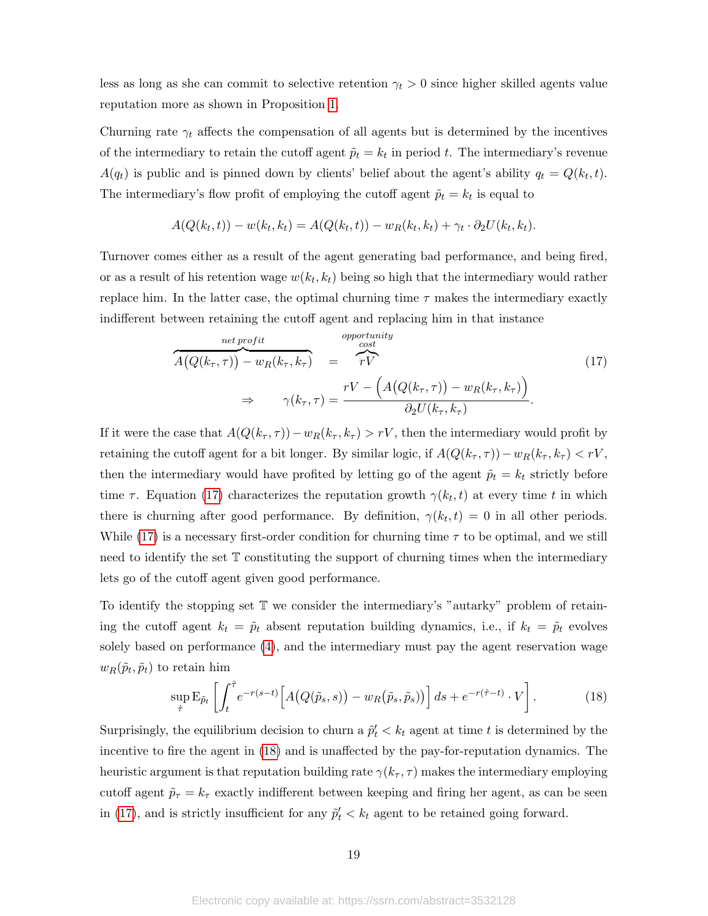less as long as she can commit to selective retention $\gamma_t > 0$ since higher skilled agents value reputation more as shown in Proposition 1.

Churning rate $\gamma_t$ affects the compensation of all agents but is determined by the incentives of the intermediary to retain the cutoff agent $\tilde{p}_t = k_t$ in period $t$. The intermediary's revenue $A(q_t)$ is public and is pinned down by clients' belief about the agent's ability $q_t = Q(k_t, t)$. The intermediary's flow profit of employing the cutoff agent $\tilde{p}_t = k_t$ is equal to

$$A(Q(k_t,t)) - w(k_t,k_t) = A(Q(k_t,t)) - w_R(k_t,k_t) + \gamma_t \cdot \partial_2 U(k_t,k_t).$$

Turnover comes either as a result of the agent generating bad performance, and being fired, or as a result of his retention wage $w(k_t, k_t)$ being so high that the intermediary would rather replace him. In the latter case, the optimal churning time $\tau$ makes the intermediary exactly indifferent between retaining the cutoff agent and replacing him in that instance

$$\begin{aligned}
\overbrace{A\big(Q(k_\tau,\tau)\big) - w_R(k_\tau,k_\tau)}^{\textit{net profit}} &= \overbrace{rV}^{\substack{\textit{opportunity}\\ \textit{cost}}} \\
\Rightarrow \qquad \gamma(k_\tau,\tau) &= \frac{rV - \Big(A\big(Q(k_\tau,\tau)\big) - w_R(k_\tau,k_\tau)\Big)}{\partial_2 U(k_\tau,k_\tau)}.
\end{aligned} \tag{17}$$

If it were the case that $A(Q(k_\tau,\tau)) - w_R(k_\tau,k_\tau) > rV$, then the intermediary would profit by retaining the cutoff agent for a bit longer. By similar logic, if $A(Q(k_\tau,\tau)) - w_R(k_\tau,k_\tau) < rV$, then the intermediary would have profited by letting go of the agent $\tilde{p}_t = k_t$ strictly before time $\tau$. Equation (17) characterizes the reputation growth $\gamma(k_t,t)$ at every time $t$ in which there is churning after good performance. By definition, $\gamma(k_t,t) = 0$ in all other periods. While (17) is a necessary first-order condition for churning time $\tau$ to be optimal, and we still need to identify the set $\mathbb{T}$ constituting the support of churning times when the intermediary lets go of the cutoff agent given good performance.

To identify the stopping set $\mathbb{T}$ we consider the intermediary's "autarky" problem of retaining the cutoff agent $k_t = \tilde{p}_t$ absent reputation building dynamics, i.e., if $k_t = \tilde{p}_t$ evolves solely based on performance (4), and the intermediary must pay the agent reservation wage $w_R(\tilde{p}_t, \tilde{p}_t)$ to retain him

$$\sup_{\hat{\tau}} \mathrm{E}_{\tilde{p}_t}\left[\int_t^{\hat{\tau}} e^{-r(s-t)}\Big[A\big(Q(\tilde{p}_s,s)\big) - w_R(\tilde{p}_s,\tilde{p}_s)\Big]\,ds + e^{-r(\hat{\tau}-t)}\cdot V\right]. \tag{18}$$

Surprisingly, the equilibrium decision to churn a $\tilde{p}'_t < k_t$ agent at time $t$ is determined by the incentive to fire the agent in (18) and is unaffected by the pay-for-reputation dynamics. The heuristic argument is that reputation building rate $\gamma(k_\tau,\tau)$ makes the intermediary employing cutoff agent $\tilde{p}_\tau = k_\tau$ exactly indifferent between keeping and firing her agent, as can be seen in (17), and is strictly insufficient for any $\tilde{p}'_t < k_t$ agent to be retained going forward.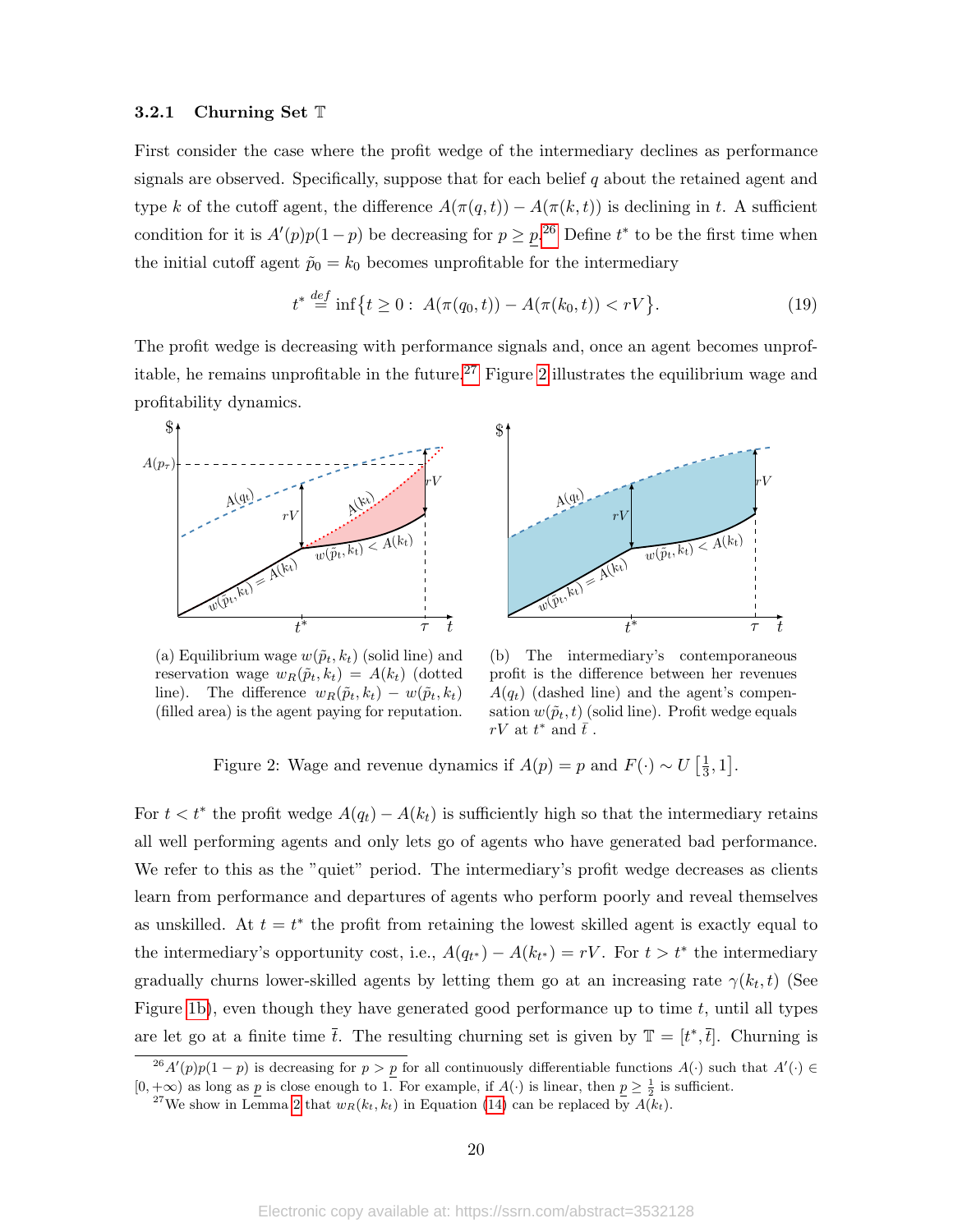### 3.2.1 Churning Set $\mathbb{T}$

First consider the case where the profit wedge of the intermediary declines as performance signals are observed. Specifically, suppose that for each belief $q$ about the retained agent and type $k$ of the cutoff agent, the difference $A(\pi(q,t)) - A(\pi(k,t))$ is declining in $t$. A sufficient condition for it is $A'(p)p(1-p)$ be decreasing for $p \geq \underline{p}$.[26] Define $t^*$ to be the first time when the initial cutoff agent $\tilde{p}_0 = k_0$ becomes unprofitable for the intermediary

$$t^* \stackrel{def}{=} \inf\{t \geq 0 : \ A(\pi(q_0,t)) - A(\pi(k_0,t)) < rV\}. \tag{19}$$

The profit wedge is decreasing with performance signals and, once an agent becomes unprofitable, he remains unprofitable in the future.[27] Figure 2 illustrates the equilibrium wage and profitability dynamics.

(a) Equilibrium wage $w(\tilde{p}_t, k_t)$ (solid line) and reservation wage $w_R(\tilde{p}_t, k_t) = A(k_t)$ (dotted line). The difference $w_R(\tilde{p}_t, k_t) - w(\tilde{p}_t, k_t)$ (filled area) is the agent paying for reputation.

(b) The intermediary's contemporaneous profit is the difference between her revenues $A(q_t)$ (dashed line) and the agent's compensation $w(\tilde{p}_t, t)$ (solid line). Profit wedge equals $rV$ at $t^*$ and $\bar{t}$ .

Figure 2: Wage and revenue dynamics if $A(p) = p$ and $F(\cdot) \sim U\left[\frac{1}{3}, 1\right]$.

For $t < t^*$ the profit wedge $A(q_t) - A(k_t)$ is sufficiently high so that the intermediary retains all well performing agents and only lets go of agents who have generated bad performance. We refer to this as the "quiet" period. The intermediary's profit wedge decreases as clients learn from performance and departures of agents who perform poorly and reveal themselves as unskilled. At $t = t^*$ the profit from retaining the lowest skilled agent is exactly equal to the intermediary's opportunity cost, i.e., $A(q_{t^*}) - A(k_{t^*}) = rV$. For $t > t^*$ the intermediary gradually churns lower-skilled agents by letting them go at an increasing rate $\gamma(k_t, t)$ (See Figure 1b), even though they have generated good performance up to time $t$, until all types are let go at a finite time $\bar{t}$. The resulting churning set is given by $\mathbb{T} = [t^*, \bar{t}]$. Churning is

[26] $A'(p)p(1-p)$ is decreasing for $p > \underline{p}$ for all continuously differentiable functions $A(\cdot)$ such that $A'(\cdot) \in [0, +\infty)$ as long as $\underline{p}$ is close enough to 1. For example, if $A(\cdot)$ is linear, then $\underline{p} \geq \frac{1}{2}$ is sufficient.

[27] We show in Lemma 2 that $w_R(k_t, k_t)$ in Equation (14) can be replaced by $A(k_t)$.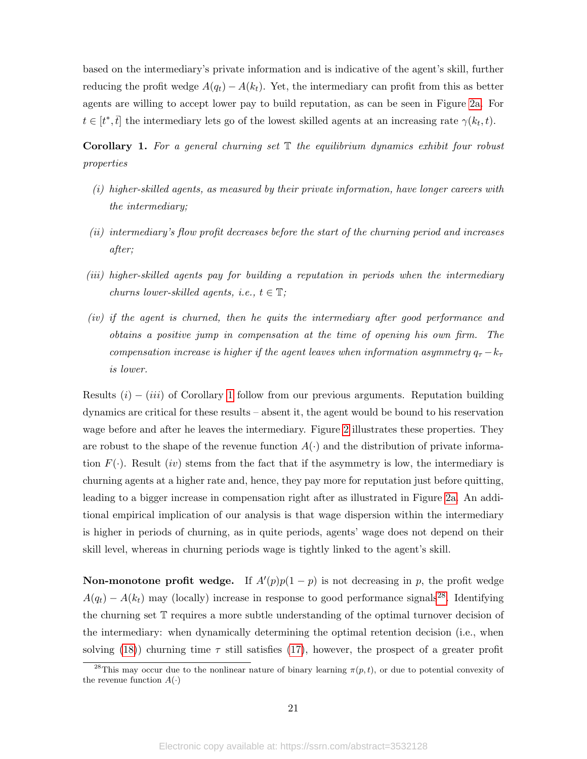based on the intermediary's private information and is indicative of the agent's skill, further reducing the profit wedge $A(q_t) - A(k_t)$. Yet, the intermediary can profit from this as better agents are willing to accept lower pay to build reputation, as can be seen in Figure 2a. For $t \in [t^*, \bar{t}]$ the intermediary lets go of the lowest skilled agents at an increasing rate $\gamma(k_t, t)$.

**Corollary 1.** *For a general churning set $\mathbb{T}$ the equilibrium dynamics exhibit four robust properties*

*(i) higher-skilled agents, as measured by their private information, have longer careers with the intermediary;*

*(ii) intermediary's flow profit decreases before the start of the churning period and increases after;*

*(iii) higher-skilled agents pay for building a reputation in periods when the intermediary churns lower-skilled agents, i.e., $t \in \mathbb{T}$;*

*(iv) if the agent is churned, then he quits the intermediary after good performance and obtains a positive jump in compensation at the time of opening his own firm. The compensation increase is higher if the agent leaves when information asymmetry $q_\tau - k_\tau$ is lower.*

Results $(i) - (iii)$ of Corollary 1 follow from our previous arguments. Reputation building dynamics are critical for these results – absent it, the agent would be bound to his reservation wage before and after he leaves the intermediary. Figure 2 illustrates these properties. They are robust to the shape of the revenue function $A(\cdot)$ and the distribution of private information $F(\cdot)$. Result $(iv)$ stems from the fact that if the asymmetry is low, the intermediary is churning agents at a higher rate and, hence, they pay more for reputation just before quitting, leading to a bigger increase in compensation right after as illustrated in Figure 2a. An additional empirical implication of our analysis is that wage dispersion within the intermediary is higher in periods of churning, as in quite periods, agents' wage does not depend on their skill level, whereas in churning periods wage is tightly linked to the agent's skill.

**Non-monotone profit wedge.** If $A'(p)p(1-p)$ is not decreasing in $p$, the profit wedge $A(q_t) - A(k_t)$ may (locally) increase in response to good performance signals[28]. Identifying the churning set $\mathbb{T}$ requires a more subtle understanding of the optimal turnover decision of the intermediary: when dynamically determining the optimal retention decision (i.e., when solving (18)) churning time $\tau$ still satisfies (17), however, the prospect of a greater profit

[28]This may occur due to the nonlinear nature of binary learning $\pi(p, t)$, or due to potential convexity of the revenue function $A(\cdot)$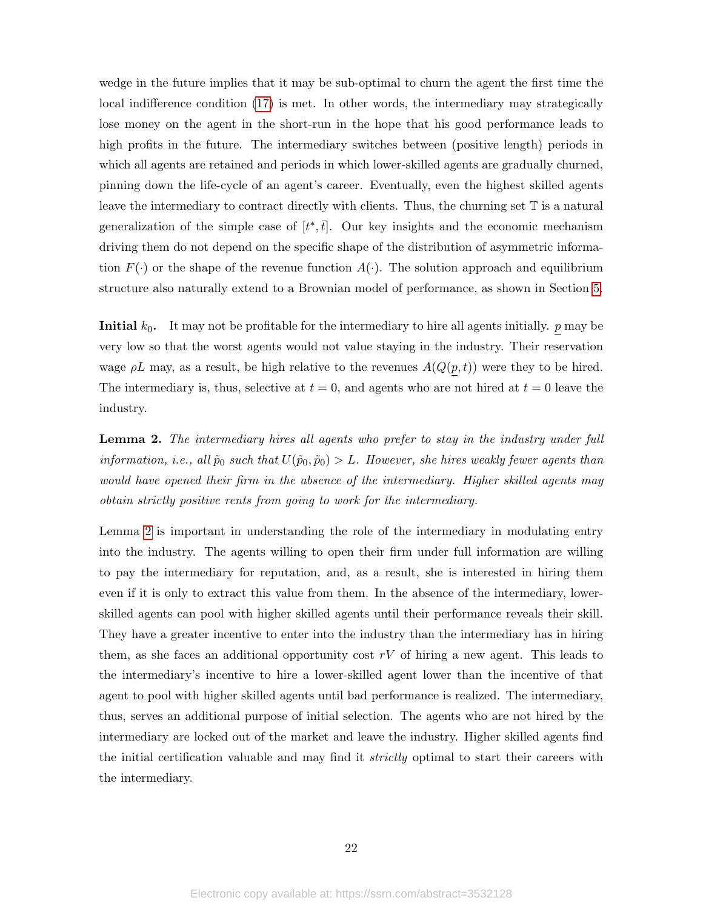wedge in the future implies that it may be sub-optimal to churn the agent the first time the local indifference condition (17) is met. In other words, the intermediary may strategically lose money on the agent in the short-run in the hope that his good performance leads to high profits in the future. The intermediary switches between (positive length) periods in which all agents are retained and periods in which lower-skilled agents are gradually churned, pinning down the life-cycle of an agent's career. Eventually, even the highest skilled agents leave the intermediary to contract directly with clients. Thus, the churning set $\mathbb{T}$ is a natural generalization of the simple case of $[t^*, \bar{t}]$. Our key insights and the economic mechanism driving them do not depend on the specific shape of the distribution of asymmetric information $F(\cdot)$ or the shape of the revenue function $A(\cdot)$. The solution approach and equilibrium structure also naturally extend to a Brownian model of performance, as shown in Section 5.

**Initial $k_0$.** It may not be profitable for the intermediary to hire all agents initially. $\underline{p}$ may be very low so that the worst agents would not value staying in the industry. Their reservation wage $\rho L$ may, as a result, be high relative to the revenues $A(Q(\underline{p}, t))$ were they to be hired. The intermediary is, thus, selective at $t = 0$, and agents who are not hired at $t = 0$ leave the industry.

**Lemma 2.** *The intermediary hires all agents who prefer to stay in the industry under full information, i.e., all $\tilde{p}_0$ such that $U(\tilde{p}_0, \tilde{p}_0) > L$. However, she hires weakly fewer agents than would have opened their firm in the absence of the intermediary. Higher skilled agents may obtain strictly positive rents from going to work for the intermediary.*

Lemma 2 is important in understanding the role of the intermediary in modulating entry into the industry. The agents willing to open their firm under full information are willing to pay the intermediary for reputation, and, as a result, she is interested in hiring them even if it is only to extract this value from them. In the absence of the intermediary, lower-skilled agents can pool with higher skilled agents until their performance reveals their skill. They have a greater incentive to enter into the industry than the intermediary has in hiring them, as she faces an additional opportunity cost $rV$ of hiring a new agent. This leads to the intermediary's incentive to hire a lower-skilled agent lower than the incentive of that agent to pool with higher skilled agents until bad performance is realized. The intermediary, thus, serves an additional purpose of initial selection. The agents who are not hired by the intermediary are locked out of the market and leave the industry. Higher skilled agents find the initial certification valuable and may find it *strictly* optimal to start their careers with the intermediary.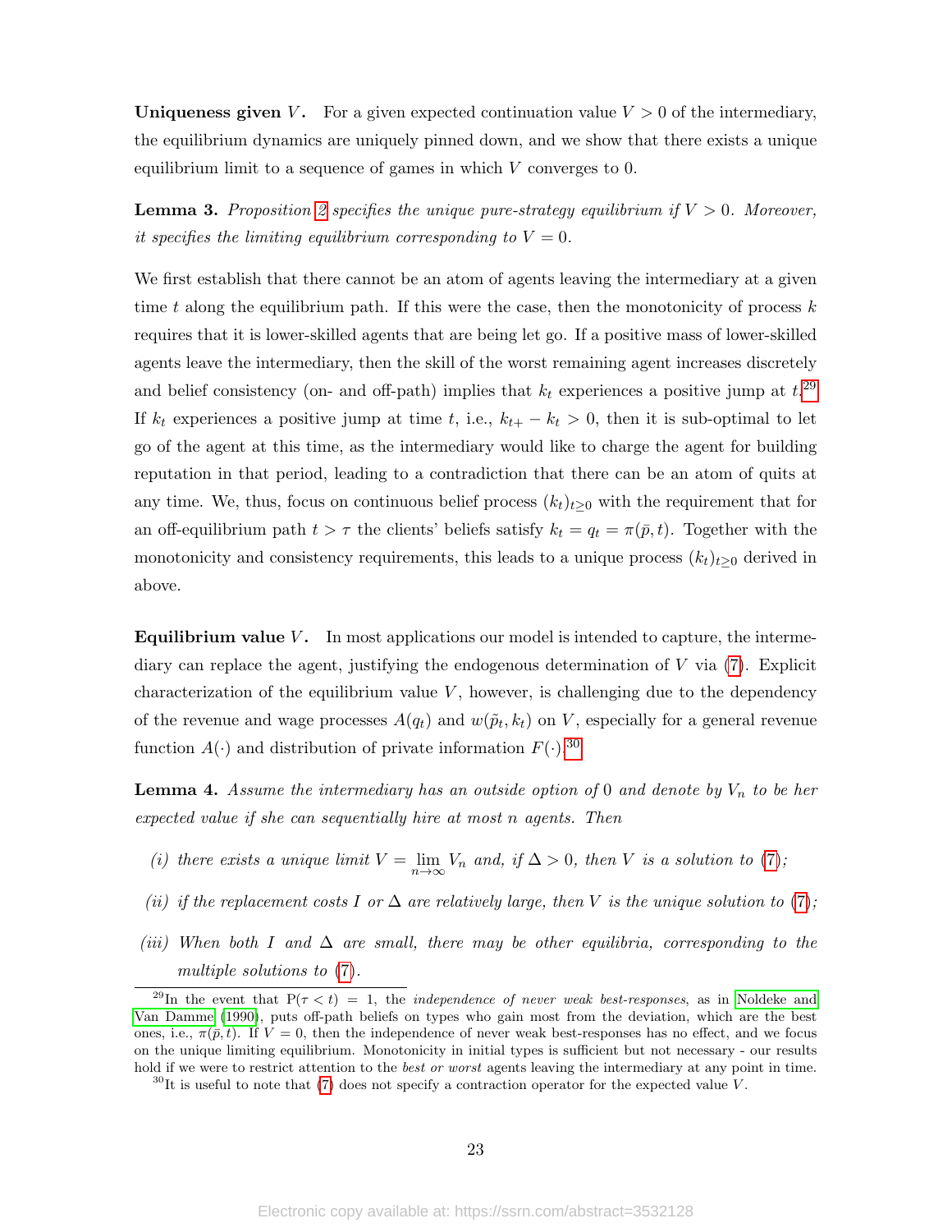**Uniqueness given $V$.** For a given expected continuation value $V > 0$ of the intermediary, the equilibrium dynamics are uniquely pinned down, and we show that there exists a unique equilibrium limit to a sequence of games in which $V$ converges to 0.

**Lemma 3.** *Proposition 2 specifies the unique pure-strategy equilibrium if $V > 0$. Moreover, it specifies the limiting equilibrium corresponding to $V = 0$.*

We first establish that there cannot be an atom of agents leaving the intermediary at a given time $t$ along the equilibrium path. If this were the case, then the monotonicity of process $k$ requires that it is lower-skilled agents that are being let go. If a positive mass of lower-skilled agents leave the intermediary, then the skill of the worst remaining agent increases discretely and belief consistency (on- and off-path) implies that $k_t$ experiences a positive jump at $t$.[29] If $k_t$ experiences a positive jump at time $t$, i.e., $k_{t+} - k_t > 0$, then it is sub-optimal to let go of the agent at this time, as the intermediary would like to charge the agent for building reputation in that period, leading to a contradiction that there can be an atom of quits at any time. We, thus, focus on continuous belief process $(k_t)_{t \geq 0}$ with the requirement that for an off-equilibrium path $t > \tau$ the clients' beliefs satisfy $k_t = q_t = \pi(\bar{p}, t)$. Together with the monotonicity and consistency requirements, this leads to a unique process $(k_t)_{t \geq 0}$ derived in above.

**Equilibrium value $V$.** In most applications our model is intended to capture, the intermediary can replace the agent, justifying the endogenous determination of $V$ via (7). Explicit characterization of the equilibrium value $V$, however, is challenging due to the dependency of the revenue and wage processes $A(q_t)$ and $w(\tilde{p}_t, k_t)$ on $V$, especially for a general revenue function $A(\cdot)$ and distribution of private information $F(\cdot)$.[30]

**Lemma 4.** *Assume the intermediary has an outside option of 0 and denote by $V_n$ to be her expected value if she can sequentially hire at most $n$ agents. Then*

*(i) there exists a unique limit $V = \lim_{n \to \infty} V_n$ and, if $\Delta > 0$, then $V$ is a solution to (7);*

*(ii) if the replacement costs $I$ or $\Delta$ are relatively large, then $V$ is the unique solution to (7);*

*(iii) When both $I$ and $\Delta$ are small, there may be other equilibria, corresponding to the multiple solutions to (7).*

[29] In the event that $\mathrm{P}(\tau < t) = 1$, the *independence of never weak best-responses*, as in Noldeke and Van Damme (1990), puts off-path beliefs on types who gain most from the deviation, which are the best ones, i.e., $\pi(\bar{p}, t)$. If $V = 0$, then the independence of never weak best-responses has no effect, and we focus on the unique limiting equilibrium. Monotonicity in initial types is sufficient but not necessary - our results hold if we were to restrict attention to the *best or worst* agents leaving the intermediary at any point in time.

[30] It is useful to note that (7) does not specify a contraction operator for the expected value $V$.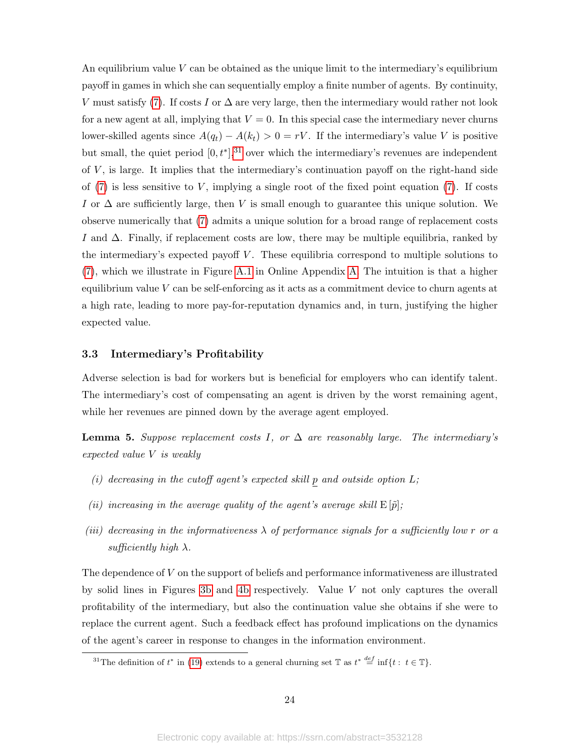An equilibrium value $V$ can be obtained as the unique limit to the intermediary's equilibrium payoff in games in which she can sequentially employ a finite number of agents. By continuity, $V$ must satisfy (7). If costs $I$ or $\Delta$ are very large, then the intermediary would rather not look for a new agent at all, implying that $V = 0$. In this special case the intermediary never churns lower-skilled agents since $A(q_t) - A(k_t) > 0 = rV$. If the intermediary's value $V$ is positive but small, the quiet period $[0, t^*]$,[31] over which the intermediary's revenues are independent of $V$, is large. It implies that the intermediary's continuation payoff on the right-hand side of (7) is less sensitive to $V$, implying a single root of the fixed point equation (7). If costs $I$ or $\Delta$ are sufficiently large, then $V$ is small enough to guarantee this unique solution. We observe numerically that (7) admits a unique solution for a broad range of replacement costs $I$ and $\Delta$. Finally, if replacement costs are low, there may be multiple equilibria, ranked by the intermediary's expected payoff $V$. These equilibria correspond to multiple solutions to (7), which we illustrate in Figure A.1 in Online Appendix A. The intuition is that a higher equilibrium value $V$ can be self-enforcing as it acts as a commitment device to churn agents at a high rate, leading to more pay-for-reputation dynamics and, in turn, justifying the higher expected value.

### 3.3 Intermediary's Profitability

Adverse selection is bad for workers but is beneficial for employers who can identify talent. The intermediary's cost of compensating an agent is driven by the worst remaining agent, while her revenues are pinned down by the average agent employed.

**Lemma 5.** *Suppose replacement costs $I$, or $\Delta$ are reasonably large. The intermediary's expected value $V$ is weakly*

*(i) decreasing in the cutoff agent's expected skill $\underline{p}$ and outside option $L$;*

*(ii) increasing in the average quality of the agent's average skill $\mathrm{E}[\tilde{p}]$;*

*(iii) decreasing in the informativeness $\lambda$ of performance signals for a sufficiently low $r$ or a sufficiently high $\lambda$.*

The dependence of $V$ on the support of beliefs and performance informativeness are illustrated by solid lines in Figures 3b and 4b respectively. Value $V$ not only captures the overall profitability of the intermediary, but also the continuation value she obtains if she were to replace the current agent. Such a feedback effect has profound implications on the dynamics of the agent's career in response to changes in the information environment.

[31] The definition of $t^*$ in (19) extends to a general churning set $\mathbb{T}$ as $t^* \stackrel{def}{=} \inf\{t : t \in \mathbb{T}\}$.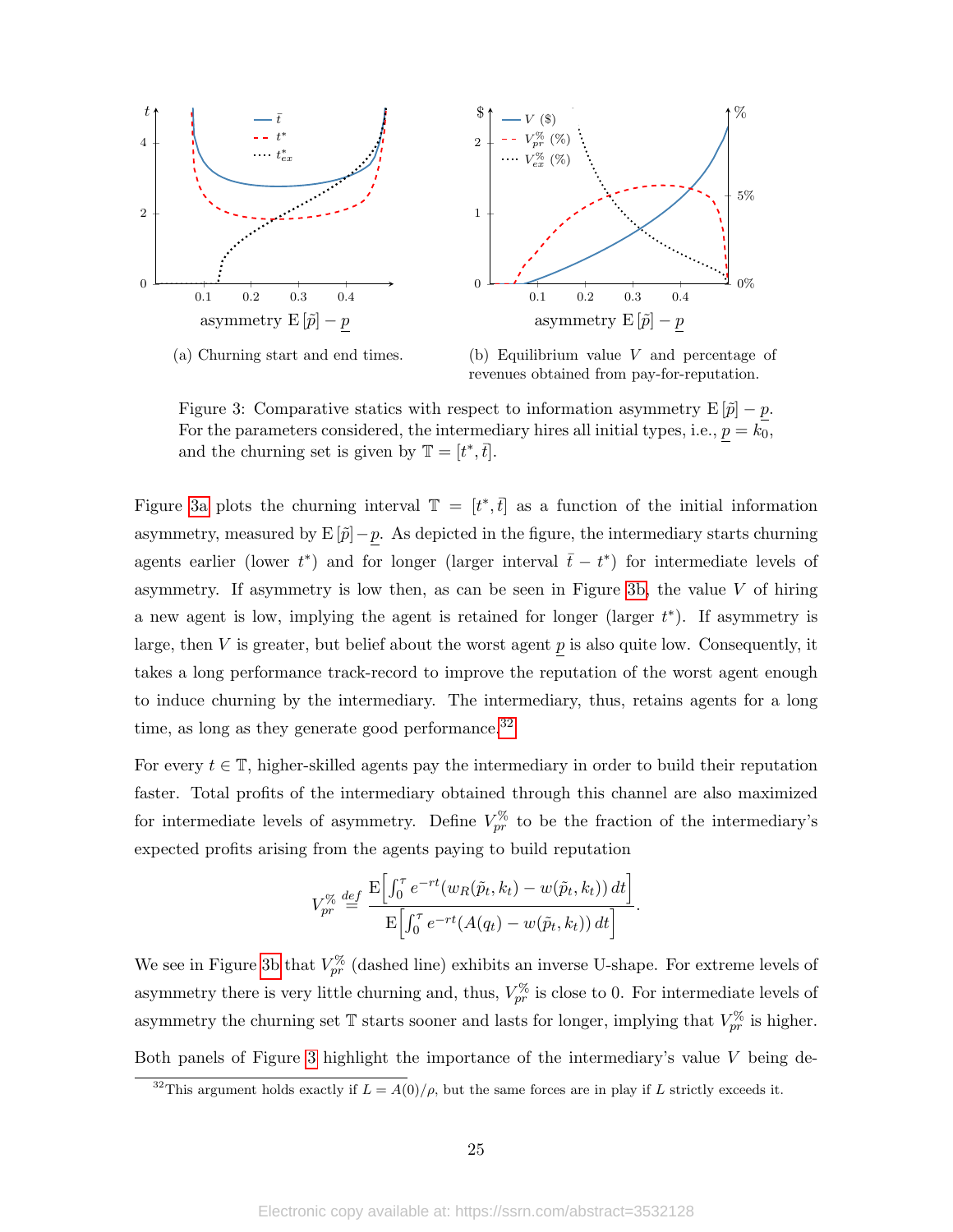(a) Churning start and end times.

(b) Equilibrium value $V$ and percentage of revenues obtained from pay-for-reputation.

Figure 3: Comparative statics with respect to information asymmetry $\mathrm{E}[\tilde{p}] - \underline{p}$. For the parameters considered, the intermediary hires all initial types, i.e., $\underline{p} = k_0$, and the churning set is given by $\mathbb{T} = [t^*, \bar{t}]$.

Figure 3a plots the churning interval $\mathbb{T} = [t^*, \bar{t}]$ as a function of the initial information asymmetry, measured by $\mathrm{E}[\tilde{p}] - \underline{p}$. As depicted in the figure, the intermediary starts churning agents earlier (lower $t^*$) and for longer (larger interval $\bar{t} - t^*$) for intermediate levels of asymmetry. If asymmetry is low then, as can be seen in Figure 3b, the value $V$ of hiring a new agent is low, implying the agent is retained for longer (larger $t^*$). If asymmetry is large, then $V$ is greater, but belief about the worst agent $\underline{p}$ is also quite low. Consequently, it takes a long performance track-record to improve the reputation of the worst agent enough to induce churning by the intermediary. The intermediary, thus, retains agents for a long time, as long as they generate good performance.[32]

For every $t \in \mathbb{T}$, higher-skilled agents pay the intermediary in order to build their reputation faster. Total profits of the intermediary obtained through this channel are also maximized for intermediate levels of asymmetry. Define $V_{pr}^{\%}$ to be the fraction of the intermediary's expected profits arising from the agents paying to build reputation

$$V_{pr}^{\%} \stackrel{def}{=} \frac{\mathrm{E}\left[\int_0^\tau e^{-rt}(w_R(\tilde{p}_t, k_t) - w(\tilde{p}_t, k_t))\,dt\right]}{\mathrm{E}\left[\int_0^\tau e^{-rt}(A(q_t) - w(\tilde{p}_t, k_t))\,dt\right]}.$$

We see in Figure 3b that $V_{pr}^{\%}$ (dashed line) exhibits an inverse U-shape. For extreme levels of asymmetry there is very little churning and, thus, $V_{pr}^{\%}$ is close to 0. For intermediate levels of asymmetry the churning set $\mathbb{T}$ starts sooner and lasts for longer, implying that $V_{pr}^{\%}$ is higher.

Both panels of Figure 3 highlight the importance of the intermediary's value $V$ being de-

[32] This argument holds exactly if $L = A(0)/\rho$, but the same forces are in play if $L$ strictly exceeds it.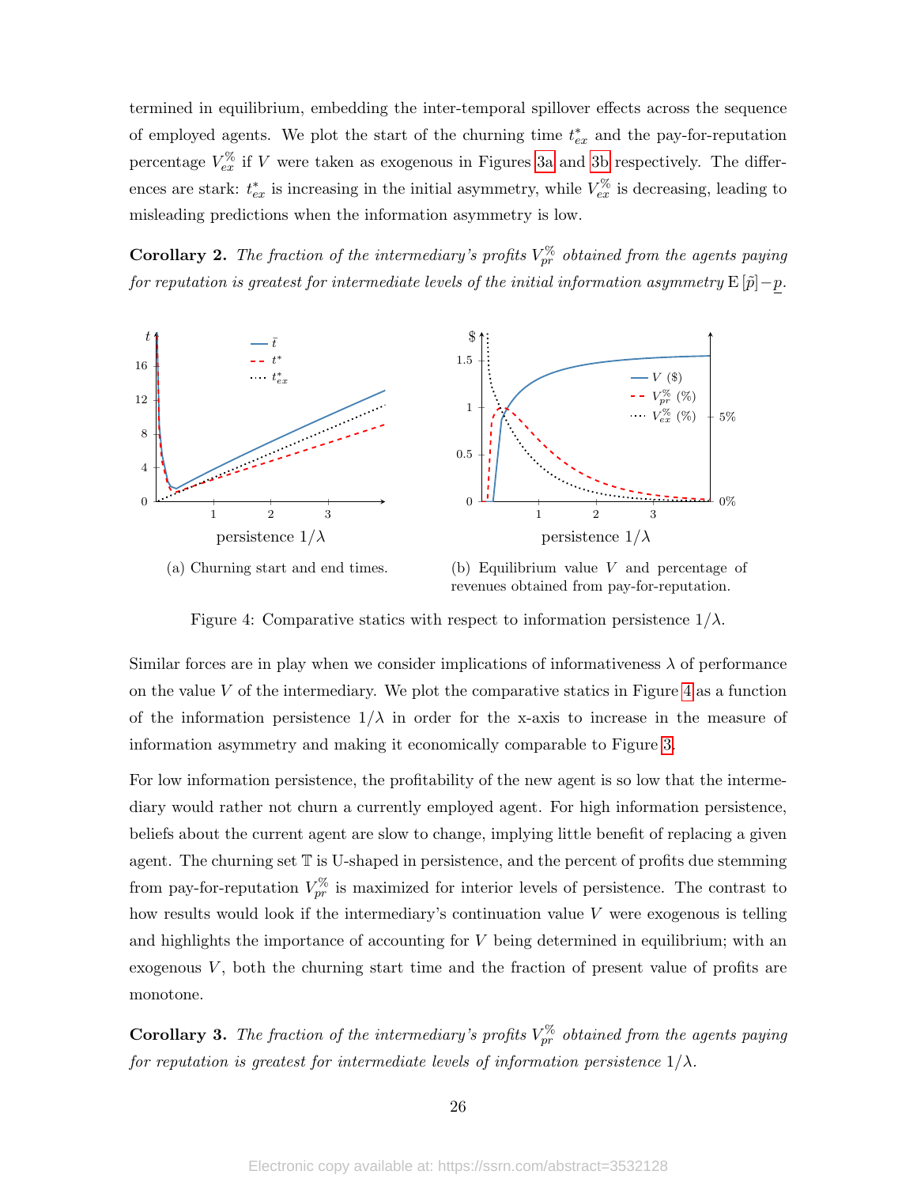termined in equilibrium, embedding the inter-temporal spillover effects across the sequence of employed agents. We plot the start of the churning time $t^*_{ex}$ and the pay-for-reputation percentage $V^{\%}_{ex}$ if $V$ were taken as exogenous in Figures 3a and 3b respectively. The differences are stark: $t^*_{ex}$ is increasing in the initial asymmetry, while $V^{\%}_{ex}$ is decreasing, leading to misleading predictions when the information asymmetry is low.

**Corollary 2.** *The fraction of the intermediary's profits $V^{\%}_{pr}$ obtained from the agents paying for reputation is greatest for intermediate levels of the initial information asymmetry $\mathrm{E}\left[\tilde{p}\right] - \underline{p}$.*

(a) Churning start and end times.

(b) Equilibrium value $V$ and percentage of revenues obtained from pay-for-reputation.

Figure 4: Comparative statics with respect to information persistence $1/\lambda$.

Similar forces are in play when we consider implications of informativeness $\lambda$ of performance on the value $V$ of the intermediary. We plot the comparative statics in Figure 4 as a function of the information persistence $1/\lambda$ in order for the x-axis to increase in the measure of information asymmetry and making it economically comparable to Figure 3.

For low information persistence, the profitability of the new agent is so low that the intermediary would rather not churn a currently employed agent. For high information persistence, beliefs about the current agent are slow to change, implying little benefit of replacing a given agent. The churning set $\mathbb{T}$ is U-shaped in persistence, and the percent of profits due stemming from pay-for-reputation $V^{\%}_{pr}$ is maximized for interior levels of persistence. The contrast to how results would look if the intermediary's continuation value $V$ were exogenous is telling and highlights the importance of accounting for $V$ being determined in equilibrium; with an exogenous $V$, both the churning start time and the fraction of present value of profits are monotone.

**Corollary 3.** *The fraction of the intermediary's profits $V^{\%}_{pr}$ obtained from the agents paying for reputation is greatest for intermediate levels of information persistence $1/\lambda$.*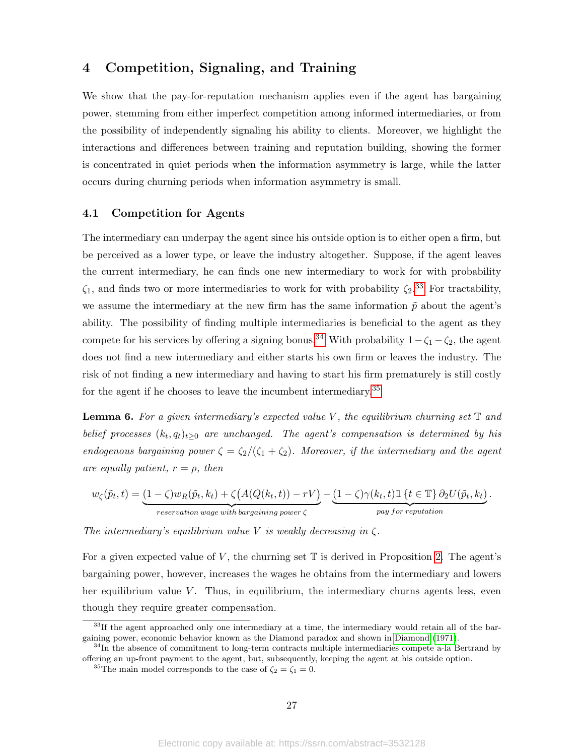# 4 Competition, Signaling, and Training

We show that the pay-for-reputation mechanism applies even if the agent has bargaining power, stemming from either imperfect competition among informed intermediaries, or from the possibility of independently signaling his ability to clients. Moreover, we highlight the interactions and differences between training and reputation building, showing the former is concentrated in quiet periods when the information asymmetry is large, while the latter occurs during churning periods when information asymmetry is small.

## 4.1 Competition for Agents

The intermediary can underpay the agent since his outside option is to either open a firm, but be perceived as a lower type, or leave the industry altogether. Suppose, if the agent leaves the current intermediary, he can finds one new intermediary to work for with probability $\zeta_1$, and finds two or more intermediaries to work for with probability $\zeta_2$.[33] For tractability, we assume the intermediary at the new firm has the same information $\tilde{p}$ about the agent's ability. The possibility of finding multiple intermediaries is beneficial to the agent as they compete for his services by offering a signing bonus.[34] With probability $1-\zeta_1-\zeta_2$, the agent does not find a new intermediary and either starts his own firm or leaves the industry. The risk of not finding a new intermediary and having to start his firm prematurely is still costly for the agent if he chooses to leave the incumbent intermediary.[35]

**Lemma 6.** *For a given intermediary's expected value $V$, the equilibrium churning set $\mathbb{T}$ and belief processes $(k_t, q_t)_{t\geq 0}$ are unchanged. The agent's compensation is determined by his endogenous bargaining power $\zeta = \zeta_2/(\zeta_1+\zeta_2)$. Moreover, if the intermediary and the agent are equally patient, $r=\rho$, then*

$$w_\zeta(\tilde{p}_t, t) = \underbrace{(1-\zeta)w_R(\tilde{p}_t, k_t) + \zeta\big(A(Q(k_t,t)) - rV\big)}_{reservation\ wage\ with\ bargaining\ power\ \zeta} - \underbrace{(1-\zeta)\gamma(k_t,t)\mathbb{1}\{t\in\mathbb{T}\}\,\partial_2 U(\tilde{p}_t, k_t)}_{pay\ for\ reputation}.$$

*The intermediary's equilibrium value $V$ is weakly decreasing in $\zeta$.*

For a given expected value of $V$, the churning set $\mathbb{T}$ is derived in Proposition 2. The agent's bargaining power, however, increases the wages he obtains from the intermediary and lowers her equilibrium value $V$. Thus, in equilibrium, the intermediary churns agents less, even though they require greater compensation.

[33] If the agent approached only one intermediary at a time, the intermediary would retain all of the bargaining power, economic behavior known as the Diamond paradox and shown in Diamond (1971).

[34] In the absence of commitment to long-term contracts multiple intermediaries compete a-la Bertrand by offering an up-front payment to the agent, but, subsequently, keeping the agent at his outside option.

[35] The main model corresponds to the case of $\zeta_2=\zeta_1=0$.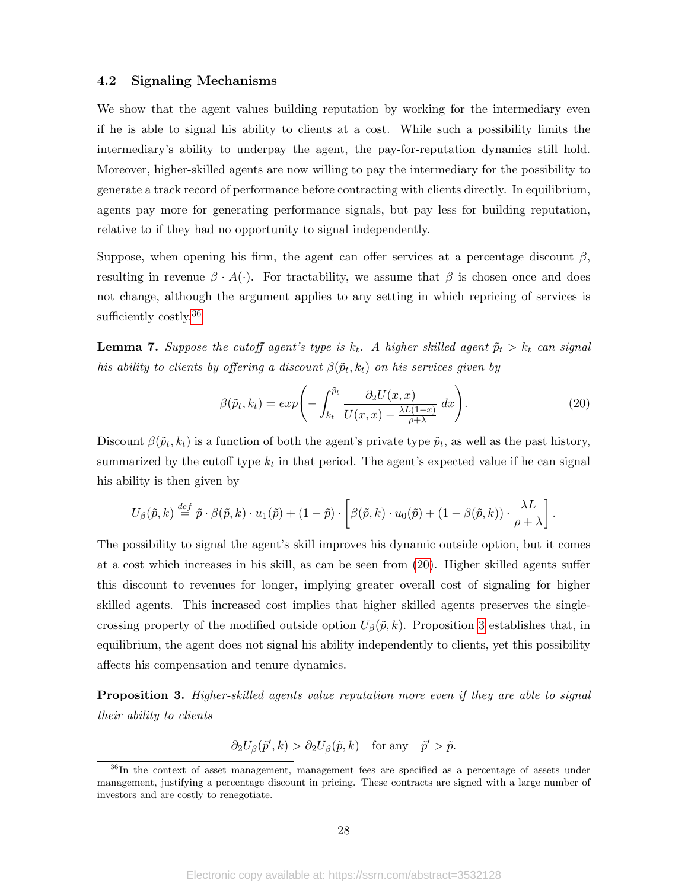### 4.2 Signaling Mechanisms

We show that the agent values building reputation by working for the intermediary even if he is able to signal his ability to clients at a cost. While such a possibility limits the intermediary's ability to underpay the agent, the pay-for-reputation dynamics still hold. Moreover, higher-skilled agents are now willing to pay the intermediary for the possibility to generate a track record of performance before contracting with clients directly. In equilibrium, agents pay more for generating performance signals, but pay less for building reputation, relative to if they had no opportunity to signal independently.

Suppose, when opening his firm, the agent can offer services at a percentage discount $\beta$, resulting in revenue $\beta \cdot A(\cdot)$. For tractability, we assume that $\beta$ is chosen once and does not change, although the argument applies to any setting in which repricing of services is sufficiently costly.[36]

**Lemma 7.** *Suppose the cutoff agent's type is $k_t$. A higher skilled agent $\tilde{p}_t > k_t$ can signal his ability to clients by offering a discount $\beta(\tilde{p}_t, k_t)$ on his services given by*

$$\beta(\tilde{p}_t, k_t) = exp\left( -\int_{k_t}^{\tilde{p}_t} \frac{\partial_2 U(x,x)}{U(x,x) - \frac{\lambda L(1-x)}{\rho+\lambda}} \, dx \right). \tag{20}$$

Discount $\beta(\tilde{p}_t, k_t)$ is a function of both the agent's private type $\tilde{p}_t$, as well as the past history, summarized by the cutoff type $k_t$ in that period. The agent's expected value if he can signal his ability is then given by

$$U_\beta(\tilde{p}, k) \stackrel{def}{=} \tilde{p} \cdot \beta(\tilde{p}, k) \cdot u_1(\tilde{p}) + (1 - \tilde{p}) \cdot \left[ \beta(\tilde{p}, k) \cdot u_0(\tilde{p}) + (1 - \beta(\tilde{p}, k)) \cdot \frac{\lambda L}{\rho + \lambda} \right].$$

The possibility to signal the agent's skill improves his dynamic outside option, but it comes at a cost which increases in his skill, as can be seen from (20). Higher skilled agents suffer this discount to revenues for longer, implying greater overall cost of signaling for higher skilled agents. This increased cost implies that higher skilled agents preserves the single-crossing property of the modified outside option $U_\beta(\tilde{p}, k)$. Proposition 3 establishes that, in equilibrium, the agent does not signal his ability independently to clients, yet this possibility affects his compensation and tenure dynamics.

**Proposition 3.** *Higher-skilled agents value reputation more even if they are able to signal their ability to clients*

$$\partial_2 U_\beta(\tilde{p}', k) > \partial_2 U_\beta(\tilde{p}, k) \quad \text{for any} \quad \tilde{p}' > \tilde{p}.$$

[36] In the context of asset management, management fees are specified as a percentage of assets under management, justifying a percentage discount in pricing. These contracts are signed with a large number of investors and are costly to renegotiate.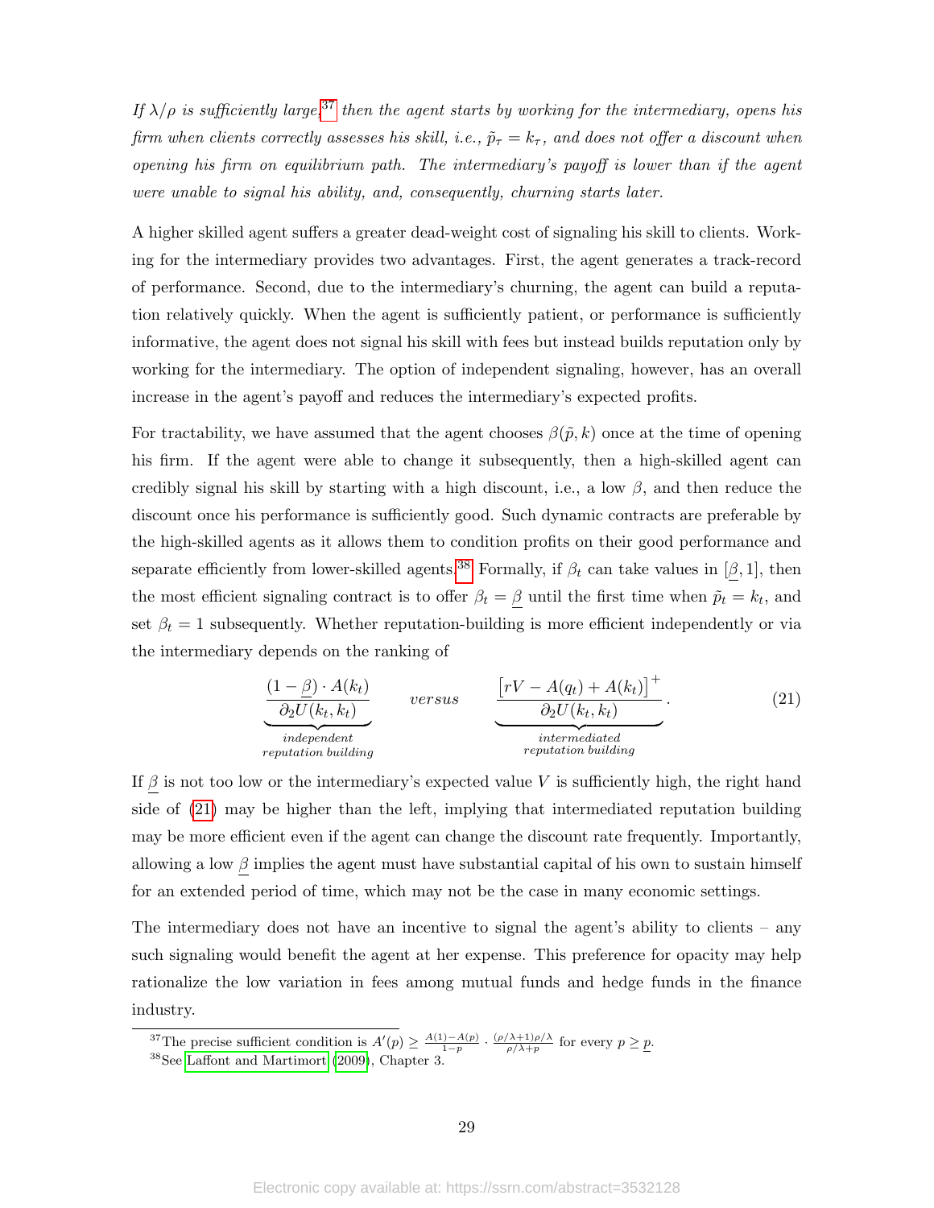*If $\lambda/\rho$ is sufficiently large,*[37] *then the agent starts by working for the intermediary, opens his firm when clients correctly assesses his skill, i.e., $\tilde{p}_\tau = k_\tau$, and does not offer a discount when opening his firm on equilibrium path. The intermediary's payoff is lower than if the agent were unable to signal his ability, and, consequently, churning starts later.*

A higher skilled agent suffers a greater dead-weight cost of signaling his skill to clients. Working for the intermediary provides two advantages. First, the agent generates a track-record of performance. Second, due to the intermediary's churning, the agent can build a reputation relatively quickly. When the agent is sufficiently patient, or performance is sufficiently informative, the agent does not signal his skill with fees but instead builds reputation only by working for the intermediary. The option of independent signaling, however, has an overall increase in the agent's payoff and reduces the intermediary's expected profits.

For tractability, we have assumed that the agent chooses $\beta(\tilde{p}, k)$ once at the time of opening his firm. If the agent were able to change it subsequently, then a high-skilled agent can credibly signal his skill by starting with a high discount, i.e., a low $\beta$, and then reduce the discount once his performance is sufficiently good. Such dynamic contracts are preferable by the high-skilled agents as it allows them to condition profits on their good performance and separate efficiently from lower-skilled agents.[38] Formally, if $\beta_t$ can take values in $[\underline{\beta}, 1]$, then the most efficient signaling contract is to offer $\beta_t = \underline{\beta}$ until the first time when $\tilde{p}_t = k_t$, and set $\beta_t = 1$ subsequently. Whether reputation-building is more efficient independently or via the intermediary depends on the ranking of

$$\underbrace{\frac{(1-\underline{\beta}) \cdot A(k_t)}{\partial_2 U(k_t, k_t)}}_{\substack{\text{independent} \\ \text{reputation building}}} \qquad \text{versus} \qquad \underbrace{\frac{\left[rV - A(q_t) + A(k_t)\right]^+}{\partial_2 U(k_t, k_t)}}_{\substack{\text{intermediated} \\ \text{reputation building}}}. \tag{21}$$

If $\underline{\beta}$ is not too low or the intermediary's expected value $V$ is sufficiently high, the right hand side of (21) may be higher than the left, implying that intermediated reputation building may be more efficient even if the agent can change the discount rate frequently. Importantly, allowing a low $\underline{\beta}$ implies the agent must have substantial capital of his own to sustain himself for an extended period of time, which may not be the case in many economic settings.

The intermediary does not have an incentive to signal the agent's ability to clients – any such signaling would benefit the agent at her expense. This preference for opacity may help rationalize the low variation in fees among mutual funds and hedge funds in the finance industry.

---

[37] The precise sufficient condition is $A'(p) \geq \frac{A(1)-A(p)}{1-p} \cdot \frac{(\rho/\lambda+1)\rho/\lambda}{\rho/\lambda+p}$ for every $p \geq \underline{p}$.

[38] See Laffont and Martimort (2009), Chapter 3.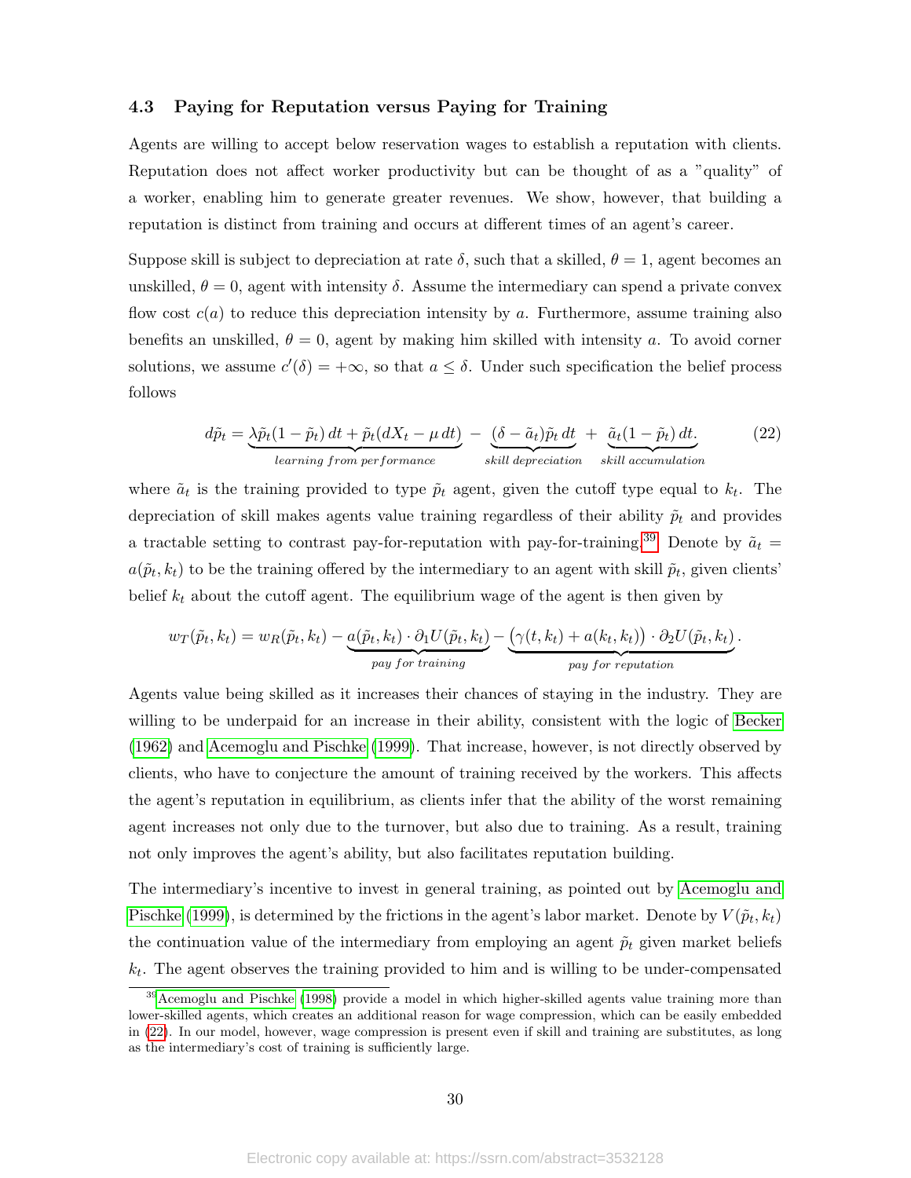### 4.3 Paying for Reputation versus Paying for Training

Agents are willing to accept below reservation wages to establish a reputation with clients. Reputation does not affect worker productivity but can be thought of as a "quality" of a worker, enabling him to generate greater revenues. We show, however, that building a reputation is distinct from training and occurs at different times of an agent's career.

Suppose skill is subject to depreciation at rate $\delta$, such that a skilled, $\theta = 1$, agent becomes an unskilled, $\theta = 0$, agent with intensity $\delta$. Assume the intermediary can spend a private convex flow cost $c(a)$ to reduce this depreciation intensity by $a$. Furthermore, assume training also benefits an unskilled, $\theta = 0$, agent by making him skilled with intensity $a$. To avoid corner solutions, we assume $c'(\delta) = +\infty$, so that $a \leq \delta$. Under such specification the belief process follows

$$d\tilde{p}_t = \underbrace{\lambda \tilde{p}_t(1-\tilde{p}_t)\,dt + \tilde{p}_t(dX_t - \mu\,dt)}_{learning\ from\ performance} - \underbrace{(\delta - \tilde{a}_t)\tilde{p}_t\,dt}_{skill\ depreciation} + \underbrace{\tilde{a}_t(1-\tilde{p}_t)\,dt.}_{skill\ accumulation} \tag{22}$$

where $\tilde{a}_t$ is the training provided to type $\tilde{p}_t$ agent, given the cutoff type equal to $k_t$. The depreciation of skill makes agents value training regardless of their ability $\tilde{p}_t$ and provides a tractable setting to contrast pay-for-reputation with pay-for-training.[39] Denote by $\tilde{a}_t = a(\tilde{p}_t, k_t)$ to be the training offered by the intermediary to an agent with skill $\tilde{p}_t$, given clients' belief $k_t$ about the cutoff agent. The equilibrium wage of the agent is then given by

$$w_T(\tilde{p}_t, k_t) = w_R(\tilde{p}_t, k_t) - \underbrace{a(\tilde{p}_t, k_t) \cdot \partial_1 U(\tilde{p}_t, k_t)}_{pay\ for\ training} - \underbrace{\big(\gamma(t, k_t) + a(k_t, k_t)\big) \cdot \partial_2 U(\tilde{p}_t, k_t)}_{pay\ for\ reputation}.$$

Agents value being skilled as it increases their chances of staying in the industry. They are willing to be underpaid for an increase in their ability, consistent with the logic of Becker (1962) and Acemoglu and Pischke (1999). That increase, however, is not directly observed by clients, who have to conjecture the amount of training received by the workers. This affects the agent's reputation in equilibrium, as clients infer that the ability of the worst remaining agent increases not only due to the turnover, but also due to training. As a result, training not only improves the agent's ability, but also facilitates reputation building.

The intermediary's incentive to invest in general training, as pointed out by Acemoglu and Pischke (1999), is determined by the frictions in the agent's labor market. Denote by $V(\tilde{p}_t, k_t)$ the continuation value of the intermediary from employing an agent $\tilde{p}_t$ given market beliefs $k_t$. The agent observes the training provided to him and is willing to be under-compensated

[39] Acemoglu and Pischke (1998) provide a model in which higher-skilled agents value training more than lower-skilled agents, which creates an additional reason for wage compression, which can be easily embedded in (22). In our model, however, wage compression is present even if skill and training are substitutes, as long as the intermediary's cost of training is sufficiently large.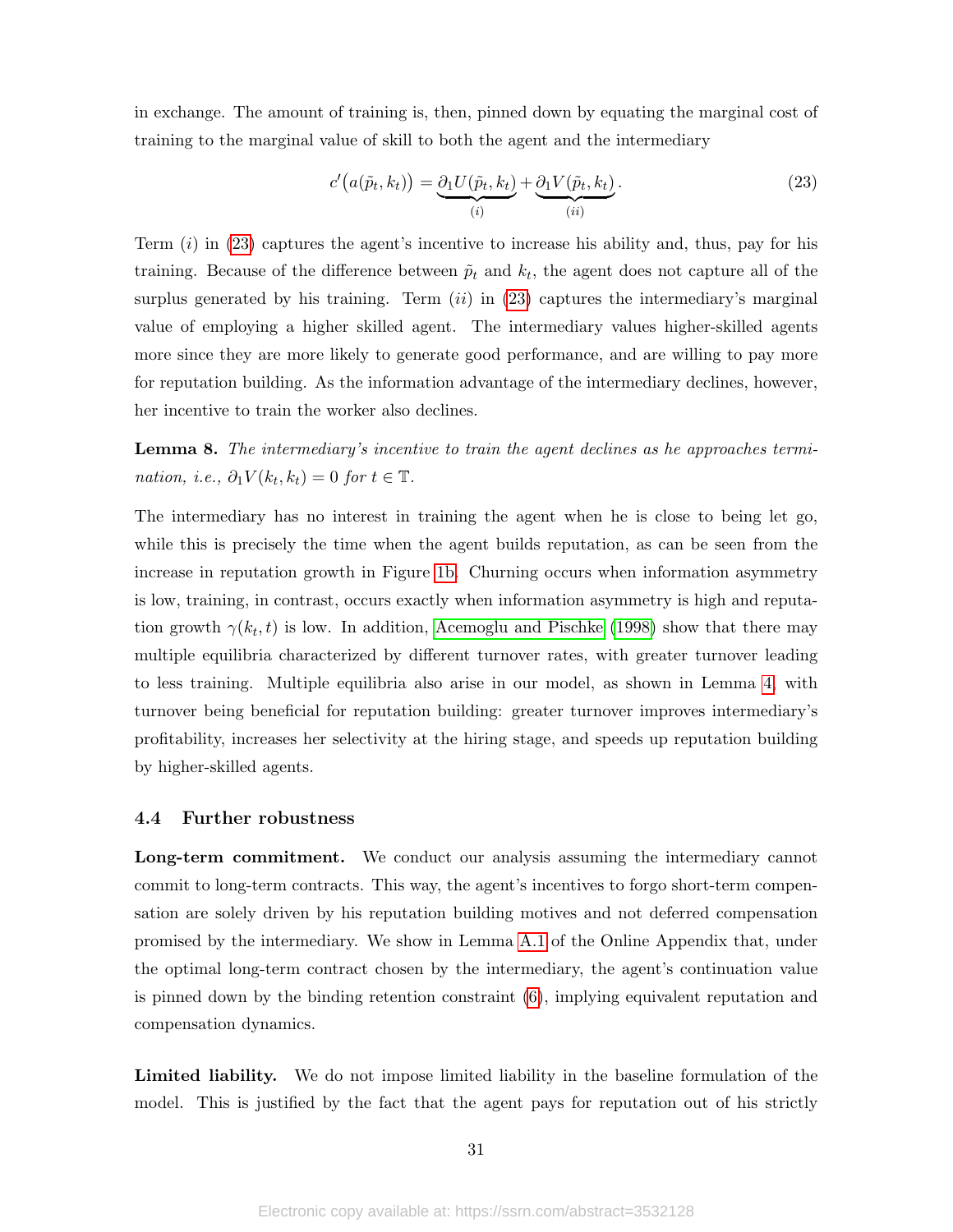in exchange. The amount of training is, then, pinned down by equating the marginal cost of training to the marginal value of skill to both the agent and the intermediary

$$c'\big(a(\tilde{p}_t, k_t)\big) = \underbrace{\partial_1 U(\tilde{p}_t, k_t)}_{(i)} + \underbrace{\partial_1 V(\tilde{p}_t, k_t)}_{(ii)}. \tag{23}$$

Term $(i)$ in (23) captures the agent's incentive to increase his ability and, thus, pay for his training. Because of the difference between $\tilde{p}_t$ and $k_t$, the agent does not capture all of the surplus generated by his training. Term $(ii)$ in (23) captures the intermediary's marginal value of employing a higher skilled agent. The intermediary values higher-skilled agents more since they are more likely to generate good performance, and are willing to pay more for reputation building. As the information advantage of the intermediary declines, however, her incentive to train the worker also declines.

**Lemma 8.** *The intermediary's incentive to train the agent declines as he approaches termination, i.e., $\partial_1 V(k_t, k_t) = 0$ for $t \in \mathbb{T}$.*

The intermediary has no interest in training the agent when he is close to being let go, while this is precisely the time when the agent builds reputation, as can be seen from the increase in reputation growth in Figure 1b. Churning occurs when information asymmetry is low, training, in contrast, occurs exactly when information asymmetry is high and reputation growth $\gamma(k_t, t)$ is low. In addition, Acemoglu and Pischke (1998) show that there may multiple equilibria characterized by different turnover rates, with greater turnover leading to less training. Multiple equilibria also arise in our model, as shown in Lemma 4, with turnover being beneficial for reputation building: greater turnover improves intermediary's profitability, increases her selectivity at the hiring stage, and speeds up reputation building by higher-skilled agents.

### 4.4 Further robustness

**Long-term commitment.** We conduct our analysis assuming the intermediary cannot commit to long-term contracts. This way, the agent's incentives to forgo short-term compensation are solely driven by his reputation building motives and not deferred compensation promised by the intermediary. We show in Lemma A.1 of the Online Appendix that, under the optimal long-term contract chosen by the intermediary, the agent's continuation value is pinned down by the binding retention constraint (6), implying equivalent reputation and compensation dynamics.

**Limited liability.** We do not impose limited liability in the baseline formulation of the model. This is justified by the fact that the agent pays for reputation out of his strictly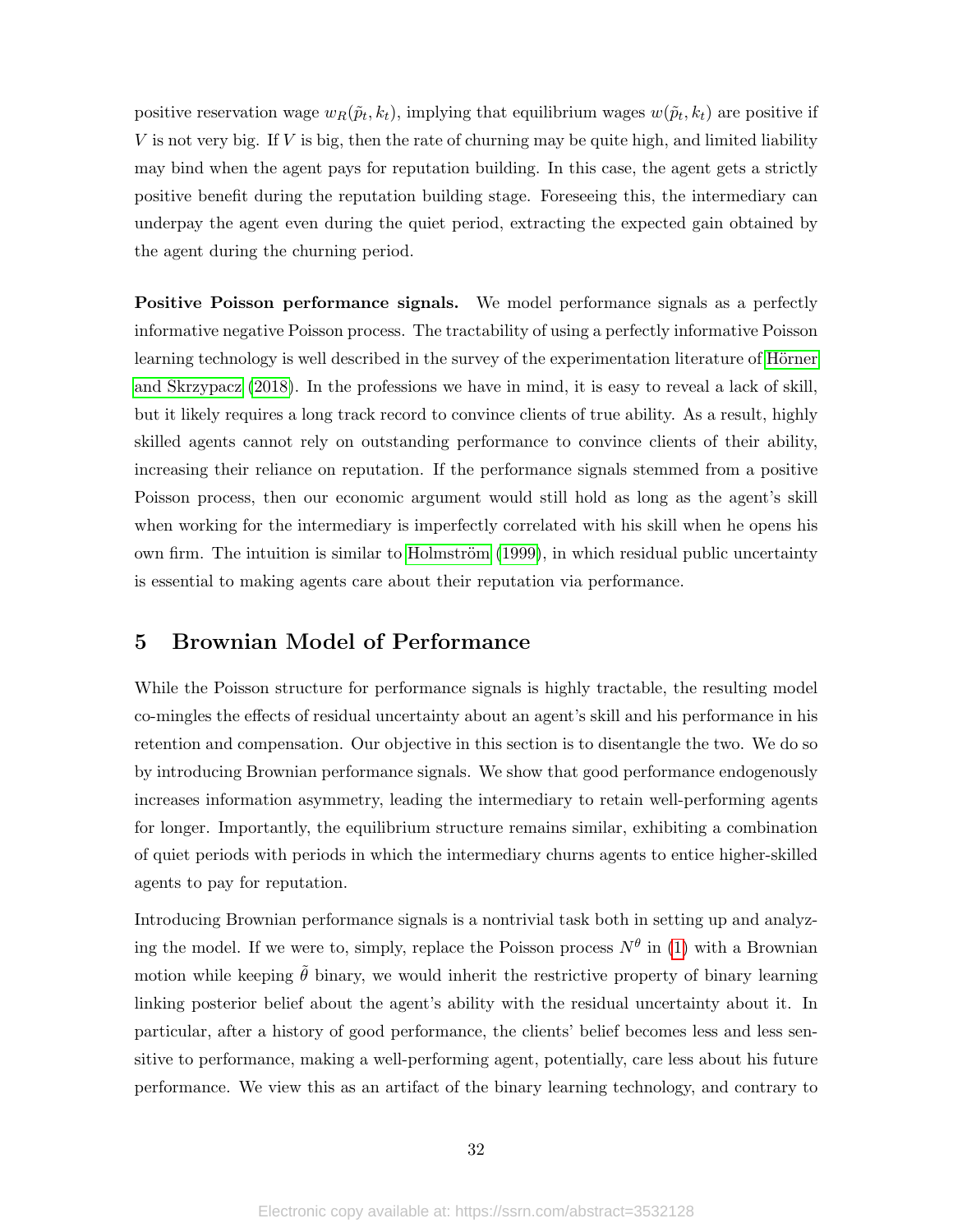positive reservation wage $w_R(\tilde{p}_t, k_t)$, implying that equilibrium wages $w(\tilde{p}_t, k_t)$ are positive if $V$ is not very big. If $V$ is big, then the rate of churning may be quite high, and limited liability may bind when the agent pays for reputation building. In this case, the agent gets a strictly positive benefit during the reputation building stage. Foreseeing this, the intermediary can underpay the agent even during the quiet period, extracting the expected gain obtained by the agent during the churning period.

**Positive Poisson performance signals.** We model performance signals as a perfectly informative negative Poisson process. The tractability of using a perfectly informative Poisson learning technology is well described in the survey of the experimentation literature of Hörner and Skrzypacz (2018). In the professions we have in mind, it is easy to reveal a lack of skill, but it likely requires a long track record to convince clients of true ability. As a result, highly skilled agents cannot rely on outstanding performance to convince clients of their ability, increasing their reliance on reputation. If the performance signals stemmed from a positive Poisson process, then our economic argument would still hold as long as the agent's skill when working for the intermediary is imperfectly correlated with his skill when he opens his own firm. The intuition is similar to Holmström (1999), in which residual public uncertainty is essential to making agents care about their reputation via performance.

## 5 Brownian Model of Performance

While the Poisson structure for performance signals is highly tractable, the resulting model co-mingles the effects of residual uncertainty about an agent's skill and his performance in his retention and compensation. Our objective in this section is to disentangle the two. We do so by introducing Brownian performance signals. We show that good performance endogenously increases information asymmetry, leading the intermediary to retain well-performing agents for longer. Importantly, the equilibrium structure remains similar, exhibiting a combination of quiet periods with periods in which the intermediary churns agents to entice higher-skilled agents to pay for reputation.

Introducing Brownian performance signals is a nontrivial task both in setting up and analyzing the model. If we were to, simply, replace the Poisson process $N^{\theta}$ in (1) with a Brownian motion while keeping $\tilde{\theta}$ binary, we would inherit the restrictive property of binary learning linking posterior belief about the agent's ability with the residual uncertainty about it. In particular, after a history of good performance, the clients' belief becomes less and less sensitive to performance, making a well-performing agent, potentially, care less about his future performance. We view this as an artifact of the binary learning technology, and contrary to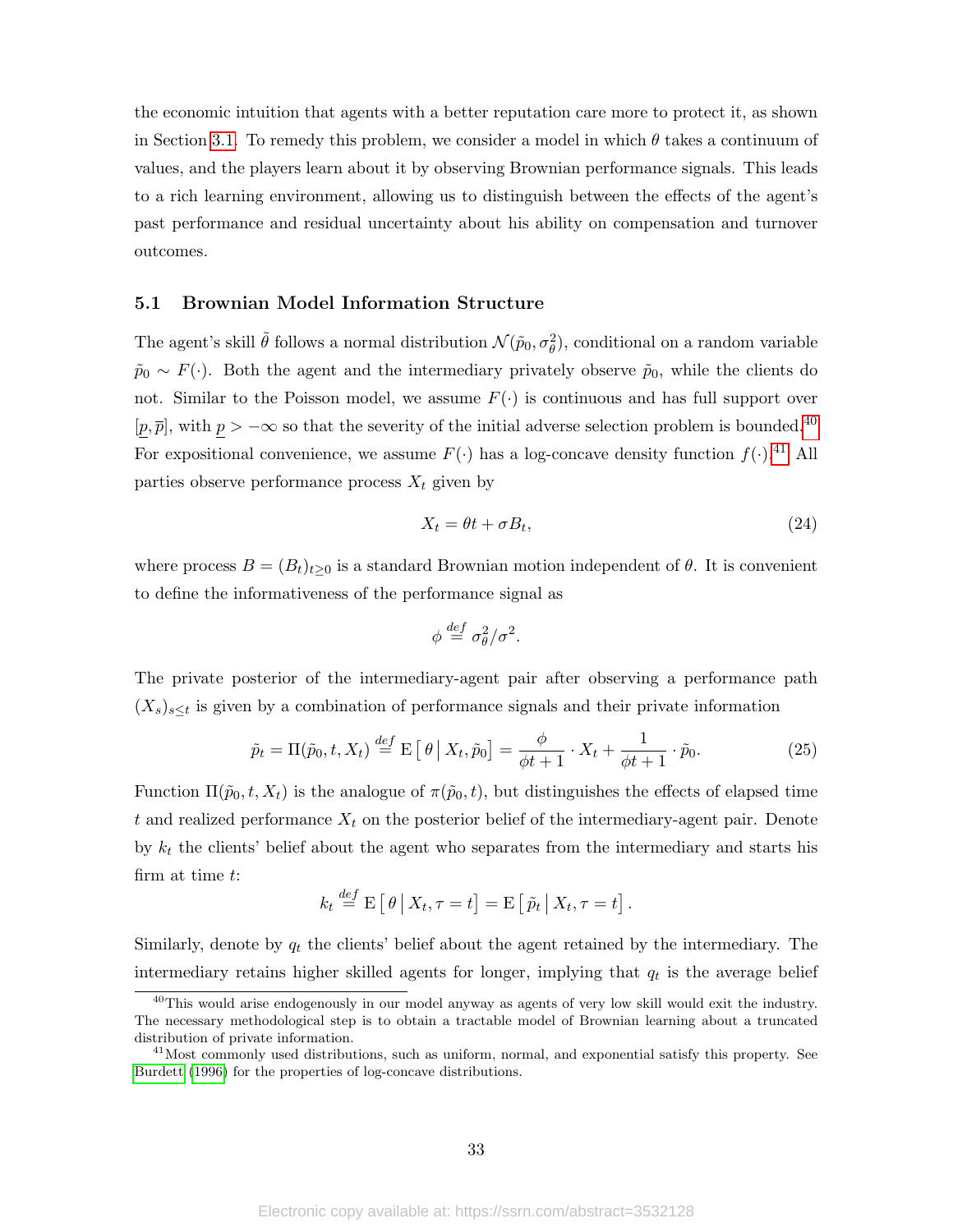the economic intuition that agents with a better reputation care more to protect it, as shown in Section 3.1. To remedy this problem, we consider a model in which $\theta$ takes a continuum of values, and the players learn about it by observing Brownian performance signals. This leads to a rich learning environment, allowing us to distinguish between the effects of the agent's past performance and residual uncertainty about his ability on compensation and turnover outcomes.

### 5.1 Brownian Model Information Structure

The agent's skill $\tilde{\theta}$ follows a normal distribution $\mathcal{N}(\tilde{p}_0, \sigma_\theta^2)$, conditional on a random variable $\tilde{p}_0 \sim F(\cdot)$. Both the agent and the intermediary privately observe $\tilde{p}_0$, while the clients do not. Similar to the Poisson model, we assume $F(\cdot)$ is continuous and has full support over $[\underline{p}, \overline{p}]$, with $\underline{p} > -\infty$ so that the severity of the initial adverse selection problem is bounded.[40] For expositional convenience, we assume $F(\cdot)$ has a log-concave density function $f(\cdot)$.[41] All parties observe performance process $X_t$ given by

$$X_t = \theta t + \sigma B_t, \tag{24}$$

where process $B = (B_t)_{t \geq 0}$ is a standard Brownian motion independent of $\theta$. It is convenient to define the informativeness of the performance signal as

$$\phi \stackrel{def}{=} \sigma_\theta^2 / \sigma^2.$$

The private posterior of the intermediary-agent pair after observing a performance path $(X_s)_{s \leq t}$ is given by a combination of performance signals and their private information

$$\tilde{p}_t = \Pi(\tilde{p}_0, t, X_t) \stackrel{def}{=} \mathrm{E}\left[\, \theta \,\middle|\, X_t, \tilde{p}_0 \right] = \frac{\phi}{\phi t + 1} \cdot X_t + \frac{1}{\phi t + 1} \cdot \tilde{p}_0. \tag{25}$$

Function $\Pi(\tilde{p}_0, t, X_t)$ is the analogue of $\pi(\tilde{p}_0, t)$, but distinguishes the effects of elapsed time $t$ and realized performance $X_t$ on the posterior belief of the intermediary-agent pair. Denote by $k_t$ the clients' belief about the agent who separates from the intermediary and starts his firm at time $t$:

$$k_t \stackrel{def}{=} \mathrm{E}\left[\, \theta \,\middle|\, X_t, \tau = t \right] = \mathrm{E}\left[\, \tilde{p}_t \,\middle|\, X_t, \tau = t \right].$$

Similarly, denote by $q_t$ the clients' belief about the agent retained by the intermediary. The intermediary retains higher skilled agents for longer, implying that $q_t$ is the average belief

---

[40] This would arise endogenously in our model anyway as agents of very low skill would exit the industry. The necessary methodological step is to obtain a tractable model of Brownian learning about a truncated distribution of private information.

[41] Most commonly used distributions, such as uniform, normal, and exponential satisfy this property. See Burdett (1996) for the properties of log-concave distributions.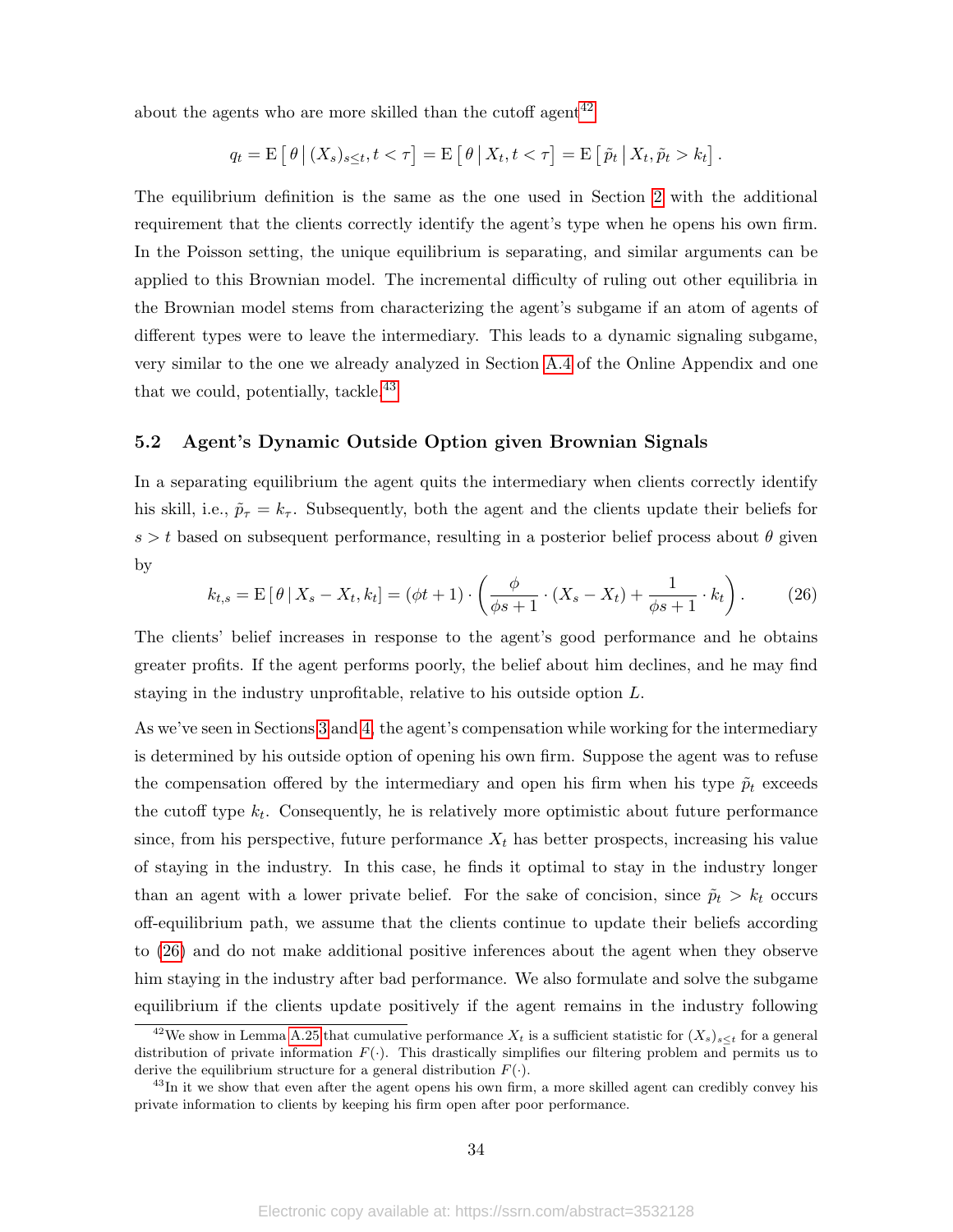about the agents who are more skilled than the cutoff agent[42]

$$q_t = \mathrm{E}\left[\,\theta\,\middle|\,(X_s)_{s\le t}, t<\tau\right] = \mathrm{E}\left[\,\theta\,\middle|\,X_t, t<\tau\right] = \mathrm{E}\left[\,\tilde{p}_t\,\middle|\,X_t, \tilde{p}_t > k_t\right].$$

The equilibrium definition is the same as the one used in Section 2 with the additional requirement that the clients correctly identify the agent's type when he opens his own firm. In the Poisson setting, the unique equilibrium is separating, and similar arguments can be applied to this Brownian model. The incremental difficulty of ruling out other equilibria in the Brownian model stems from characterizing the agent's subgame if an atom of agents of different types were to leave the intermediary. This leads to a dynamic signaling subgame, very similar to the one we already analyzed in Section A.4 of the Online Appendix and one that we could, potentially, tackle.[43]

### 5.2 Agent's Dynamic Outside Option given Brownian Signals

In a separating equilibrium the agent quits the intermediary when clients correctly identify his skill, i.e., $\tilde{p}_\tau = k_\tau$. Subsequently, both the agent and the clients update their beliefs for $s > t$ based on subsequent performance, resulting in a posterior belief process about $\theta$ given by

$$k_{t,s} = \mathrm{E}\left[\,\theta\,|\,X_s - X_t, k_t\right] = (\phi t + 1)\cdot\left(\frac{\phi}{\phi s + 1}\cdot(X_s - X_t) + \frac{1}{\phi s + 1}\cdot k_t\right). \tag{26}$$

The clients' belief increases in response to the agent's good performance and he obtains greater profits. If the agent performs poorly, the belief about him declines, and he may find staying in the industry unprofitable, relative to his outside option $L$.

As we've seen in Sections 3 and 4, the agent's compensation while working for the intermediary is determined by his outside option of opening his own firm. Suppose the agent was to refuse the compensation offered by the intermediary and open his firm when his type $\tilde{p}_t$ exceeds the cutoff type $k_t$. Consequently, he is relatively more optimistic about future performance since, from his perspective, future performance $X_t$ has better prospects, increasing his value of staying in the industry. In this case, he finds it optimal to stay in the industry longer than an agent with a lower private belief. For the sake of concision, since $\tilde{p}_t > k_t$ occurs off-equilibrium path, we assume that the clients continue to update their beliefs according to (26) and do not make additional positive inferences about the agent when they observe him staying in the industry after bad performance. We also formulate and solve the subgame equilibrium if the clients update positively if the agent remains in the industry following

[42] We show in Lemma A.25 that cumulative performance $X_t$ is a sufficient statistic for $(X_s)_{s\le t}$ for a general distribution of private information $F(\cdot)$. This drastically simplifies our filtering problem and permits us to derive the equilibrium structure for a general distribution $F(\cdot)$.

[43] In it we show that even after the agent opens his own firm, a more skilled agent can credibly convey his private information to clients by keeping his firm open after poor performance.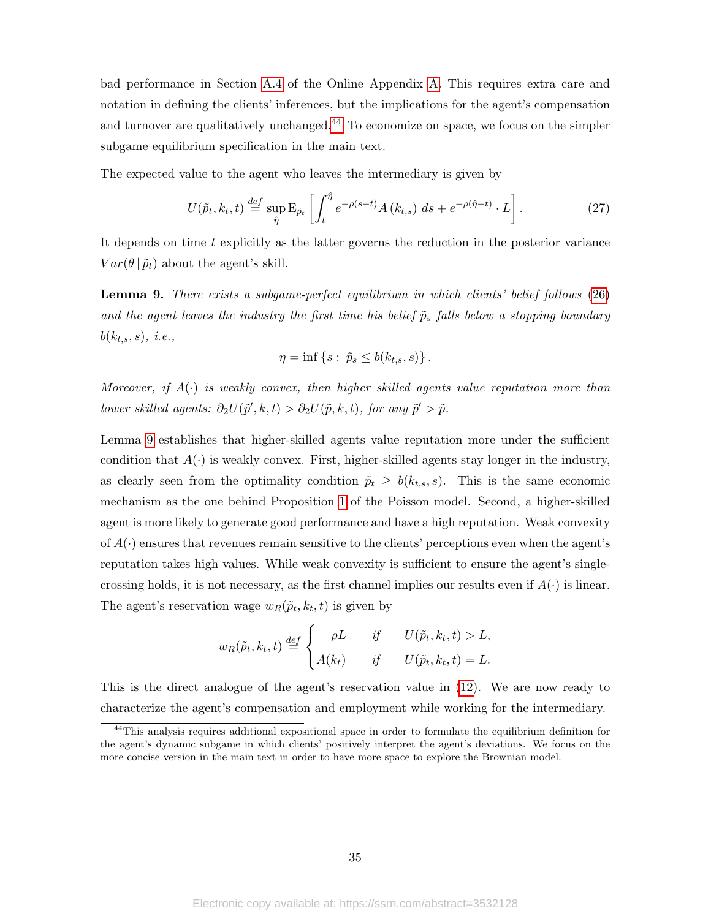bad performance in Section A.4 of the Online Appendix A. This requires extra care and notation in defining the clients' inferences, but the implications for the agent's compensation and turnover are qualitatively unchanged.[44] To economize on space, we focus on the simpler subgame equilibrium specification in the main text.

The expected value to the agent who leaves the intermediary is given by

$$U(\tilde{p}_t, k_t, t) \stackrel{def}{=} \sup_{\hat{\eta}} \mathrm{E}_{\tilde{p}_t}\left[\int_t^{\hat{\eta}} e^{-\rho(s-t)} A\left(k_{t,s}\right)\, ds + e^{-\rho(\hat{\eta}-t)} \cdot L\right]. \tag{27}$$

It depends on time $t$ explicitly as the latter governs the reduction in the posterior variance $Var(\theta \,|\, \tilde{p}_t)$ about the agent's skill.

**Lemma 9.** *There exists a subgame-perfect equilibrium in which clients' belief follows (26) and the agent leaves the industry the first time his belief $\tilde{p}_s$ falls below a stopping boundary $b(k_{t,s}, s)$, i.e.,*

$$\eta = \inf\left\{s : \tilde{p}_s \leq b(k_{t,s}, s)\right\}.$$

*Moreover, if $A(\cdot)$ is weakly convex, then higher skilled agents value reputation more than lower skilled agents: $\partial_2 U(\tilde{p}', k, t) > \partial_2 U(\tilde{p}, k, t)$, for any $\tilde{p}' > \tilde{p}$.*

Lemma 9 establishes that higher-skilled agents value reputation more under the sufficient condition that $A(\cdot)$ is weakly convex. First, higher-skilled agents stay longer in the industry, as clearly seen from the optimality condition $\tilde{p}_t \geq b(k_{t,s}, s)$. This is the same economic mechanism as the one behind Proposition 1 of the Poisson model. Second, a higher-skilled agent is more likely to generate good performance and have a high reputation. Weak convexity of $A(\cdot)$ ensures that revenues remain sensitive to the clients' perceptions even when the agent's reputation takes high values. While weak convexity is sufficient to ensure the agent's single-crossing holds, it is not necessary, as the first channel implies our results even if $A(\cdot)$ is linear. The agent's reservation wage $w_R(\tilde{p}_t, k_t, t)$ is given by

$$w_R(\tilde{p}_t, k_t, t) \stackrel{def}{=} \begin{cases} \rho L & \text{if} \quad U(\tilde{p}_t, k_t, t) > L, \\ A(k_t) & \text{if} \quad U(\tilde{p}_t, k_t, t) = L. \end{cases}$$

This is the direct analogue of the agent's reservation value in (12). We are now ready to characterize the agent's compensation and employment while working for the intermediary.

[44] This analysis requires additional expositional space in order to formulate the equilibrium definition for the agent's dynamic subgame in which clients' positively interpret the agent's deviations. We focus on the more concise version in the main text in order to have more space to explore the Brownian model.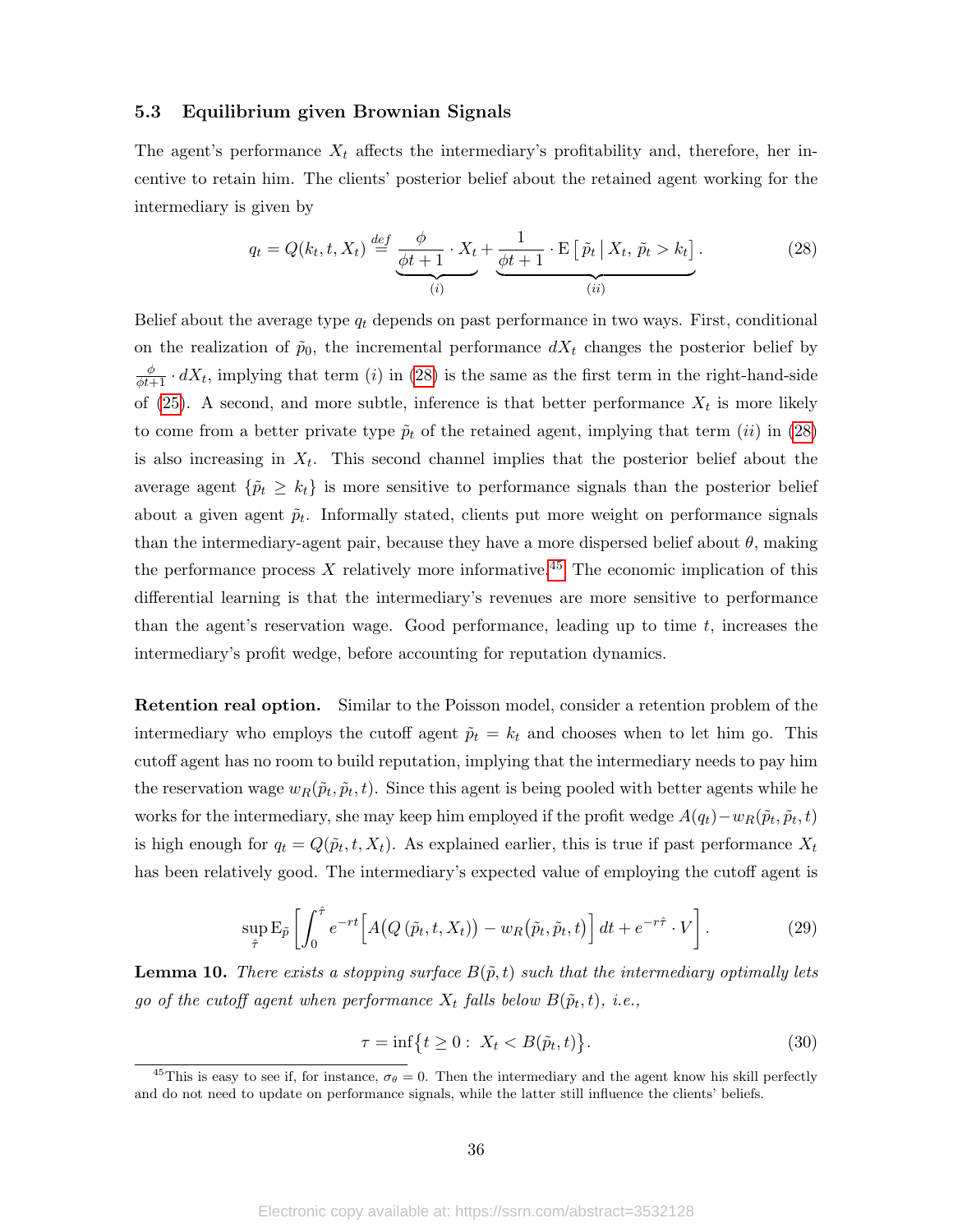### 5.3 Equilibrium given Brownian Signals

The agent's performance $X_t$ affects the intermediary's profitability and, therefore, her incentive to retain him. The clients' posterior belief about the retained agent working for the intermediary is given by

$$q_t = Q(k_t, t, X_t) \overset{def}{=} \underbrace{\frac{\phi}{\phi t + 1} \cdot X_t}_{(i)} + \underbrace{\frac{1}{\phi t + 1} \cdot \mathrm{E}\left[\, \tilde{p}_t \,\middle|\, X_t,\, \tilde{p}_t > k_t \right]}_{(ii)}. \tag{28}$$

Belief about the average type $q_t$ depends on past performance in two ways. First, conditional on the realization of $\tilde{p}_0$, the incremental performance $dX_t$ changes the posterior belief by $\frac{\phi}{\phi t+1} \cdot dX_t$, implying that term $(i)$ in (28) is the same as the first term in the right-hand-side of (25). A second, and more subtle, inference is that better performance $X_t$ is more likely to come from a better private type $\tilde{p}_t$ of the retained agent, implying that term $(ii)$ in (28) is also increasing in $X_t$. This second channel implies that the posterior belief about the average agent $\{\tilde{p}_t \geq k_t\}$ is more sensitive to performance signals than the posterior belief about a given agent $\tilde{p}_t$. Informally stated, clients put more weight on performance signals than the intermediary-agent pair, because they have a more dispersed belief about $\theta$, making the performance process $X$ relatively more informative.[45] The economic implication of this differential learning is that the intermediary's revenues are more sensitive to performance than the agent's reservation wage. Good performance, leading up to time $t$, increases the intermediary's profit wedge, before accounting for reputation dynamics.

**Retention real option.** Similar to the Poisson model, consider a retention problem of the intermediary who employs the cutoff agent $\tilde{p}_t = k_t$ and chooses when to let him go. This cutoff agent has no room to build reputation, implying that the intermediary needs to pay him the reservation wage $w_R(\tilde{p}_t, \tilde{p}_t, t)$. Since this agent is being pooled with better agents while he works for the intermediary, she may keep him employed if the profit wedge $A(q_t) - w_R(\tilde{p}_t, \tilde{p}_t, t)$ is high enough for $q_t = Q(\tilde{p}_t, t, X_t)$. As explained earlier, this is true if past performance $X_t$ has been relatively good. The intermediary's expected value of employing the cutoff agent is

$$\sup_{\hat{\tau}} \mathrm{E}_{\tilde{p}} \left[ \int_0^{\hat{\tau}} e^{-rt} \Big[ A\big(Q\left(\tilde{p}_t, t, X_t\right)\big) - w_R\big(\tilde{p}_t, \tilde{p}_t, t\big) \Big] \, dt + e^{-r\hat{\tau}} \cdot V \right]. \tag{29}$$

**Lemma 10.** *There exists a stopping surface $B(\tilde{p}, t)$ such that the intermediary optimally lets go of the cutoff agent when performance $X_t$ falls below $B(\tilde{p}_t, t)$, i.e.,*

$$\tau = \inf\big\{t \geq 0 : \; X_t < B(\tilde{p}_t, t)\big\}. \tag{30}$$

[45] This is easy to see if, for instance, $\sigma_\theta = 0$. Then the intermediary and the agent know his skill perfectly and do not need to update on performance signals, while the latter still influence the clients' beliefs.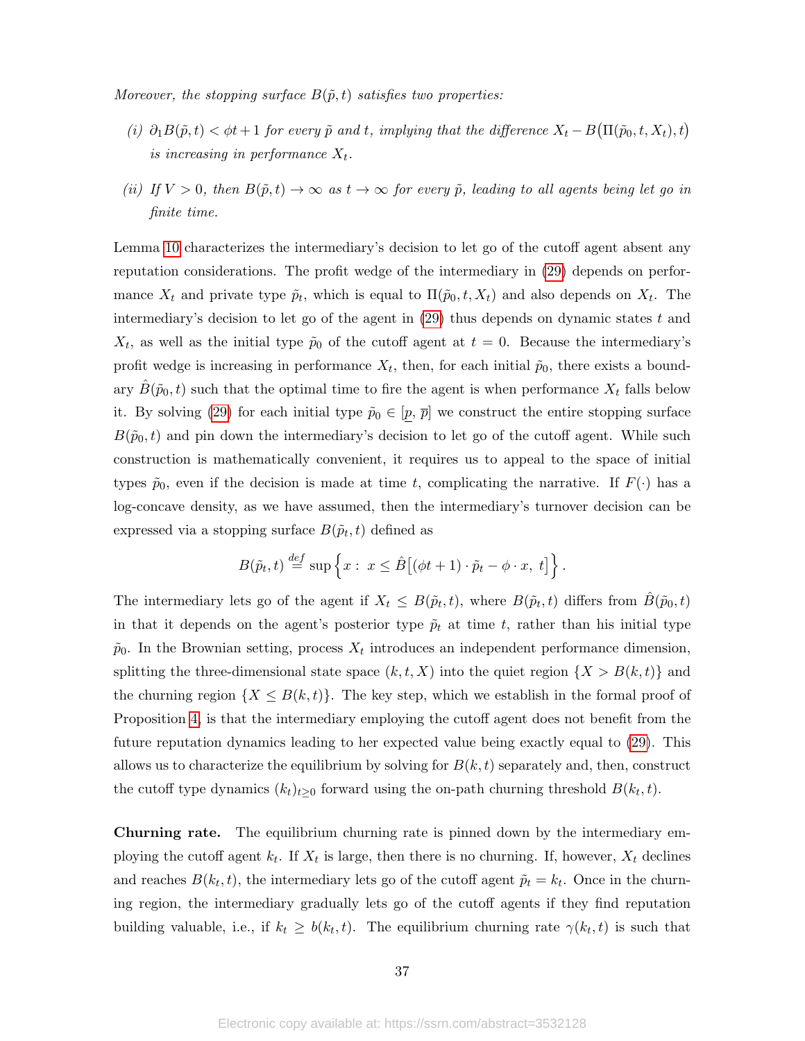*Moreover, the stopping surface $B(\tilde{p}, t)$ satisfies two properties:*

*(i) $\partial_1 B(\tilde{p}, t) < \phi t + 1$ for every $\tilde{p}$ and $t$, implying that the difference $X_t - B\big(\Pi(\tilde{p}_0, t, X_t), t\big)$ is increasing in performance $X_t$.*

*(ii) If $V > 0$, then $B(\tilde{p}, t) \to \infty$ as $t \to \infty$ for every $\tilde{p}$, leading to all agents being let go in finite time.*

Lemma 10 characterizes the intermediary's decision to let go of the cutoff agent absent any reputation considerations. The profit wedge of the intermediary in (29) depends on performance $X_t$ and private type $\tilde{p}_t$, which is equal to $\Pi(\tilde{p}_0, t, X_t)$ and also depends on $X_t$. The intermediary's decision to let go of the agent in (29) thus depends on dynamic states $t$ and $X_t$, as well as the initial type $\tilde{p}_0$ of the cutoff agent at $t = 0$. Because the intermediary's profit wedge is increasing in performance $X_t$, then, for each initial $\tilde{p}_0$, there exists a boundary $\hat{B}(\tilde{p}_0, t)$ such that the optimal time to fire the agent is when performance $X_t$ falls below it. By solving (29) for each initial type $\tilde{p}_0 \in [\underline{p}, \overline{p}]$ we construct the entire stopping surface $B(\tilde{p}_0, t)$ and pin down the intermediary's decision to let go of the cutoff agent. While such construction is mathematically convenient, it requires us to appeal to the space of initial types $\tilde{p}_0$, even if the decision is made at time $t$, complicating the narrative. If $F(\cdot)$ has a log-concave density, as we have assumed, then the intermediary's turnover decision can be expressed via a stopping surface $B(\tilde{p}_t, t)$ defined as

$$B(\tilde{p}_t, t) \stackrel{def}{=} \sup\Big\{x : \ x \leq \hat{B}\big[(\phi t + 1) \cdot \tilde{p}_t - \phi \cdot x, \ t\big]\Big\}.$$

The intermediary lets go of the agent if $X_t \leq B(\tilde{p}_t, t)$, where $B(\tilde{p}_t, t)$ differs from $\hat{B}(\tilde{p}_0, t)$ in that it depends on the agent's posterior type $\tilde{p}_t$ at time $t$, rather than his initial type $\tilde{p}_0$. In the Brownian setting, process $X_t$ introduces an independent performance dimension, splitting the three-dimensional state space $(k, t, X)$ into the quiet region $\{X > B(k, t)\}$ and the churning region $\{X \leq B(k, t)\}$. The key step, which we establish in the formal proof of Proposition 4, is that the intermediary employing the cutoff agent does not benefit from the future reputation dynamics leading to her expected value being exactly equal to (29). This allows us to characterize the equilibrium by solving for $B(k, t)$ separately and, then, construct the cutoff type dynamics $(k_t)_{t \geq 0}$ forward using the on-path churning threshold $B(k_t, t)$.

**Churning rate.** The equilibrium churning rate is pinned down by the intermediary employing the cutoff agent $k_t$. If $X_t$ is large, then there is no churning. If, however, $X_t$ declines and reaches $B(k_t, t)$, the intermediary lets go of the cutoff agent $\tilde{p}_t = k_t$. Once in the churning region, the intermediary gradually lets go of the cutoff agents if they find reputation building valuable, i.e., if $k_t \geq b(k_t, t)$. The equilibrium churning rate $\gamma(k_t, t)$ is such that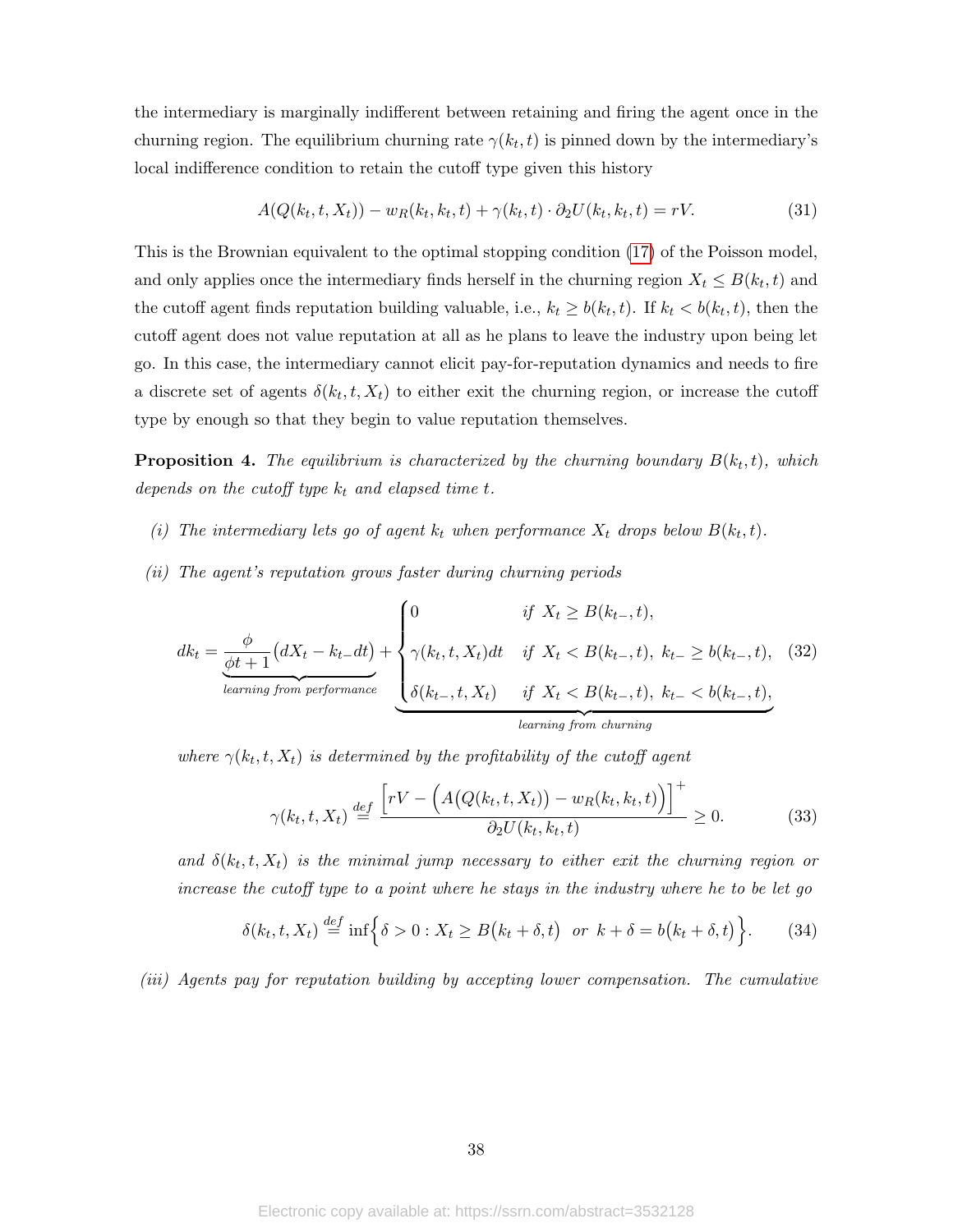the intermediary is marginally indifferent between retaining and firing the agent once in the churning region. The equilibrium churning rate $\gamma(k_t, t)$ is pinned down by the intermediary's local indifference condition to retain the cutoff type given this history

$$A(Q(k_t, t, X_t)) - w_R(k_t, k_t, t) + \gamma(k_t, t) \cdot \partial_2 U(k_t, k_t, t) = rV. \tag{31}$$

This is the Brownian equivalent to the optimal stopping condition (17) of the Poisson model, and only applies once the intermediary finds herself in the churning region $X_t \leq B(k_t, t)$ and the cutoff agent finds reputation building valuable, i.e., $k_t \geq b(k_t, t)$. If $k_t < b(k_t, t)$, then the cutoff agent does not value reputation at all as he plans to leave the industry upon being let go. In this case, the intermediary cannot elicit pay-for-reputation dynamics and needs to fire a discrete set of agents $\delta(k_t, t, X_t)$ to either exit the churning region, or increase the cutoff type by enough so that they begin to value reputation themselves.

**Proposition 4.** *The equilibrium is characterized by the churning boundary $B(k_t, t)$, which depends on the cutoff type $k_t$ and elapsed time $t$.*

*(i) The intermediary lets go of agent $k_t$ when performance $X_t$ drops below $B(k_t, t)$.*

*(ii) The agent's reputation grows faster during churning periods*

$$dk_t = \underbrace{\frac{\phi}{\phi t + 1}\big(dX_t - k_{t-}dt\big)}_{\text{learning from performance}} + \underbrace{\begin{cases} 0 & \text{if } X_t \geq B(k_{t-}, t), \\ \gamma(k_t, t, X_t)dt & \text{if } X_t < B(k_{t-}, t),\ k_{t-} \geq b(k_{t-}, t), \\ \delta(k_{t-}, t, X_t) & \text{if } X_t < B(k_{t-}, t),\ k_{t-} < b(k_{t-}, t), \end{cases}}_{\text{learning from churning}} \tag{32}$$

*where $\gamma(k_t, t, X_t)$ is determined by the profitability of the cutoff agent*

$$\gamma(k_t, t, X_t) \stackrel{def}{=} \frac{\Big[rV - \Big(A\big(Q(k_t, t, X_t)\big) - w_R(k_t, k_t, t)\Big)\Big]^+}{\partial_2 U(k_t, k_t, t)} \geq 0. \tag{33}$$

*and $\delta(k_t, t, X_t)$ is the minimal jump necessary to either exit the churning region or increase the cutoff type to a point where he stays in the industry where he to be let go*

$$\delta(k_t, t, X_t) \stackrel{def}{=} \inf\Big\{\delta > 0 : X_t \geq B\big(k_t + \delta, t\big) \ \text{ or } \ k + \delta = b\big(k_t + \delta, t\big)\Big\}. \tag{34}$$

*(iii) Agents pay for reputation building by accepting lower compensation. The cumulative*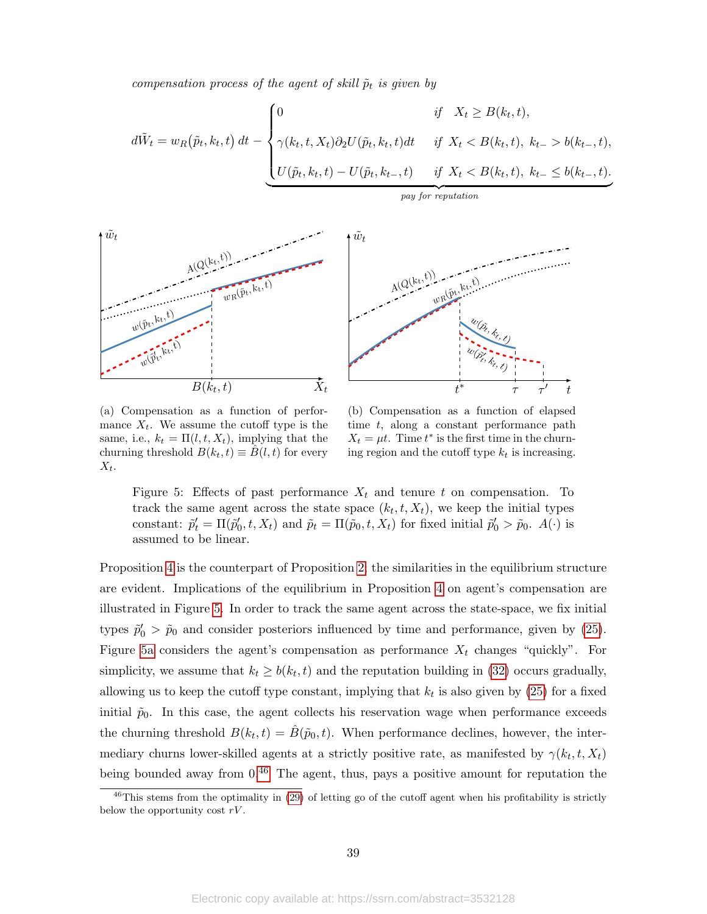*compensation process of the agent of skill $\tilde{p}_t$ is given by*

$$d\tilde{W}_t = w_R\big(\tilde{p}_t, k_t, t\big)\, dt - \underbrace{\begin{cases} 0 & \text{if} \quad X_t \geq B(k_t, t), \\ \gamma(k_t, t, X_t)\partial_2 U(\tilde{p}_t, k_t, t)dt & \text{if} \ \ X_t < B(k_t, t), \ k_{t-} > b(k_{t-}, t), \\ U(\tilde{p}_t, k_t, t) - U(\tilde{p}_t, k_{t-}, t) & \text{if} \ \ X_t < B(k_t, t), \ k_{t-} \leq b(k_{t-}, t). \end{cases}}_{\textit{pay for reputation}}$$

(a) Compensation as a function of performance $X_t$. We assume the cutoff type is the same, i.e., $k_t = \Pi(l, t, X_t)$, implying that the churning threshold $B(k_t, t) \equiv \hat{B}(l, t)$ for every $X_t$.

(b) Compensation as a function of elapsed time $t$, along a constant performance path $X_t = \mu t$. Time $t^*$ is the first time in the churning region and the cutoff type $k_t$ is increasing.

Figure 5: Effects of past performance $X_t$ and tenure $t$ on compensation. To track the same agent across the state space $(k_t, t, X_t)$, we keep the initial types constant: $\tilde{p}'_t = \Pi(\tilde{p}'_0, t, X_t)$ and $\tilde{p}_t = \Pi(\tilde{p}_0, t, X_t)$ for fixed initial $\tilde{p}'_0 > \tilde{p}_0$. $A(\cdot)$ is assumed to be linear.

Proposition 4 is the counterpart of Proposition 2: the similarities in the equilibrium structure are evident. Implications of the equilibrium in Proposition 4 on agent's compensation are illustrated in Figure 5. In order to track the same agent across the state-space, we fix initial types $\tilde{p}'_0 > \tilde{p}_0$ and consider posteriors influenced by time and performance, given by (25). Figure 5a considers the agent's compensation as performance $X_t$ changes "quickly". For simplicity, we assume that $k_t \geq b(k_t, t)$ and the reputation building in (32) occurs gradually, allowing us to keep the cutoff type constant, implying that $k_t$ is also given by (25) for a fixed initial $\tilde{p}_0$. In this case, the agent collects his reservation wage when performance exceeds the churning threshold $B(k_t, t) = \hat{B}(\tilde{p}_0, t)$. When performance declines, however, the intermediary churns lower-skilled agents at a strictly positive rate, as manifested by $\gamma(k_t, t, X_t)$ being bounded away from 0.[46] The agent, thus, pays a positive amount for reputation the

[46] This stems from the optimality in (29) of letting go of the cutoff agent when his profitability is strictly below the opportunity cost $rV$.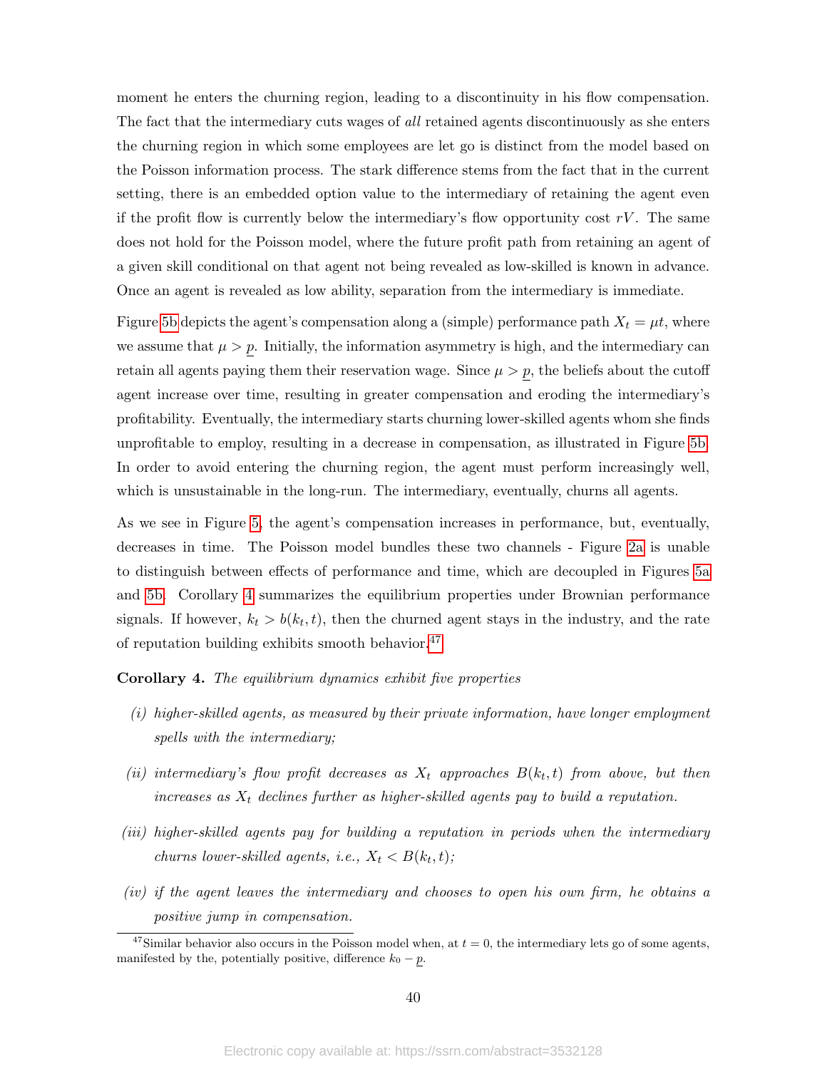moment he enters the churning region, leading to a discontinuity in his flow compensation. The fact that the intermediary cuts wages of *all* retained agents discontinuously as she enters the churning region in which some employees are let go is distinct from the model based on the Poisson information process. The stark difference stems from the fact that in the current setting, there is an embedded option value to the intermediary of retaining the agent even if the profit flow is currently below the intermediary's flow opportunity cost $rV$. The same does not hold for the Poisson model, where the future profit path from retaining an agent of a given skill conditional on that agent not being revealed as low-skilled is known in advance. Once an agent is revealed as low ability, separation from the intermediary is immediate.

Figure 5b depicts the agent's compensation along a (simple) performance path $X_t = \mu t$, where we assume that $\mu > \underline{p}$. Initially, the information asymmetry is high, and the intermediary can retain all agents paying them their reservation wage. Since $\mu > \underline{p}$, the beliefs about the cutoff agent increase over time, resulting in greater compensation and eroding the intermediary's profitability. Eventually, the intermediary starts churning lower-skilled agents whom she finds unprofitable to employ, resulting in a decrease in compensation, as illustrated in Figure 5b. In order to avoid entering the churning region, the agent must perform increasingly well, which is unsustainable in the long-run. The intermediary, eventually, churns all agents.

As we see in Figure 5, the agent's compensation increases in performance, but, eventually, decreases in time. The Poisson model bundles these two channels - Figure 2a is unable to distinguish between effects of performance and time, which are decoupled in Figures 5a and 5b. Corollary 4 summarizes the equilibrium properties under Brownian performance signals. If however, $k_t > b(k_t, t)$, then the churned agent stays in the industry, and the rate of reputation building exhibits smooth behavior.[47]

**Corollary 4.** *The equilibrium dynamics exhibit five properties*

*(i) higher-skilled agents, as measured by their private information, have longer employment spells with the intermediary;*

*(ii) intermediary's flow profit decreases as $X_t$ approaches $B(k_t, t)$ from above, but then increases as $X_t$ declines further as higher-skilled agents pay to build a reputation.*

*(iii) higher-skilled agents pay for building a reputation in periods when the intermediary churns lower-skilled agents, i.e., $X_t < B(k_t, t)$;*

*(iv) if the agent leaves the intermediary and chooses to open his own firm, he obtains a positive jump in compensation.*

[47] Similar behavior also occurs in the Poisson model when, at $t = 0$, the intermediary lets go of some agents, manifested by the, potentially positive, difference $k_0 - \underline{p}$.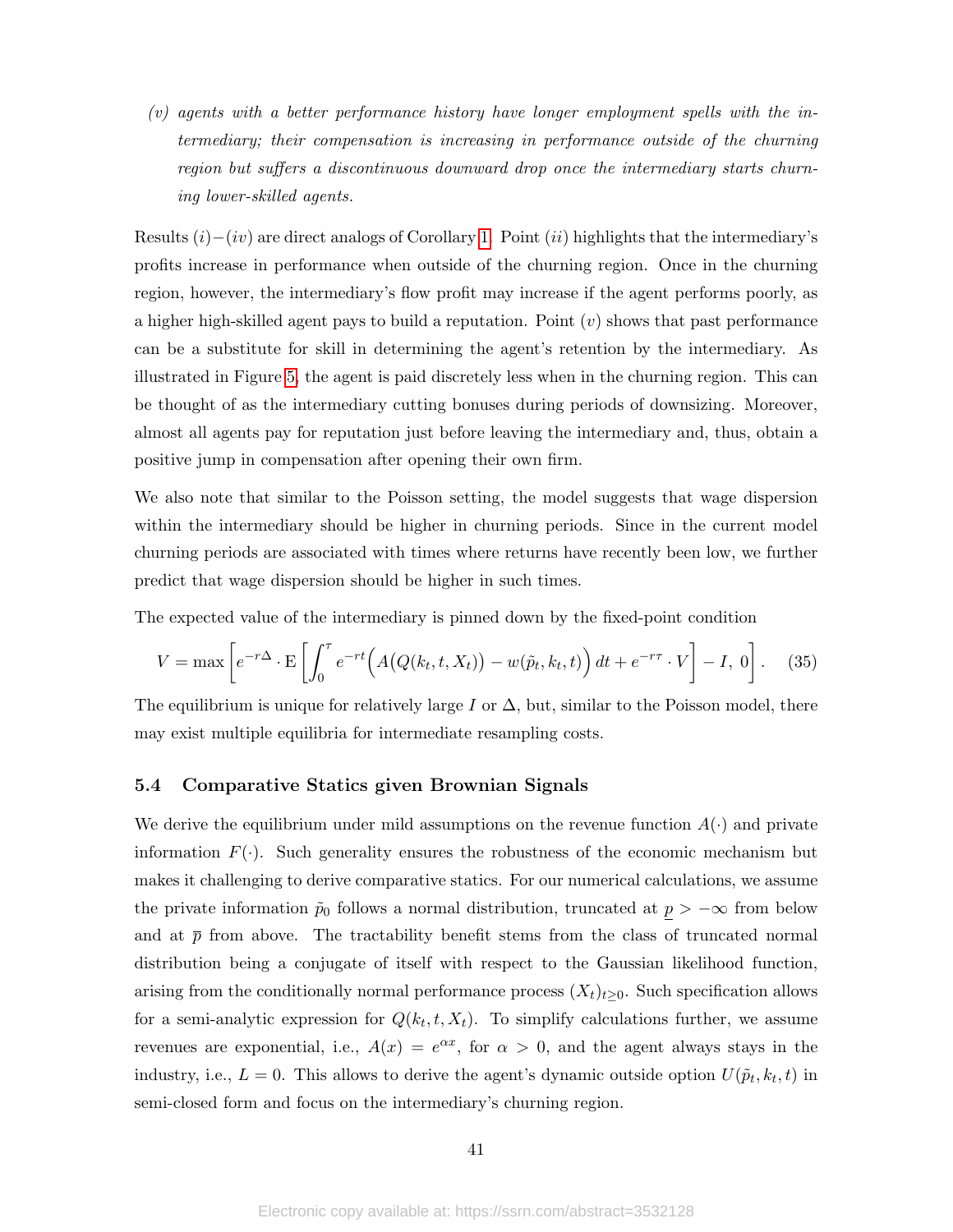*(v) agents with a better performance history have longer employment spells with the intermediary; their compensation is increasing in performance outside of the churning region but suffers a discontinuous downward drop once the intermediary starts churning lower-skilled agents.*

Results $(i)-(iv)$ are direct analogs of Corollary 1. Point $(ii)$ highlights that the intermediary's profits increase in performance when outside of the churning region. Once in the churning region, however, the intermediary's flow profit may increase if the agent performs poorly, as a higher high-skilled agent pays to build a reputation. Point $(v)$ shows that past performance can be a substitute for skill in determining the agent's retention by the intermediary. As illustrated in Figure 5, the agent is paid discretely less when in the churning region. This can be thought of as the intermediary cutting bonuses during periods of downsizing. Moreover, almost all agents pay for reputation just before leaving the intermediary and, thus, obtain a positive jump in compensation after opening their own firm.

We also note that similar to the Poisson setting, the model suggests that wage dispersion within the intermediary should be higher in churning periods. Since in the current model churning periods are associated with times where returns have recently been low, we further predict that wage dispersion should be higher in such times.

The expected value of the intermediary is pinned down by the fixed-point condition

$$V = \max\left[e^{-r\Delta} \cdot \mathrm{E}\left[\int_0^\tau e^{-rt}\Big(A\big(Q(k_t, t, X_t)\big) - w(\tilde{p}_t, k_t, t)\Big)\,dt + e^{-r\tau} \cdot V\right] - I,\ 0\right]. \quad (35)$$

The equilibrium is unique for relatively large $I$ or $\Delta$, but, similar to the Poisson model, there may exist multiple equilibria for intermediate resampling costs.

### 5.4 Comparative Statics given Brownian Signals

We derive the equilibrium under mild assumptions on the revenue function $A(\cdot)$ and private information $F(\cdot)$. Such generality ensures the robustness of the economic mechanism but makes it challenging to derive comparative statics. For our numerical calculations, we assume the private information $\tilde{p}_0$ follows a normal distribution, truncated at $\underline{p} > -\infty$ from below and at $\overline{p}$ from above. The tractability benefit stems from the class of truncated normal distribution being a conjugate of itself with respect to the Gaussian likelihood function, arising from the conditionally normal performance process $(X_t)_{t\geq 0}$. Such specification allows for a semi-analytic expression for $Q(k_t, t, X_t)$. To simplify calculations further, we assume revenues are exponential, i.e., $A(x) = e^{\alpha x}$, for $\alpha > 0$, and the agent always stays in the industry, i.e., $L = 0$. This allows to derive the agent's dynamic outside option $U(\tilde{p}_t, k_t, t)$ in semi-closed form and focus on the intermediary's churning region.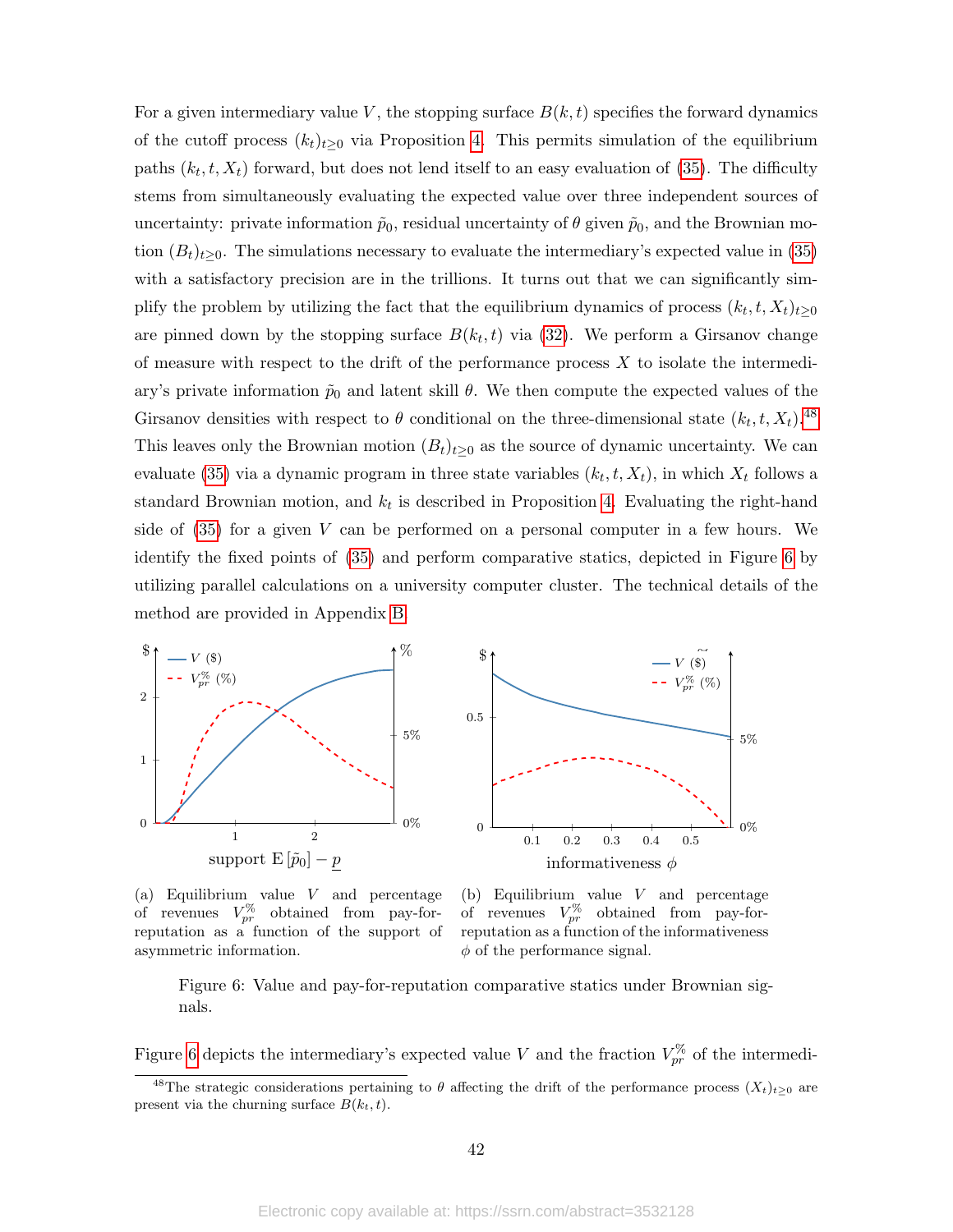For a given intermediary value $V$, the stopping surface $B(k,t)$ specifies the forward dynamics of the cutoff process $(k_t)_{t\geq 0}$ via Proposition 4. This permits simulation of the equilibrium paths $(k_t, t, X_t)$ forward, but does not lend itself to an easy evaluation of (35). The difficulty stems from simultaneously evaluating the expected value over three independent sources of uncertainty: private information $\tilde{p}_0$, residual uncertainty of $\theta$ given $\tilde{p}_0$, and the Brownian motion $(B_t)_{t\geq 0}$. The simulations necessary to evaluate the intermediary's expected value in (35) with a satisfactory precision are in the trillions. It turns out that we can significantly simplify the problem by utilizing the fact that the equilibrium dynamics of process $(k_t, t, X_t)_{t\geq 0}$ are pinned down by the stopping surface $B(k_t, t)$ via (32). We perform a Girsanov change of measure with respect to the drift of the performance process $X$ to isolate the intermediary's private information $\tilde{p}_0$ and latent skill $\theta$. We then compute the expected values of the Girsanov densities with respect to $\theta$ conditional on the three-dimensional state $(k_t, t, X_t)$.[48] This leaves only the Brownian motion $(B_t)_{t\geq 0}$ as the source of dynamic uncertainty. We can evaluate (35) via a dynamic program in three state variables $(k_t, t, X_t)$, in which $X_t$ follows a standard Brownian motion, and $k_t$ is described in Proposition 4. Evaluating the right-hand side of (35) for a given $V$ can be performed on a personal computer in a few hours. We identify the fixed points of (35) and perform comparative statics, depicted in Figure 6 by utilizing parallel calculations on a university computer cluster. The technical details of the method are provided in Appendix B.

(a) Equilibrium value $V$ and percentage of revenues $V_{pr}^{\%}$ obtained from pay-for-reputation as a function of the support of asymmetric information.

(b) Equilibrium value $V$ and percentage of revenues $V_{pr}^{\%}$ obtained from pay-for-reputation as a function of the informativeness $\phi$ of the performance signal.

Figure 6: Value and pay-for-reputation comparative statics under Brownian signals.

Figure 6 depicts the intermediary's expected value $V$ and the fraction $V_{pr}^{\%}$ of the intermedi-

[48] The strategic considerations pertaining to $\theta$ affecting the drift of the performance process $(X_t)_{t\geq 0}$ are present via the churning surface $B(k_t, t)$.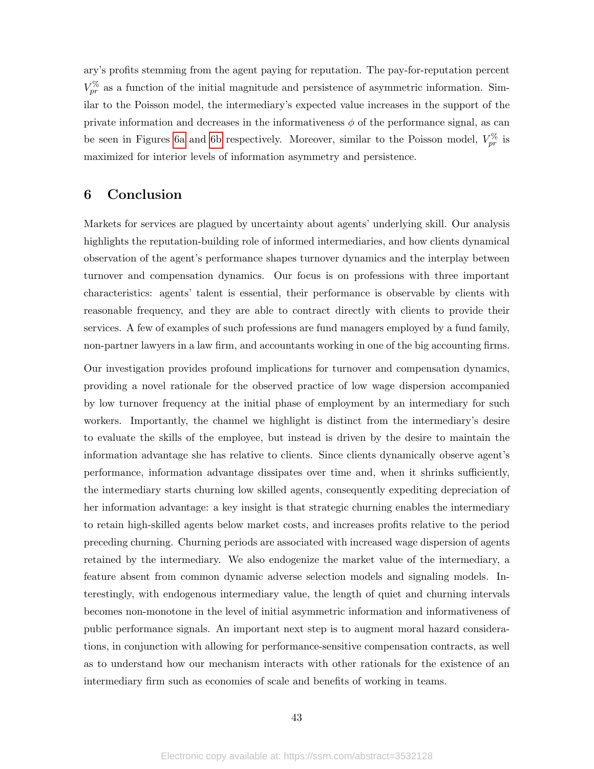ary's profits stemming from the agent paying for reputation. The pay-for-reputation percent $V_{pr}^{\%}$ as a function of the initial magnitude and persistence of asymmetric information. Similar to the Poisson model, the intermediary's expected value increases in the support of the private information and decreases in the informativeness $\phi$ of the performance signal, as can be seen in Figures 6a and 6b respectively. Moreover, similar to the Poisson model, $V_{pr}^{\%}$ is maximized for interior levels of information asymmetry and persistence.

## 6 Conclusion

Markets for services are plagued by uncertainty about agents' underlying skill. Our analysis highlights the reputation-building role of informed intermediaries, and how clients dynamical observation of the agent's performance shapes turnover dynamics and the interplay between turnover and compensation dynamics. Our focus is on professions with three important characteristics: agents' talent is essential, their performance is observable by clients with reasonable frequency, and they are able to contract directly with clients to provide their services. A few of examples of such professions are fund managers employed by a fund family, non-partner lawyers in a law firm, and accountants working in one of the big accounting firms.

Our investigation provides profound implications for turnover and compensation dynamics, providing a novel rationale for the observed practice of low wage dispersion accompanied by low turnover frequency at the initial phase of employment by an intermediary for such workers. Importantly, the channel we highlight is distinct from the intermediary's desire to evaluate the skills of the employee, but instead is driven by the desire to maintain the information advantage she has relative to clients. Since clients dynamically observe agent's performance, information advantage dissipates over time and, when it shrinks sufficiently, the intermediary starts churning low skilled agents, consequently expediting depreciation of her information advantage: a key insight is that strategic churning enables the intermediary to retain high-skilled agents below market costs, and increases profits relative to the period preceding churning. Churning periods are associated with increased wage dispersion of agents retained by the intermediary. We also endogenize the market value of the intermediary, a feature absent from common dynamic adverse selection models and signaling models. Interestingly, with endogenous intermediary value, the length of quiet and churning intervals becomes non-monotone in the level of initial asymmetric information and informativeness of public performance signals. An important next step is to augment moral hazard considerations, in conjunction with allowing for performance-sensitive compensation contracts, as well as to understand how our mechanism interacts with other rationals for the existence of an intermediary firm such as economies of scale and benefits of working in teams.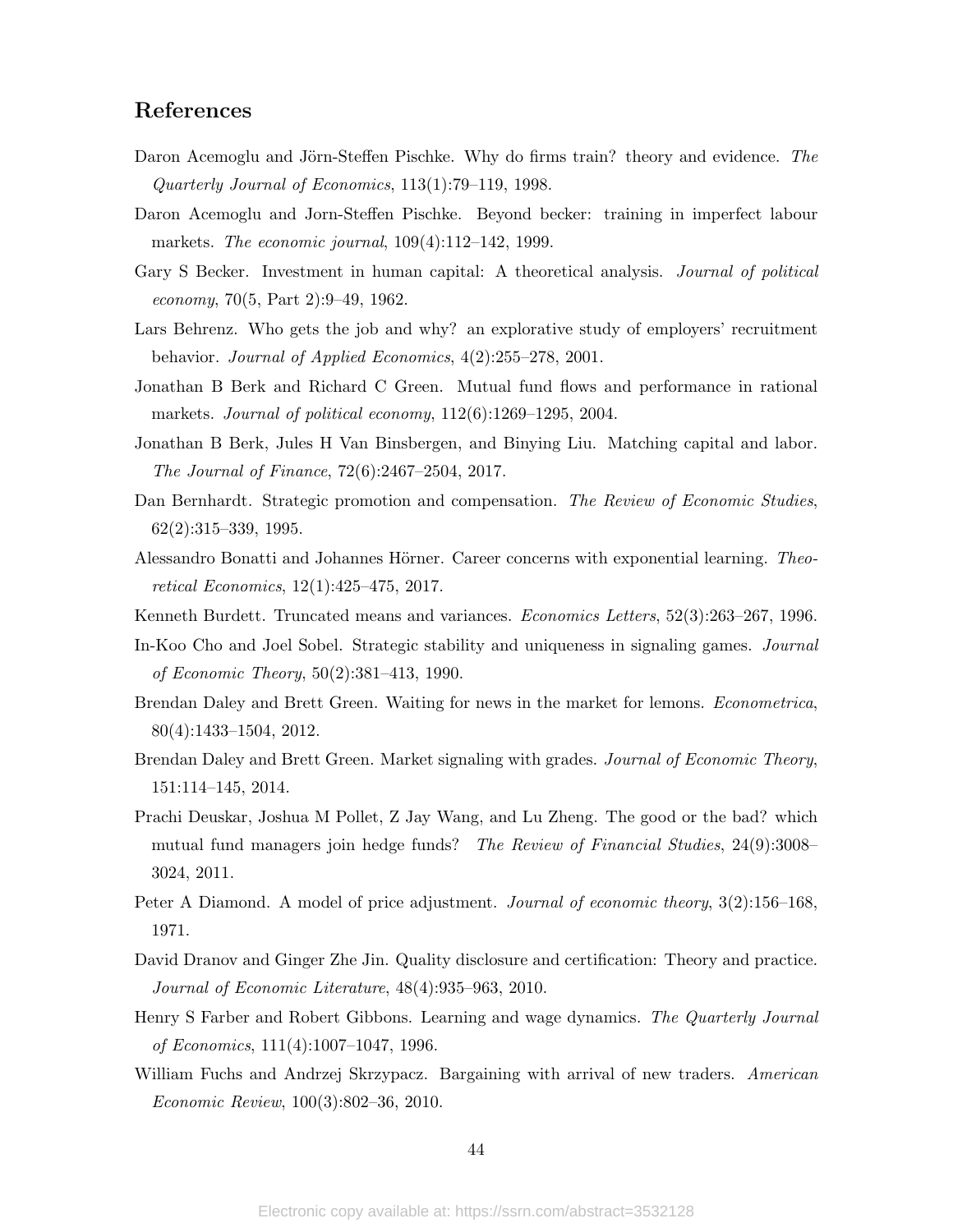## References

Daron Acemoglu and Jörn-Steffen Pischke. Why do firms train? theory and evidence. *The Quarterly Journal of Economics*, 113(1):79–119, 1998.

Daron Acemoglu and Jorn-Steffen Pischke. Beyond becker: training in imperfect labour markets. *The economic journal*, 109(4):112–142, 1999.

Gary S Becker. Investment in human capital: A theoretical analysis. *Journal of political economy*, 70(5, Part 2):9–49, 1962.

Lars Behrenz. Who gets the job and why? an explorative study of employers' recruitment behavior. *Journal of Applied Economics*, 4(2):255–278, 2001.

Jonathan B Berk and Richard C Green. Mutual fund flows and performance in rational markets. *Journal of political economy*, 112(6):1269–1295, 2004.

Jonathan B Berk, Jules H Van Binsbergen, and Binying Liu. Matching capital and labor. *The Journal of Finance*, 72(6):2467–2504, 2017.

Dan Bernhardt. Strategic promotion and compensation. *The Review of Economic Studies*, 62(2):315–339, 1995.

Alessandro Bonatti and Johannes Hörner. Career concerns with exponential learning. *Theoretical Economics*, 12(1):425–475, 2017.

Kenneth Burdett. Truncated means and variances. *Economics Letters*, 52(3):263–267, 1996.

In-Koo Cho and Joel Sobel. Strategic stability and uniqueness in signaling games. *Journal of Economic Theory*, 50(2):381–413, 1990.

Brendan Daley and Brett Green. Waiting for news in the market for lemons. *Econometrica*, 80(4):1433–1504, 2012.

Brendan Daley and Brett Green. Market signaling with grades. *Journal of Economic Theory*, 151:114–145, 2014.

Prachi Deuskar, Joshua M Pollet, Z Jay Wang, and Lu Zheng. The good or the bad? which mutual fund managers join hedge funds? *The Review of Financial Studies*, 24(9):3008–3024, 2011.

Peter A Diamond. A model of price adjustment. *Journal of economic theory*, 3(2):156–168, 1971.

David Dranov and Ginger Zhe Jin. Quality disclosure and certification: Theory and practice. *Journal of Economic Literature*, 48(4):935–963, 2010.

Henry S Farber and Robert Gibbons. Learning and wage dynamics. *The Quarterly Journal of Economics*, 111(4):1007–1047, 1996.

William Fuchs and Andrzej Skrzypacz. Bargaining with arrival of new traders. *American Economic Review*, 100(3):802–36, 2010.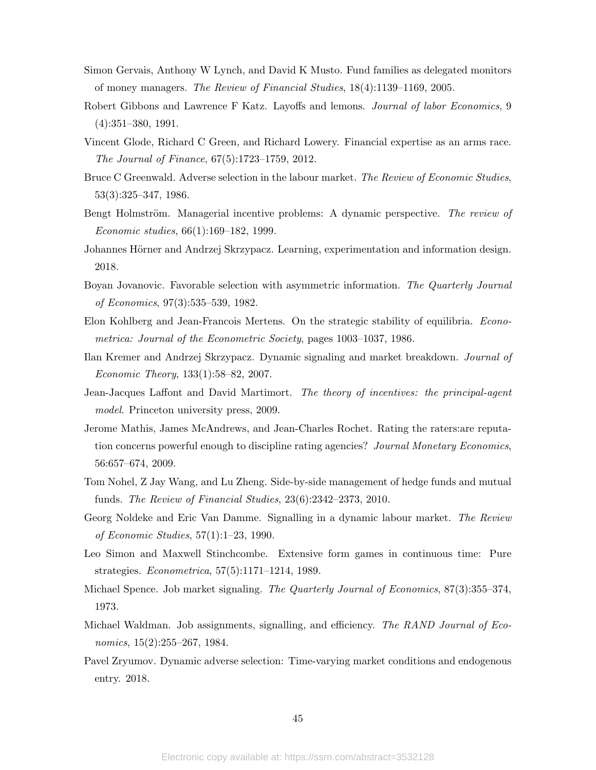Simon Gervais, Anthony W Lynch, and David K Musto. Fund families as delegated monitors of money managers. *The Review of Financial Studies*, 18(4):1139–1169, 2005.

Robert Gibbons and Lawrence F Katz. Layoffs and lemons. *Journal of labor Economics*, 9 (4):351–380, 1991.

Vincent Glode, Richard C Green, and Richard Lowery. Financial expertise as an arms race. *The Journal of Finance*, 67(5):1723–1759, 2012.

Bruce C Greenwald. Adverse selection in the labour market. *The Review of Economic Studies*, 53(3):325–347, 1986.

Bengt Holmström. Managerial incentive problems: A dynamic perspective. *The review of Economic studies*, 66(1):169–182, 1999.

Johannes Hörner and Andrzej Skrzypacz. Learning, experimentation and information design. 2018.

Boyan Jovanovic. Favorable selection with asymmetric information. *The Quarterly Journal of Economics*, 97(3):535–539, 1982.

Elon Kohlberg and Jean-Francois Mertens. On the strategic stability of equilibria. *Econometrica: Journal of the Econometric Society*, pages 1003–1037, 1986.

Ilan Kremer and Andrzej Skrzypacz. Dynamic signaling and market breakdown. *Journal of Economic Theory*, 133(1):58–82, 2007.

Jean-Jacques Laffont and David Martimort. *The theory of incentives: the principal-agent model*. Princeton university press, 2009.

Jerome Mathis, James McAndrews, and Jean-Charles Rochet. Rating the raters:are reputation concerns powerful enough to discipline rating agencies? *Journal Monetary Economics*, 56:657–674, 2009.

Tom Nohel, Z Jay Wang, and Lu Zheng. Side-by-side management of hedge funds and mutual funds. *The Review of Financial Studies*, 23(6):2342–2373, 2010.

Georg Noldeke and Eric Van Damme. Signalling in a dynamic labour market. *The Review of Economic Studies*, 57(1):1–23, 1990.

Leo Simon and Maxwell Stinchcombe. Extensive form games in continuous time: Pure strategies. *Econometrica*, 57(5):1171–1214, 1989.

Michael Spence. Job market signaling. *The Quarterly Journal of Economics*, 87(3):355–374, 1973.

Michael Waldman. Job assignments, signalling, and efficiency. *The RAND Journal of Economics*, 15(2):255–267, 1984.

Pavel Zryumov. Dynamic adverse selection: Time-varying market conditions and endogenous entry. 2018.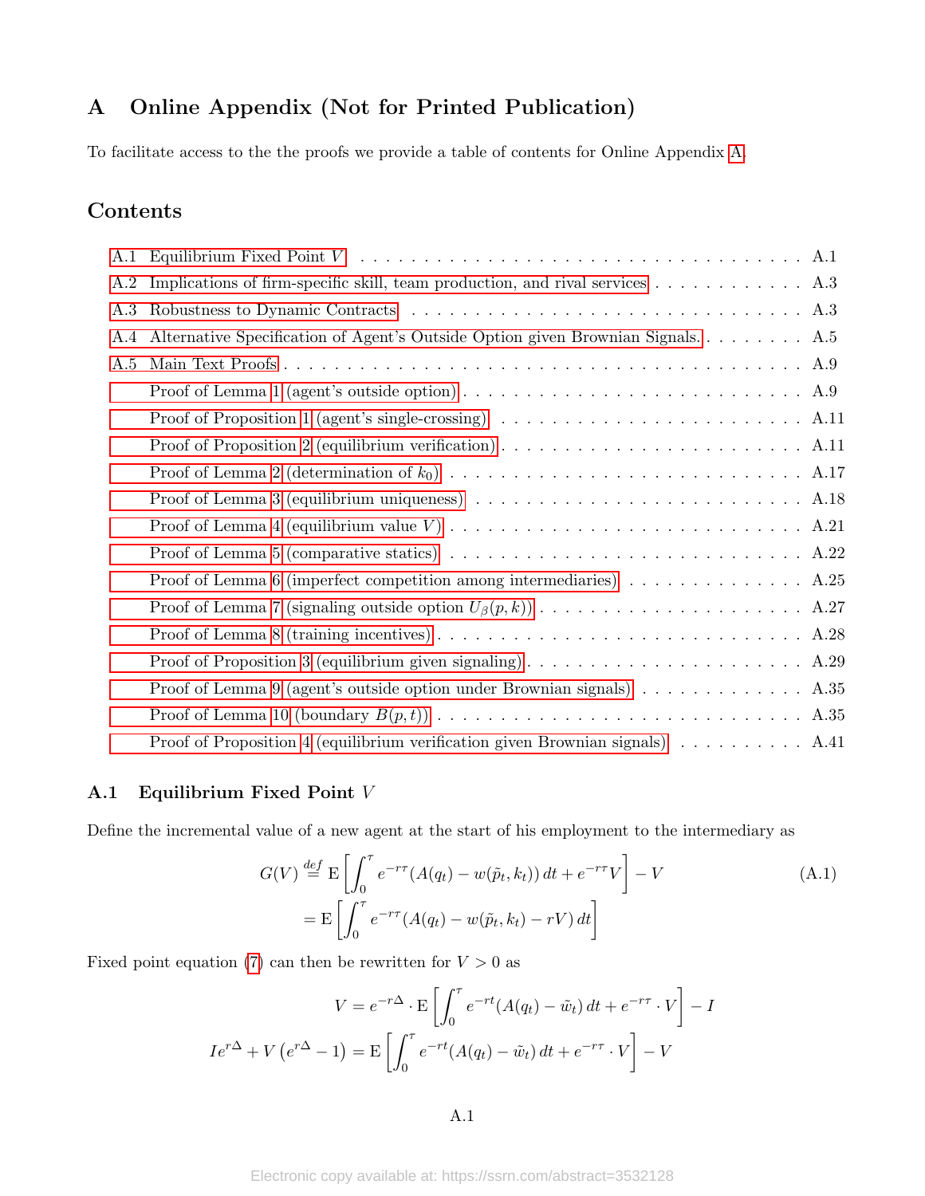# A Online Appendix (Not for Printed Publication)

To facilitate access to the the proofs we provide a table of contents for Online Appendix A.

## Contents

- A.1 Equilibrium Fixed Point $V$ . . . . . A.1
- A.2 Implications of firm-specific skill, team production, and rival services . . . . . A.3
- A.3 Robustness to Dynamic Contracts . . . . . A.3
- A.4 Alternative Specification of Agent's Outside Option given Brownian Signals. . . . . A.5
- A.5 Main Text Proofs . . . . . A.9
  - Proof of Lemma 1 (agent's outside option) . . . . . A.9
  - Proof of Proposition 1 (agent's single-crossing) . . . . . A.11
  - Proof of Proposition 2 (equilibrium verification) . . . . . A.11
  - Proof of Lemma 2 (determination of $k_0$) . . . . . A.17
  - Proof of Lemma 3 (equilibrium uniqueness) . . . . . A.18
  - Proof of Lemma 4 (equilibrium value $V$) . . . . . A.21
  - Proof of Lemma 5 (comparative statics) . . . . . A.22
  - Proof of Lemma 6 (imperfect competition among intermediaries) . . . . . A.25
  - Proof of Lemma 7 (signaling outside option $U_\beta(p, k)$) . . . . . A.27
  - Proof of Lemma 8 (training incentives) . . . . . A.28
  - Proof of Proposition 3 (equilibrium given signaling) . . . . . A.29
  - Proof of Lemma 9 (agent's outside option under Brownian signals) . . . . . A.35
  - Proof of Lemma 10 (boundary $B(p, t)$) . . . . . A.35
  - Proof of Proposition 4 (equilibrium verification given Brownian signals) . . . . . A.41

### A.1 Equilibrium Fixed Point $V$

Define the incremental value of a new agent at the start of his employment to the intermediary as

$$G(V) \overset{def}{=} \mathrm{E}\left[\int_0^\tau e^{-r\tau}(A(q_t) - w(\tilde{p}_t, k_t))\,dt + e^{-r\tau}V\right] - V \tag{A.1}$$
$$= \mathrm{E}\left[\int_0^\tau e^{-r\tau}(A(q_t) - w(\tilde{p}_t, k_t) - rV)\,dt\right]$$

Fixed point equation (7) can then be rewritten for $V > 0$ as

$$V = e^{-r\Delta} \cdot \mathrm{E}\left[\int_0^\tau e^{-rt}(A(q_t) - \tilde{w}_t)\,dt + e^{-r\tau} \cdot V\right] - I$$
$$Ie^{r\Delta} + V\left(e^{r\Delta} - 1\right) = \mathrm{E}\left[\int_0^\tau e^{-rt}(A(q_t) - \tilde{w}_t)\,dt + e^{-r\tau} \cdot V\right] - V$$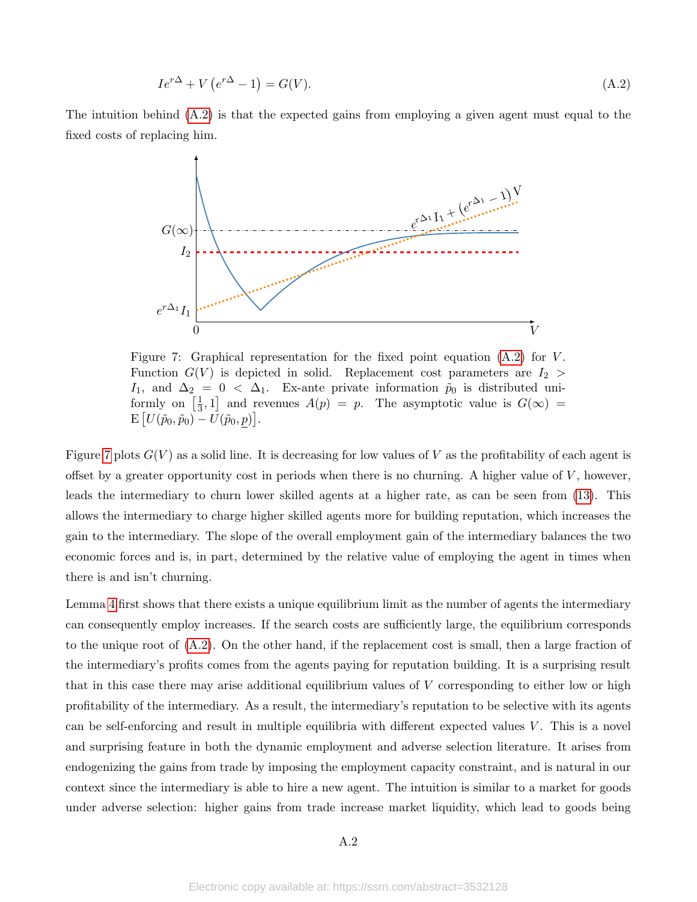$$Ie^{r\Delta} + V\left(e^{r\Delta} - 1\right) = G(V). \tag{A.2}$$

The intuition behind (A.2) is that the expected gains from employing a given agent must equal to the fixed costs of replacing him.

Figure 7: Graphical representation for the fixed point equation (A.2) for $V$. Function $G(V)$ is depicted in solid. Replacement cost parameters are $I_2 > I_1$, and $\Delta_2 = 0 < \Delta_1$. Ex-ante private information $\tilde{p}_0$ is distributed uniformly on $\left[\frac{1}{3}, 1\right]$ and revenues $A(p) = p$. The asymptotic value is $G(\infty) = \mathrm{E}\left[U(\tilde{p}_0, \tilde{p}_0) - U(\tilde{p}_0, \underline{p})\right]$.

Figure 7 plots $G(V)$ as a solid line. It is decreasing for low values of $V$ as the profitability of each agent is offset by a greater opportunity cost in periods when there is no churning. A higher value of $V$, however, leads the intermediary to churn lower skilled agents at a higher rate, as can be seen from (13). This allows the intermediary to charge higher skilled agents more for building reputation, which increases the gain to the intermediary. The slope of the overall employment gain of the intermediary balances the two economic forces and is, in part, determined by the relative value of employing the agent in times when there is and isn't churning.

Lemma 4 first shows that there exists a unique equilibrium limit as the number of agents the intermediary can consequently employ increases. If the search costs are sufficiently large, the equilibrium corresponds to the unique root of (A.2). On the other hand, if the replacement cost is small, then a large fraction of the intermediary's profits comes from the agents paying for reputation building. It is a surprising result that in this case there may arise additional equilibrium values of $V$ corresponding to either low or high profitability of the intermediary. As a result, the intermediary's reputation to be selective with its agents can be self-enforcing and result in multiple equilibria with different expected values $V$. This is a novel and surprising feature in both the dynamic employment and adverse selection literature. It arises from endogenizing the gains from trade by imposing the employment capacity constraint, and is natural in our context since the intermediary is able to hire a new agent. The intuition is similar to a market for goods under adverse selection: higher gains from trade increase market liquidity, which lead to goods being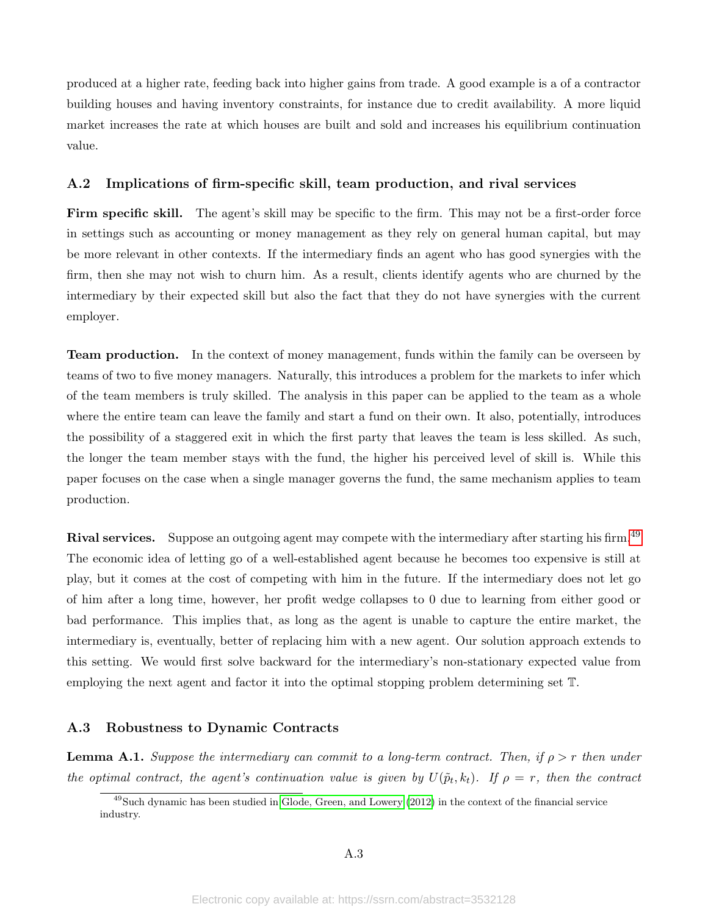produced at a higher rate, feeding back into higher gains from trade. A good example is a of a contractor building houses and having inventory constraints, for instance due to credit availability. A more liquid market increases the rate at which houses are built and sold and increases his equilibrium continuation value.

### A.2 Implications of firm-specific skill, team production, and rival services

**Firm specific skill.** The agent's skill may be specific to the firm. This may not be a first-order force in settings such as accounting or money management as they rely on general human capital, but may be more relevant in other contexts. If the intermediary finds an agent who has good synergies with the firm, then she may not wish to churn him. As a result, clients identify agents who are churned by the intermediary by their expected skill but also the fact that they do not have synergies with the current employer.

**Team production.** In the context of money management, funds within the family can be overseen by teams of two to five money managers. Naturally, this introduces a problem for the markets to infer which of the team members is truly skilled. The analysis in this paper can be applied to the team as a whole where the entire team can leave the family and start a fund on their own. It also, potentially, introduces the possibility of a staggered exit in which the first party that leaves the team is less skilled. As such, the longer the team member stays with the fund, the higher his perceived level of skill is. While this paper focuses on the case when a single manager governs the fund, the same mechanism applies to team production.

**Rival services.** Suppose an outgoing agent may compete with the intermediary after starting his firm.[49] The economic idea of letting go of a well-established agent because he becomes too expensive is still at play, but it comes at the cost of competing with him in the future. If the intermediary does not let go of him after a long time, however, her profit wedge collapses to 0 due to learning from either good or bad performance. This implies that, as long as the agent is unable to capture the entire market, the intermediary is, eventually, better of replacing him with a new agent. Our solution approach extends to this setting. We would first solve backward for the intermediary's non-stationary expected value from employing the next agent and factor it into the optimal stopping problem determining set $\mathbb{T}$.

### A.3 Robustness to Dynamic Contracts

**Lemma A.1.** *Suppose the intermediary can commit to a long-term contract. Then, if $\rho > r$ then under the optimal contract, the agent's continuation value is given by $U(\tilde{p}_t, k_t)$. If $\rho = r$, then the contract*

[49] Such dynamic has been studied in Glode, Green, and Lowery (2012) in the context of the financial service industry.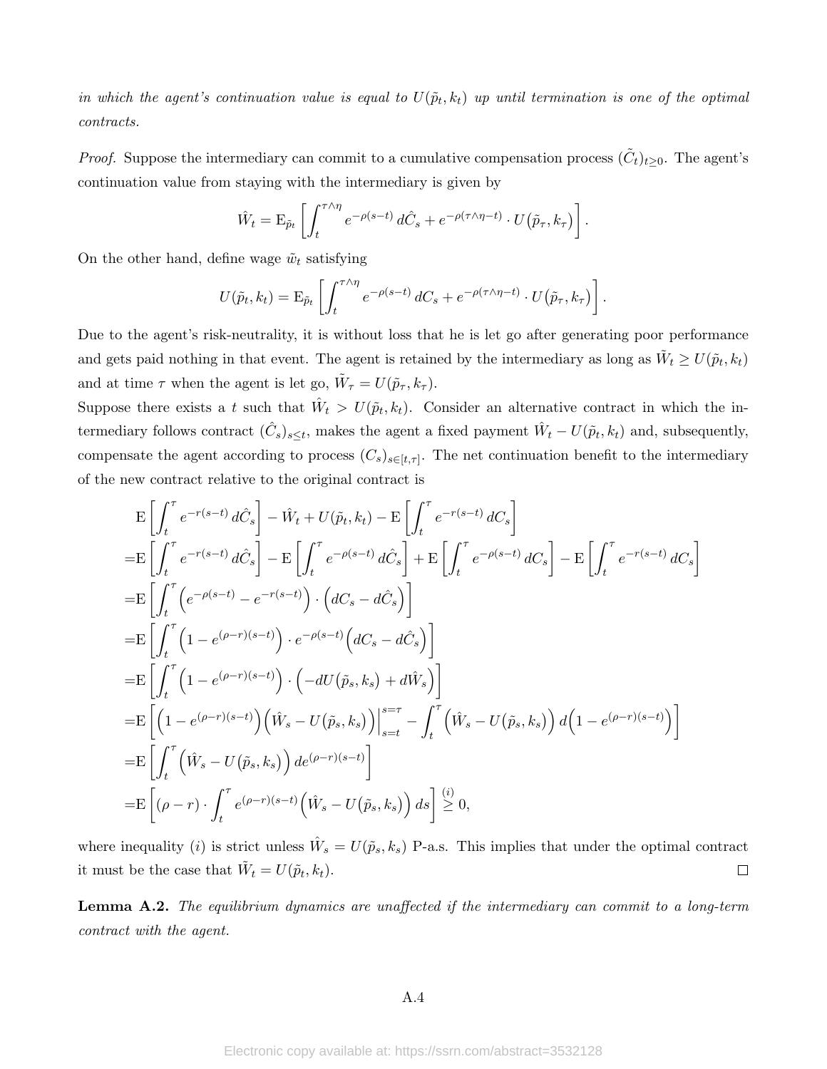*in which the agent's continuation value is equal to $U(\tilde{p}_t, k_t)$ up until termination is one of the optimal contracts.*

*Proof.* Suppose the intermediary can commit to a cumulative compensation process $(\tilde{C}_t)_{t\geq 0}$. The agent's continuation value from staying with the intermediary is given by

$$\hat{W}_t = \mathrm{E}_{\tilde{p}_t}\left[\int_t^{\tau\wedge\eta} e^{-\rho(s-t)}\, d\hat{C}_s + e^{-\rho(\tau\wedge\eta - t)} \cdot U\big(\tilde{p}_\tau, k_\tau\big)\right].$$

On the other hand, define wage $\tilde{w}_t$ satisfying

$$U(\tilde{p}_t, k_t) = \mathrm{E}_{\tilde{p}_t}\left[\int_t^{\tau\wedge\eta} e^{-\rho(s-t)}\, dC_s + e^{-\rho(\tau\wedge\eta - t)} \cdot U\big(\tilde{p}_\tau, k_\tau\big)\right].$$

Due to the agent's risk-neutrality, it is without loss that he is let go after generating poor performance and gets paid nothing in that event. The agent is retained by the intermediary as long as $\tilde{W}_t \geq U(\tilde{p}_t, k_t)$ and at time $\tau$ when the agent is let go, $\tilde{W}_\tau = U(\tilde{p}_\tau, k_\tau)$.

Suppose there exists a $t$ such that $\hat{W}_t > U(\tilde{p}_t, k_t)$. Consider an alternative contract in which the intermediary follows contract $(\hat{C}_s)_{s\leq t}$, makes the agent a fixed payment $\hat{W}_t - U(\tilde{p}_t, k_t)$ and, subsequently, compensate the agent according to process $(C_s)_{s\in[t,\tau]}$. The net continuation benefit to the intermediary of the new contract relative to the original contract is

$$\begin{aligned}
&\mathrm{E}\left[\int_t^{\tau} e^{-r(s-t)}\, d\hat{C}_s\right] - \hat{W}_t + U(\tilde{p}_t, k_t) - \mathrm{E}\left[\int_t^{\tau} e^{-r(s-t)}\, dC_s\right] \\
=&\mathrm{E}\left[\int_t^{\tau} e^{-r(s-t)}\, d\hat{C}_s\right] - \mathrm{E}\left[\int_t^{\tau} e^{-\rho(s-t)}\, d\hat{C}_s\right] + \mathrm{E}\left[\int_t^{\tau} e^{-\rho(s-t)}\, dC_s\right] - \mathrm{E}\left[\int_t^{\tau} e^{-r(s-t)}\, dC_s\right] \\
=&\mathrm{E}\left[\int_t^{\tau} \left(e^{-\rho(s-t)} - e^{-r(s-t)}\right) \cdot \left(dC_s - d\hat{C}_s\right)\right] \\
=&\mathrm{E}\left[\int_t^{\tau} \left(1 - e^{(\rho-r)(s-t)}\right) \cdot e^{-\rho(s-t)}\left(dC_s - d\hat{C}_s\right)\right] \\
=&\mathrm{E}\left[\int_t^{\tau} \left(1 - e^{(\rho-r)(s-t)}\right) \cdot \left(-dU\big(\tilde{p}_s, k_s\big) + d\hat{W}_s\right)\right] \\
=&\mathrm{E}\left[\left(1 - e^{(\rho-r)(s-t)}\right)\left(\hat{W}_s - U\big(\tilde{p}_s, k_s\big)\right)\Big|_{s=t}^{s=\tau} - \int_t^{\tau}\left(\hat{W}_s - U\big(\tilde{p}_s, k_s\big)\right) d\left(1 - e^{(\rho-r)(s-t)}\right)\right] \\
=&\mathrm{E}\left[\int_t^{\tau}\left(\hat{W}_s - U\big(\tilde{p}_s, k_s\big)\right) de^{(\rho-r)(s-t)}\right] \\
=&\mathrm{E}\left[(\rho - r)\cdot\int_t^{\tau} e^{(\rho-r)(s-t)}\left(\hat{W}_s - U\big(\tilde{p}_s, k_s\big)\right) ds\right] \overset{(i)}{\geq} 0,
\end{aligned}$$

where inequality $(i)$ is strict unless $\hat{W}_s = U(\tilde{p}_s, k_s)$ P-a.s. This implies that under the optimal contract it must be the case that $\tilde{W}_t = U(\tilde{p}_t, k_t)$. □

**Lemma A.2.** *The equilibrium dynamics are unaffected if the intermediary can commit to a long-term contract with the agent.*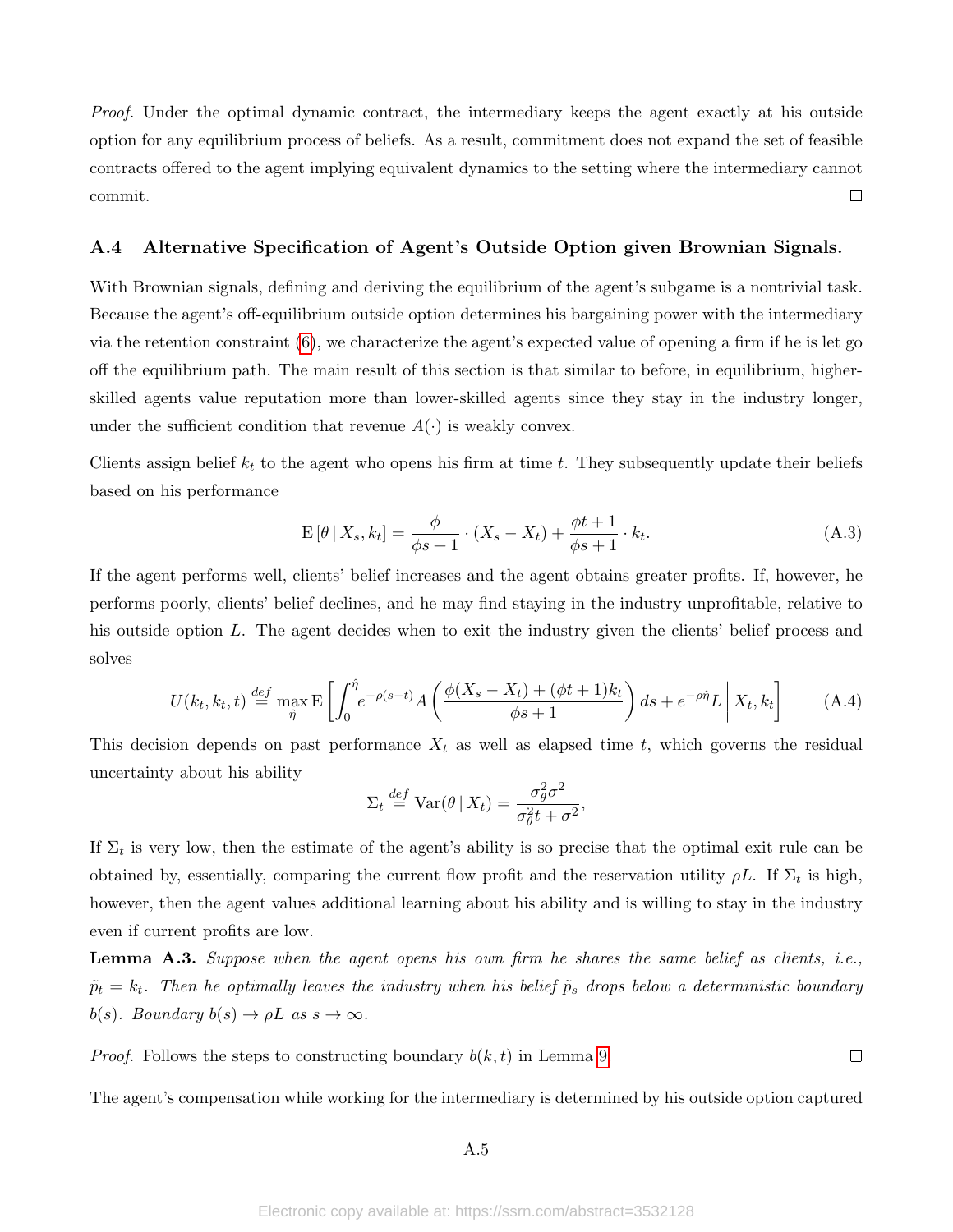*Proof.* Under the optimal dynamic contract, the intermediary keeps the agent exactly at his outside option for any equilibrium process of beliefs. As a result, commitment does not expand the set of feasible contracts offered to the agent implying equivalent dynamics to the setting where the intermediary cannot commit. □

### A.4 Alternative Specification of Agent's Outside Option given Brownian Signals.

With Brownian signals, defining and deriving the equilibrium of the agent's subgame is a nontrivial task. Because the agent's off-equilibrium outside option determines his bargaining power with the intermediary via the retention constraint (6), we characterize the agent's expected value of opening a firm if he is let go off the equilibrium path. The main result of this section is that similar to before, in equilibrium, higher-skilled agents value reputation more than lower-skilled agents since they stay in the industry longer, under the sufficient condition that revenue $A(\cdot)$ is weakly convex.

Clients assign belief $k_t$ to the agent who opens his firm at time $t$. They subsequently update their beliefs based on his performance

$$\mathrm{E}\left[\theta \mid X_s, k_t\right] = \frac{\phi}{\phi s + 1} \cdot (X_s - X_t) + \frac{\phi t + 1}{\phi s + 1} \cdot k_t. \tag{A.3}$$

If the agent performs well, clients' belief increases and the agent obtains greater profits. If, however, he performs poorly, clients' belief declines, and he may find staying in the industry unprofitable, relative to his outside option $L$. The agent decides when to exit the industry given the clients' belief process and solves

$$U(k_t, k_t, t) \stackrel{def}{=} \max_{\hat{\eta}} \mathrm{E}\left[\int_0^{\hat{\eta}} e^{-\rho(s-t)} A\left(\frac{\phi(X_s - X_t) + (\phi t + 1)k_t}{\phi s + 1}\right) ds + e^{-\rho\hat{\eta}} L \,\middle|\, X_t, k_t\right] \tag{A.4}$$

This decision depends on past performance $X_t$ as well as elapsed time $t$, which governs the residual uncertainty about his ability

$$\Sigma_t \stackrel{def}{=} \mathrm{Var}(\theta \mid X_t) = \frac{\sigma_\theta^2 \sigma^2}{\sigma_\theta^2 t + \sigma^2},$$

If $\Sigma_t$ is very low, then the estimate of the agent's ability is so precise that the optimal exit rule can be obtained by, essentially, comparing the current flow profit and the reservation utility $\rho L$. If $\Sigma_t$ is high, however, then the agent values additional learning about his ability and is willing to stay in the industry even if current profits are low.

**Lemma A.3.** *Suppose when the agent opens his own firm he shares the same belief as clients, i.e., $\tilde{p}_t = k_t$. Then he optimally leaves the industry when his belief $\tilde{p}_s$ drops below a deterministic boundary $b(s)$. Boundary $b(s) \to \rho L$ as $s \to \infty$.*

*Proof.* Follows the steps to constructing boundary $b(k, t)$ in Lemma 9. □

The agent's compensation while working for the intermediary is determined by his outside option captured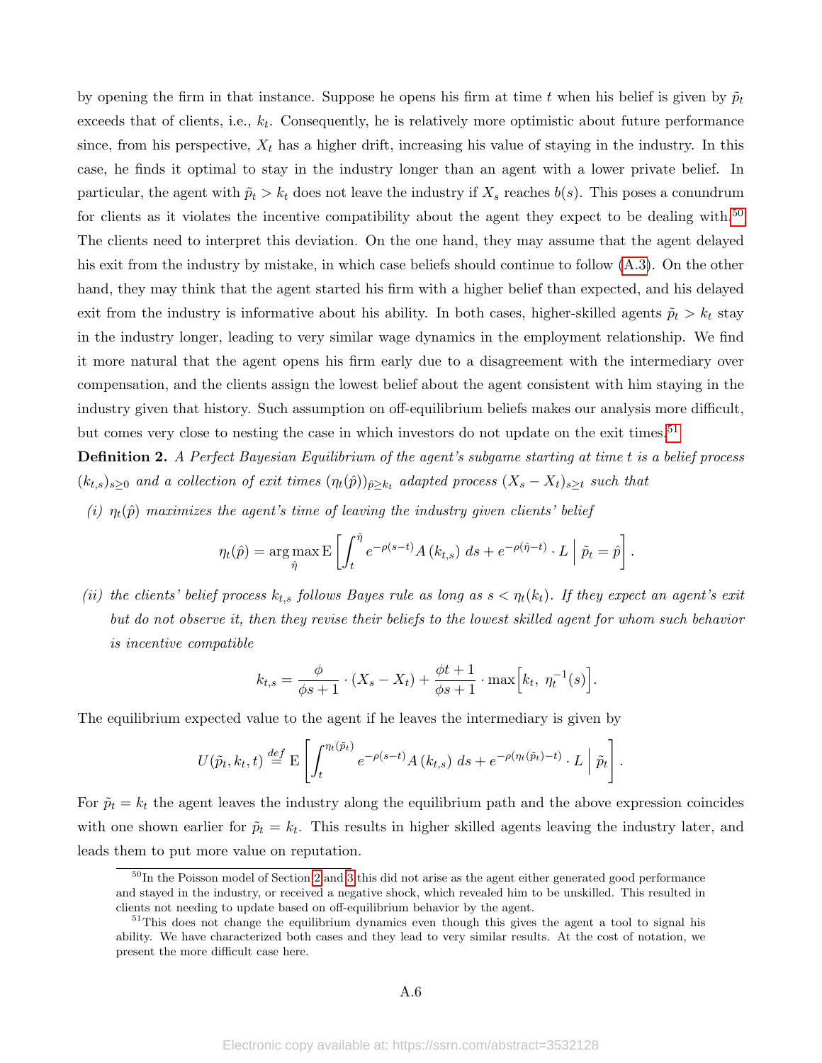by opening the firm in that instance. Suppose he opens his firm at time $t$ when his belief is given by $\tilde{p}_t$ exceeds that of clients, i.e., $k_t$. Consequently, he is relatively more optimistic about future performance since, from his perspective, $X_t$ has a higher drift, increasing his value of staying in the industry. In this case, he finds it optimal to stay in the industry longer than an agent with a lower private belief. In particular, the agent with $\tilde{p}_t > k_t$ does not leave the industry if $X_s$ reaches $b(s)$. This poses a conundrum for clients as it violates the incentive compatibility about the agent they expect to be dealing with.[50] The clients need to interpret this deviation. On the one hand, they may assume that the agent delayed his exit from the industry by mistake, in which case beliefs should continue to follow (A.3). On the other hand, they may think that the agent started his firm with a higher belief than expected, and his delayed exit from the industry is informative about his ability. In both cases, higher-skilled agents $\tilde{p}_t > k_t$ stay in the industry longer, leading to very similar wage dynamics in the employment relationship. We find it more natural that the agent opens his firm early due to a disagreement with the intermediary over compensation, and the clients assign the lowest belief about the agent consistent with him staying in the industry given that history. Such assumption on off-equilibrium beliefs makes our analysis more difficult, but comes very close to nesting the case in which investors do not update on the exit times.[51]

**Definition 2.** *A Perfect Bayesian Equilibrium of the agent's subgame starting at time $t$ is a belief process $(k_{t,s})_{s\geq 0}$ and a collection of exit times $(\eta_t(\hat{p}))_{\hat{p}\geq k_t}$ adapted process $(X_s - X_t)_{s\geq t}$ such that*

*(i) $\eta_t(\hat{p})$ maximizes the agent's time of leaving the industry given clients' belief*

$$\eta_t(\hat{p}) = \arg\max_{\hat{\eta}} \mathrm{E}\left[\int_t^{\hat{\eta}} e^{-\rho(s-t)} A\left(k_{t,s}\right)\, ds + e^{-\rho(\hat{\eta}-t)} \cdot L \;\Big|\; \tilde{p}_t = \hat{p}\right].$$

*(ii) the clients' belief process $k_{t,s}$ follows Bayes rule as long as $s < \eta_t(k_t)$. If they expect an agent's exit but do not observe it, then they revise their beliefs to the lowest skilled agent for whom such behavior is incentive compatible*

$$k_{t,s} = \frac{\phi}{\phi s + 1} \cdot (X_s - X_t) + \frac{\phi t + 1}{\phi s + 1} \cdot \max\Big[k_t,\ \eta_t^{-1}(s)\Big].$$

The equilibrium expected value to the agent if he leaves the intermediary is given by

$$U(\tilde{p}_t, k_t, t) \stackrel{def}{=} \mathrm{E}\left[\int_t^{\eta_t(\tilde{p}_t)} e^{-\rho(s-t)} A\left(k_{t,s}\right)\, ds + e^{-\rho(\eta_t(\tilde{p}_t)-t)} \cdot L \;\Big|\; \tilde{p}_t\right].$$

For $\tilde{p}_t = k_t$ the agent leaves the industry along the equilibrium path and the above expression coincides with one shown earlier for $\tilde{p}_t = k_t$. This results in higher skilled agents leaving the industry later, and leads them to put more value on reputation.

[50] In the Poisson model of Section 2 and 3 this did not arise as the agent either generated good performance and stayed in the industry, or received a negative shock, which revealed him to be unskilled. This resulted in clients not needing to update based on off-equilibrium behavior by the agent.

[51] This does not change the equilibrium dynamics even though this gives the agent a tool to signal his ability. We have characterized both cases and they lead to very similar results. At the cost of notation, we present the more difficult case here.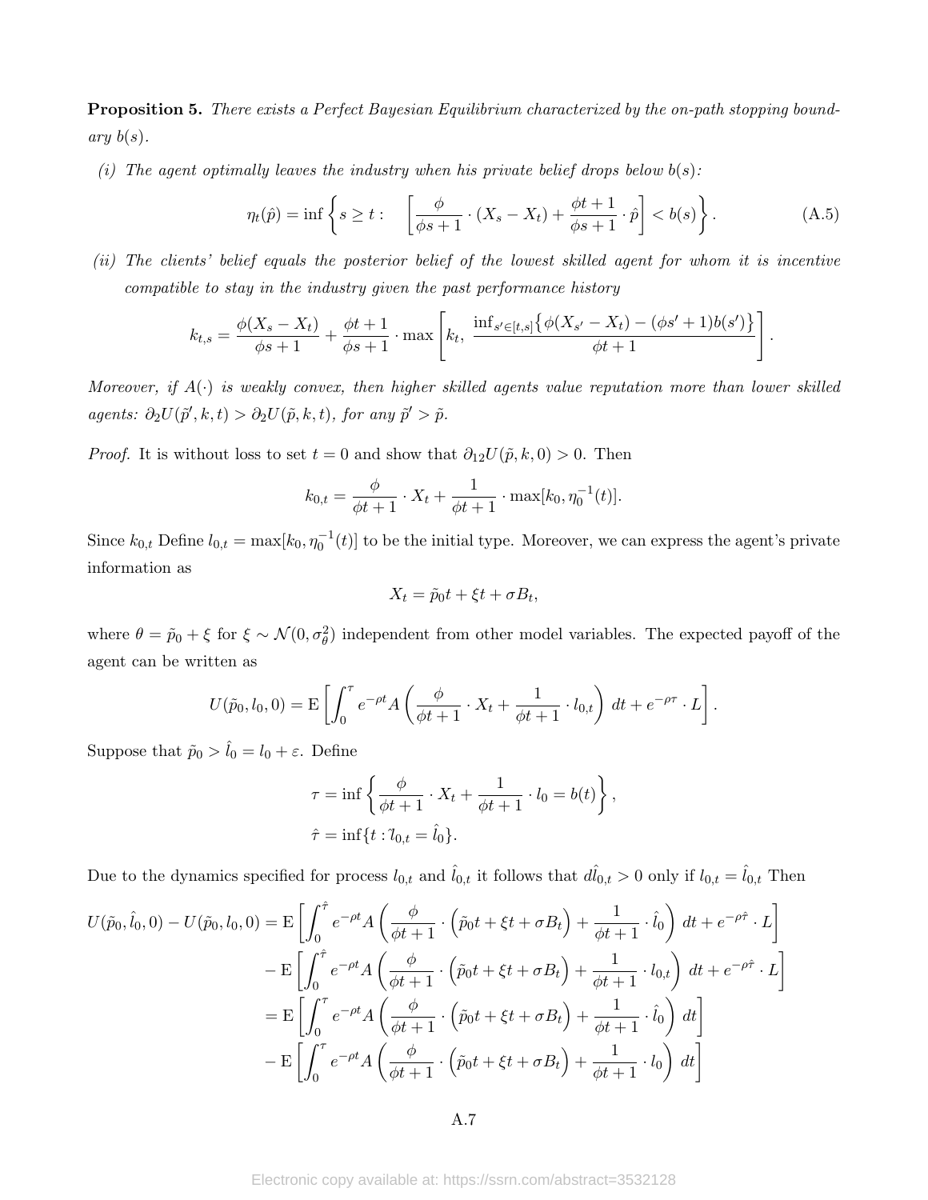**Proposition 5.** *There exists a Perfect Bayesian Equilibrium characterized by the on-path stopping boundary $b(s)$.*

*(i) The agent optimally leaves the industry when his private belief drops below $b(s)$:*

$$\eta_t(\hat{p}) = \inf\left\{ s \geq t : \quad \left[\frac{\phi}{\phi s + 1} \cdot (X_s - X_t) + \frac{\phi t + 1}{\phi s + 1} \cdot \hat{p}\right] < b(s) \right\}. \tag{A.5}$$

*(ii) The clients' belief equals the posterior belief of the lowest skilled agent for whom it is incentive compatible to stay in the industry given the past performance history*

$$k_{t,s} = \frac{\phi(X_s - X_t)}{\phi s + 1} + \frac{\phi t + 1}{\phi s + 1} \cdot \max\left[k_t,\ \frac{\inf_{s' \in [t,s]}\left\{\phi(X_{s'} - X_t) - (\phi s' + 1) b(s')\right\}}{\phi t + 1}\right].$$

*Moreover, if $A(\cdot)$ is weakly convex, then higher skilled agents value reputation more than lower skilled agents: $\partial_2 U(\tilde{p}', k, t) > \partial_2 U(\tilde{p}, k, t)$, for any $\tilde{p}' > \tilde{p}$.*

*Proof.* It is without loss to set $t = 0$ and show that $\partial_{12} U(\tilde{p}, k, 0) > 0$. Then

$$k_{0,t} = \frac{\phi}{\phi t + 1} \cdot X_t + \frac{1}{\phi t + 1} \cdot \max[k_0, \eta_0^{-1}(t)].$$

Since $k_{0,t}$ Define $l_{0,t} = \max[k_0, \eta_0^{-1}(t)]$ to be the initial type. Moreover, we can express the agent's private information as

$$X_t = \tilde{p}_0 t + \xi t + \sigma B_t,$$

where $\theta = \tilde{p}_0 + \xi$ for $\xi \sim \mathcal{N}(0, \sigma_\theta^2)$ independent from other model variables. The expected payoff of the agent can be written as

$$U(\tilde{p}_0, l_0, 0) = \mathrm{E}\left[\int_0^\tau e^{-\rho t} A\left(\frac{\phi}{\phi t + 1} \cdot X_t + \frac{1}{\phi t + 1} \cdot l_{0,t}\right) dt + e^{-\rho \tau} \cdot L\right].$$

Suppose that $\tilde{p}_0 > \hat{l}_0 = l_0 + \varepsilon$. Define

$$\tau = \inf\left\{\frac{\phi}{\phi t + 1} \cdot X_t + \frac{1}{\phi t + 1} \cdot l_0 = b(t)\right\},$$
$$\hat{\tau} = \inf\{t : l_{0,t} = \hat{l}_0\}.$$

Due to the dynamics specified for process $l_{0,t}$ and $\hat{l}_{0,t}$ it follows that $d\hat{l}_{0,t} > 0$ only if $l_{0,t} = \hat{l}_{0,t}$ Then

$$\begin{aligned}
U(\tilde{p}_0, \hat{l}_0, 0) - U(\tilde{p}_0, l_0, 0) &= \mathrm{E}\left[\int_0^{\hat{\tau}} e^{-\rho t} A\left(\frac{\phi}{\phi t + 1} \cdot \left(\tilde{p}_0 t + \xi t + \sigma B_t\right) + \frac{1}{\phi t + 1} \cdot \hat{l}_0\right) dt + e^{-\rho \hat{\tau}} \cdot L\right] \\
&\quad - \mathrm{E}\left[\int_0^{\hat{\tau}} e^{-\rho t} A\left(\frac{\phi}{\phi t + 1} \cdot \left(\tilde{p}_0 t + \xi t + \sigma B_t\right) + \frac{1}{\phi t + 1} \cdot l_{0,t}\right) dt + e^{-\rho \hat{\tau}} \cdot L\right] \\
&= \mathrm{E}\left[\int_0^{\tau} e^{-\rho t} A\left(\frac{\phi}{\phi t + 1} \cdot \left(\tilde{p}_0 t + \xi t + \sigma B_t\right) + \frac{1}{\phi t + 1} \cdot \hat{l}_0\right) dt\right] \\
&\quad - \mathrm{E}\left[\int_0^{\tau} e^{-\rho t} A\left(\frac{\phi}{\phi t + 1} \cdot \left(\tilde{p}_0 t + \xi t + \sigma B_t\right) + \frac{1}{\phi t + 1} \cdot l_0\right) dt\right]
\end{aligned}$$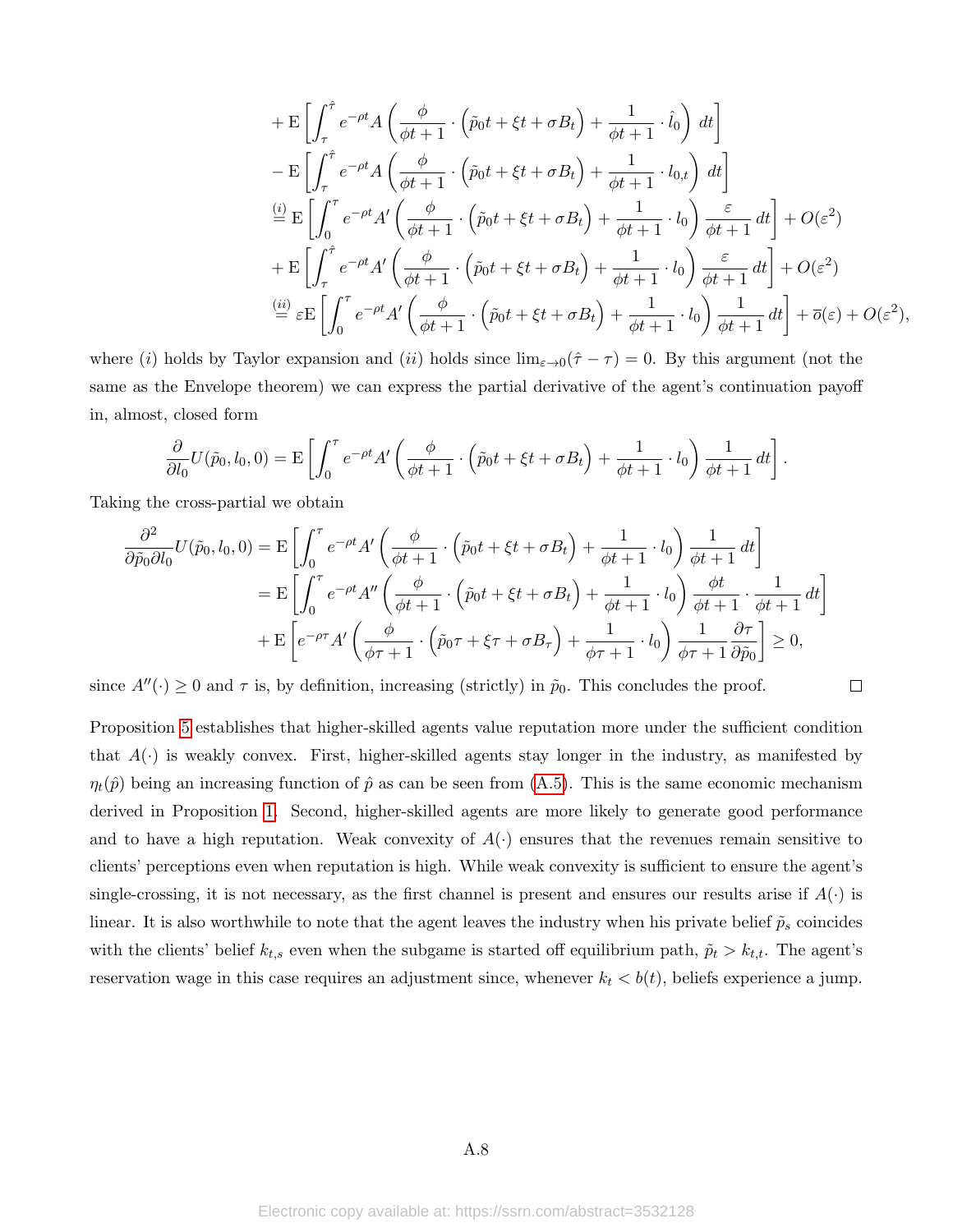$$
\begin{aligned}
&+ \mathrm{E}\left[\int_{\tau}^{\hat{\tau}} e^{-\rho t} A\left(\frac{\phi}{\phi t+1}\cdot\left(\tilde{p}_0 t+\xi t+\sigma B_t\right)+\frac{1}{\phi t+1}\cdot \hat{l}_0\right)\, dt\right] \\
&- \mathrm{E}\left[\int_{\tau}^{\hat{\tau}} e^{-\rho t} A\left(\frac{\phi}{\phi t+1}\cdot\left(\tilde{p}_0 t+\xi t+\sigma B_t\right)+\frac{1}{\phi t+1}\cdot l_{0,t}\right)\, dt\right] \\
&\overset{(i)}{=} \mathrm{E}\left[\int_{0}^{\tau} e^{-\rho t} A'\left(\frac{\phi}{\phi t+1}\cdot\left(\tilde{p}_0 t+\xi t+\sigma B_t\right)+\frac{1}{\phi t+1}\cdot l_0\right)\frac{\varepsilon}{\phi t+1}\, dt\right] + O(\varepsilon^2) \\
&+ \mathrm{E}\left[\int_{\tau}^{\hat{\tau}} e^{-\rho t} A'\left(\frac{\phi}{\phi t+1}\cdot\left(\tilde{p}_0 t+\xi t+\sigma B_t\right)+\frac{1}{\phi t+1}\cdot l_0\right)\frac{\varepsilon}{\phi t+1}\, dt\right] + O(\varepsilon^2) \\
&\overset{(ii)}{=} \varepsilon \mathrm{E}\left[\int_{0}^{\tau} e^{-\rho t} A'\left(\frac{\phi}{\phi t+1}\cdot\left(\tilde{p}_0 t+\xi t+\sigma B_t\right)+\frac{1}{\phi t+1}\cdot l_0\right)\frac{1}{\phi t+1}\, dt\right] + \overline{o}(\varepsilon) + O(\varepsilon^2),
\end{aligned}
$$

where $(i)$ holds by Taylor expansion and $(ii)$ holds since $\lim_{\varepsilon\to 0}(\hat{\tau}-\tau)=0$. By this argument (not the same as the Envelope theorem) we can express the partial derivative of the agent's continuation payoff in, almost, closed form

$$
\frac{\partial}{\partial l_0}U(\tilde{p}_0, l_0, 0) = \mathrm{E}\left[\int_{0}^{\tau} e^{-\rho t} A'\left(\frac{\phi}{\phi t+1}\cdot\left(\tilde{p}_0 t+\xi t+\sigma B_t\right)+\frac{1}{\phi t+1}\cdot l_0\right)\frac{1}{\phi t+1}\, dt\right].
$$

Taking the cross-partial we obtain

$$
\begin{aligned}
\frac{\partial^2}{\partial \tilde{p}_0 \partial l_0}U(\tilde{p}_0, l_0, 0) &= \mathrm{E}\left[\int_{0}^{\tau} e^{-\rho t} A'\left(\frac{\phi}{\phi t+1}\cdot\left(\tilde{p}_0 t+\xi t+\sigma B_t\right)+\frac{1}{\phi t+1}\cdot l_0\right)\frac{1}{\phi t+1}\, dt\right] \\
&= \mathrm{E}\left[\int_{0}^{\tau} e^{-\rho t} A''\left(\frac{\phi}{\phi t+1}\cdot\left(\tilde{p}_0 t+\xi t+\sigma B_t\right)+\frac{1}{\phi t+1}\cdot l_0\right)\frac{\phi t}{\phi t+1}\cdot\frac{1}{\phi t+1}\, dt\right] \\
&+ \mathrm{E}\left[e^{-\rho\tau} A'\left(\frac{\phi}{\phi\tau+1}\cdot\left(\tilde{p}_0 \tau+\xi \tau+\sigma B_\tau\right)+\frac{1}{\phi\tau+1}\cdot l_0\right)\frac{1}{\phi\tau+1}\frac{\partial\tau}{\partial\tilde{p}_0}\right] \geq 0,
\end{aligned}
$$

since $A''(\cdot)\geq 0$ and $\tau$ is, by definition, increasing (strictly) in $\tilde{p}_0$. This concludes the proof. □

Proposition 5 establishes that higher-skilled agents value reputation more under the sufficient condition that $A(\cdot)$ is weakly convex. First, higher-skilled agents stay longer in the industry, as manifested by $\eta_t(\hat{p})$ being an increasing function of $\hat{p}$ as can be seen from (A.5). This is the same economic mechanism derived in Proposition 1. Second, higher-skilled agents are more likely to generate good performance and to have a high reputation. Weak convexity of $A(\cdot)$ ensures that the revenues remain sensitive to clients' perceptions even when reputation is high. While weak convexity is sufficient to ensure the agent's single-crossing, it is not necessary, as the first channel is present and ensures our results arise if $A(\cdot)$ is linear. It is also worthwhile to note that the agent leaves the industry when his private belief $\tilde{p}_s$ coincides with the clients' belief $k_{t,s}$ even when the subgame is started off equilibrium path, $\tilde{p}_t > k_{t,t}$. The agent's reservation wage in this case requires an adjustment since, whenever $k_t < b(t)$, beliefs experience a jump.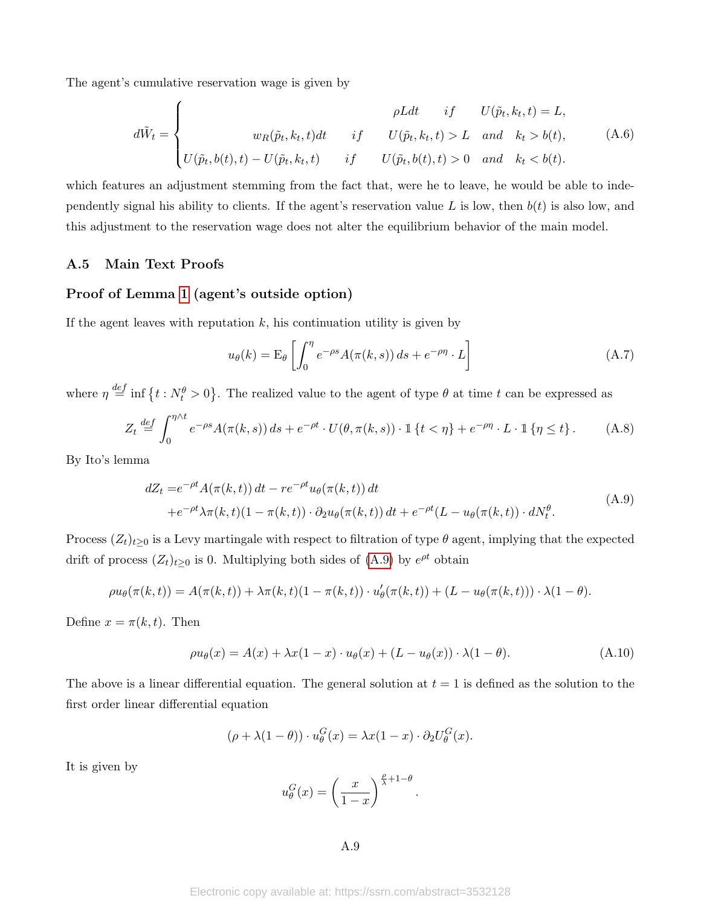The agent's cumulative reservation wage is given by

$$
d\tilde{W}_t = \begin{cases} \rho L dt & if \quad U(\tilde{p}_t, k_t, t) = L, \\ w_R(\tilde{p}_t, k_t, t) dt & if \quad U(\tilde{p}_t, k_t, t) > L \quad and \quad k_t > b(t), \\ U(\tilde{p}_t, b(t), t) - U(\tilde{p}_t, k_t, t) & if \quad U(\tilde{p}_t, b(t), t) > 0 \quad and \quad k_t < b(t). \end{cases} \tag{A.6}
$$

which features an adjustment stemming from the fact that, were he to leave, he would be able to independently signal his ability to clients. If the agent's reservation value $L$ is low, then $b(t)$ is also low, and this adjustment to the reservation wage does not alter the equilibrium behavior of the main model.

### A.5 Main Text Proofs

#### Proof of Lemma 1 (agent's outside option)

If the agent leaves with reputation $k$, his continuation utility is given by

$$
u_\theta(k) = \mathrm{E}_\theta \left[ \int_0^\eta e^{-\rho s} A(\pi(k, s))\, ds + e^{-\rho \eta} \cdot L \right] \tag{A.7}
$$

where $\eta \overset{def}{=} \inf \{ t : N_t^\theta > 0 \}$. The realized value to the agent of type $\theta$ at time $t$ can be expressed as

$$
Z_t \overset{def}{=} \int_0^{\eta \wedge t} e^{-\rho s} A(\pi(k, s))\, ds + e^{-\rho t} \cdot U(\theta, \pi(k, s)) \cdot \mathbb{1}\{t < \eta\} + e^{-\rho \eta} \cdot L \cdot \mathbb{1}\{\eta \leq t\}. \tag{A.8}
$$

By Ito's lemma

$$
\begin{aligned} dZ_t =& e^{-\rho t} A(\pi(k, t))\, dt - r e^{-\rho t} u_\theta(\pi(k, t))\, dt \\ & + e^{-\rho t} \lambda \pi(k, t)(1 - \pi(k, t)) \cdot \partial_2 u_\theta(\pi(k, t))\, dt + e^{-\rho t}(L - u_\theta(\pi(k, t)) \cdot dN_t^\theta. \end{aligned} \tag{A.9}
$$

Process $(Z_t)_{t \geq 0}$ is a Levy martingale with respect to filtration of type $\theta$ agent, implying that the expected drift of process $(Z_t)_{t \geq 0}$ is 0. Multiplying both sides of (A.9) by $e^{\rho t}$ obtain

$$
\rho u_\theta(\pi(k, t)) = A(\pi(k, t)) + \lambda \pi(k, t)(1 - \pi(k, t)) \cdot u'_\theta(\pi(k, t)) + (L - u_\theta(\pi(k, t))) \cdot \lambda(1 - \theta).
$$

Define $x = \pi(k, t)$. Then

$$
\rho u_\theta(x) = A(x) + \lambda x(1 - x) \cdot u_\theta(x) + (L - u_\theta(x)) \cdot \lambda(1 - \theta). \tag{A.10}
$$

The above is a linear differential equation. The general solution at $t = 1$ is defined as the solution to the first order linear differential equation

$$
(\rho + \lambda(1 - \theta)) \cdot u_\theta^G(x) = \lambda x(1 - x) \cdot \partial_2 U_\theta^G(x).
$$

It is given by

$$
u_\theta^G(x) = \left( \frac{x}{1 - x} \right)^{\frac{\rho}{\lambda} + 1 - \theta}.
$$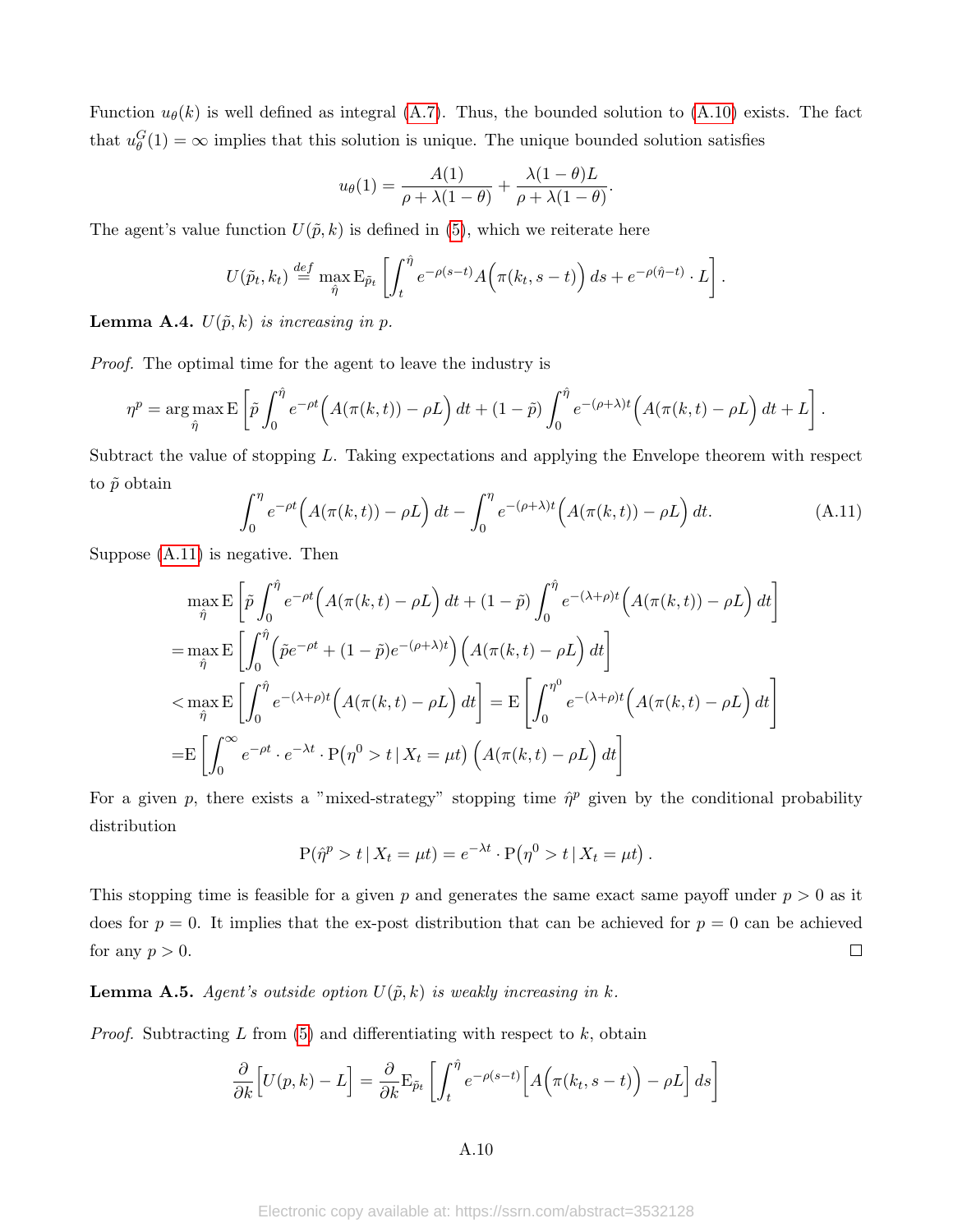Function $u_\theta(k)$ is well defined as integral (A.7). Thus, the bounded solution to (A.10) exists. The fact that $u^G_\theta(1) = \infty$ implies that this solution is unique. The unique bounded solution satisfies

$$u_\theta(1) = \frac{A(1)}{\rho + \lambda(1-\theta)} + \frac{\lambda(1-\theta)L}{\rho + \lambda(1-\theta)}.$$

The agent's value function $U(\tilde{p}, k)$ is defined in (5), which we reiterate here

$$U(\tilde{p}_t, k_t) \stackrel{def}{=} \max_{\hat{\eta}} \mathrm{E}_{\tilde{p}_t}\left[\int_t^{\hat{\eta}} e^{-\rho(s-t)} A\Big(\pi(k_t, s-t)\Big)\, ds + e^{-\rho(\hat{\eta}-t)} \cdot L\right].$$

**Lemma A.4.** *$U(\tilde{p}, k)$ is increasing in $p$.*

*Proof.* The optimal time for the agent to leave the industry is

$$\eta^p = \arg\max_{\hat{\eta}} \mathrm{E}\left[\tilde{p}\int_0^{\hat{\eta}} e^{-\rho t}\Big(A(\pi(k,t)) - \rho L\Big)\, dt + (1-\tilde{p})\int_0^{\hat{\eta}} e^{-(\rho+\lambda)t}\Big(A(\pi(k,t) - \rho L\Big)\, dt + L\right].$$

Subtract the value of stopping $L$. Taking expectations and applying the Envelope theorem with respect to $\tilde{p}$ obtain

$$\int_0^{\eta} e^{-\rho t}\Big(A(\pi(k,t)) - \rho L\Big)\, dt - \int_0^{\eta} e^{-(\rho+\lambda)t}\Big(A(\pi(k,t)) - \rho L\Big)\, dt. \tag{A.11}$$

Suppose (A.11) is negative. Then

$$\begin{aligned}
&\max_{\hat{\eta}} \mathrm{E}\left[\tilde{p}\int_0^{\hat{\eta}} e^{-\rho t}\Big(A(\pi(k,t) - \rho L\Big)\, dt + (1-\tilde{p})\int_0^{\hat{\eta}} e^{-(\lambda+\rho)t}\Big(A(\pi(k,t)) - \rho L\Big)\, dt\right] \\
=& \max_{\hat{\eta}} \mathrm{E}\left[\int_0^{\hat{\eta}} \Big(\tilde{p}e^{-\rho t} + (1-\tilde{p})e^{-(\rho+\lambda)t}\Big)\Big(A(\pi(k,t) - \rho L\Big)\, dt\right] \\
<& \max_{\hat{\eta}} \mathrm{E}\left[\int_0^{\hat{\eta}} e^{-(\lambda+\rho)t}\Big(A(\pi(k,t) - \rho L\Big)\, dt\right] = \mathrm{E}\left[\int_0^{\eta^0} e^{-(\lambda+\rho)t}\Big(A(\pi(k,t) - \rho L\Big)\, dt\right] \\
=& \mathrm{E}\left[\int_0^{\infty} e^{-\rho t} \cdot e^{-\lambda t} \cdot \mathrm{P}\big(\eta^0 > t \,|\, X_t = \mu t\big)\, \Big(A(\pi(k,t) - \rho L\Big)\, dt\right]
\end{aligned}$$

For a given $p$, there exists a "mixed-strategy" stopping time $\hat{\eta}^p$ given by the conditional probability distribution

$$\mathrm{P}(\hat{\eta}^p > t \,|\, X_t = \mu t) = e^{-\lambda t} \cdot \mathrm{P}\big(\eta^0 > t \,|\, X_t = \mu t\big)\,.$$

This stopping time is feasible for a given $p$ and generates the same exact same payoff under $p > 0$ as it does for $p = 0$. It implies that the ex-post distribution that can be achieved for $p = 0$ can be achieved for any $p > 0$. □

**Lemma A.5.** *Agent's outside option $U(\tilde{p}, k)$ is weakly increasing in $k$.*

*Proof.* Subtracting $L$ from (5) and differentiating with respect to $k$, obtain

$$\frac{\partial}{\partial k}\Big[U(p,k) - L\Big] = \frac{\partial}{\partial k}\mathrm{E}_{\tilde{p}_t}\left[\int_t^{\hat{\eta}} e^{-\rho(s-t)}\Big[A\Big(\pi(k_t, s-t)\Big) - \rho L\Big]\, ds\right]$$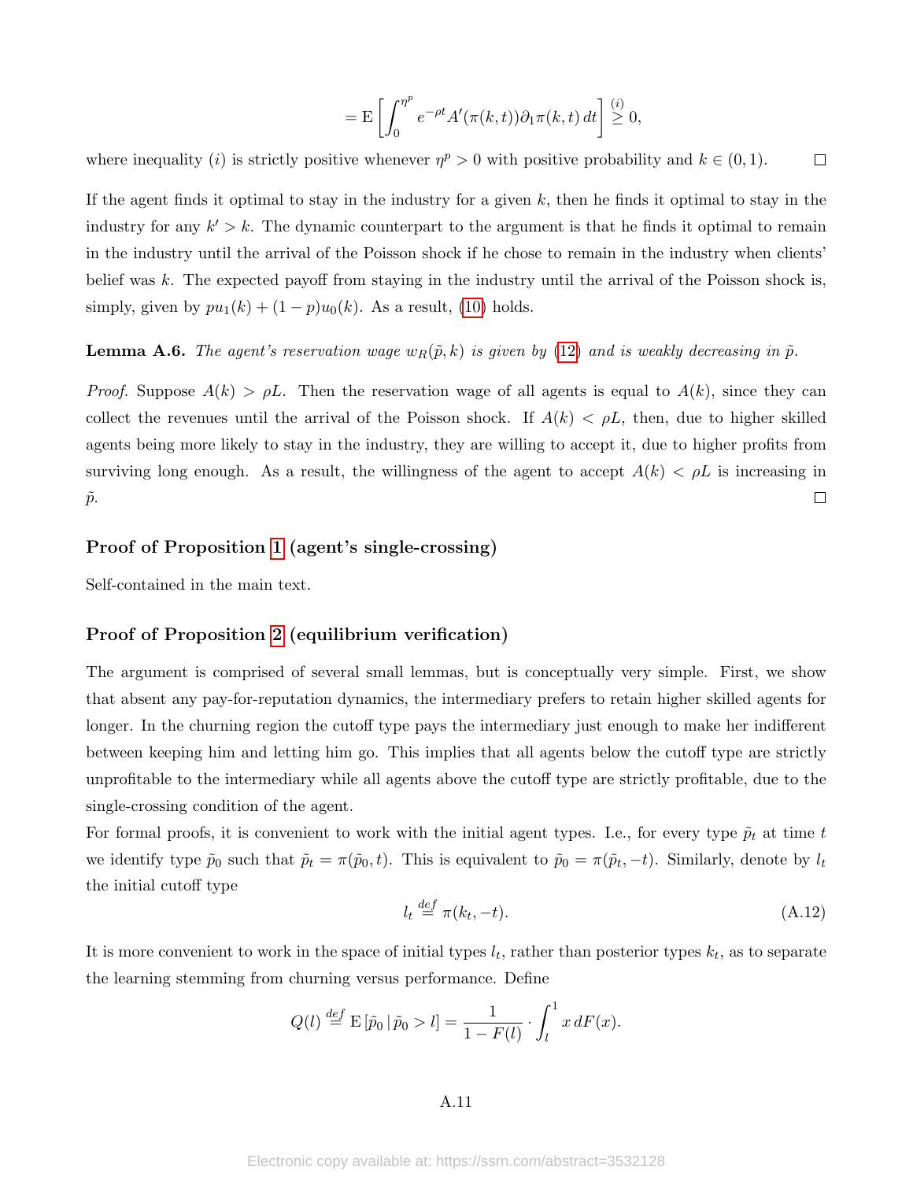$$= \mathrm{E}\left[\int_0^{\eta^p} e^{-\rho t} A'(\pi(k,t))\partial_1 \pi(k,t)\, dt\right] \overset{(i)}{\geq} 0,$$

where inequality $(i)$ is strictly positive whenever $\eta^p > 0$ with positive probability and $k \in (0,1)$. □

If the agent finds it optimal to stay in the industry for a given $k$, then he finds it optimal to stay in the industry for any $k' > k$. The dynamic counterpart to the argument is that he finds it optimal to remain in the industry until the arrival of the Poisson shock if he chose to remain in the industry when clients' belief was $k$. The expected payoff from staying in the industry until the arrival of the Poisson shock is, simply, given by $pu_1(k) + (1-p)u_0(k)$. As a result, (10) holds.

**Lemma A.6.** *The agent's reservation wage $w_R(\tilde{p}, k)$ is given by (12) and is weakly decreasing in $\tilde{p}$.*

*Proof.* Suppose $A(k) > \rho L$. Then the reservation wage of all agents is equal to $A(k)$, since they can collect the revenues until the arrival of the Poisson shock. If $A(k) < \rho L$, then, due to higher skilled agents being more likely to stay in the industry, they are willing to accept it, due to higher profits from surviving long enough. As a result, the willingness of the agent to accept $A(k) < \rho L$ is increasing in $\tilde{p}$. □

### Proof of Proposition 1 (agent's single-crossing)

Self-contained in the main text.

### Proof of Proposition 2 (equilibrium verification)

The argument is comprised of several small lemmas, but is conceptually very simple. First, we show that absent any pay-for-reputation dynamics, the intermediary prefers to retain higher skilled agents for longer. In the churning region the cutoff type pays the intermediary just enough to make her indifferent between keeping him and letting him go. This implies that all agents below the cutoff type are strictly unprofitable to the intermediary while all agents above the cutoff type are strictly profitable, due to the single-crossing condition of the agent.

For formal proofs, it is convenient to work with the initial agent types. I.e., for every type $\tilde{p}_t$ at time $t$ we identify type $\tilde{p}_0$ such that $\tilde{p}_t = \pi(\tilde{p}_0, t)$. This is equivalent to $\tilde{p}_0 = \pi(\tilde{p}_t, -t)$. Similarly, denote by $l_t$ the initial cutoff type

$$l_t \overset{def}{=} \pi(k_t, -t). \tag{A.12}$$

It is more convenient to work in the space of initial types $l_t$, rather than posterior types $k_t$, as to separate the learning stemming from churning versus performance. Define

$$Q(l) \overset{def}{=} \mathrm{E}\left[\tilde{p}_0 \,|\, \tilde{p}_0 > l\right] = \frac{1}{1-F(l)} \cdot \int_l^1 x\, dF(x).$$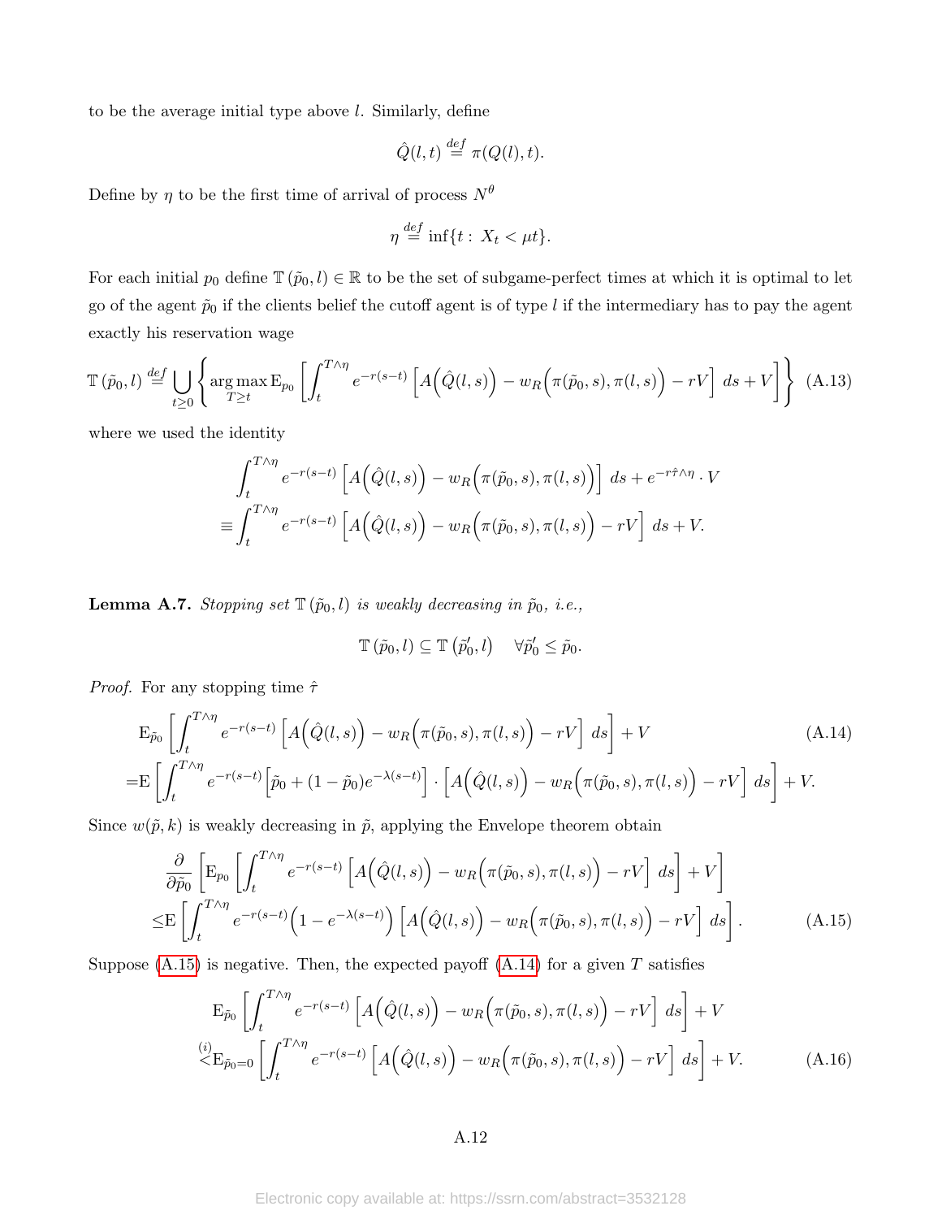to be the average initial type above $l$. Similarly, define

$$\hat{Q}(l,t) \stackrel{def}{=} \pi(Q(l),t).$$

Define by $\eta$ to be the first time of arrival of process $N^\theta$

$$\eta \stackrel{def}{=} \inf\{t:\ X_t < \mu t\}.$$

For each initial $p_0$ define $\mathbb{T}(\tilde{p}_0, l) \in \mathbb{R}$ to be the set of subgame-perfect times at which it is optimal to let go of the agent $\tilde{p}_0$ if the clients belief the cutoff agent is of type $l$ if the intermediary has to pay the agent exactly his reservation wage

$$\mathbb{T}(\tilde{p}_0, l) \stackrel{def}{=} \bigcup_{t\geq 0} \left\{ \underset{T\geq t}{\arg\max}\, \mathrm{E}_{p_0}\left[\int_t^{T\wedge\eta} e^{-r(s-t)}\left[A\Big(\hat{Q}(l,s)\Big) - w_R\Big(\pi(\tilde{p}_0,s),\pi(l,s)\Big) - rV\right]\, ds + V\right]\right\} \tag{A.13}$$

where we used the identity

$$\begin{aligned}
&\int_t^{T\wedge\eta} e^{-r(s-t)}\left[A\Big(\hat{Q}(l,s)\Big) - w_R\Big(\pi(\tilde{p}_0,s),\pi(l,s)\Big)\right]\, ds + e^{-r\hat{\tau}\wedge\eta}\cdot V \\
\equiv &\int_t^{T\wedge\eta} e^{-r(s-t)}\left[A\Big(\hat{Q}(l,s)\Big) - w_R\Big(\pi(\tilde{p}_0,s),\pi(l,s)\Big) - rV\right]\, ds + V.
\end{aligned}$$

**Lemma A.7.** *Stopping set $\mathbb{T}(\tilde{p}_0, l)$ is weakly decreasing in $\tilde{p}_0$, i.e.,*

$$\mathbb{T}(\tilde{p}_0, l) \subseteq \mathbb{T}(\tilde{p}_0', l) \quad \forall \tilde{p}_0' \leq \tilde{p}_0.$$

*Proof.* For any stopping time $\hat{\tau}$

$$\begin{aligned}
&\mathrm{E}_{\tilde{p}_0}\left[\int_t^{T\wedge\eta} e^{-r(s-t)}\left[A\Big(\hat{Q}(l,s)\Big) - w_R\Big(\pi(\tilde{p}_0,s),\pi(l,s)\Big) - rV\right]\, ds\right] + V \\
=&\mathrm{E}\left[\int_t^{T\wedge\eta} e^{-r(s-t)}\Big[\tilde{p}_0 + (1-\tilde{p}_0)e^{-\lambda(s-t)}\Big]\cdot\left[A\Big(\hat{Q}(l,s)\Big) - w_R\Big(\pi(\tilde{p}_0,s),\pi(l,s)\Big) - rV\right]\, ds\right] + V.
\end{aligned} \tag{A.14}$$

Since $w(\tilde{p}, k)$ is weakly decreasing in $\tilde{p}$, applying the Envelope theorem obtain

$$\begin{aligned}
&\frac{\partial}{\partial\tilde{p}_0}\left[\mathrm{E}_{p_0}\left[\int_t^{T\wedge\eta} e^{-r(s-t)}\left[A\Big(\hat{Q}(l,s)\Big) - w_R\Big(\pi(\tilde{p}_0,s),\pi(l,s)\Big) - rV\right]\, ds\right] + V\right] \\
\leq&\mathrm{E}\left[\int_t^{T\wedge\eta} e^{-r(s-t)}\Big(1 - e^{-\lambda(s-t)}\Big)\left[A\Big(\hat{Q}(l,s)\Big) - w_R\Big(\pi(\tilde{p}_0,s),\pi(l,s)\Big) - rV\right]\, ds\right].
\end{aligned} \tag{A.15}$$

Suppose (A.15) is negative. Then, the expected payoff (A.14) for a given $T$ satisfies

$$\begin{aligned}
&\mathrm{E}_{\tilde{p}_0}\left[\int_t^{T\wedge\eta} e^{-r(s-t)}\left[A\Big(\hat{Q}(l,s)\Big) - w_R\Big(\pi(\tilde{p}_0,s),\pi(l,s)\Big) - rV\right]\, ds\right] + V \\
\stackrel{(i)}{<}&\mathrm{E}_{\tilde{p}_0=0}\left[\int_t^{T\wedge\eta} e^{-r(s-t)}\left[A\Big(\hat{Q}(l,s)\Big) - w_R\Big(\pi(\tilde{p}_0,s),\pi(l,s)\Big) - rV\right]\, ds\right] + V.
\end{aligned} \tag{A.16}$$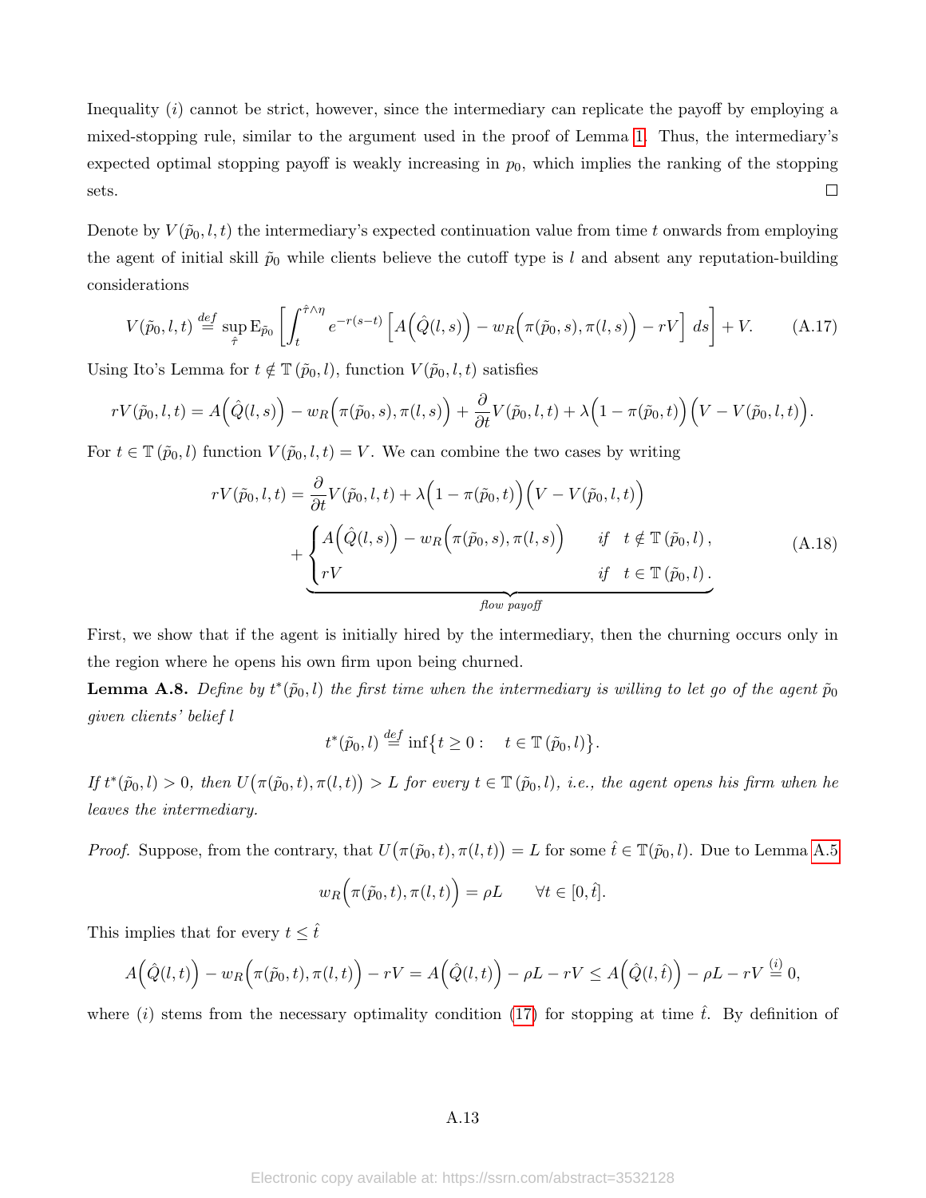Inequality $(i)$ cannot be strict, however, since the intermediary can replicate the payoff by employing a mixed-stopping rule, similar to the argument used in the proof of Lemma 1. Thus, the intermediary's expected optimal stopping payoff is weakly increasing in $p_0$, which implies the ranking of the stopping sets. $\square$

Denote by $V(\tilde{p}_0, l, t)$ the intermediary's expected continuation value from time $t$ onwards from employing the agent of initial skill $\tilde{p}_0$ while clients believe the cutoff type is $l$ and absent any reputation-building considerations

$$V(\tilde{p}_0, l, t) \overset{def}{=} \sup_{\hat{\tau}} \mathrm{E}_{\tilde{p}_0}\left[\int_t^{\hat{\tau}\wedge\eta} e^{-r(s-t)}\left[A\Big(\hat{Q}(l,s)\Big) - w_R\Big(\pi(\tilde{p}_0, s), \pi(l,s)\Big) - rV\right] ds\right] + V. \tag{A.17}$$

Using Ito's Lemma for $t \notin \mathbb{T}(\tilde{p}_0, l)$, function $V(\tilde{p}_0, l, t)$ satisfies

$$rV(\tilde{p}_0, l, t) = A\Big(\hat{Q}(l,s)\Big) - w_R\Big(\pi(\tilde{p}_0, s), \pi(l,s)\Big) + \frac{\partial}{\partial t}V(\tilde{p}_0, l, t) + \lambda\Big(1 - \pi(\tilde{p}_0, t)\Big)\Big(V - V(\tilde{p}_0, l, t)\Big).$$

For $t \in \mathbb{T}(\tilde{p}_0, l)$ function $V(\tilde{p}_0, l, t) = V$. We can combine the two cases by writing

$$rV(\tilde{p}_0, l, t) = \frac{\partial}{\partial t}V(\tilde{p}_0, l, t) + \lambda\Big(1 - \pi(\tilde{p}_0, t)\Big)\Big(V - V(\tilde{p}_0, l, t)\Big) + \underbrace{\begin{cases} A\Big(\hat{Q}(l,s)\Big) - w_R\Big(\pi(\tilde{p}_0, s), \pi(l,s)\Big) & \text{if} \quad t \notin \mathbb{T}(\tilde{p}_0, l), \\ rV & \text{if} \quad t \in \mathbb{T}(\tilde{p}_0, l). \end{cases}}_{\text{flow payoff}} \tag{A.18}$$

First, we show that if the agent is initially hired by the intermediary, then the churning occurs only in the region where he opens his own firm upon being churned.

**Lemma A.8.** *Define by $t^*(\tilde{p}_0, l)$ the first time when the intermediary is willing to let go of the agent $\tilde{p}_0$ given clients' belief $l$*

$$t^*(\tilde{p}_0, l) \overset{def}{=} \inf\big\{t \geq 0 : \quad t \in \mathbb{T}(\tilde{p}_0, l)\big\}.$$

*If $t^*(\tilde{p}_0, l) > 0$, then $U\big(\pi(\tilde{p}_0, t), \pi(l,t)\big) > L$ for every $t \in \mathbb{T}(\tilde{p}_0, l)$, i.e., the agent opens his firm when he leaves the intermediary.*

*Proof.* Suppose, from the contrary, that $U\big(\pi(\tilde{p}_0, t), \pi(l,t)\big) = L$ for some $\hat{t} \in \mathbb{T}(\tilde{p}_0, l)$. Due to Lemma A.5

$$w_R\Big(\pi(\tilde{p}_0, t), \pi(l,t)\Big) = \rho L \qquad \forall t \in [0, \hat{t}].$$

This implies that for every $t \leq \hat{t}$

$$A\Big(\hat{Q}(l,t)\Big) - w_R\Big(\pi(\tilde{p}_0, t), \pi(l,t)\Big) - rV = A\Big(\hat{Q}(l,t)\Big) - \rho L - rV \leq A\Big(\hat{Q}(l,\hat{t})\Big) - \rho L - rV \overset{(i)}{=} 0,$$

where $(i)$ stems from the necessary optimality condition (17) for stopping at time $\hat{t}$. By definition of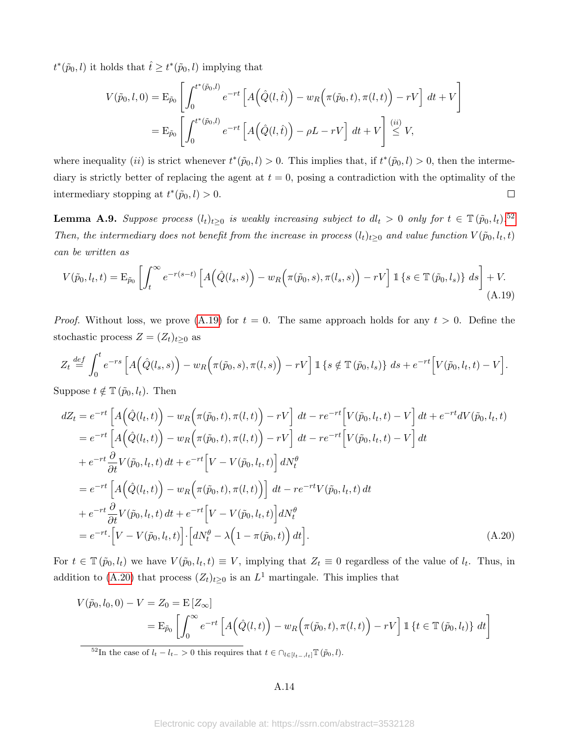$t^*(\tilde{p}_0, l)$ it holds that $\hat{t} \geq t^*(\tilde{p}_0, l)$ implying that

$$
\begin{aligned}
V(\tilde{p}_0, l, 0) &= \mathrm{E}_{\tilde{p}_0}\left[\int_0^{t^*(\tilde{p}_0,l)} e^{-rt}\left[A\Big(\hat{Q}(l,\hat{t})\Big) - w_R\Big(\pi(\tilde{p}_0,t),\pi(l,t)\Big) - rV\right]\,dt + V\right] \\
&= \mathrm{E}_{\tilde{p}_0}\left[\int_0^{t^*(\tilde{p}_0,l)} e^{-rt}\left[A\Big(\hat{Q}(l,\hat{t})\Big) - \rho L - rV\right]\,dt + V\right] \overset{(ii)}{\leq} V,
\end{aligned}
$$

where inequality $(ii)$ is strict whenever $t^*(\tilde{p}_0, l) > 0$. This implies that, if $t^*(\tilde{p}_0, l) > 0$, then the intermediary is strictly better of replacing the agent at $t = 0$, posing a contradiction with the optimality of the intermediary stopping at $t^*(\tilde{p}_0, l) > 0$. □

**Lemma A.9.** *Suppose process $(l_t)_{t\geq 0}$ is weakly increasing subject to $dl_t > 0$ only for $t \in \mathbb{T}(\tilde{p}_0, l_t)$.*[52] *Then, the intermediary does not benefit from the increase in process $(l_t)_{t\geq 0}$ and value function $V(\tilde{p}_0, l_t, t)$ can be written as*

$$
V(\tilde{p}_0, l_t, t) = \mathrm{E}_{\tilde{p}_0}\left[\int_t^\infty e^{-r(s-t)}\left[A\Big(\hat{Q}(l_s,s)\Big) - w_R\Big(\pi(\tilde{p}_0,s),\pi(l_s,s)\Big) - rV\right]\mathbb{1}\left\{s \in \mathbb{T}(\tilde{p}_0, l_s)\right\}\,ds\right] + V. \tag{A.19}
$$

*Proof.* Without loss, we prove (A.19) for $t = 0$. The same approach holds for any $t > 0$. Define the stochastic process $Z = (Z_t)_{t\geq 0}$ as

$$
Z_t \overset{def}{=} \int_0^t e^{-rs}\left[A\Big(\hat{Q}(l_s,s)\Big) - w_R\Big(\pi(\tilde{p}_0,s),\pi(l,s)\Big) - rV\right]\mathbb{1}\left\{s \notin \mathbb{T}(\tilde{p}_0, l_s)\right\}\,ds + e^{-rt}\Big[V(\tilde{p}_0, l_t, t) - V\Big].
$$

Suppose $t \notin \mathbb{T}(\tilde{p}_0, l_t)$. Then

$$
\begin{aligned}
dZ_t &= e^{-rt}\left[A\Big(\hat{Q}(l_t,t)\Big) - w_R\Big(\pi(\tilde{p}_0,t),\pi(l,t)\Big) - rV\right]\,dt - re^{-rt}\Big[V(\tilde{p}_0,l_t,t) - V\Big]\,dt + e^{-rt}dV(\tilde{p}_0,l_t,t) \\
&= e^{-rt}\left[A\Big(\hat{Q}(l_t,t)\Big) - w_R\Big(\pi(\tilde{p}_0,t),\pi(l,t)\Big) - rV\right]\,dt - re^{-rt}\Big[V(\tilde{p}_0,l_t,t) - V\Big]\,dt \\
&+ e^{-rt}\frac{\partial}{\partial t}V(\tilde{p}_0,l_t,t)\,dt + e^{-rt}\Big[V - V(\tilde{p}_0,l_t,t)\Big]\,dN_t^\theta \\
&= e^{-rt}\left[A\Big(\hat{Q}(l_t,t)\Big) - w_R\Big(\pi(\tilde{p}_0,t),\pi(l,t)\Big)\right]\,dt - re^{-rt}V(\tilde{p}_0,l_t,t)\,dt \\
&+ e^{-rt}\frac{\partial}{\partial t}V(\tilde{p}_0,l_t,t)\,dt + e^{-rt}\Big[V - V(\tilde{p}_0,l_t,t)\Big]dN_t^\theta \\
&= e^{-rt}\cdot\Big[V - V(\tilde{p}_0,l_t,t)\Big]\cdot\Big[dN_t^\theta - \lambda\Big(1 - \pi(\tilde{p}_0,t)\Big)\,dt\Big].
\end{aligned} \tag{A.20}
$$

For $t \in \mathbb{T}(\tilde{p}_0, l_t)$ we have $V(\tilde{p}_0, l_t, t) \equiv V$, implying that $Z_t \equiv 0$ regardless of the value of $l_t$. Thus, in addition to (A.20) that process $(Z_t)_{t\geq 0}$ is an $L^1$ martingale. This implies that

$$
\begin{aligned}
V(\tilde{p}_0, l_0, 0) - V = Z_0 &= \mathrm{E}\left[Z_\infty\right] \\
&= \mathrm{E}_{\tilde{p}_0}\left[\int_0^\infty e^{-rt}\left[A\Big(\hat{Q}(l,t)\Big) - w_R\Big(\pi(\tilde{p}_0,t),\pi(l,t)\Big) - rV\right]\mathbb{1}\left\{t \in \mathbb{T}(\tilde{p}_0, l_t)\right\}\,dt\right]
\end{aligned}
$$

[52] In the case of $l_t - l_{t-} > 0$ this requires that $t \in \cap_{l\in[l_{t-},l_t]}\mathbb{T}(\tilde{p}_0, l)$.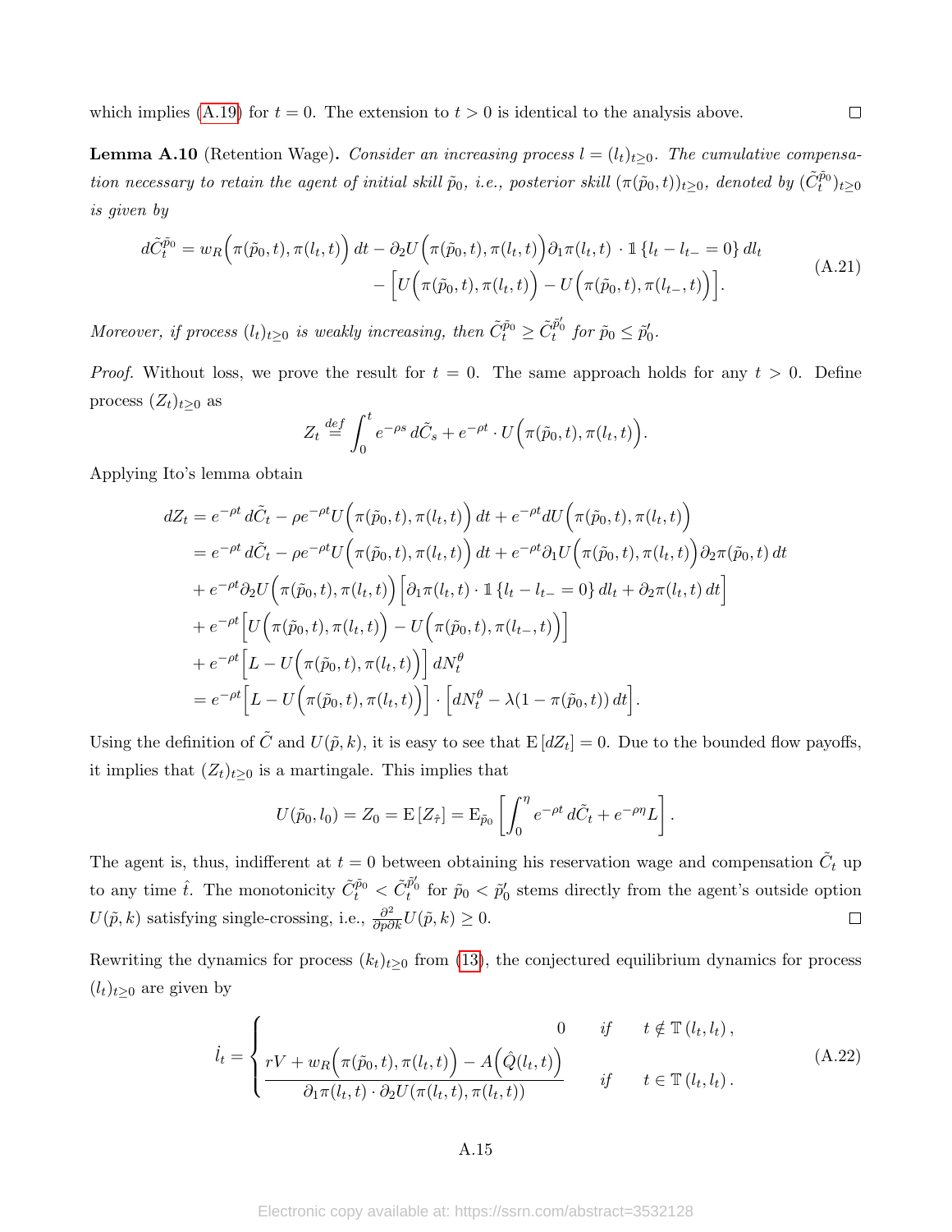which implies (A.19) for $t = 0$. The extension to $t > 0$ is identical to the analysis above. $\square$

**Lemma A.10** (Retention Wage)**.** *Consider an increasing process $l = (l_t)_{t\geq 0}$. The cumulative compensation necessary to retain the agent of initial skill $\tilde{p}_0$, i.e., posterior skill $(\pi(\tilde{p}_0, t))_{t\geq 0}$, denoted by $(\tilde{C}_t^{\tilde{p}_0})_{t\geq 0}$ is given by*

$$
\begin{aligned}
d\tilde{C}_t^{\tilde{p}_0} = w_R\Big(\pi(\tilde{p}_0, t), \pi(l_t, t)\Big)\, dt - \partial_2 U\Big(\pi(\tilde{p}_0, t), \pi(l_t, t)\Big)\partial_1 \pi(l_t, t) \cdot \mathbb{1}\{l_t - l_{t-} = 0\}\, dl_t \\
- \Big[U\Big(\pi(\tilde{p}_0, t), \pi(l_t, t)\Big) - U\Big(\pi(\tilde{p}_0, t), \pi(l_{t-}, t)\Big)\Big].
\end{aligned} \tag{A.21}
$$

*Moreover, if process $(l_t)_{t\geq 0}$ is weakly increasing, then $\tilde{C}_t^{\tilde{p}_0} \geq \tilde{C}_t^{\tilde{p}_0'}$ for $\tilde{p}_0 \leq \tilde{p}_0'$.*

*Proof.* Without loss, we prove the result for $t = 0$. The same approach holds for any $t > 0$. Define process $(Z_t)_{t\geq 0}$ as

$$
Z_t \overset{def}{=} \int_0^t e^{-\rho s}\, d\tilde{C}_s + e^{-\rho t} \cdot U\Big(\pi(\tilde{p}_0, t), \pi(l_t, t)\Big).
$$

Applying Ito's lemma obtain

$$
\begin{aligned}
dZ_t &= e^{-\rho t}\, d\tilde{C}_t - \rho e^{-\rho t} U\Big(\pi(\tilde{p}_0, t), \pi(l_t, t)\Big)\, dt + e^{-\rho t} dU\Big(\pi(\tilde{p}_0, t), \pi(l_t, t)\Big) \\
&= e^{-\rho t}\, d\tilde{C}_t - \rho e^{-\rho t} U\Big(\pi(\tilde{p}_0, t), \pi(l_t, t)\Big)\, dt + e^{-\rho t} \partial_1 U\Big(\pi(\tilde{p}_0, t), \pi(l_t, t)\Big)\partial_2 \pi(\tilde{p}_0, t)\, dt \\
&+ e^{-\rho t} \partial_2 U\Big(\pi(\tilde{p}_0, t), \pi(l_t, t)\Big)\Big[\partial_1 \pi(l_t, t) \cdot \mathbb{1}\{l_t - l_{t-} = 0\}\, dl_t + \partial_2 \pi(l_t, t)\, dt\Big] \\
&+ e^{-\rho t}\Big[U\Big(\pi(\tilde{p}_0, t), \pi(l_t, t)\Big) - U\Big(\pi(\tilde{p}_0, t), \pi(l_{t-}, t)\Big)\Big] \\
&+ e^{-\rho t}\Big[L - U\Big(\pi(\tilde{p}_0, t), \pi(l_t, t)\Big)\Big]\, dN_t^\theta \\
&= e^{-\rho t}\Big[L - U\Big(\pi(\tilde{p}_0, t), \pi(l_t, t)\Big)\Big] \cdot \Big[dN_t^\theta - \lambda(1 - \pi(\tilde{p}_0, t))\, dt\Big].
\end{aligned}
$$

Using the definition of $\tilde{C}$ and $U(\tilde{p}, k)$, it is easy to see that $\mathrm{E}[dZ_t] = 0$. Due to the bounded flow payoffs, it implies that $(Z_t)_{t\geq 0}$ is a martingale. This implies that

$$
U(\tilde{p}_0, l_0) = Z_0 = \mathrm{E}[Z_{\hat{\tau}}] = \mathrm{E}_{\tilde{p}_0}\left[\int_0^\eta e^{-\rho t}\, d\tilde{C}_t + e^{-\rho\eta} L\right].
$$

The agent is, thus, indifferent at $t = 0$ between obtaining his reservation wage and compensation $\tilde{C}_t$ up to any time $\hat{t}$. The monotonicity $\tilde{C}_t^{\tilde{p}_0} < \tilde{C}_t^{\tilde{p}_0'}$ for $\tilde{p}_0 < \tilde{p}_0'$ stems directly from the agent's outside option $U(\tilde{p}, k)$ satisfying single-crossing, i.e., $\frac{\partial^2}{\partial p \partial k} U(\tilde{p}, k) \geq 0$. $\square$

Rewriting the dynamics for process $(k_t)_{t\geq 0}$ from (13), the conjectured equilibrium dynamics for process $(l_t)_{t\geq 0}$ are given by

$$
\dot{l}_t = \begin{cases} 0 & \textit{if} \quad t \notin \mathbb{T}(l_t, l_t)\,, \\ \dfrac{rV + w_R\Big(\pi(\tilde{p}_0, t), \pi(l_t, t)\Big) - A\Big(\hat{Q}(l_t, t)\Big)}{\partial_1 \pi(l_t, t) \cdot \partial_2 U(\pi(l_t, t), \pi(l_t, t))} & \textit{if} \quad t \in \mathbb{T}(l_t, l_t)\,. \end{cases} \tag{A.22}
$$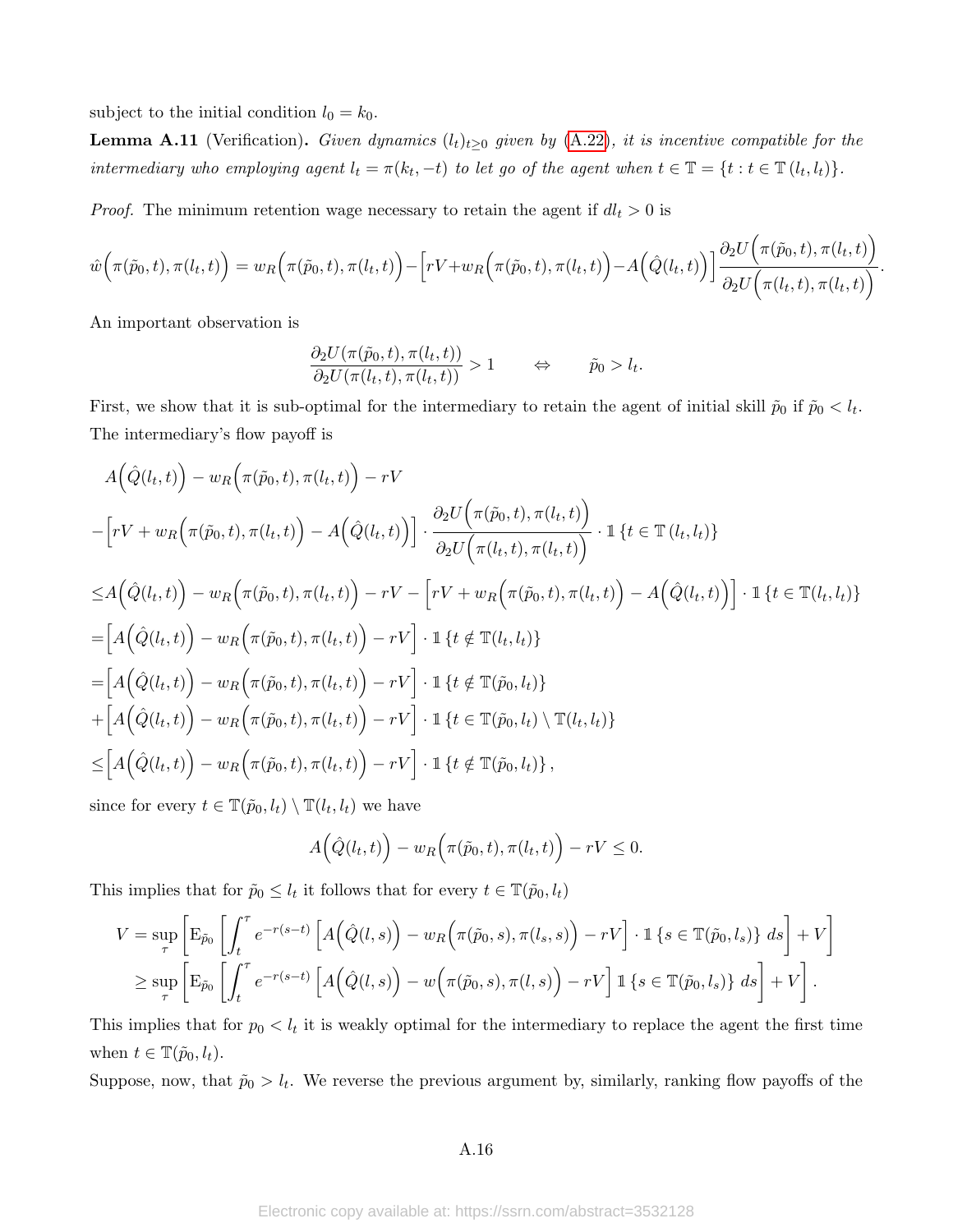subject to the initial condition $l_0 = k_0$.

**Lemma A.11** (Verification)**.** *Given dynamics $(l_t)_{t\geq 0}$ given by (A.22), it is incentive compatible for the intermediary who employing agent $l_t = \pi(k_t, -t)$ to let go of the agent when $t \in \mathbb{T} = \{t : t \in \mathbb{T}(l_t, l_t)\}$.*

*Proof.* The minimum retention wage necessary to retain the agent if $dl_t > 0$ is

$$\hat{w}\Big(\pi(\tilde{p}_0, t), \pi(l_t, t)\Big) = w_R\Big(\pi(\tilde{p}_0, t), \pi(l_t, t)\Big) - \Big[rV + w_R\Big(\pi(\tilde{p}_0, t), \pi(l_t, t)\Big) - A\Big(\hat{Q}(l_t, t)\Big)\Big] \frac{\partial_2 U\Big(\pi(\tilde{p}_0, t), \pi(l_t, t)\Big)}{\partial_2 U\Big(\pi(l_t, t), \pi(l_t, t)\Big)}.$$

An important observation is

$$\frac{\partial_2 U(\pi(\tilde{p}_0, t), \pi(l_t, t))}{\partial_2 U(\pi(l_t, t), \pi(l_t, t))} > 1 \qquad \Leftrightarrow \qquad \tilde{p}_0 > l_t.$$

First, we show that it is sub-optimal for the intermediary to retain the agent of initial skill $\tilde{p}_0$ if $\tilde{p}_0 < l_t$. The intermediary's flow payoff is

$$\begin{aligned}
&A\Big(\hat{Q}(l_t, t)\Big) - w_R\Big(\pi(\tilde{p}_0, t), \pi(l_t, t)\Big) - rV \\
&- \Big[rV + w_R\Big(\pi(\tilde{p}_0, t), \pi(l_t, t)\Big) - A\Big(\hat{Q}(l_t, t)\Big)\Big] \cdot \frac{\partial_2 U\Big(\pi(\tilde{p}_0, t), \pi(l_t, t)\Big)}{\partial_2 U\Big(\pi(l_t, t), \pi(l_t, t)\Big)} \cdot \mathbb{1}\left\{t \in \mathbb{T}(l_t, l_t)\right\} \\
\leq& A\Big(\hat{Q}(l_t, t)\Big) - w_R\Big(\pi(\tilde{p}_0, t), \pi(l_t, t)\Big) - rV - \Big[rV + w_R\Big(\pi(\tilde{p}_0, t), \pi(l_t, t)\Big) - A\Big(\hat{Q}(l_t, t)\Big)\Big] \cdot \mathbb{1}\left\{t \in \mathbb{T}(l_t, l_t)\right\} \\
=& \Big[A\Big(\hat{Q}(l_t, t)\Big) - w_R\Big(\pi(\tilde{p}_0, t), \pi(l_t, t)\Big) - rV\Big] \cdot \mathbb{1}\left\{t \notin \mathbb{T}(l_t, l_t)\right\} \\
=& \Big[A\Big(\hat{Q}(l_t, t)\Big) - w_R\Big(\pi(\tilde{p}_0, t), \pi(l_t, t)\Big) - rV\Big] \cdot \mathbb{1}\left\{t \notin \mathbb{T}(\tilde{p}_0, l_t)\right\} \\
&+ \Big[A\Big(\hat{Q}(l_t, t)\Big) - w_R\Big(\pi(\tilde{p}_0, t), \pi(l_t, t)\Big) - rV\Big] \cdot \mathbb{1}\left\{t \in \mathbb{T}(\tilde{p}_0, l_t) \setminus \mathbb{T}(l_t, l_t)\right\} \\
\leq& \Big[A\Big(\hat{Q}(l_t, t)\Big) - w_R\Big(\pi(\tilde{p}_0, t), \pi(l_t, t)\Big) - rV\Big] \cdot \mathbb{1}\left\{t \notin \mathbb{T}(\tilde{p}_0, l_t)\right\},
\end{aligned}$$

since for every $t \in \mathbb{T}(\tilde{p}_0, l_t) \setminus \mathbb{T}(l_t, l_t)$ we have

$$A\Big(\hat{Q}(l_t, t)\Big) - w_R\Big(\pi(\tilde{p}_0, t), \pi(l_t, t)\Big) - rV \leq 0.$$

This implies that for $\tilde{p}_0 \leq l_t$ it follows that for every $t \in \mathbb{T}(\tilde{p}_0, l_t)$

$$\begin{aligned}
V &= \sup_{\tau} \left[ \mathrm{E}_{\tilde{p}_0} \left[ \int_t^{\tau} e^{-r(s-t)} \Big[A\Big(\hat{Q}(l, s)\Big) - w_R\Big(\pi(\tilde{p}_0, s), \pi(l_s, s)\Big) - rV\Big] \cdot \mathbb{1}\left\{s \in \mathbb{T}(\tilde{p}_0, l_s)\right\} ds \right] + V \right] \\
&\geq \sup_{\tau} \left[ \mathrm{E}_{\tilde{p}_0} \left[ \int_t^{\tau} e^{-r(s-t)} \Big[A\Big(\hat{Q}(l, s)\Big) - w\Big(\pi(\tilde{p}_0, s), \pi(l, s)\Big) - rV\Big] \mathbb{1}\left\{s \in \mathbb{T}(\tilde{p}_0, l_s)\right\} ds \right] + V \right].
\end{aligned}$$

This implies that for $p_0 < l_t$ it is weakly optimal for the intermediary to replace the agent the first time when $t \in \mathbb{T}(\tilde{p}_0, l_t)$.

Suppose, now, that $\tilde{p}_0 > l_t$. We reverse the previous argument by, similarly, ranking flow payoffs of the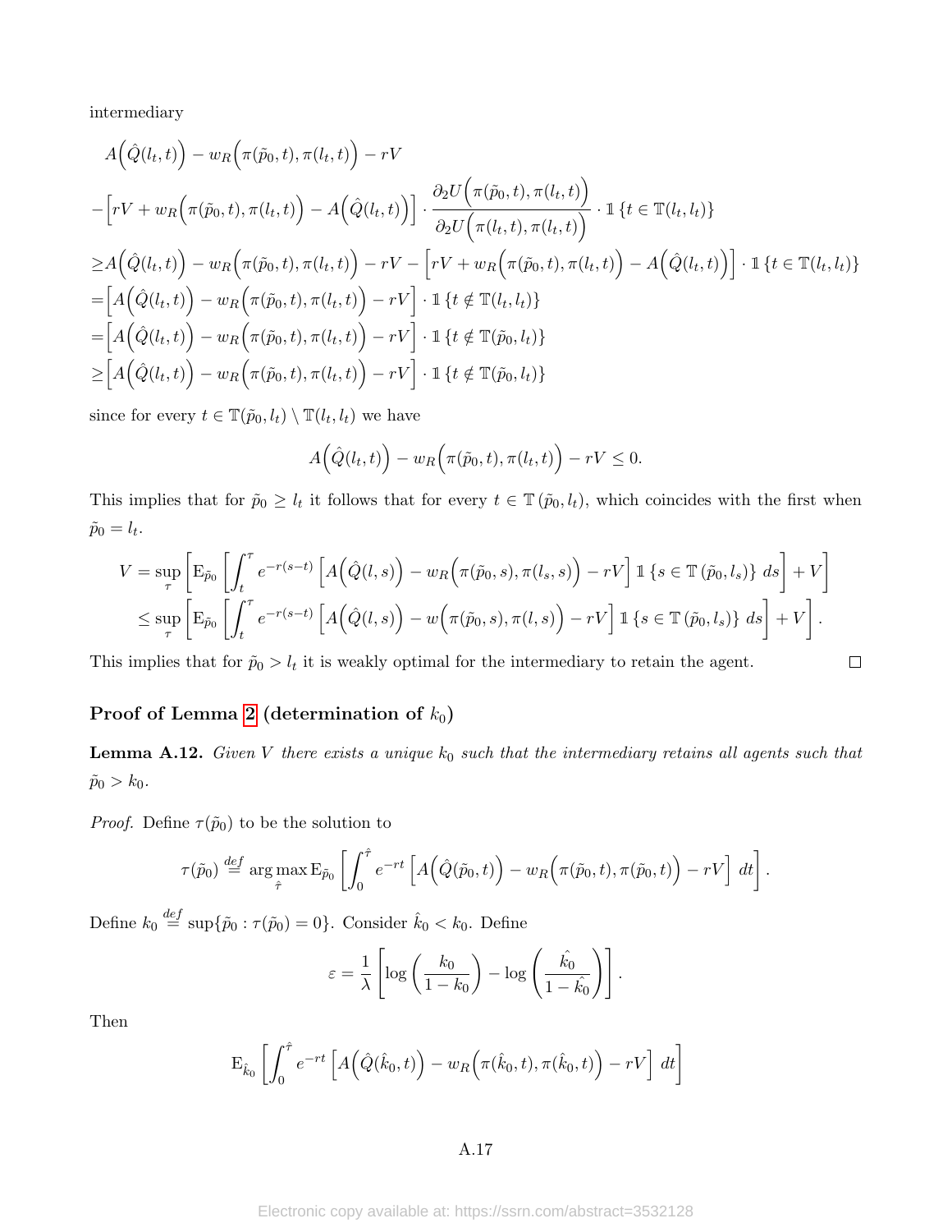intermediary

$$
\begin{aligned}
& A\Big(\hat{Q}(l_t,t)\Big) - w_R\Big(\pi(\tilde{p}_0,t),\pi(l_t,t)\Big) - rV \\
& - \Big[rV + w_R\Big(\pi(\tilde{p}_0,t),\pi(l_t,t)\Big) - A\Big(\hat{Q}(l_t,t)\Big)\Big] \cdot \frac{\partial_2 U\Big(\pi(\tilde{p}_0,t),\pi(l_t,t)\Big)}{\partial_2 U\Big(\pi(l_t,t),\pi(l_t,t)\Big)} \cdot \mathbb{1}\left\{t \in \mathbb{T}(l_t,l_t)\right\} \\
\geq & A\Big(\hat{Q}(l_t,t)\Big) - w_R\Big(\pi(\tilde{p}_0,t),\pi(l_t,t)\Big) - rV - \Big[rV + w_R\Big(\pi(\tilde{p}_0,t),\pi(l_t,t)\Big) - A\Big(\hat{Q}(l_t,t)\Big)\Big] \cdot \mathbb{1}\left\{t \in \mathbb{T}(l_t,l_t)\right\} \\
= & \Big[A\Big(\hat{Q}(l_t,t)\Big) - w_R\Big(\pi(\tilde{p}_0,t),\pi(l_t,t)\Big) - rV\Big] \cdot \mathbb{1}\left\{t \notin \mathbb{T}(l_t,l_t)\right\} \\
= & \Big[A\Big(\hat{Q}(l_t,t)\Big) - w_R\Big(\pi(\tilde{p}_0,t),\pi(l_t,t)\Big) - rV\Big] \cdot \mathbb{1}\left\{t \notin \mathbb{T}(\tilde{p}_0,l_t)\right\} \\
\geq & \Big[A\Big(\hat{Q}(l_t,t)\Big) - w_R\Big(\pi(\tilde{p}_0,t),\pi(l_t,t)\Big) - rV\Big] \cdot \mathbb{1}\left\{t \notin \mathbb{T}(\tilde{p}_0,l_t)\right\}
\end{aligned}
$$

since for every $t \in \mathbb{T}(\tilde{p}_0,l_t) \setminus \mathbb{T}(l_t,l_t)$ we have

$$
A\Big(\hat{Q}(l_t,t)\Big) - w_R\Big(\pi(\tilde{p}_0,t),\pi(l_t,t)\Big) - rV \leq 0.
$$

This implies that for $\tilde{p}_0 \geq l_t$ it follows that for every $t \in \mathbb{T}\left(\tilde{p}_0,l_t\right)$, which coincides with the first when $\tilde{p}_0 = l_t$.

$$
\begin{aligned}
V &= \sup_{\tau}\left[\mathrm{E}_{\tilde{p}_0}\left[\int_t^{\tau} e^{-r(s-t)}\left[A\Big(\hat{Q}(l,s)\Big) - w_R\Big(\pi(\tilde{p}_0,s),\pi(l_s,s)\Big) - rV\right]\mathbb{1}\left\{s \in \mathbb{T}\left(\tilde{p}_0,l_s\right)\right\} ds\right] + V\right] \\
&\leq \sup_{\tau}\left[\mathrm{E}_{\tilde{p}_0}\left[\int_t^{\tau} e^{-r(s-t)}\left[A\Big(\hat{Q}(l,s)\Big) - w\Big(\pi(\tilde{p}_0,s),\pi(l,s)\Big) - rV\right]\mathbb{1}\left\{s \in \mathbb{T}\left(\tilde{p}_0,l_s\right)\right\} ds\right] + V\right].
\end{aligned}
$$

This implies that for $\tilde{p}_0 > l_t$ it is weakly optimal for the intermediary to retain the agent. $\square$

## Proof of Lemma 2 (determination of $k_0$)

**Lemma A.12.** *Given $V$ there exists a unique $k_0$ such that the intermediary retains all agents such that $\tilde{p}_0 > k_0$.*

*Proof.* Define $\tau(\tilde{p}_0)$ to be the solution to

$$
\tau(\tilde{p}_0) \overset{def}{=} \arg\max_{\hat{\tau}} \mathrm{E}_{\tilde{p}_0}\left[\int_0^{\hat{\tau}} e^{-rt}\left[A\Big(\hat{Q}(\tilde{p}_0,t)\Big) - w_R\Big(\pi(\tilde{p}_0,t),\pi(\tilde{p}_0,t)\Big) - rV\right] dt\right].
$$

Define $k_0 \overset{def}{=} \sup\{\tilde{p}_0 : \tau(\tilde{p}_0) = 0\}$. Consider $\hat{k}_0 < k_0$. Define

$$
\varepsilon = \frac{1}{\lambda}\left[\log\left(\frac{k_0}{1-k_0}\right) - \log\left(\frac{\hat{k_0}}{1-\hat{k_0}}\right)\right].
$$

Then

$$
\mathrm{E}_{\hat{k}_0}\left[\int_0^{\hat{\tau}} e^{-rt}\left[A\Big(\hat{Q}(\hat{k}_0,t)\Big) - w_R\Big(\pi(\hat{k}_0,t),\pi(\hat{k}_0,t)\Big) - rV\right] dt\right]
$$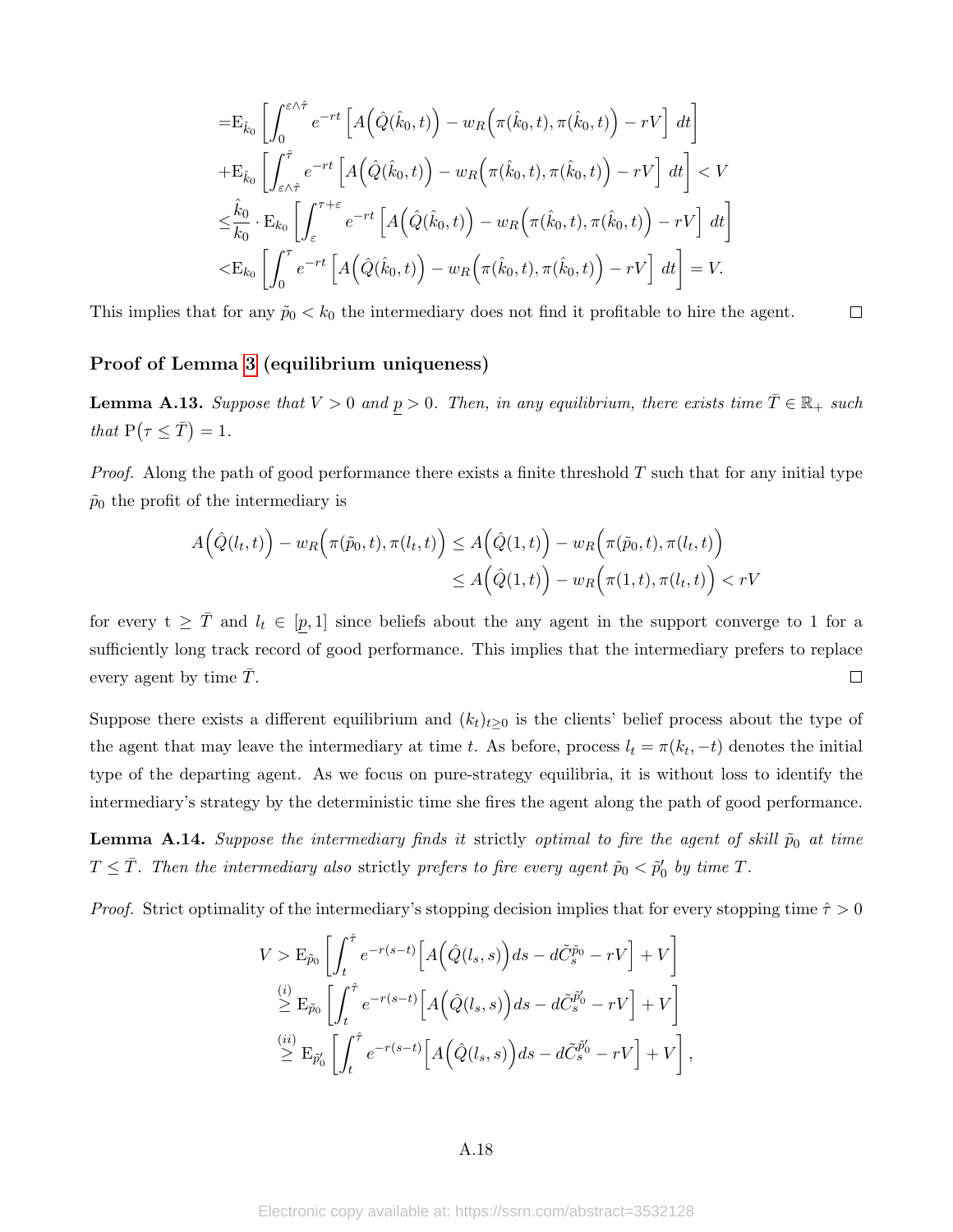$$
\begin{aligned}
&= \mathrm{E}_{\hat{k}_0}\left[\int_0^{\varepsilon\wedge\hat{\tau}} e^{-rt}\left[A\Big(\hat{Q}(\hat{k}_0,t)\Big) - w_R\Big(\pi(\hat{k}_0,t),\pi(\hat{k}_0,t)\Big) - rV\right]\,dt\right] \\
&+ \mathrm{E}_{\hat{k}_0}\left[\int_{\varepsilon\wedge\hat{\tau}}^{\hat{\tau}} e^{-rt}\left[A\Big(\hat{Q}(\hat{k}_0,t)\Big) - w_R\Big(\pi(\hat{k}_0,t),\pi(\hat{k}_0,t)\Big) - rV\right]\,dt\right] < V \\
&\leq \frac{\hat{k}_0}{k_0}\cdot \mathrm{E}_{k_0}\left[\int_\varepsilon^{\tau+\varepsilon} e^{-rt}\left[A\Big(\hat{Q}(\hat{k}_0,t)\Big) - w_R\Big(\pi(\hat{k}_0,t),\pi(\hat{k}_0,t)\Big) - rV\right]\,dt\right] \\
&< \mathrm{E}_{k_0}\left[\int_0^{\tau} e^{-rt}\left[A\Big(\hat{Q}(\hat{k}_0,t)\Big) - w_R\Big(\pi(\hat{k}_0,t),\pi(\hat{k}_0,t)\Big) - rV\right]\,dt\right] = V.
\end{aligned}
$$

This implies that for any $\tilde{p}_0 < k_0$ the intermediary does not find it profitable to hire the agent. $\square$

### Proof of Lemma 3 (equilibrium uniqueness)

**Lemma A.13.** *Suppose that $V > 0$ and $\underline{p} > 0$. Then, in any equilibrium, there exists time $\bar{T} \in \mathbb{R}_+$ such that $\mathrm{P}\big(\tau \leq \bar{T}\big) = 1$.*

*Proof.* Along the path of good performance there exists a finite threshold $T$ such that for any initial type $\tilde{p}_0$ the profit of the intermediary is

$$
\begin{aligned}
A\Big(\hat{Q}(l_t,t)\Big) - w_R\Big(\pi(\tilde{p}_0,t),\pi(l_t,t)\Big) &\leq A\Big(\hat{Q}(1,t)\Big) - w_R\Big(\pi(\tilde{p}_0,t),\pi(l_t,t)\Big) \\
&\leq A\Big(\hat{Q}(1,t)\Big) - w_R\Big(\pi(1,t),\pi(l_t,t)\Big) < rV
\end{aligned}
$$

for every $t \geq \bar{T}$ and $l_t \in [\underline{p}, 1]$ since beliefs about the any agent in the support converge to 1 for a sufficiently long track record of good performance. This implies that the intermediary prefers to replace every agent by time $\bar{T}$. $\square$

Suppose there exists a different equilibrium and $(k_t)_{t\geq 0}$ is the clients' belief process about the type of the agent that may leave the intermediary at time $t$. As before, process $l_t = \pi(k_t, -t)$ denotes the initial type of the departing agent. As we focus on pure-strategy equilibria, it is without loss to identify the intermediary's strategy by the deterministic time she fires the agent along the path of good performance.

**Lemma A.14.** *Suppose the intermediary finds it* strictly *optimal to fire the agent of skill $\tilde{p}_0$ at time $T \leq \bar{T}$. Then the intermediary also* strictly *prefers to fire every agent $\tilde{p}_0 < \tilde{p}_0'$ by time $T$.*

*Proof.* Strict optimality of the intermediary's stopping decision implies that for every stopping time $\hat{\tau} > 0$

$$
\begin{aligned}
V &> \mathrm{E}_{\tilde{p}_0}\left[\int_t^{\hat{\tau}} e^{-r(s-t)}\Big[A\Big(\hat{Q}(l_s,s)\Big)ds - d\tilde{C}_s^{\tilde{p}_0} - rV\Big] + V\right] \\
&\overset{(i)}{\geq} \mathrm{E}_{\tilde{p}_0}\left[\int_t^{\hat{\tau}} e^{-r(s-t)}\Big[A\Big(\hat{Q}(l_s,s)\Big)ds - d\tilde{C}_s^{\tilde{p}_0'} - rV\Big] + V\right] \\
&\overset{(ii)}{\geq} \mathrm{E}_{\tilde{p}_0'}\left[\int_t^{\hat{\tau}} e^{-r(s-t)}\Big[A\Big(\hat{Q}(l_s,s)\Big)ds - d\tilde{C}_s^{\tilde{p}_0'} - rV\Big] + V\right],
\end{aligned}
$$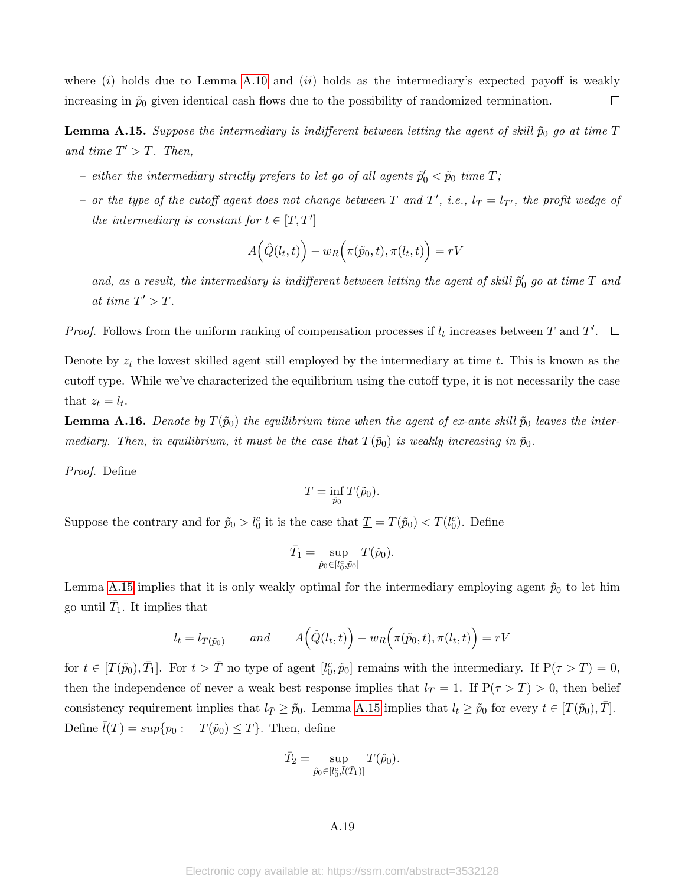where $(i)$ holds due to Lemma A.10 and $(ii)$ holds as the intermediary's expected payoff is weakly increasing in $\tilde{p}_0$ given identical cash flows due to the possibility of randomized termination. □

**Lemma A.15.** *Suppose the intermediary is indifferent between letting the agent of skill $\tilde{p}_0$ go at time $T$ and time $T' > T$. Then,*

- *either the intermediary strictly prefers to let go of all agents $\tilde{p}_0' < \tilde{p}_0$ time $T$;*
- *or the type of the cutoff agent does not change between $T$ and $T'$, i.e., $l_T = l_{T'}$, the profit wedge of the intermediary is constant for $t \in [T, T']$*

$$A\Big(\hat{Q}(l_t, t)\Big) - w_R\Big(\pi(\tilde{p}_0, t), \pi(l_t, t)\Big) = rV$$

*and, as a result, the intermediary is indifferent between letting the agent of skill $\tilde{p}_0'$ go at time $T$ and at time $T' > T$.*

*Proof.* Follows from the uniform ranking of compensation processes if $l_t$ increases between $T$ and $T'$. □

Denote by $z_t$ the lowest skilled agent still employed by the intermediary at time $t$. This is known as the cutoff type. While we've characterized the equilibrium using the cutoff type, it is not necessarily the case that $z_t = l_t$.

**Lemma A.16.** *Denote by $T(\tilde{p}_0)$ the equilibrium time when the agent of ex-ante skill $\tilde{p}_0$ leaves the intermediary. Then, in equilibrium, it must be the case that $T(\tilde{p}_0)$ is weakly increasing in $\tilde{p}_0$.*

*Proof.* Define

$$\underline{T} = \inf_{\tilde{p}_0} T(\tilde{p}_0).$$

Suppose the contrary and for $\tilde{p}_0 > l_0^c$ it is the case that $\underline{T} = T(\tilde{p}_0) < T(l_0^c)$. Define

$$\bar{T}_1 = \sup_{\hat{p}_0 \in [l_0^c, \tilde{p}_0]} T(\hat{p}_0).$$

Lemma A.15 implies that it is only weakly optimal for the intermediary employing agent $\tilde{p}_0$ to let him go until $\bar{T}_1$. It implies that

$$l_t = l_{T(\tilde{p}_0)} \qquad and \qquad A\Big(\hat{Q}(l_t, t)\Big) - w_R\Big(\pi(\tilde{p}_0, t), \pi(l_t, t)\Big) = rV$$

for $t \in [T(\tilde{p}_0), \bar{T}_1]$. For $t > \bar{T}$ no type of agent $[l_0^c, \tilde{p}_0]$ remains with the intermediary. If $\mathrm{P}(\tau > T) = 0$, then the independence of never a weak best response implies that $l_T = 1$. If $\mathrm{P}(\tau > T) > 0$, then belief consistency requirement implies that $l_{\bar{T}} \geq \tilde{p}_0$. Lemma A.15 implies that $l_t \geq \tilde{p}_0$ for every $t \in [T(\tilde{p}_0), \bar{T}]$. Define $\bar{l}(T) = sup\{p_0 : \quad T(\tilde{p}_0) \leq T\}$. Then, define

$$\bar{T}_2 = \sup_{\hat{p}_0 \in [l_0^c, \bar{l}(\bar{T}_1)]} T(\hat{p}_0).$$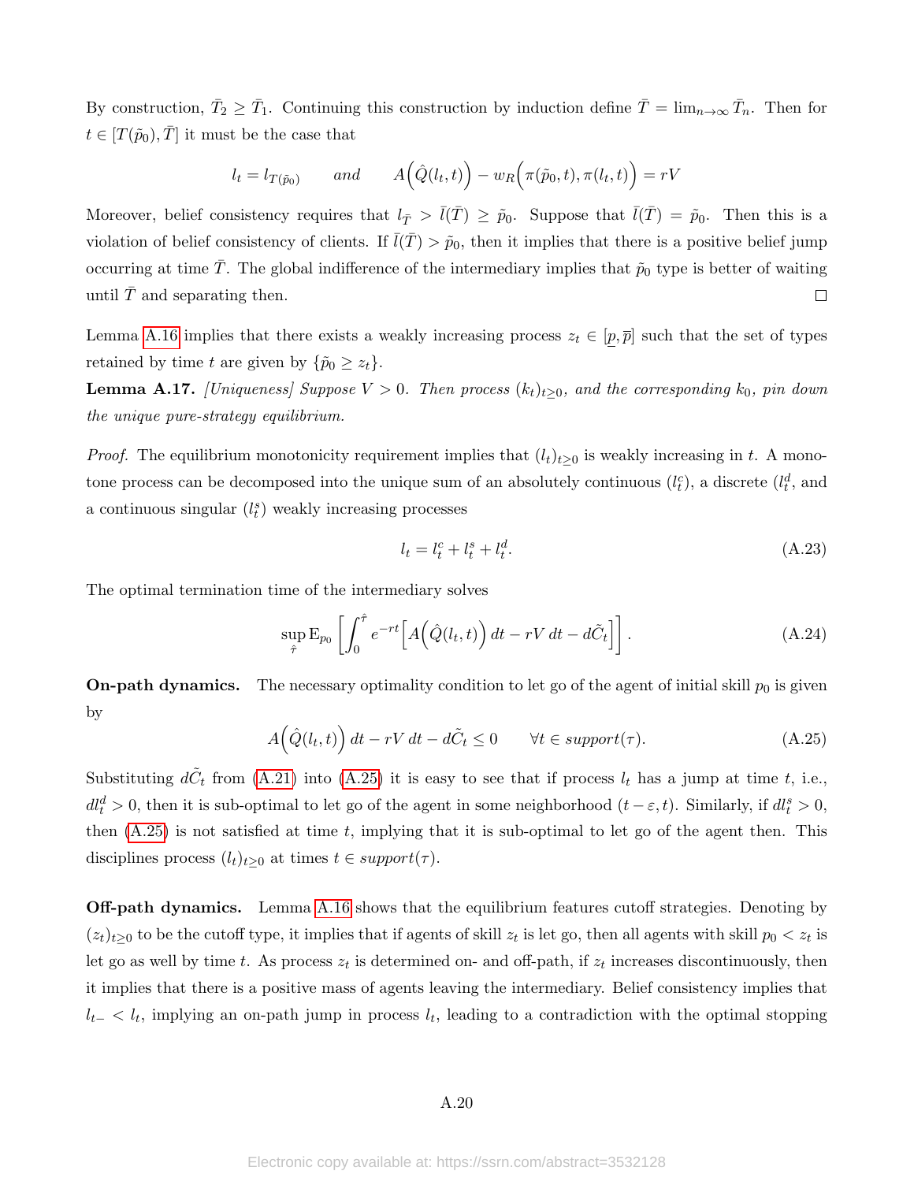By construction, $\bar{T}_2 \geq \bar{T}_1$. Continuing this construction by induction define $\bar{T} = \lim_{n\to\infty} \bar{T}_n$. Then for $t \in [T(\tilde{p}_0), \bar{T}]$ it must be the case that

$$l_t = l_{T(\tilde{p}_0)} \qquad \textit{and} \qquad A\Big(\hat{Q}(l_t, t)\Big) - w_R\Big(\pi(\tilde{p}_0, t), \pi(l_t, t)\Big) = rV$$

Moreover, belief consistency requires that $l_{\bar{T}} > \bar{l}(\bar{T}) \geq \tilde{p}_0$. Suppose that $\bar{l}(\bar{T}) = \tilde{p}_0$. Then this is a violation of belief consistency of clients. If $\bar{l}(\bar{T}) > \tilde{p}_0$, then it implies that there is a positive belief jump occurring at time $\bar{T}$. The global indifference of the intermediary implies that $\tilde{p}_0$ type is better of waiting until $\bar{T}$ and separating then. $\square$

Lemma A.16 implies that there exists a weakly increasing process $z_t \in [\underline{p}, \overline{p}]$ such that the set of types retained by time $t$ are given by $\{\tilde{p}_0 \geq z_t\}$.

**Lemma A.17.** *[Uniqueness] Suppose $V > 0$. Then process $(k_t)_{t\geq 0}$, and the corresponding $k_0$, pin down the unique pure-strategy equilibrium.*

*Proof.* The equilibrium monotonicity requirement implies that $(l_t)_{t\geq 0}$ is weakly increasing in $t$. A monotone process can be decomposed into the unique sum of an absolutely continuous ($l_t^c$), a discrete ($l_t^d$, and a continuous singular ($l_t^s$) weakly increasing processes

$$l_t = l_t^c + l_t^s + l_t^d. \tag{A.23}$$

The optimal termination time of the intermediary solves

$$\sup_{\hat{\tau}} \mathrm{E}_{p_0}\left[\int_0^{\hat{\tau}} e^{-rt}\Big[A\Big(\hat{Q}(l_t, t)\Big)\, dt - rV\, dt - d\tilde{C}_t\Big]\right]. \tag{A.24}$$

**On-path dynamics.** The necessary optimality condition to let go of the agent of initial skill $p_0$ is given by

$$A\Big(\hat{Q}(l_t, t)\Big)\, dt - rV\, dt - d\tilde{C}_t \leq 0 \qquad \forall t \in \textit{support}(\tau). \tag{A.25}$$

Substituting $d\tilde{C}_t$ from (A.21) into (A.25) it is easy to see that if process $l_t$ has a jump at time $t$, i.e., $dl_t^d > 0$, then it is sub-optimal to let go of the agent in some neighborhood $(t-\varepsilon, t)$. Similarly, if $dl_t^s > 0$, then (A.25) is not satisfied at time $t$, implying that it is sub-optimal to let go of the agent then. This disciplines process $(l_t)_{t\geq 0}$ at times $t \in \textit{support}(\tau)$.

**Off-path dynamics.** Lemma A.16 shows that the equilibrium features cutoff strategies. Denoting by $(z_t)_{t\geq 0}$ to be the cutoff type, it implies that if agents of skill $z_t$ is let go, then all agents with skill $p_0 < z_t$ is let go as well by time $t$. As process $z_t$ is determined on- and off-path, if $z_t$ increases discontinuously, then it implies that there is a positive mass of agents leaving the intermediary. Belief consistency implies that $l_{t-} < l_t$, implying an on-path jump in process $l_t$, leading to a contradiction with the optimal stopping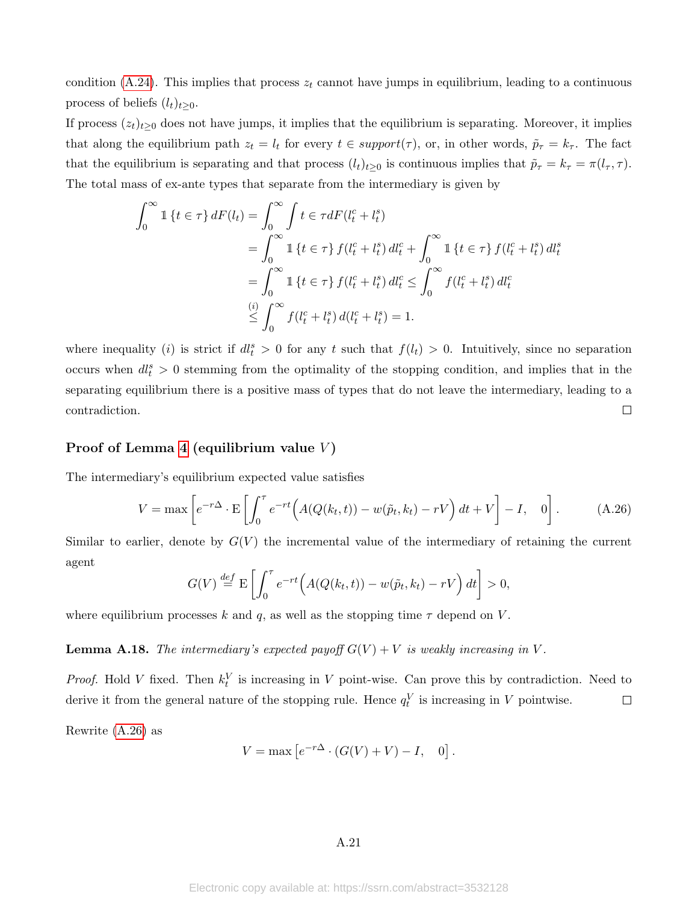condition (A.24). This implies that process $z_t$ cannot have jumps in equilibrium, leading to a continuous process of beliefs $(l_t)_{t\geq 0}$.

If process $(z_t)_{t\geq 0}$ does not have jumps, it implies that the equilibrium is separating. Moreover, it implies that along the equilibrium path $z_t = l_t$ for every $t \in support(\tau)$, or, in other words, $\tilde{p}_\tau = k_\tau$. The fact that the equilibrium is separating and that process $(l_t)_{t\geq 0}$ is continuous implies that $\tilde{p}_\tau = k_\tau = \pi(l_\tau, \tau)$. The total mass of ex-ante types that separate from the intermediary is given by

$$
\begin{aligned}
\int_0^\infty \mathbb{1}\{t \in \tau\}\, dF(l_t) &= \int_0^\infty \int t \in \tau dF(l_t^c + l_t^s) \\
&= \int_0^\infty \mathbb{1}\{t \in \tau\}\, f(l_t^c + l_t^s)\, dl_t^c + \int_0^\infty \mathbb{1}\{t \in \tau\}\, f(l_t^c + l_t^s)\, dl_t^s \\
&= \int_0^\infty \mathbb{1}\{t \in \tau\}\, f(l_t^c + l_t^s)\, dl_t^c \leq \int_0^\infty f(l_t^c + l_t^s)\, dl_t^c \\
&\overset{(i)}{\leq} \int_0^\infty f(l_t^c + l_t^s)\, d(l_t^c + l_t^s) = 1.
\end{aligned}
$$

where inequality $(i)$ is strict if $dl_t^s > 0$ for any $t$ such that $f(l_t) > 0$. Intuitively, since no separation occurs when $dl_t^s > 0$ stemming from the optimality of the stopping condition, and implies that in the separating equilibrium there is a positive mass of types that do not leave the intermediary, leading to a contradiction. □

### Proof of Lemma 4 (equilibrium value $V$)

The intermediary's equilibrium expected value satisfies

$$
V = \max\left[e^{-r\Delta} \cdot \mathrm{E}\left[\int_0^\tau e^{-rt}\Big(A(Q(k_t, t)) - w(\tilde{p}_t, k_t) - rV\Big)\, dt + V\right] - I, \quad 0\right]. \tag{A.26}
$$

Similar to earlier, denote by $G(V)$ the incremental value of the intermediary of retaining the current agent

$$
G(V) \overset{def}{=} \mathrm{E}\left[\int_0^\tau e^{-rt}\Big(A(Q(k_t, t)) - w(\tilde{p}_t, k_t) - rV\Big)\, dt\right] > 0,
$$

where equilibrium processes $k$ and $q$, as well as the stopping time $\tau$ depend on $V$.

**Lemma A.18.** *The intermediary's expected payoff $G(V) + V$ is weakly increasing in $V$.*

*Proof.* Hold $V$ fixed. Then $k_t^V$ is increasing in $V$ point-wise. Can prove this by contradiction. Need to derive it from the general nature of the stopping rule. Hence $q_t^V$ is increasing in $V$ pointwise. □

Rewrite (A.26) as

$$
V = \max\left[e^{-r\Delta} \cdot (G(V) + V) - I, \quad 0\right].
$$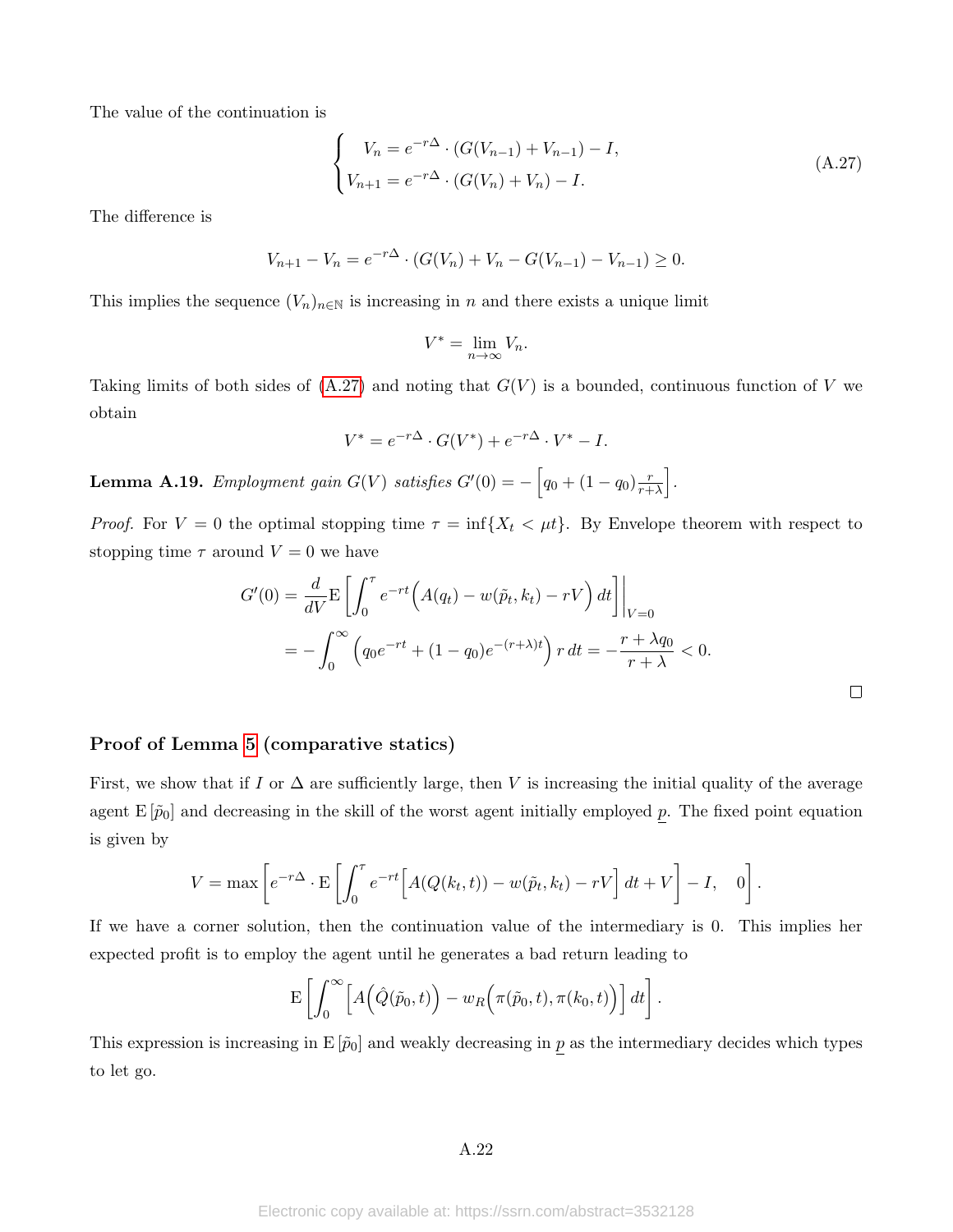The value of the continuation is

$$
\begin{cases} V_n = e^{-r\Delta} \cdot (G(V_{n-1}) + V_{n-1}) - I, \\ V_{n+1} = e^{-r\Delta} \cdot (G(V_n) + V_n) - I. \end{cases} \tag{A.27}
$$

The difference is

$$
V_{n+1} - V_n = e^{-r\Delta} \cdot (G(V_n) + V_n - G(V_{n-1}) - V_{n-1}) \geq 0.
$$

This implies the sequence $(V_n)_{n\in\mathbb{N}}$ is increasing in $n$ and there exists a unique limit

$$
V^* = \lim_{n\to\infty} V_n.
$$

Taking limits of both sides of (A.27) and noting that $G(V)$ is a bounded, continuous function of $V$ we obtain

$$
V^* = e^{-r\Delta} \cdot G(V^*) + e^{-r\Delta} \cdot V^* - I.
$$

**Lemma A.19.** *Employment gain $G(V)$ satisfies $G'(0) = -\left[q_0 + (1-q_0)\frac{r}{r+\lambda}\right]$.*

*Proof.* For $V = 0$ the optimal stopping time $\tau = \inf\{X_t < \mu t\}$. By Envelope theorem with respect to stopping time $\tau$ around $V = 0$ we have

$$
\begin{aligned}
G'(0) &= \frac{d}{dV}\mathrm{E}\left[\int_0^\tau e^{-rt}\Big(A(q_t) - w(\tilde{p}_t, k_t) - rV\Big)\,dt\right]\Bigg|_{V=0} \\
&= -\int_0^\infty \Big(q_0 e^{-rt} + (1-q_0)e^{-(r+\lambda)t}\Big)\,r\,dt = -\frac{r+\lambda q_0}{r+\lambda} < 0.
\end{aligned}
$$

□

### Proof of Lemma 5 (comparative statics)

First, we show that if $I$ or $\Delta$ are sufficiently large, then $V$ is increasing the initial quality of the average agent $\mathrm{E}[\tilde{p}_0]$ and decreasing in the skill of the worst agent initially employed $\underline{p}$. The fixed point equation is given by

$$
V = \max\left[e^{-r\Delta} \cdot \mathrm{E}\left[\int_0^\tau e^{-rt}\Big[A(Q(k_t,t)) - w(\tilde{p}_t, k_t) - rV\Big]\,dt + V\right] - I, \quad 0\right].
$$

If we have a corner solution, then the continuation value of the intermediary is 0. This implies her expected profit is to employ the agent until he generates a bad return leading to

$$
\mathrm{E}\left[\int_0^\infty \Big[A\Big(\hat{Q}(\tilde{p}_0,t)\Big) - w_R\Big(\pi(\tilde{p}_0,t), \pi(k_0,t)\Big)\Big]\,dt\right].
$$

This expression is increasing in $\mathrm{E}[\tilde{p}_0]$ and weakly decreasing in $\underline{p}$ as the intermediary decides which types to let go.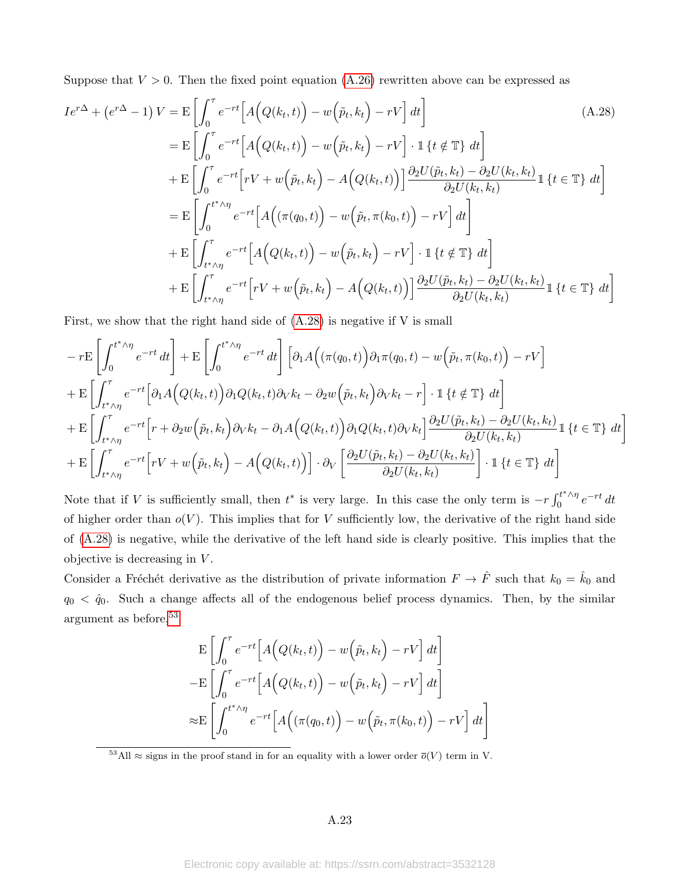Suppose that $V > 0$. Then the fixed point equation (A.26) rewritten above can be expressed as

$$
\begin{aligned}
Ie^{r\Delta} + \left(e^{r\Delta} - 1\right) V &= \mathrm{E}\left[\int_0^{\tau} e^{-rt}\Big[A\Big(Q(k_t,t)\Big) - w\Big(\tilde{p}_t, k_t\Big) - rV\Big]\, dt\right] \qquad \text{(A.28)}\\
&= \mathrm{E}\left[\int_0^{\tau} e^{-rt}\Big[A\Big(Q(k_t,t)\Big) - w\Big(\tilde{p}_t, k_t\Big) - rV\Big]\cdot \mathbb{1}\left\{t \notin \mathbb{T}\right\}\, dt\right]\\
&+ \mathrm{E}\left[\int_0^{\tau} e^{-rt}\Big[rV + w\Big(\tilde{p}_t, k_t\Big) - A\Big(Q(k_t,t)\Big)\Big]\frac{\partial_2 U(\tilde{p}_t, k_t) - \partial_2 U(k_t,k_t)}{\partial_2 U(k_t,k_t)}\mathbb{1}\left\{t \in \mathbb{T}\right\}\, dt\right]\\
&= \mathrm{E}\left[\int_0^{t^*\wedge\eta} e^{-rt}\Big[A\Big((\pi(q_0,t)\Big) - w\Big(\tilde{p}_t, \pi(k_0,t)\Big) - rV\Big]\, dt\right]\\
&+ \mathrm{E}\left[\int_{t^*\wedge\eta}^{\tau} e^{-rt}\Big[A\Big(Q(k_t,t)\Big) - w\Big(\tilde{p}_t, k_t\Big) - rV\Big]\cdot \mathbb{1}\left\{t \notin \mathbb{T}\right\}\, dt\right]\\
&+ \mathrm{E}\left[\int_{t^*\wedge\eta}^{\tau} e^{-rt}\Big[rV + w\Big(\tilde{p}_t, k_t\Big) - A\Big(Q(k_t,t)\Big)\Big]\frac{\partial_2 U(\tilde{p}_t, k_t) - \partial_2 U(k_t,k_t)}{\partial_2 U(k_t,k_t)}\mathbb{1}\left\{t \in \mathbb{T}\right\}\, dt\right]
\end{aligned}
$$

First, we show that the right hand side of (A.28) is negative if V is small

$$
\begin{aligned}
&- r\mathrm{E}\left[\int_0^{t^*\wedge\eta} e^{-rt}\, dt\right] + \mathrm{E}\left[\int_0^{t^*\wedge\eta} e^{-rt}\, dt\right]\Big[\partial_1 A\Big((\pi(q_0,t)\Big)\partial_1\pi(q_0,t) - w\Big(\tilde{p}_t, \pi(k_0,t)\Big) - rV\Big]\\
&+ \mathrm{E}\left[\int_{t^*\wedge\eta}^{\tau} e^{-rt}\Big[\partial_1 A\Big(Q(k_t,t)\Big)\partial_1 Q(k_t,t)\partial_V k_t - \partial_2 w\Big(\tilde{p}_t, k_t\Big)\partial_V k_t - r\Big]\cdot \mathbb{1}\left\{t \notin \mathbb{T}\right\}\, dt\right]\\
&+ \mathrm{E}\left[\int_{t^*\wedge\eta}^{\tau} e^{-rt}\Big[r + \partial_2 w\Big(\tilde{p}_t, k_t\Big)\partial_V k_t - \partial_1 A\Big(Q(k_t,t)\Big)\partial_1 Q(k_t,t)\partial_V k_t\Big]\frac{\partial_2 U(\tilde{p}_t, k_t) - \partial_2 U(k_t,k_t)}{\partial_2 U(k_t,k_t)}\mathbb{1}\left\{t \in \mathbb{T}\right\}\, dt\right]\\
&+ \mathrm{E}\left[\int_{t^*\wedge\eta}^{\tau} e^{-rt}\Big[rV + w\Big(\tilde{p}_t, k_t\Big) - A\Big(Q(k_t,t)\Big)\Big]\cdot\partial_V\left[\frac{\partial_2 U(\tilde{p}_t, k_t) - \partial_2 U(k_t,k_t)}{\partial_2 U(k_t,k_t)}\right]\cdot \mathbb{1}\left\{t \in \mathbb{T}\right\}\, dt\right]
\end{aligned}
$$

Note that if $V$ is sufficiently small, then $t^*$ is very large. In this case the only term is $-r\int_0^{t^*\wedge\eta} e^{-rt}\, dt$ of higher order than $o(V)$. This implies that for $V$ sufficiently low, the derivative of the right hand side of (A.28) is negative, while the derivative of the left hand side is clearly positive. This implies that the objective is decreasing in $V$.

Consider a Fréchét derivative as the distribution of private information $F \to \hat{F}$ such that $k_0 = \hat{k}_0$ and $q_0 < \hat{q}_0$. Such a change affects all of the endogenous belief process dynamics. Then, by the similar argument as before.[53]

$$
\begin{aligned}
&\mathrm{E}\left[\int_0^{\tau} e^{-rt}\Big[A\Big(Q(k_t,t)\Big) - w\Big(\tilde{p}_t, k_t\Big) - rV\Big]\, dt\right]\\
-&\mathrm{E}\left[\int_0^{\tau} e^{-rt}\Big[A\Big(Q(k_t,t)\Big) - w\Big(\tilde{p}_t, k_t\Big) - rV\Big]\, dt\right]\\
\approx&\mathrm{E}\left[\int_0^{t^*\wedge\eta} e^{-rt}\Big[A\Big((\pi(q_0,t)\Big) - w\Big(\tilde{p}_t, \pi(k_0,t)\Big) - rV\Big]\, dt\right]
\end{aligned}
$$

[53] All $\approx$ signs in the proof stand in for an equality with a lower order $\bar{o}(V)$ term in V.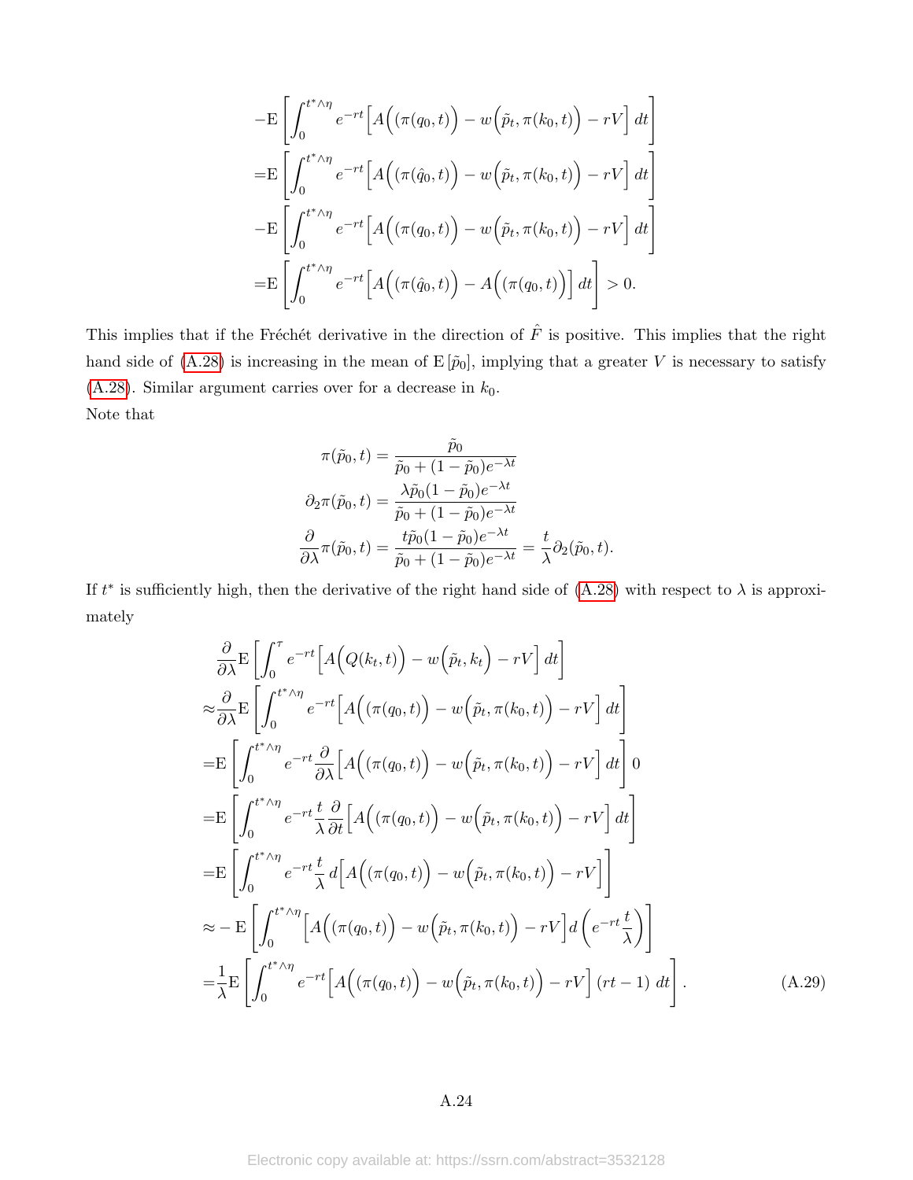$$
\begin{aligned}
&-\mathrm{E}\left[\int_0^{t^*\wedge\eta} e^{-rt}\Big[A\Big((\pi(q_0,t)\Big)-w\Big(\tilde{p}_t,\pi(k_0,t)\Big)-rV\Big]\,dt\right]\\
=&\mathrm{E}\left[\int_0^{t^*\wedge\eta} e^{-rt}\Big[A\Big((\pi(\hat{q}_0,t)\Big)-w\Big(\tilde{p}_t,\pi(k_0,t)\Big)-rV\Big]\,dt\right]\\
&-\mathrm{E}\left[\int_0^{t^*\wedge\eta} e^{-rt}\Big[A\Big((\pi(q_0,t)\Big)-w\Big(\tilde{p}_t,\pi(k_0,t)\Big)-rV\Big]\,dt\right]\\
=&\mathrm{E}\left[\int_0^{t^*\wedge\eta} e^{-rt}\Big[A\Big((\pi(\hat{q}_0,t)\Big)-A\Big((\pi(q_0,t)\Big)\Big]\,dt\right]>0.
\end{aligned}
$$

This implies that if the Fréchét derivative in the direction of $\hat{F}$ is positive. This implies that the right hand side of (A.28) is increasing in the mean of $\mathrm{E}[\tilde{p}_0]$, implying that a greater $V$ is necessary to satisfy (A.28). Similar argument carries over for a decrease in $k_0$.

Note that

$$
\begin{aligned}
\pi(\tilde{p}_0,t)&=\frac{\tilde{p}_0}{\tilde{p}_0+(1-\tilde{p}_0)e^{-\lambda t}}\\
\partial_2\pi(\tilde{p}_0,t)&=\frac{\lambda\tilde{p}_0(1-\tilde{p}_0)e^{-\lambda t}}{\tilde{p}_0+(1-\tilde{p}_0)e^{-\lambda t}}\\
\frac{\partial}{\partial\lambda}\pi(\tilde{p}_0,t)&=\frac{t\tilde{p}_0(1-\tilde{p}_0)e^{-\lambda t}}{\tilde{p}_0+(1-\tilde{p}_0)e^{-\lambda t}}=\frac{t}{\lambda}\partial_2(\tilde{p}_0,t).
\end{aligned}
$$

If $t^*$ is sufficiently high, then the derivative of the right hand side of (A.28) with respect to $\lambda$ is approximately

$$
\begin{aligned}
&\frac{\partial}{\partial\lambda}\mathrm{E}\left[\int_0^{\tau} e^{-rt}\Big[A\Big(Q(k_t,t)\Big)-w\Big(\tilde{p}_t,k_t\Big)-rV\Big]\,dt\right]\\
\approx&\frac{\partial}{\partial\lambda}\mathrm{E}\left[\int_0^{t^*\wedge\eta} e^{-rt}\Big[A\Big((\pi(q_0,t)\Big)-w\Big(\tilde{p}_t,\pi(k_0,t)\Big)-rV\Big]\,dt\right]\\
=&\mathrm{E}\left[\int_0^{t^*\wedge\eta} e^{-rt}\frac{\partial}{\partial\lambda}\Big[A\Big((\pi(q_0,t)\Big)-w\Big(\tilde{p}_t,\pi(k_0,t)\Big)-rV\Big]\,dt\right]0\\
=&\mathrm{E}\left[\int_0^{t^*\wedge\eta} e^{-rt}\frac{t}{\lambda}\frac{\partial}{\partial t}\Big[A\Big((\pi(q_0,t)\Big)-w\Big(\tilde{p}_t,\pi(k_0,t)\Big)-rV\Big]\,dt\right]\\
=&\mathrm{E}\left[\int_0^{t^*\wedge\eta} e^{-rt}\frac{t}{\lambda}\,d\Big[A\Big((\pi(q_0,t)\Big)-w\Big(\tilde{p}_t,\pi(k_0,t)\Big)-rV\Big]\right]\\
\approx&-\mathrm{E}\left[\int_0^{t^*\wedge\eta}\Big[A\Big((\pi(q_0,t)\Big)-w\Big(\tilde{p}_t,\pi(k_0,t)\Big)-rV\Big]\,d\left(e^{-rt}\frac{t}{\lambda}\right)\right]\\
=&\frac{1}{\lambda}\mathrm{E}\left[\int_0^{t^*\wedge\eta} e^{-rt}\Big[A\Big((\pi(q_0,t)\Big)-w\Big(\tilde{p}_t,\pi(k_0,t)\Big)-rV\Big]\,(rt-1)\;dt\right].
\end{aligned}
\tag{A.29}
$$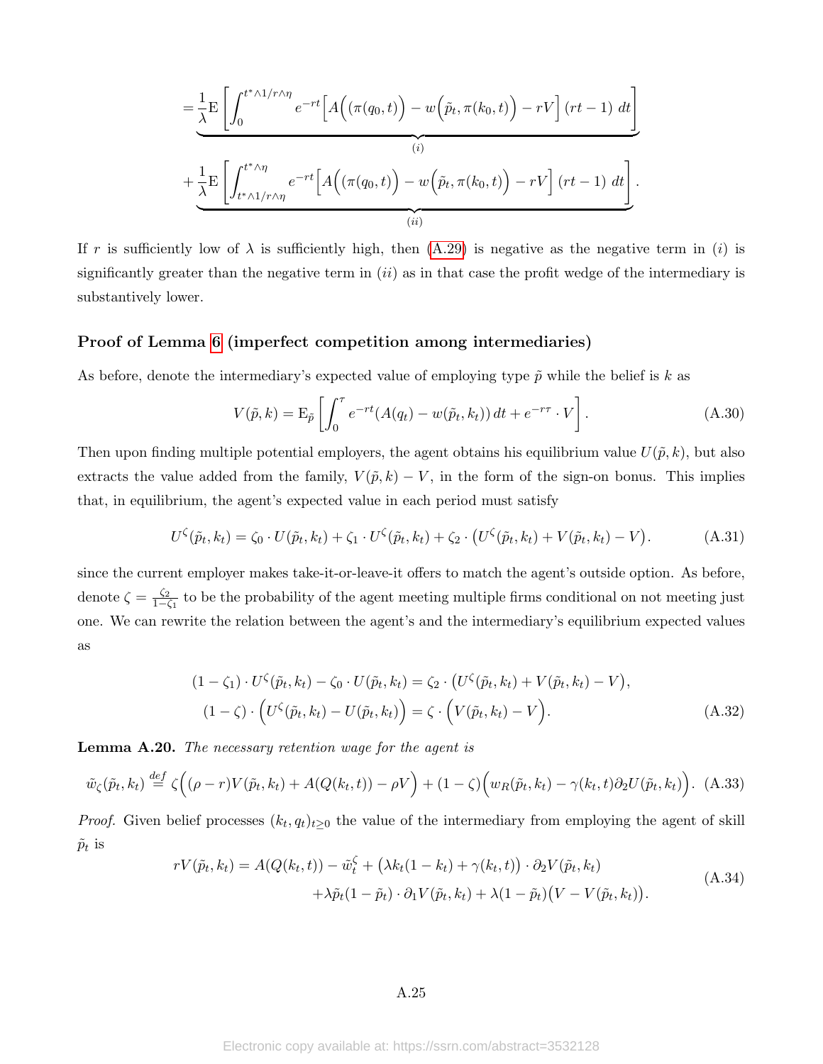$$
= \underbrace{\frac{1}{\lambda}\mathrm{E}\left[\int_0^{t^*\wedge 1/r\wedge\eta} e^{-rt}\Big[A\Big((\pi(q_0,t)\Big) - w\Big(\tilde{p}_t, \pi(k_0,t)\Big) - rV\Big]\,(rt-1)\;dt\right]}_{(i)}
$$

$$
+ \underbrace{\frac{1}{\lambda}\mathrm{E}\left[\int_{t^*\wedge 1/r\wedge\eta}^{t^*\wedge\eta} e^{-rt}\Big[A\Big((\pi(q_0,t)\Big) - w\Big(\tilde{p}_t, \pi(k_0,t)\Big) - rV\Big]\,(rt-1)\;dt\right]}_{(ii)}.
$$

If $r$ is sufficiently low of $\lambda$ is sufficiently high, then (A.29) is negative as the negative term in $(i)$ is significantly greater than the negative term in $(ii)$ as in that case the profit wedge of the intermediary is substantively lower.

### Proof of Lemma 6 (imperfect competition among intermediaries)

As before, denote the intermediary's expected value of employing type $\tilde{p}$ while the belief is $k$ as

$$
V(\tilde{p},k) = \mathrm{E}_{\tilde{p}}\left[\int_0^\tau e^{-rt}(A(q_t) - w(\tilde{p}_t,k_t))\,dt + e^{-r\tau}\cdot V\right]. \tag{A.30}
$$

Then upon finding multiple potential employers, the agent obtains his equilibrium value $U(\tilde{p},k)$, but also extracts the value added from the family, $V(\tilde{p},k) - V$, in the form of the sign-on bonus. This implies that, in equilibrium, the agent's expected value in each period must satisfy

$$
U^\zeta(\tilde{p}_t,k_t) = \zeta_0\cdot U(\tilde{p}_t,k_t) + \zeta_1\cdot U^\zeta(\tilde{p}_t,k_t) + \zeta_2\cdot\big(U^\zeta(\tilde{p}_t,k_t) + V(\tilde{p}_t,k_t) - V\big). \tag{A.31}
$$

since the current employer makes take-it-or-leave-it offers to match the agent's outside option. As before, denote $\zeta = \frac{\zeta_2}{1-\zeta_1}$ to be the probability of the agent meeting multiple firms conditional on not meeting just one. We can rewrite the relation between the agent's and the intermediary's equilibrium expected values as

$$
\begin{aligned}
(1-\zeta_1)\cdot U^\zeta(\tilde{p}_t,k_t) - \zeta_0\cdot U(\tilde{p}_t,k_t) &= \zeta_2\cdot\big(U^\zeta(\tilde{p}_t,k_t) + V(\tilde{p}_t,k_t) - V\big),\\
(1-\zeta)\cdot\Big(U^\zeta(\tilde{p}_t,k_t) - U(\tilde{p}_t,k_t)\Big) &= \zeta\cdot\Big(V(\tilde{p}_t,k_t) - V\Big).
\end{aligned} \tag{A.32}
$$

**Lemma A.20.** *The necessary retention wage for the agent is*

$$
\tilde{w}_\zeta(\tilde{p}_t,k_t) \overset{def}{=} \zeta\Big((\rho-r)V(\tilde{p}_t,k_t) + A(Q(k_t,t)) - \rho V\Big) + (1-\zeta)\Big(w_R(\tilde{p}_t,k_t) - \gamma(k_t,t)\partial_2 U(\tilde{p}_t,k_t)\Big). \tag{A.33}
$$

*Proof.* Given belief processes $(k_t,q_t)_{t\geq 0}$ the value of the intermediary from employing the agent of skill $\tilde{p}_t$ is

$$
\begin{aligned}
rV(\tilde{p}_t,k_t) = A(Q(k_t,t)) - \tilde{w}_t^\zeta + \big(\lambda k_t(1-k_t) + \gamma(k_t,t)\big)\cdot\partial_2 V(\tilde{p}_t,k_t)\\
+\lambda\tilde{p}_t(1-\tilde{p}_t)\cdot\partial_1 V(\tilde{p}_t,k_t) + \lambda(1-\tilde{p}_t)\big(V - V(\tilde{p}_t,k_t)\big).
\end{aligned} \tag{A.34}
$$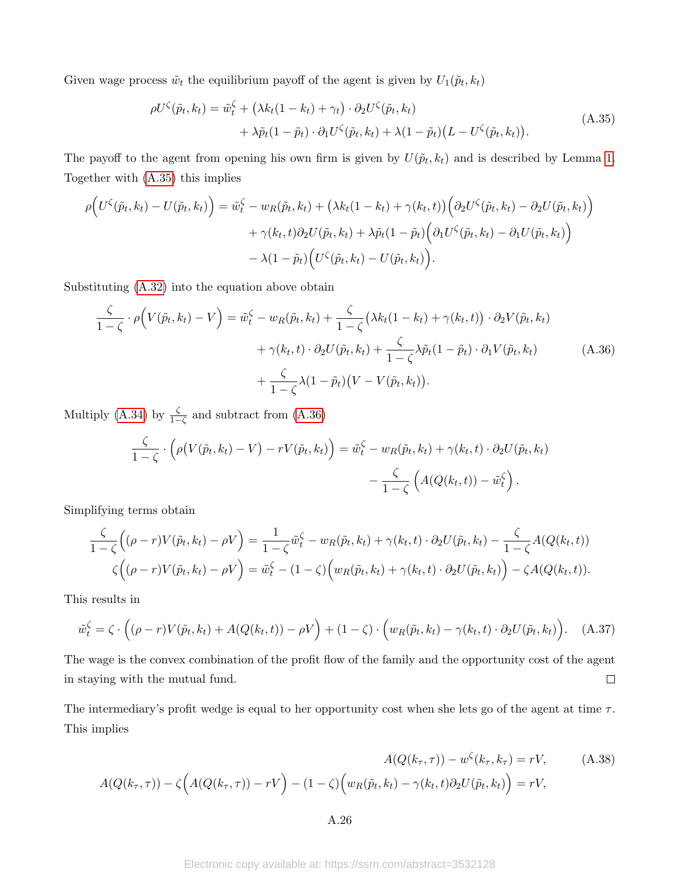Given wage process $\tilde{w}_t$ the equilibrium payoff of the agent is given by $U_1(\tilde{p}_t, k_t)$

$$
\begin{aligned}
\rho U^{\zeta}(\tilde{p}_t, k_t) = \tilde{w}_t^{\zeta} &+ \big(\lambda k_t(1-k_t) + \gamma_t\big) \cdot \partial_2 U^{\zeta}(\tilde{p}_t, k_t) \\
&+ \lambda \tilde{p}_t(1-\tilde{p}_t) \cdot \partial_1 U^{\zeta}(\tilde{p}_t, k_t) + \lambda(1-\tilde{p}_t)\big(L - U^{\zeta}(\tilde{p}_t, k_t)\big).
\end{aligned}
\tag{A.35}
$$

The payoff to the agent from opening his own firm is given by $U(\tilde{p}_t, k_t)$ and is described by Lemma 1. Together with (A.35) this implies

$$
\begin{aligned}
\rho\Big(U^{\zeta}(\tilde{p}_t, k_t) - U(\tilde{p}_t, k_t)\Big) = \tilde{w}_t^{\zeta} - w_R(\tilde{p}_t, k_t) &+ \big(\lambda k_t(1-k_t) + \gamma(k_t, t)\big)\Big(\partial_2 U^{\zeta}(\tilde{p}_t, k_t) - \partial_2 U(\tilde{p}_t, k_t)\Big) \\
&+ \gamma(k_t, t)\partial_2 U(\tilde{p}_t, k_t) + \lambda \tilde{p}_t(1-\tilde{p}_t)\Big(\partial_1 U^{\zeta}(\tilde{p}_t, k_t) - \partial_1 U(\tilde{p}_t, k_t)\Big) \\
&- \lambda(1-\tilde{p}_t)\Big(U^{\zeta}(\tilde{p}_t, k_t) - U(\tilde{p}_t, k_t)\Big).
\end{aligned}
$$

Substituting (A.32) into the equation above obtain

$$
\begin{aligned}
\frac{\zeta}{1-\zeta} \cdot \rho\Big(V(\tilde{p}_t, k_t) - V\Big) = \tilde{w}_t^{\zeta} - w_R(\tilde{p}_t, k_t) &+ \frac{\zeta}{1-\zeta}\big(\lambda k_t(1-k_t) + \gamma(k_t, t)\big) \cdot \partial_2 V(\tilde{p}_t, k_t) \\
&+ \gamma(k_t, t) \cdot \partial_2 U(\tilde{p}_t, k_t) + \frac{\zeta}{1-\zeta}\lambda \tilde{p}_t(1-\tilde{p}_t) \cdot \partial_1 V(\tilde{p}_t, k_t) \\
&+ \frac{\zeta}{1-\zeta}\lambda(1-\tilde{p}_t)\big(V - V(\tilde{p}_t, k_t)\big).
\end{aligned}
\tag{A.36}
$$

Multiply (A.34) by $\frac{\zeta}{1-\zeta}$ and subtract from (A.36)

$$
\begin{aligned}
\frac{\zeta}{1-\zeta} \cdot \Big(\rho\big(V(\tilde{p}_t, k_t) - V\big) - rV(\tilde{p}_t, k_t)\Big) = \tilde{w}_t^{\zeta} - w_R(\tilde{p}_t, k_t) + \gamma(k_t, t) \cdot \partial_2 U(\tilde{p}_t, k_t) \\
- \frac{\zeta}{1-\zeta}\Big(A(Q(k_t, t)) - \tilde{w}_t^{\zeta}\Big).
\end{aligned}
$$

Simplifying terms obtain

$$
\begin{aligned}
\frac{\zeta}{1-\zeta}\Big((\rho - r)V(\tilde{p}_t, k_t) - \rho V\Big) &= \frac{1}{1-\zeta}\tilde{w}_t^{\zeta} - w_R(\tilde{p}_t, k_t) + \gamma(k_t, t) \cdot \partial_2 U(\tilde{p}_t, k_t) - \frac{\zeta}{1-\zeta}A(Q(k_t, t)) \\
\zeta\Big((\rho - r)V(\tilde{p}_t, k_t) - \rho V\Big) &= \tilde{w}_t^{\zeta} - (1-\zeta)\Big(w_R(\tilde{p}_t, k_t) + \gamma(k_t, t) \cdot \partial_2 U(\tilde{p}_t, k_t)\Big) - \zeta A(Q(k_t, t)).
\end{aligned}
$$

This results in

$$
\tilde{w}_t^{\zeta} = \zeta \cdot \Big((\rho - r)V(\tilde{p}_t, k_t) + A(Q(k_t, t)) - \rho V\Big) + (1-\zeta) \cdot \Big(w_R(\tilde{p}_t, k_t) - \gamma(k_t, t) \cdot \partial_2 U(\tilde{p}_t, k_t)\Big). \tag{A.37}
$$

The wage is the convex combination of the profit flow of the family and the opportunity cost of the agent in staying with the mutual fund. $\square$

The intermediary's profit wedge is equal to her opportunity cost when she lets go of the agent at time $\tau$. This implies

$$
\begin{aligned}
A(Q(k_\tau, \tau)) - w^{\zeta}(k_\tau, k_\tau) &= rV, \qquad \text{(A.38)} \\
A(Q(k_\tau, \tau)) - \zeta\Big(A(Q(k_\tau, \tau)) - rV\Big) - (1-\zeta)\Big(w_R(\tilde{p}_t, k_t) - \gamma(k_t, t)\partial_2 U(\tilde{p}_t, k_t)\Big) &= rV,
\end{aligned}
$$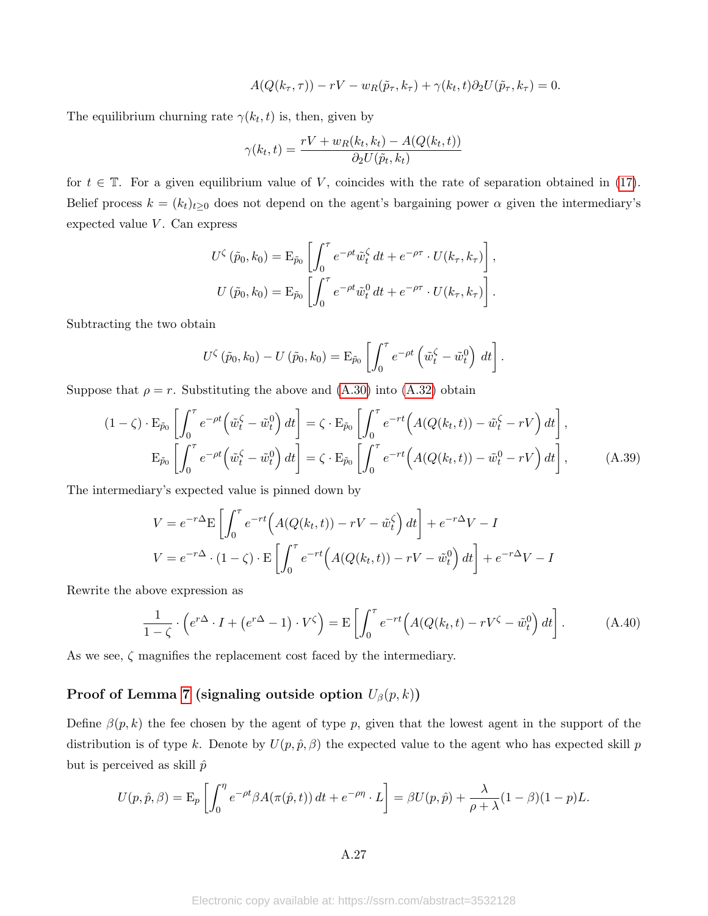$$A(Q(k_\tau, \tau)) - rV - w_R(\tilde{p}_\tau, k_\tau) + \gamma(k_t, t)\partial_2 U(\tilde{p}_\tau, k_\tau) = 0.$$

The equilibrium churning rate $\gamma(k_t, t)$ is, then, given by

$$\gamma(k_t, t) = \frac{rV + w_R(k_t, k_t) - A(Q(k_t, t))}{\partial_2 U(\tilde{p}_t, k_t)}$$

for $t \in \mathbb{T}$. For a given equilibrium value of $V$, coincides with the rate of separation obtained in (17). Belief process $k = (k_t)_{t \geq 0}$ does not depend on the agent's bargaining power $\alpha$ given the intermediary's expected value $V$. Can express

$$U^\zeta(\tilde{p}_0, k_0) = \mathrm{E}_{\tilde{p}_0}\left[\int_0^\tau e^{-\rho t}\tilde{w}_t^\zeta \, dt + e^{-\rho\tau} \cdot U(k_\tau, k_\tau)\right],$$
$$U(\tilde{p}_0, k_0) = \mathrm{E}_{\tilde{p}_0}\left[\int_0^\tau e^{-\rho t}\tilde{w}_t^0 \, dt + e^{-\rho\tau} \cdot U(k_\tau, k_\tau)\right].$$

Subtracting the two obtain

$$U^\zeta(\tilde{p}_0, k_0) - U(\tilde{p}_0, k_0) = \mathrm{E}_{\tilde{p}_0}\left[\int_0^\tau e^{-\rho t}\left(\tilde{w}_t^\zeta - \tilde{w}_t^0\right) dt\right].$$

Suppose that $\rho = r$. Substituting the above and (A.30) into (A.32) obtain

$$(1-\zeta) \cdot \mathrm{E}_{\tilde{p}_0}\left[\int_0^\tau e^{-\rho t}\Big(\tilde{w}_t^\zeta - \tilde{w}_t^0\Big) dt\right] = \zeta \cdot \mathrm{E}_{\tilde{p}_0}\left[\int_0^\tau e^{-rt}\Big(A(Q(k_t, t)) - \tilde{w}_t^\zeta - rV\Big) dt\right],$$
$$\mathrm{E}_{\tilde{p}_0}\left[\int_0^\tau e^{-\rho t}\Big(\tilde{w}_t^\zeta - \tilde{w}_t^0\Big) dt\right] = \zeta \cdot \mathrm{E}_{\tilde{p}_0}\left[\int_0^\tau e^{-rt}\Big(A(Q(k_t, t)) - \tilde{w}_t^0 - rV\Big) dt\right], \tag{A.39}$$

The intermediary's expected value is pinned down by

$$V = e^{-r\Delta}\mathrm{E}\left[\int_0^\tau e^{-rt}\Big(A(Q(k_t, t)) - rV - \tilde{w}_t^\zeta\Big) dt\right] + e^{-r\Delta}V - I$$
$$V = e^{-r\Delta} \cdot (1-\zeta) \cdot \mathrm{E}\left[\int_0^\tau e^{-rt}\Big(A(Q(k_t, t)) - rV - \tilde{w}_t^0\Big) dt\right] + e^{-r\Delta}V - I$$

Rewrite the above expression as

$$\frac{1}{1-\zeta} \cdot \Big(e^{r\Delta} \cdot I + \big(e^{r\Delta} - 1\big) \cdot V^\zeta\Big) = \mathrm{E}\left[\int_0^\tau e^{-rt}\Big(A(Q(k_t, t) - rV^\zeta - \tilde{w}_t^0\Big) dt\right]. \tag{A.40}$$

As we see, $\zeta$ magnifies the replacement cost faced by the intermediary.

### Proof of Lemma 7 (signaling outside option $U_\beta(p, k)$)

Define $\beta(p, k)$ the fee chosen by the agent of type $p$, given that the lowest agent in the support of the distribution is of type $k$. Denote by $U(p, \hat{p}, \beta)$ the expected value to the agent who has expected skill $p$ but is perceived as skill $\hat{p}$

$$U(p, \hat{p}, \beta) = \mathrm{E}_p\left[\int_0^\eta e^{-\rho t}\beta A(\pi(\hat{p}, t)) \, dt + e^{-\rho\eta} \cdot L\right] = \beta U(p, \hat{p}) + \frac{\lambda}{\rho + \lambda}(1-\beta)(1-p)L.$$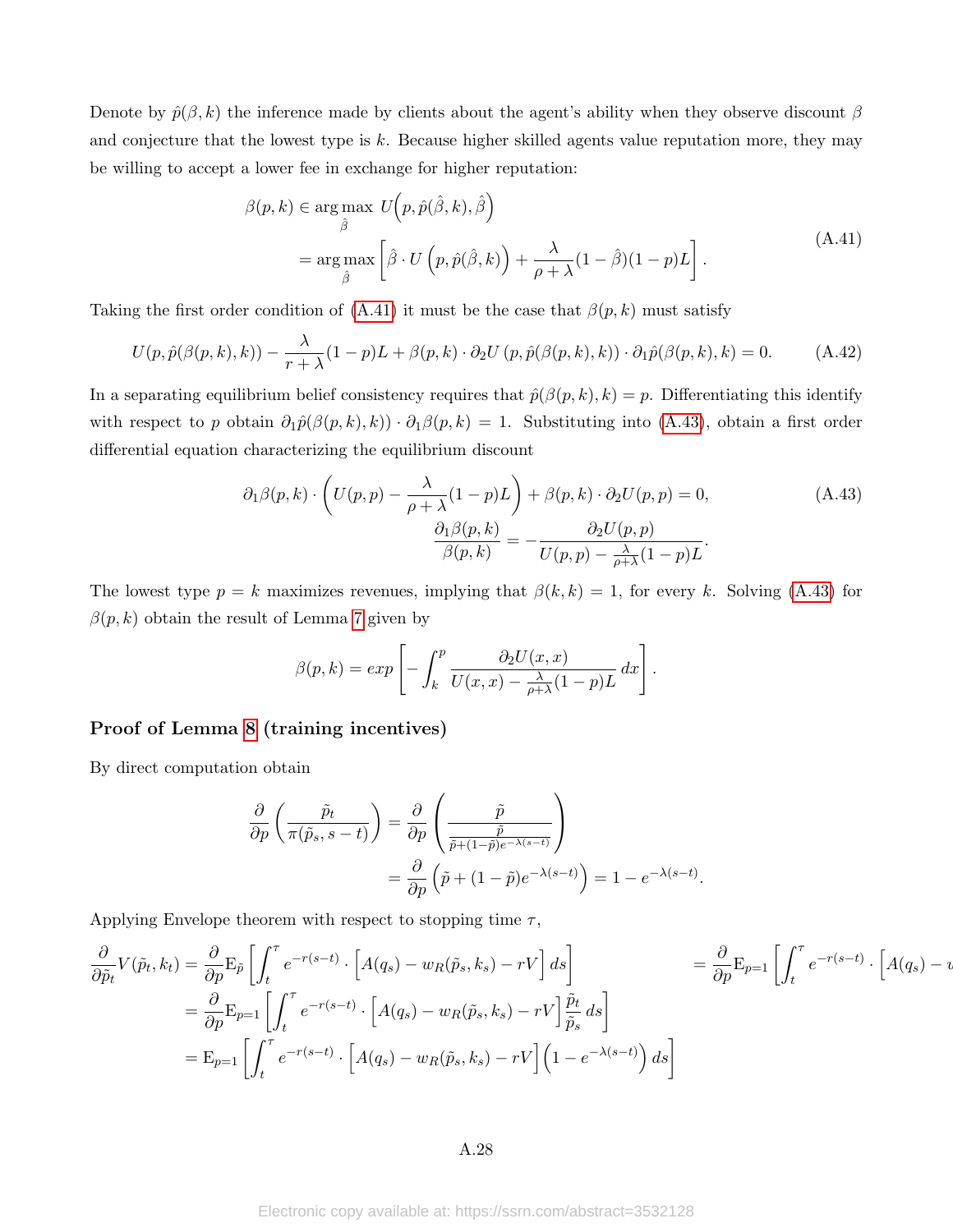Denote by $\hat{p}(\beta, k)$ the inference made by clients about the agent's ability when they observe discount $\beta$ and conjecture that the lowest type is $k$. Because higher skilled agents value reputation more, they may be willing to accept a lower fee in exchange for higher reputation:

$$
\begin{aligned}
\beta(p,k) &\in \arg\max_{\hat{\beta}} \; U\Big(p, \hat{p}(\hat{\beta},k), \hat{\beta}\Big) \\
&= \arg\max_{\hat{\beta}} \left[\hat{\beta} \cdot U\left(p, \hat{p}(\hat{\beta},k)\right) + \frac{\lambda}{\rho+\lambda}(1-\hat{\beta})(1-p)L\right].
\end{aligned}
\tag{A.41}
$$

Taking the first order condition of (A.41) it must be the case that $\beta(p,k)$ must satisfy

$$
U(p, \hat{p}(\beta(p,k),k)) - \frac{\lambda}{r+\lambda}(1-p)L + \beta(p,k) \cdot \partial_2 U\left(p, \hat{p}(\beta(p,k),k)\right) \cdot \partial_1 \hat{p}(\beta(p,k),k) = 0. \tag{A.42}
$$

In a separating equilibrium belief consistency requires that $\hat{p}(\beta(p,k),k) = p$. Differentiating this identify with respect to $p$ obtain $\partial_1 \hat{p}(\beta(p,k),k)) \cdot \partial_1 \beta(p,k) = 1$. Substituting into (A.43), obtain a first order differential equation characterizing the equilibrium discount

$$
\begin{aligned}
\partial_1 \beta(p,k) \cdot \left(U(p,p) - \frac{\lambda}{\rho+\lambda}(1-p)L\right) + \beta(p,k) \cdot \partial_2 U(p,p) = 0, \\
\frac{\partial_1 \beta(p,k)}{\beta(p,k)} = -\frac{\partial_2 U(p,p)}{U(p,p) - \frac{\lambda}{\rho+\lambda}(1-p)L}.
\end{aligned}
\tag{A.43}
$$

The lowest type $p = k$ maximizes revenues, implying that $\beta(k,k) = 1$, for every $k$. Solving (A.43) for $\beta(p,k)$ obtain the result of Lemma 7 given by

$$
\beta(p,k) = exp\left[-\int_k^p \frac{\partial_2 U(x,x)}{U(x,x) - \frac{\lambda}{\rho+\lambda}(1-p)L}\, dx\right].
$$

### Proof of Lemma 8 (training incentives)

By direct computation obtain

$$
\begin{aligned}
\frac{\partial}{\partial p}\left(\frac{\tilde{p}_t}{\pi(\tilde{p}_s, s-t)}\right) &= \frac{\partial}{\partial p}\left(\frac{\tilde{p}}{\frac{\tilde{p}}{\tilde{p}+(1-\tilde{p})e^{-\lambda(s-t)}}}\right) \\
&= \frac{\partial}{\partial p}\left(\tilde{p} + (1-\tilde{p})e^{-\lambda(s-t)}\right) = 1 - e^{-\lambda(s-t)}.
\end{aligned}
$$

Applying Envelope theorem with respect to stopping time $\tau$,

$$
\begin{aligned}
\frac{\partial}{\partial \tilde{p}_t} V(\tilde{p}_t, k_t) &= \frac{\partial}{\partial p} \mathrm{E}_{\tilde{p}}\left[\int_t^\tau e^{-r(s-t)} \cdot \Big[A(q_s) - w_R(\tilde{p}_s, k_s) - rV\Big]\, ds\right] \qquad = \frac{\partial}{\partial p} \mathrm{E}_{p=1}\left[\int_t^\tau e^{-r(s-t)} \cdot \Big[A(q_s) - \right. \\
&= \frac{\partial}{\partial p} \mathrm{E}_{p=1}\left[\int_t^\tau e^{-r(s-t)} \cdot \Big[A(q_s) - w_R(\tilde{p}_s, k_s) - rV\Big] \frac{\tilde{p}_t}{\tilde{p}_s}\, ds\right] \\
&= \mathrm{E}_{p=1}\left[\int_t^\tau e^{-r(s-t)} \cdot \Big[A(q_s) - w_R(\tilde{p}_s, k_s) - rV\Big]\left(1 - e^{-\lambda(s-t)}\right) ds\right]
\end{aligned}
$$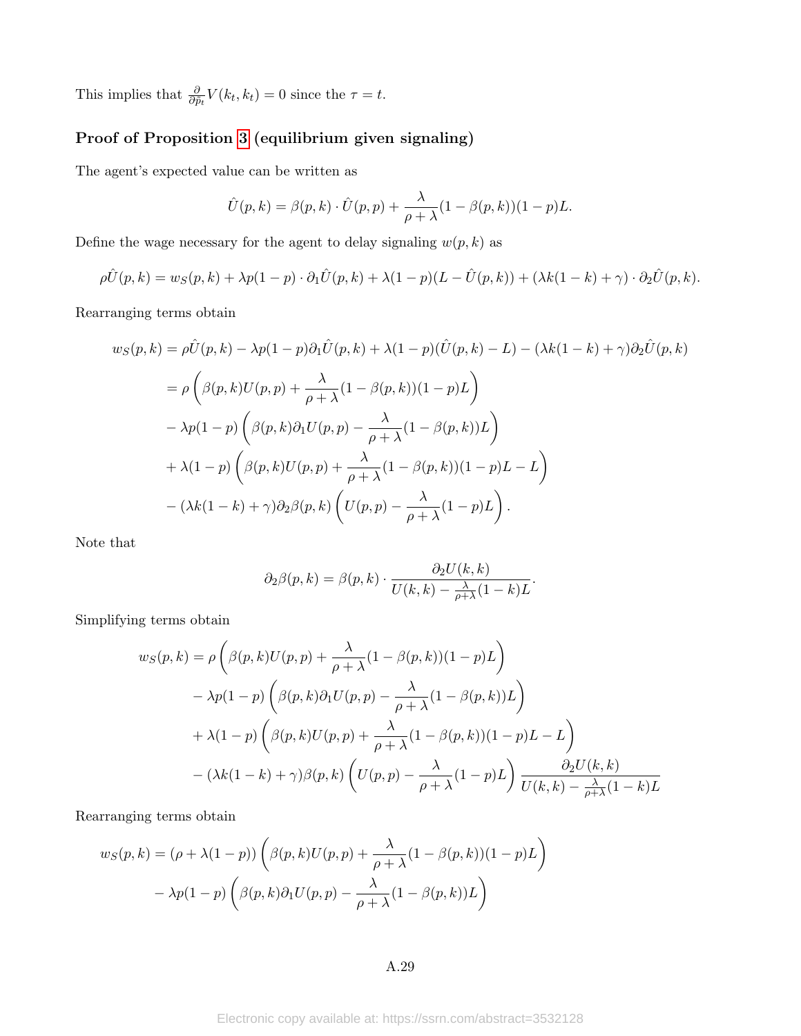This implies that $\frac{\partial}{\partial p_t} V(k_t, k_t) = 0$ since the $\tau = t$.

### Proof of Proposition 3 (equilibrium given signaling)

The agent's expected value can be written as

$$\hat{U}(p,k) = \beta(p,k) \cdot \hat{U}(p,p) + \frac{\lambda}{\rho+\lambda}(1-\beta(p,k))(1-p)L.$$

Define the wage necessary for the agent to delay signaling $w(p,k)$ as

$$\rho \hat{U}(p,k) = w_S(p,k) + \lambda p(1-p) \cdot \partial_1 \hat{U}(p,k) + \lambda(1-p)(L - \hat{U}(p,k)) + (\lambda k(1-k) + \gamma) \cdot \partial_2 \hat{U}(p,k).$$

Rearranging terms obtain

$$\begin{aligned}
w_S(p,k) &= \rho \hat{U}(p,k) - \lambda p(1-p)\partial_1 \hat{U}(p,k) + \lambda(1-p)(\hat{U}(p,k) - L) - (\lambda k(1-k) + \gamma)\partial_2 \hat{U}(p,k) \\
&= \rho \left( \beta(p,k) U(p,p) + \frac{\lambda}{\rho+\lambda}(1-\beta(p,k))(1-p)L \right) \\
&\quad - \lambda p(1-p) \left( \beta(p,k)\partial_1 U(p,p) - \frac{\lambda}{\rho+\lambda}(1-\beta(p,k))L \right) \\
&\quad + \lambda(1-p) \left( \beta(p,k)U(p,p) + \frac{\lambda}{\rho+\lambda}(1-\beta(p,k))(1-p)L - L \right) \\
&\quad - (\lambda k(1-k) + \gamma)\partial_2 \beta(p,k) \left( U(p,p) - \frac{\lambda}{\rho+\lambda}(1-p)L \right).
\end{aligned}$$

Note that

$$\partial_2 \beta(p,k) = \beta(p,k) \cdot \frac{\partial_2 U(k,k)}{U(k,k) - \frac{\lambda}{\rho+\lambda}(1-k)L}.$$

Simplifying terms obtain

$$\begin{aligned}
w_S(p,k) &= \rho \left( \beta(p,k) U(p,p) + \frac{\lambda}{\rho+\lambda}(1-\beta(p,k))(1-p)L \right) \\
&\quad - \lambda p(1-p) \left( \beta(p,k)\partial_1 U(p,p) - \frac{\lambda}{\rho+\lambda}(1-\beta(p,k))L \right) \\
&\quad + \lambda(1-p) \left( \beta(p,k)U(p,p) + \frac{\lambda}{\rho+\lambda}(1-\beta(p,k))(1-p)L - L \right) \\
&\quad - (\lambda k(1-k) + \gamma)\beta(p,k) \left( U(p,p) - \frac{\lambda}{\rho+\lambda}(1-p)L \right) \frac{\partial_2 U(k,k)}{U(k,k) - \frac{\lambda}{\rho+\lambda}(1-k)L}
\end{aligned}$$

Rearranging terms obtain

$$\begin{aligned}
w_S(p,k) &= (\rho + \lambda(1-p)) \left( \beta(p,k) U(p,p) + \frac{\lambda}{\rho+\lambda}(1-\beta(p,k))(1-p)L \right) \\
&\quad - \lambda p(1-p) \left( \beta(p,k)\partial_1 U(p,p) - \frac{\lambda}{\rho+\lambda}(1-\beta(p,k))L \right)
\end{aligned}$$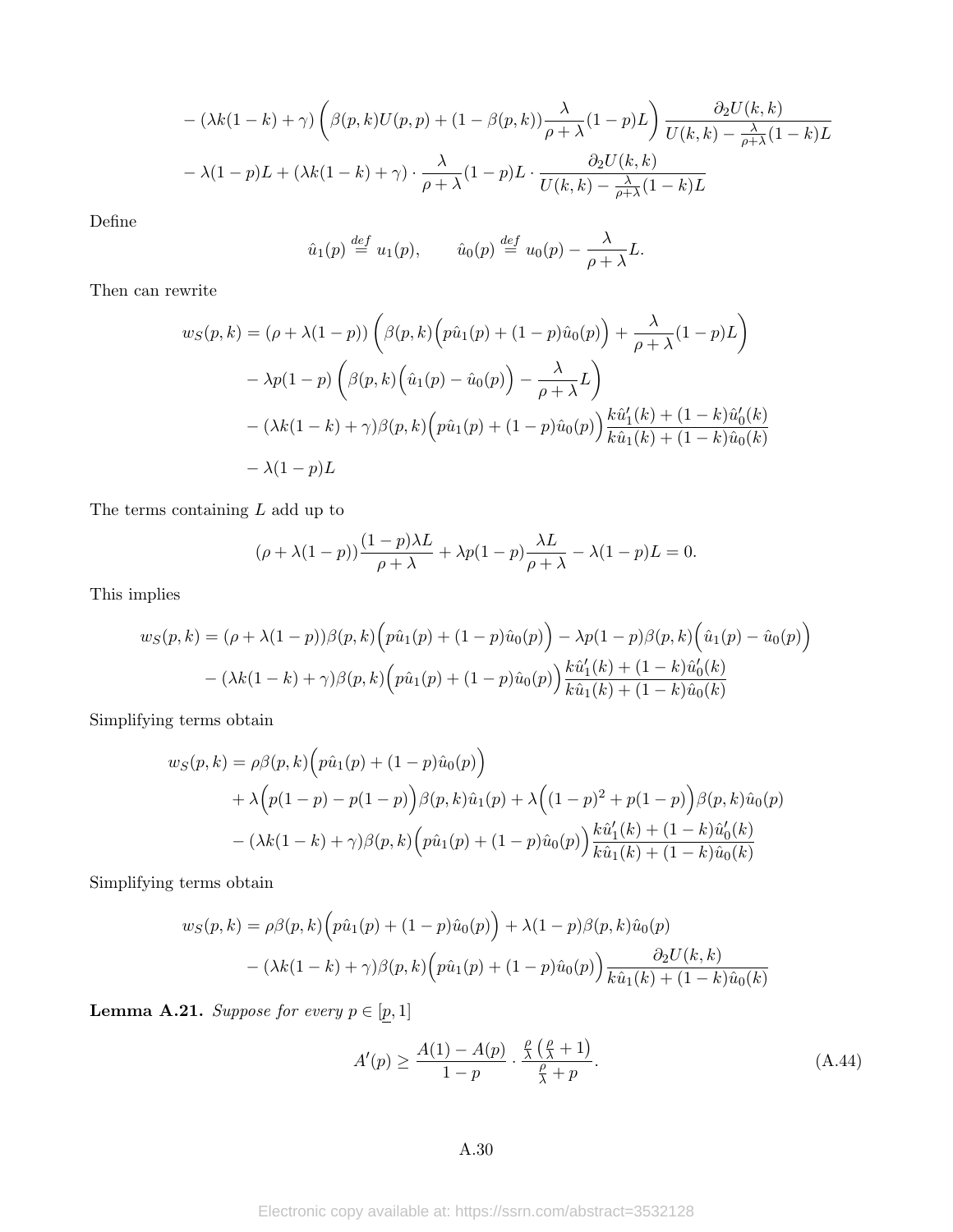$$
\begin{aligned}
&- (\lambda k(1-k) + \gamma)\left(\beta(p,k)U(p,p) + (1-\beta(p,k))\frac{\lambda}{\rho+\lambda}(1-p)L\right)\frac{\partial_2 U(k,k)}{U(k,k) - \frac{\lambda}{\rho+\lambda}(1-k)L} \\
&- \lambda(1-p)L + (\lambda k(1-k) + \gamma)\cdot\frac{\lambda}{\rho+\lambda}(1-p)L\cdot\frac{\partial_2 U(k,k)}{U(k,k) - \frac{\lambda}{\rho+\lambda}(1-k)L}
\end{aligned}
$$

Define

$$
\hat{u}_1(p) \stackrel{def}{=} u_1(p), \qquad \hat{u}_0(p) \stackrel{def}{=} u_0(p) - \frac{\lambda}{\rho+\lambda}L.
$$

Then can rewrite

$$
\begin{aligned}
w_S(p,k) = &(\rho + \lambda(1-p))\left(\beta(p,k)\Big(p\hat{u}_1(p) + (1-p)\hat{u}_0(p)\Big) + \frac{\lambda}{\rho+\lambda}(1-p)L\right) \\
&- \lambda p(1-p)\left(\beta(p,k)\Big(\hat{u}_1(p) - \hat{u}_0(p)\Big) - \frac{\lambda}{\rho+\lambda}L\right) \\
&- (\lambda k(1-k) + \gamma)\beta(p,k)\Big(p\hat{u}_1(p) + (1-p)\hat{u}_0(p)\Big)\frac{k\hat{u}_1'(k) + (1-k)\hat{u}_0'(k)}{k\hat{u}_1(k) + (1-k)\hat{u}_0(k)} \\
&- \lambda(1-p)L
\end{aligned}
$$

The terms containing $L$ add up to

$$
(\rho + \lambda(1-p))\frac{(1-p)\lambda L}{\rho+\lambda} + \lambda p(1-p)\frac{\lambda L}{\rho+\lambda} - \lambda(1-p)L = 0.
$$

This implies

$$
\begin{aligned}
w_S(p,k) = &(\rho + \lambda(1-p))\beta(p,k)\Big(p\hat{u}_1(p) + (1-p)\hat{u}_0(p)\Big) - \lambda p(1-p)\beta(p,k)\Big(\hat{u}_1(p) - \hat{u}_0(p)\Big) \\
&- (\lambda k(1-k) + \gamma)\beta(p,k)\Big(p\hat{u}_1(p) + (1-p)\hat{u}_0(p)\Big)\frac{k\hat{u}_1'(k) + (1-k)\hat{u}_0'(k)}{k\hat{u}_1(k) + (1-k)\hat{u}_0(k)}
\end{aligned}
$$

Simplifying terms obtain

$$
\begin{aligned}
w_S(p,k) = &\rho\beta(p,k)\Big(p\hat{u}_1(p) + (1-p)\hat{u}_0(p)\Big) \\
&+ \lambda\Big(p(1-p) - p(1-p)\Big)\beta(p,k)\hat{u}_1(p) + \lambda\Big((1-p)^2 + p(1-p)\Big)\beta(p,k)\hat{u}_0(p) \\
&- (\lambda k(1-k) + \gamma)\beta(p,k)\Big(p\hat{u}_1(p) + (1-p)\hat{u}_0(p)\Big)\frac{k\hat{u}_1'(k) + (1-k)\hat{u}_0'(k)}{k\hat{u}_1(k) + (1-k)\hat{u}_0(k)}
\end{aligned}
$$

Simplifying terms obtain

$$
\begin{aligned}
w_S(p,k) = &\rho\beta(p,k)\Big(p\hat{u}_1(p) + (1-p)\hat{u}_0(p)\Big) + \lambda(1-p)\beta(p,k)\hat{u}_0(p) \\
&- (\lambda k(1-k) + \gamma)\beta(p,k)\Big(p\hat{u}_1(p) + (1-p)\hat{u}_0(p)\Big)\frac{\partial_2 U(k,k)}{k\hat{u}_1(k) + (1-k)\hat{u}_0(k)}
\end{aligned}
$$

**Lemma A.21.** *Suppose for every $p \in [\underline{p}, 1]$*

$$
A'(p) \geq \frac{A(1) - A(p)}{1-p}\cdot\frac{\frac{\rho}{\lambda}\left(\frac{\rho}{\lambda} + 1\right)}{\frac{\rho}{\lambda} + p}. \tag{A.44}
$$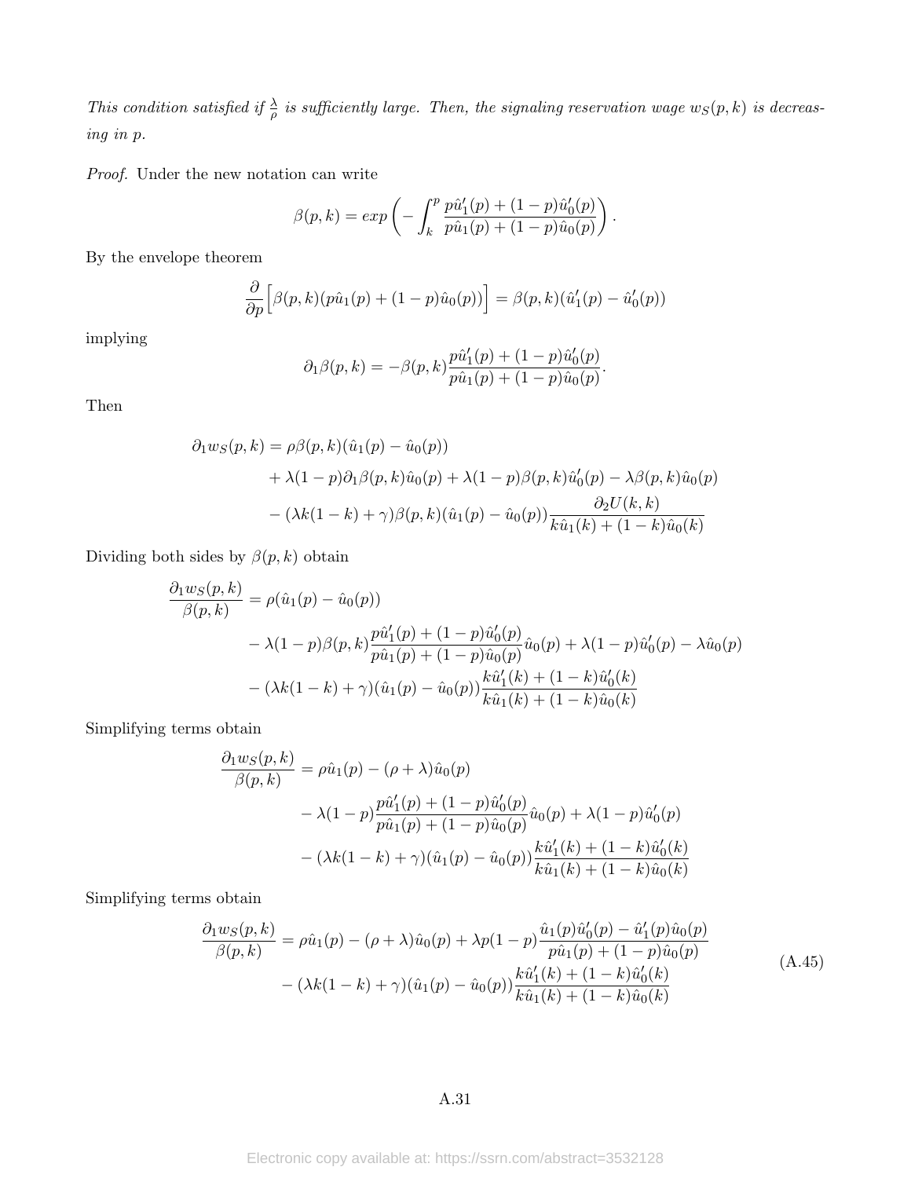*This condition satisfied if $\frac{\lambda}{\rho}$ is sufficiently large. Then, the signaling reservation wage $w_S(p,k)$ is decreasing in $p$.*

*Proof.* Under the new notation can write

$$\beta(p,k) = exp\left(-\int_k^p \frac{p\hat{u}_1'(p) + (1-p)\hat{u}_0'(p)}{p\hat{u}_1(p) + (1-p)\hat{u}_0(p)}\right).$$

By the envelope theorem

$$\frac{\partial}{\partial p}\Big[\beta(p,k)(p\hat{u}_1(p) + (1-p)\hat{u}_0(p))\Big] = \beta(p,k)(\hat{u}_1'(p) - \hat{u}_0'(p))$$

implying

$$\partial_1\beta(p,k) = -\beta(p,k)\frac{p\hat{u}_1'(p) + (1-p)\hat{u}_0'(p)}{p\hat{u}_1(p) + (1-p)\hat{u}_0(p)}.$$

Then

$$\begin{aligned}
\partial_1 w_S(p,k) &= \rho\beta(p,k)(\hat{u}_1(p) - \hat{u}_0(p)) \\
&\quad + \lambda(1-p)\partial_1\beta(p,k)\hat{u}_0(p) + \lambda(1-p)\beta(p,k)\hat{u}_0'(p) - \lambda\beta(p,k)\hat{u}_0(p) \\
&\quad - (\lambda k(1-k) + \gamma)\beta(p,k)(\hat{u}_1(p) - \hat{u}_0(p))\frac{\partial_2 U(k,k)}{k\hat{u}_1(k) + (1-k)\hat{u}_0(k)}
\end{aligned}$$

Dividing both sides by $\beta(p,k)$ obtain

$$\begin{aligned}
\frac{\partial_1 w_S(p,k)}{\beta(p,k)} &= \rho(\hat{u}_1(p) - \hat{u}_0(p)) \\
&\quad - \lambda(1-p)\beta(p,k)\frac{p\hat{u}_1'(p) + (1-p)\hat{u}_0'(p)}{p\hat{u}_1(p) + (1-p)\hat{u}_0(p)}\hat{u}_0(p) + \lambda(1-p)\hat{u}_0'(p) - \lambda\hat{u}_0(p) \\
&\quad - (\lambda k(1-k) + \gamma)(\hat{u}_1(p) - \hat{u}_0(p))\frac{k\hat{u}_1'(k) + (1-k)\hat{u}_0'(k)}{k\hat{u}_1(k) + (1-k)\hat{u}_0(k)}
\end{aligned}$$

Simplifying terms obtain

$$\begin{aligned}
\frac{\partial_1 w_S(p,k)}{\beta(p,k)} &= \rho\hat{u}_1(p) - (\rho + \lambda)\hat{u}_0(p) \\
&\quad - \lambda(1-p)\frac{p\hat{u}_1'(p) + (1-p)\hat{u}_0'(p)}{p\hat{u}_1(p) + (1-p)\hat{u}_0(p)}\hat{u}_0(p) + \lambda(1-p)\hat{u}_0'(p) \\
&\quad - (\lambda k(1-k) + \gamma)(\hat{u}_1(p) - \hat{u}_0(p))\frac{k\hat{u}_1'(k) + (1-k)\hat{u}_0'(k)}{k\hat{u}_1(k) + (1-k)\hat{u}_0(k)}
\end{aligned}$$

Simplifying terms obtain

$$\begin{aligned}
\frac{\partial_1 w_S(p,k)}{\beta(p,k)} &= \rho\hat{u}_1(p) - (\rho + \lambda)\hat{u}_0(p) + \lambda p(1-p)\frac{\hat{u}_1(p)\hat{u}_0'(p) - \hat{u}_1'(p)\hat{u}_0(p)}{p\hat{u}_1(p) + (1-p)\hat{u}_0(p)} \\
&\quad - (\lambda k(1-k) + \gamma)(\hat{u}_1(p) - \hat{u}_0(p))\frac{k\hat{u}_1'(k) + (1-k)\hat{u}_0'(k)}{k\hat{u}_1(k) + (1-k)\hat{u}_0(k)}
\end{aligned} \tag{A.45}$$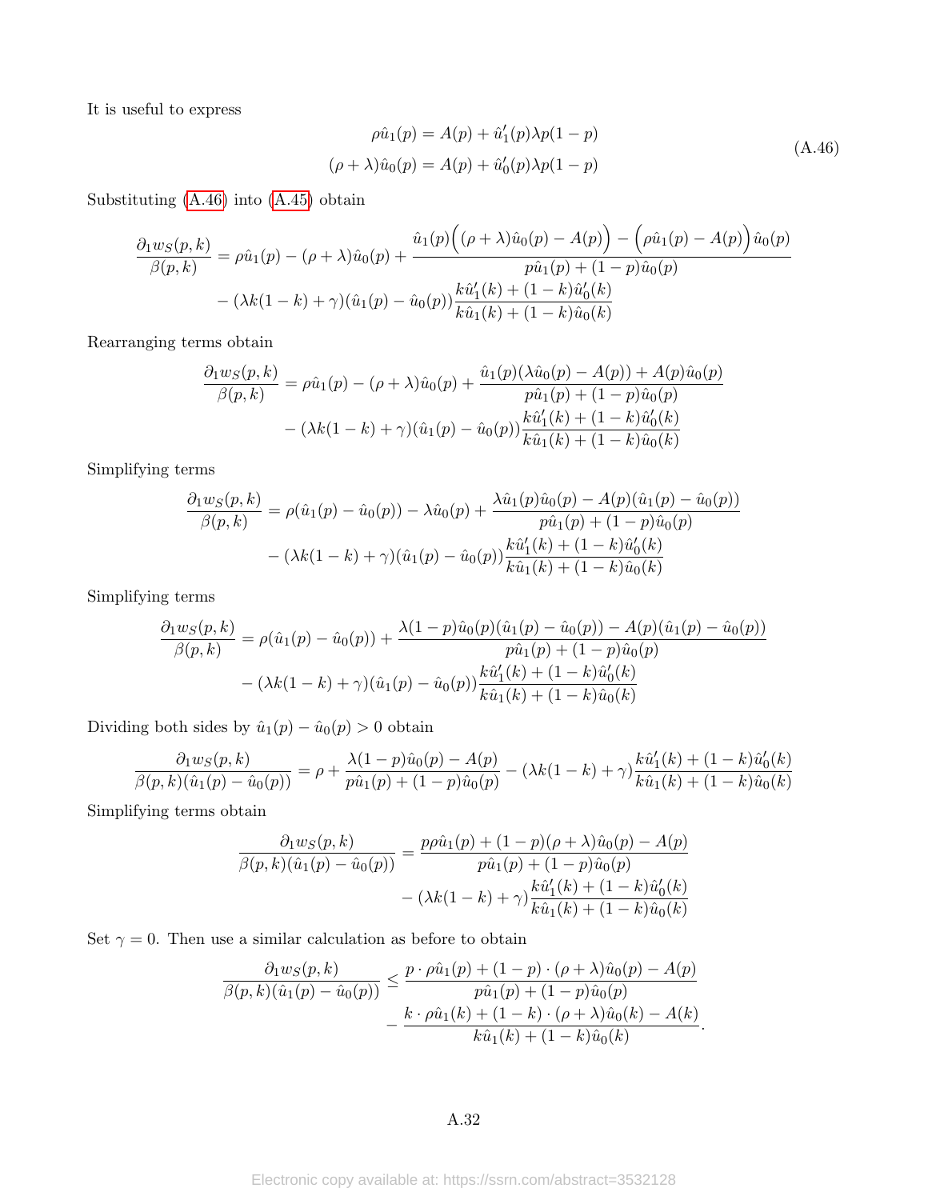It is useful to express

$$
\begin{aligned}
\rho\hat{u}_1(p) &= A(p) + \hat{u}_1'(p)\lambda p(1-p) \\
(\rho+\lambda)\hat{u}_0(p) &= A(p) + \hat{u}_0'(p)\lambda p(1-p)
\end{aligned}
\tag{A.46}
$$

Substituting (A.46) into (A.45) obtain

$$
\begin{aligned}
\frac{\partial_1 w_S(p,k)}{\beta(p,k)} = \rho\hat{u}_1(p) - (\rho+\lambda)\hat{u}_0(p) &+ \frac{\hat{u}_1(p)\Big((\rho+\lambda)\hat{u}_0(p) - A(p)\Big) - \Big(\rho\hat{u}_1(p) - A(p)\Big)\hat{u}_0(p)}{p\hat{u}_1(p) + (1-p)\hat{u}_0(p)} \\
&- (\lambda k(1-k) + \gamma)(\hat{u}_1(p) - \hat{u}_0(p))\frac{k\hat{u}_1'(k) + (1-k)\hat{u}_0'(k)}{k\hat{u}_1(k) + (1-k)\hat{u}_0(k)}
\end{aligned}
$$

Rearranging terms obtain

$$
\begin{aligned}
\frac{\partial_1 w_S(p,k)}{\beta(p,k)} = \rho\hat{u}_1(p) - (\rho+\lambda)\hat{u}_0(p) &+ \frac{\hat{u}_1(p)(\lambda\hat{u}_0(p) - A(p)) + A(p)\hat{u}_0(p)}{p\hat{u}_1(p) + (1-p)\hat{u}_0(p)} \\
&- (\lambda k(1-k) + \gamma)(\hat{u}_1(p) - \hat{u}_0(p))\frac{k\hat{u}_1'(k) + (1-k)\hat{u}_0'(k)}{k\hat{u}_1(k) + (1-k)\hat{u}_0(k)}
\end{aligned}
$$

Simplifying terms

$$
\begin{aligned}
\frac{\partial_1 w_S(p,k)}{\beta(p,k)} = \rho(\hat{u}_1(p) - \hat{u}_0(p)) - \lambda\hat{u}_0(p) &+ \frac{\lambda\hat{u}_1(p)\hat{u}_0(p) - A(p)(\hat{u}_1(p) - \hat{u}_0(p))}{p\hat{u}_1(p) + (1-p)\hat{u}_0(p)} \\
&- (\lambda k(1-k) + \gamma)(\hat{u}_1(p) - \hat{u}_0(p))\frac{k\hat{u}_1'(k) + (1-k)\hat{u}_0'(k)}{k\hat{u}_1(k) + (1-k)\hat{u}_0(k)}
\end{aligned}
$$

Simplifying terms

$$
\begin{aligned}
\frac{\partial_1 w_S(p,k)}{\beta(p,k)} = \rho(\hat{u}_1(p) - \hat{u}_0(p)) &+ \frac{\lambda(1-p)\hat{u}_0(p)(\hat{u}_1(p) - \hat{u}_0(p)) - A(p)(\hat{u}_1(p) - \hat{u}_0(p))}{p\hat{u}_1(p) + (1-p)\hat{u}_0(p)} \\
&- (\lambda k(1-k) + \gamma)(\hat{u}_1(p) - \hat{u}_0(p))\frac{k\hat{u}_1'(k) + (1-k)\hat{u}_0'(k)}{k\hat{u}_1(k) + (1-k)\hat{u}_0(k)}
\end{aligned}
$$

Dividing both sides by $\hat{u}_1(p) - \hat{u}_0(p) > 0$ obtain

$$
\frac{\partial_1 w_S(p,k)}{\beta(p,k)(\hat{u}_1(p) - \hat{u}_0(p))} = \rho + \frac{\lambda(1-p)\hat{u}_0(p) - A(p)}{p\hat{u}_1(p) + (1-p)\hat{u}_0(p)} - (\lambda k(1-k) + \gamma)\frac{k\hat{u}_1'(k) + (1-k)\hat{u}_0'(k)}{k\hat{u}_1(k) + (1-k)\hat{u}_0(k)}
$$

Simplifying terms obtain

$$
\begin{aligned}
\frac{\partial_1 w_S(p,k)}{\beta(p,k)(\hat{u}_1(p) - \hat{u}_0(p))} &= \frac{p\rho\hat{u}_1(p) + (1-p)(\rho+\lambda)\hat{u}_0(p) - A(p)}{p\hat{u}_1(p) + (1-p)\hat{u}_0(p)} \\
&\quad - (\lambda k(1-k) + \gamma)\frac{k\hat{u}_1'(k) + (1-k)\hat{u}_0'(k)}{k\hat{u}_1(k) + (1-k)\hat{u}_0(k)}
\end{aligned}
$$

Set $\gamma = 0$. Then use a similar calculation as before to obtain

$$
\begin{aligned}
\frac{\partial_1 w_S(p,k)}{\beta(p,k)(\hat{u}_1(p) - \hat{u}_0(p))} &\leq \frac{p\cdot\rho\hat{u}_1(p) + (1-p)\cdot(\rho+\lambda)\hat{u}_0(p) - A(p)}{p\hat{u}_1(p) + (1-p)\hat{u}_0(p)} \\
&\quad - \frac{k\cdot\rho\hat{u}_1(k) + (1-k)\cdot(\rho+\lambda)\hat{u}_0(k) - A(k)}{k\hat{u}_1(k) + (1-k)\hat{u}_0(k)}.
\end{aligned}
$$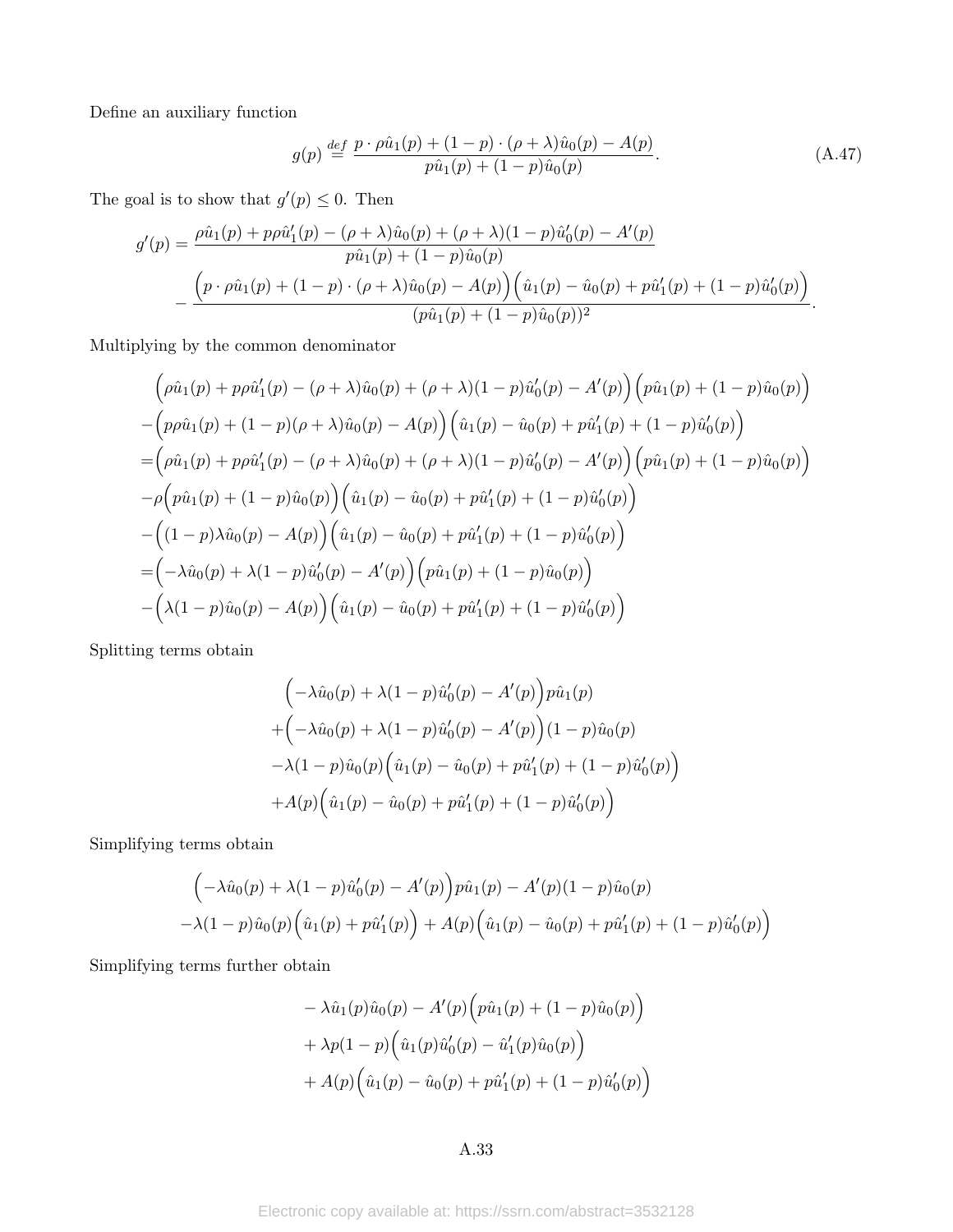Define an auxiliary function

$$g(p) \overset{def}{=} \frac{p \cdot \rho \hat{u}_1(p) + (1-p) \cdot (\rho + \lambda)\hat{u}_0(p) - A(p)}{p\hat{u}_1(p) + (1-p)\hat{u}_0(p)}. \tag{A.47}$$

The goal is to show that $g'(p) \leq 0$. Then

$$\begin{aligned}
g'(p) =& \frac{\rho\hat{u}_1(p) + p\rho\hat{u}_1'(p) - (\rho+\lambda)\hat{u}_0(p) + (\rho+\lambda)(1-p)\hat{u}_0'(p) - A'(p)}{p\hat{u}_1(p) + (1-p)\hat{u}_0(p)} \\
&- \frac{\Big(p \cdot \rho\hat{u}_1(p) + (1-p)\cdot(\rho+\lambda)\hat{u}_0(p) - A(p)\Big)\Big(\hat{u}_1(p) - \hat{u}_0(p) + p\hat{u}_1'(p) + (1-p)\hat{u}_0'(p)\Big)}{(p\hat{u}_1(p) + (1-p)\hat{u}_0(p))^2}.
\end{aligned}$$

Multiplying by the common denominator

$$\begin{aligned}
&\Big(\rho\hat{u}_1(p) + p\rho\hat{u}_1'(p) - (\rho+\lambda)\hat{u}_0(p) + (\rho+\lambda)(1-p)\hat{u}_0'(p) - A'(p)\Big)\Big(p\hat{u}_1(p) + (1-p)\hat{u}_0(p)\Big) \\
&-\Big(p\rho\hat{u}_1(p) + (1-p)(\rho+\lambda)\hat{u}_0(p) - A(p)\Big)\Big(\hat{u}_1(p) - \hat{u}_0(p) + p\hat{u}_1'(p) + (1-p)\hat{u}_0'(p)\Big) \\
=&\Big(\rho\hat{u}_1(p) + p\rho\hat{u}_1'(p) - (\rho+\lambda)\hat{u}_0(p) + (\rho+\lambda)(1-p)\hat{u}_0'(p) - A'(p)\Big)\Big(p\hat{u}_1(p) + (1-p)\hat{u}_0(p)\Big) \\
&-\rho\Big(p\hat{u}_1(p) + (1-p)\hat{u}_0(p)\Big)\Big(\hat{u}_1(p) - \hat{u}_0(p) + p\hat{u}_1'(p) + (1-p)\hat{u}_0'(p)\Big) \\
&-\Big((1-p)\lambda\hat{u}_0(p) - A(p)\Big)\Big(\hat{u}_1(p) - \hat{u}_0(p) + p\hat{u}_1'(p) + (1-p)\hat{u}_0'(p)\Big) \\
=&\Big(-\lambda\hat{u}_0(p) + \lambda(1-p)\hat{u}_0'(p) - A'(p)\Big)\Big(p\hat{u}_1(p) + (1-p)\hat{u}_0(p)\Big) \\
&-\Big(\lambda(1-p)\hat{u}_0(p) - A(p)\Big)\Big(\hat{u}_1(p) - \hat{u}_0(p) + p\hat{u}_1'(p) + (1-p)\hat{u}_0'(p)\Big)
\end{aligned}$$

Splitting terms obtain

$$\begin{aligned}
&\Big(-\lambda\hat{u}_0(p) + \lambda(1-p)\hat{u}_0'(p) - A'(p)\Big)p\hat{u}_1(p) \\
&+\Big(-\lambda\hat{u}_0(p) + \lambda(1-p)\hat{u}_0'(p) - A'(p)\Big)(1-p)\hat{u}_0(p) \\
&-\lambda(1-p)\hat{u}_0(p)\Big(\hat{u}_1(p) - \hat{u}_0(p) + p\hat{u}_1'(p) + (1-p)\hat{u}_0'(p)\Big) \\
&+A(p)\Big(\hat{u}_1(p) - \hat{u}_0(p) + p\hat{u}_1'(p) + (1-p)\hat{u}_0'(p)\Big)
\end{aligned}$$

Simplifying terms obtain

$$\begin{aligned}
&\Big(-\lambda\hat{u}_0(p) + \lambda(1-p)\hat{u}_0'(p) - A'(p)\Big)p\hat{u}_1(p) - A'(p)(1-p)\hat{u}_0(p) \\
&-\lambda(1-p)\hat{u}_0(p)\Big(\hat{u}_1(p) + p\hat{u}_1'(p)\Big) + A(p)\Big(\hat{u}_1(p) - \hat{u}_0(p) + p\hat{u}_1'(p) + (1-p)\hat{u}_0'(p)\Big)
\end{aligned}$$

Simplifying terms further obtain

$$\begin{aligned}
&-\lambda\hat{u}_1(p)\hat{u}_0(p) - A'(p)\Big(p\hat{u}_1(p) + (1-p)\hat{u}_0(p)\Big) \\
&+\lambda p(1-p)\Big(\hat{u}_1(p)\hat{u}_0'(p) - \hat{u}_1'(p)\hat{u}_0(p)\Big) \\
&+A(p)\Big(\hat{u}_1(p) - \hat{u}_0(p) + p\hat{u}_1'(p) + (1-p)\hat{u}_0'(p)\Big)
\end{aligned}$$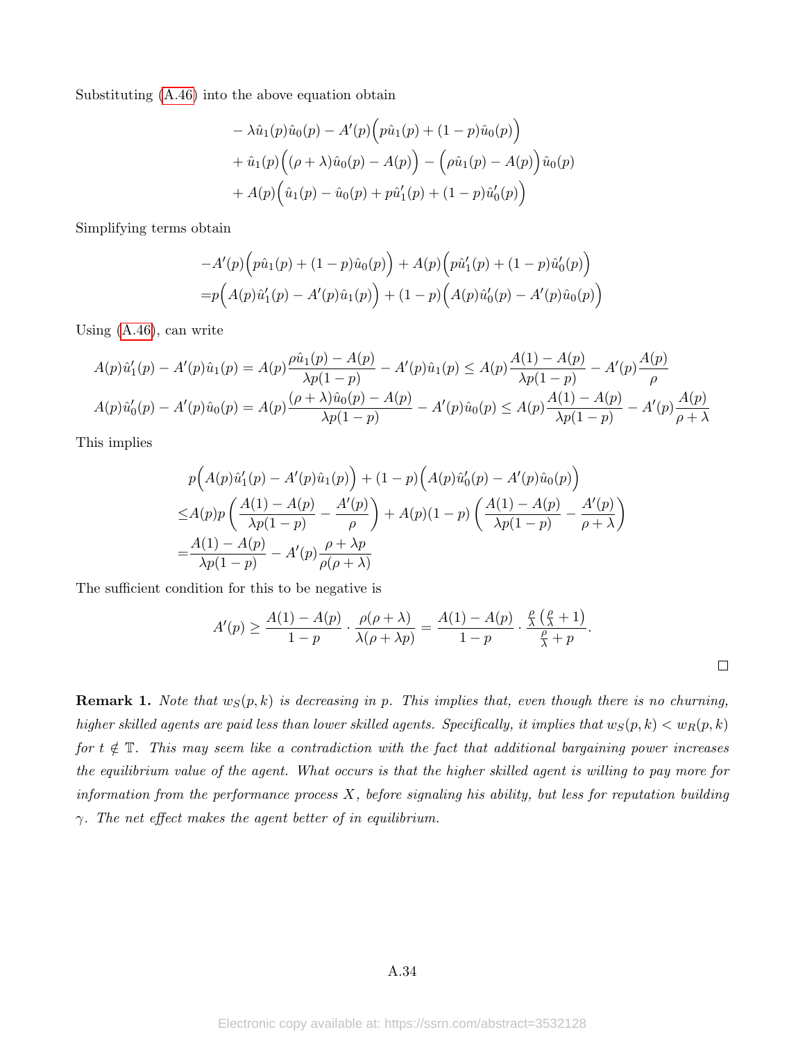Substituting (A.46) into the above equation obtain

$$
\begin{aligned}
&- \lambda \hat{u}_1(p)\hat{u}_0(p) - A'(p)\Big(p\hat{u}_1(p) + (1-p)\hat{u}_0(p)\Big) \\
&+ \hat{u}_1(p)\Big((\rho+\lambda)\hat{u}_0(p) - A(p)\Big) - \Big(\rho\hat{u}_1(p) - A(p)\Big)\hat{u}_0(p) \\
&+ A(p)\Big(\hat{u}_1(p) - \hat{u}_0(p) + p\hat{u}_1'(p) + (1-p)\hat{u}_0'(p)\Big)
\end{aligned}
$$

Simplifying terms obtain

$$
\begin{aligned}
&-A'(p)\Big(p\hat{u}_1(p) + (1-p)\hat{u}_0(p)\Big) + A(p)\Big(p\hat{u}_1'(p) + (1-p)\hat{u}_0'(p)\Big) \\
=&p\Big(A(p)\hat{u}_1'(p) - A'(p)\hat{u}_1(p)\Big) + (1-p)\Big(A(p)\hat{u}_0'(p) - A'(p)\hat{u}_0(p)\Big)
\end{aligned}
$$

Using (A.46), can write

$$
\begin{aligned}
A(p)\hat{u}_1'(p) - A'(p)\hat{u}_1(p) &= A(p)\frac{\rho\hat{u}_1(p) - A(p)}{\lambda p(1-p)} - A'(p)\hat{u}_1(p) \leq A(p)\frac{A(1) - A(p)}{\lambda p(1-p)} - A'(p)\frac{A(p)}{\rho} \\
A(p)\hat{u}_0'(p) - A'(p)\hat{u}_0(p) &= A(p)\frac{(\rho+\lambda)\hat{u}_0(p) - A(p)}{\lambda p(1-p)} - A'(p)\hat{u}_0(p) \leq A(p)\frac{A(1) - A(p)}{\lambda p(1-p)} - A'(p)\frac{A(p)}{\rho+\lambda}
\end{aligned}
$$

This implies

$$
\begin{aligned}
&p\Big(A(p)\hat{u}_1'(p) - A'(p)\hat{u}_1(p)\Big) + (1-p)\Big(A(p)\hat{u}_0'(p) - A'(p)\hat{u}_0(p)\Big) \\
\leq& A(p)p\left(\frac{A(1) - A(p)}{\lambda p(1-p)} - \frac{A'(p)}{\rho}\right) + A(p)(1-p)\left(\frac{A(1) - A(p)}{\lambda p(1-p)} - \frac{A'(p)}{\rho+\lambda}\right) \\
=&\frac{A(1) - A(p)}{\lambda p(1-p)} - A'(p)\frac{\rho + \lambda p}{\rho(\rho+\lambda)}
\end{aligned}
$$

The sufficient condition for this to be negative is

$$
A'(p) \geq \frac{A(1) - A(p)}{1-p} \cdot \frac{\rho(\rho+\lambda)}{\lambda(\rho+\lambda p)} = \frac{A(1) - A(p)}{1-p} \cdot \frac{\frac{\rho}{\lambda}\left(\frac{\rho}{\lambda} + 1\right)}{\frac{\rho}{\lambda} + p}.
$$

□

**Remark 1.** *Note that $w_S(p,k)$ is decreasing in $p$. This implies that, even though there is no churning, higher skilled agents are paid less than lower skilled agents. Specifically, it implies that $w_S(p,k) < w_R(p,k)$ for $t \notin \mathbb{T}$. This may seem like a contradiction with the fact that additional bargaining power increases the equilibrium value of the agent. What occurs is that the higher skilled agent is willing to pay more for information from the performance process $X$, before signaling his ability, but less for reputation building $\gamma$. The net effect makes the agent better of in equilibrium.*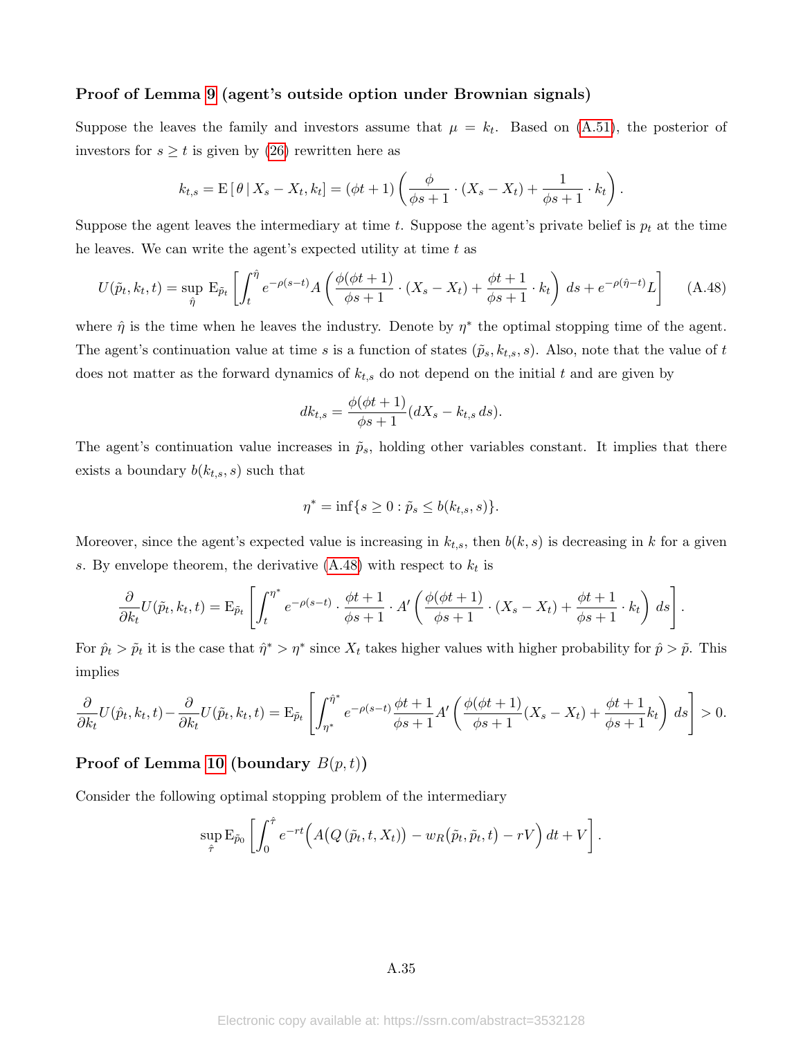**Proof of Lemma 9 (agent's outside option under Brownian signals)**

Suppose the leaves the family and investors assume that $\mu = k_t$. Based on (A.51), the posterior of investors for $s \geq t$ is given by (26) rewritten here as

$$k_{t,s} = \mathrm{E}\left[\theta \mid X_s - X_t, k_t\right] = (\phi t + 1)\left(\frac{\phi}{\phi s + 1} \cdot (X_s - X_t) + \frac{1}{\phi s + 1} \cdot k_t\right).$$

Suppose the agent leaves the intermediary at time $t$. Suppose the agent's private belief is $p_t$ at the time he leaves. We can write the agent's expected utility at time $t$ as

$$U(\tilde{p}_t, k_t, t) = \sup_{\hat{\eta}} \mathrm{E}_{\tilde{p}_t}\left[\int_t^{\hat{\eta}} e^{-\rho(s-t)} A\left(\frac{\phi(\phi t+1)}{\phi s + 1} \cdot (X_s - X_t) + \frac{\phi t + 1}{\phi s + 1} \cdot k_t\right) ds + e^{-\rho(\hat{\eta} - t)} L\right] \tag{A.48}$$

where $\hat{\eta}$ is the time when he leaves the industry. Denote by $\eta^*$ the optimal stopping time of the agent. The agent's continuation value at time $s$ is a function of states $(\tilde{p}_s, k_{t,s}, s)$. Also, note that the value of $t$ does not matter as the forward dynamics of $k_{t,s}$ do not depend on the initial $t$ and are given by

$$dk_{t,s} = \frac{\phi(\phi t + 1)}{\phi s + 1}(dX_s - k_{t,s}\, ds).$$

The agent's continuation value increases in $\tilde{p}_s$, holding other variables constant. It implies that there exists a boundary $b(k_{t,s}, s)$ such that

$$\eta^* = \inf\{s \geq 0 : \tilde{p}_s \leq b(k_{t,s}, s)\}.$$

Moreover, since the agent's expected value is increasing in $k_{t,s}$, then $b(k, s)$ is decreasing in $k$ for a given $s$. By envelope theorem, the derivative (A.48) with respect to $k_t$ is

$$\frac{\partial}{\partial k_t} U(\tilde{p}_t, k_t, t) = \mathrm{E}_{\tilde{p}_t}\left[\int_t^{\eta^*} e^{-\rho(s-t)} \cdot \frac{\phi t + 1}{\phi s + 1} \cdot A'\left(\frac{\phi(\phi t + 1)}{\phi s + 1} \cdot (X_s - X_t) + \frac{\phi t + 1}{\phi s + 1} \cdot k_t\right) ds\right].$$

For $\hat{p}_t > \tilde{p}_t$ it is the case that $\hat{\eta}^* > \eta^*$ since $X_t$ takes higher values with higher probability for $\hat{p} > \tilde{p}$. This implies

$$\frac{\partial}{\partial k_t} U(\hat{p}_t, k_t, t) - \frac{\partial}{\partial k_t} U(\tilde{p}_t, k_t, t) = \mathrm{E}_{\tilde{p}_t}\left[\int_{\eta^*}^{\hat{\eta}^*} e^{-\rho(s-t)} \frac{\phi t + 1}{\phi s + 1} A'\left(\frac{\phi(\phi t + 1)}{\phi s + 1}(X_s - X_t) + \frac{\phi t + 1}{\phi s + 1} k_t\right) ds\right] > 0.$$

**Proof of Lemma 10 (boundary $B(p, t)$)**

Consider the following optimal stopping problem of the intermediary

$$\sup_{\hat{\tau}} \mathrm{E}_{\tilde{p}_0}\left[\int_0^{\hat{\tau}} e^{-rt}\Big(A\big(Q\left(\tilde{p}_t, t, X_t\right)\big) - w_R\big(\tilde{p}_t, \tilde{p}_t, t\big) - rV\Big)\, dt + V\right].$$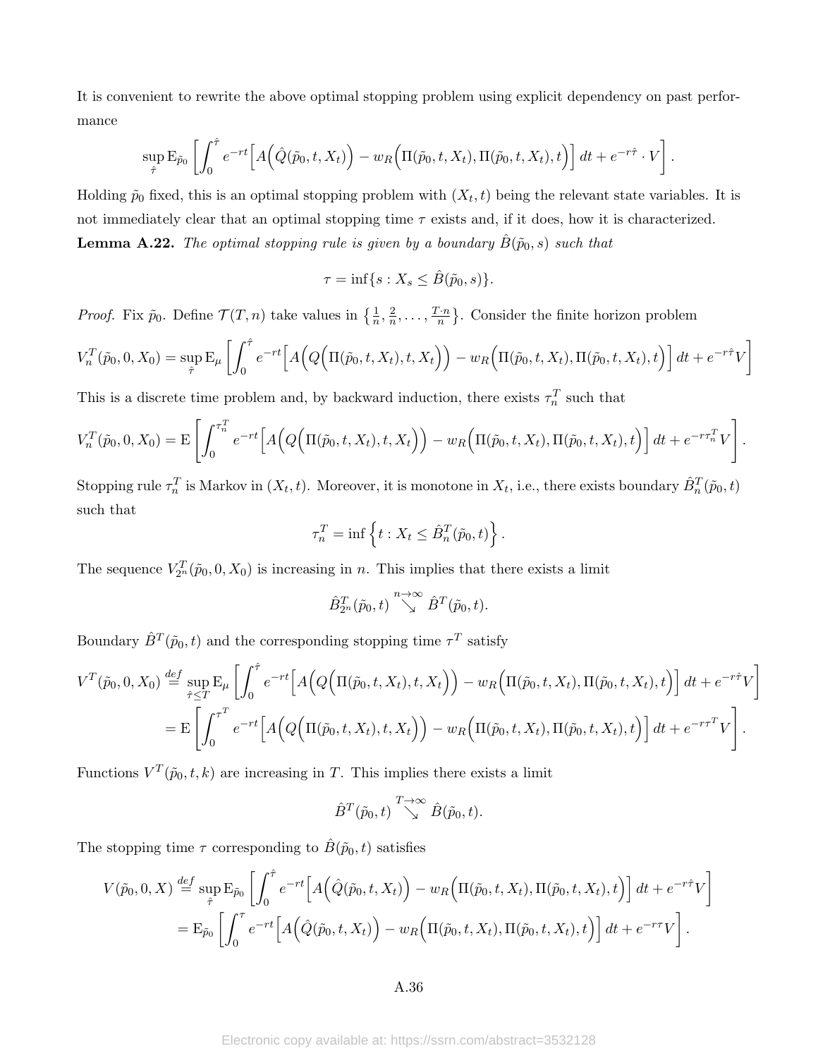It is convenient to rewrite the above optimal stopping problem using explicit dependency on past performance

$$\sup_{\hat{\tau}} \mathrm{E}_{\tilde{p}_0}\left[\int_0^{\hat{\tau}} e^{-rt}\Big[A\Big(\hat{Q}(\tilde{p}_0,t,X_t)\Big) - w_R\Big(\Pi(\tilde{p}_0,t,X_t),\Pi(\tilde{p}_0,t,X_t),t\Big)\Big]\,dt + e^{-r\hat{\tau}}\cdot V\right].$$

Holding $\tilde{p}_0$ fixed, this is an optimal stopping problem with $(X_t, t)$ being the relevant state variables. It is not immediately clear that an optimal stopping time $\tau$ exists and, if it does, how it is characterized.

**Lemma A.22.** *The optimal stopping rule is given by a boundary $\hat{B}(\tilde{p}_0, s)$ such that*

$$\tau = \inf\{s : X_s \leq \hat{B}(\tilde{p}_0, s)\}.$$

*Proof.* Fix $\tilde{p}_0$. Define $\mathcal{T}(T,n)$ take values in $\left\{\frac{1}{n}, \frac{2}{n}, \ldots, \frac{T\cdot n}{n}\right\}$. Consider the finite horizon problem

$$V_n^T(\tilde{p}_0,0,X_0) = \sup_{\hat{\tau}} \mathrm{E}_{\mu}\left[\int_0^{\hat{\tau}} e^{-rt}\Big[A\Big(Q\Big(\Pi(\tilde{p}_0,t,X_t),t,X_t\Big)\Big) - w_R\Big(\Pi(\tilde{p}_0,t,X_t),\Pi(\tilde{p}_0,t,X_t),t\Big)\Big]\,dt + e^{-r\hat{\tau}}V\right]$$

This is a discrete time problem and, by backward induction, there exists $\tau_n^T$ such that

$$V_n^T(\tilde{p}_0,0,X_0) = \mathrm{E}\left[\int_0^{\tau_n^T} e^{-rt}\Big[A\Big(Q\Big(\Pi(\tilde{p}_0,t,X_t),t,X_t\Big)\Big) - w_R\Big(\Pi(\tilde{p}_0,t,X_t),\Pi(\tilde{p}_0,t,X_t),t\Big)\Big]\,dt + e^{-r\tau_n^T}V\right].$$

Stopping rule $\tau_n^T$ is Markov in $(X_t, t)$. Moreover, it is monotone in $X_t$, i.e., there exists boundary $\hat{B}_n^T(\tilde{p}_0, t)$ such that

$$\tau_n^T = \inf\left\{t : X_t \leq \hat{B}_n^T(\tilde{p}_0,t)\right\}.$$

The sequence $V_{2^n}^T(\tilde{p}_0, 0, X_0)$ is increasing in $n$. This implies that there exists a limit

$$\hat{B}_{2^n}^T(\tilde{p}_0,t) \overset{n\to\infty}{\searrow} \hat{B}^T(\tilde{p}_0,t).$$

Boundary $\hat{B}^T(\tilde{p}_0, t)$ and the corresponding stopping time $\tau^T$ satisfy

$$\begin{aligned}
V^T(\tilde{p}_0,0,X_0) &\overset{def}{=} \sup_{\hat{\tau}\leq T} \mathrm{E}_{\mu}\left[\int_0^{\hat{\tau}} e^{-rt}\Big[A\Big(Q\Big(\Pi(\tilde{p}_0,t,X_t),t,X_t\Big)\Big) - w_R\Big(\Pi(\tilde{p}_0,t,X_t),\Pi(\tilde{p}_0,t,X_t),t\Big)\Big]\,dt + e^{-r\hat{\tau}}V\right] \\
&= \mathrm{E}\left[\int_0^{\tau^T} e^{-rt}\Big[A\Big(Q\Big(\Pi(\tilde{p}_0,t,X_t),t,X_t\Big)\Big) - w_R\Big(\Pi(\tilde{p}_0,t,X_t),\Pi(\tilde{p}_0,t,X_t),t\Big)\Big]\,dt + e^{-r\tau^T}V\right].
\end{aligned}$$

Functions $V^T(\tilde{p}_0, t, k)$ are increasing in $T$. This implies there exists a limit

$$\hat{B}^T(\tilde{p}_0,t) \overset{T\to\infty}{\searrow} \hat{B}(\tilde{p}_0,t).$$

The stopping time $\tau$ corresponding to $\hat{B}(\tilde{p}_0, t)$ satisfies

$$\begin{aligned}
V(\tilde{p}_0,0,X) &\overset{def}{=} \sup_{\hat{\tau}} \mathrm{E}_{\tilde{p}_0}\left[\int_0^{\hat{\tau}} e^{-rt}\Big[A\Big(\hat{Q}(\tilde{p}_0,t,X_t)\Big) - w_R\Big(\Pi(\tilde{p}_0,t,X_t),\Pi(\tilde{p}_0,t,X_t),t\Big)\Big]\,dt + e^{-r\hat{\tau}}V\right] \\
&= \mathrm{E}_{\tilde{p}_0}\left[\int_0^{\tau} e^{-rt}\Big[A\Big(\hat{Q}(\tilde{p}_0,t,X_t)\Big) - w_R\Big(\Pi(\tilde{p}_0,t,X_t),\Pi(\tilde{p}_0,t,X_t),t\Big)\Big]\,dt + e^{-r\tau}V\right].
\end{aligned}$$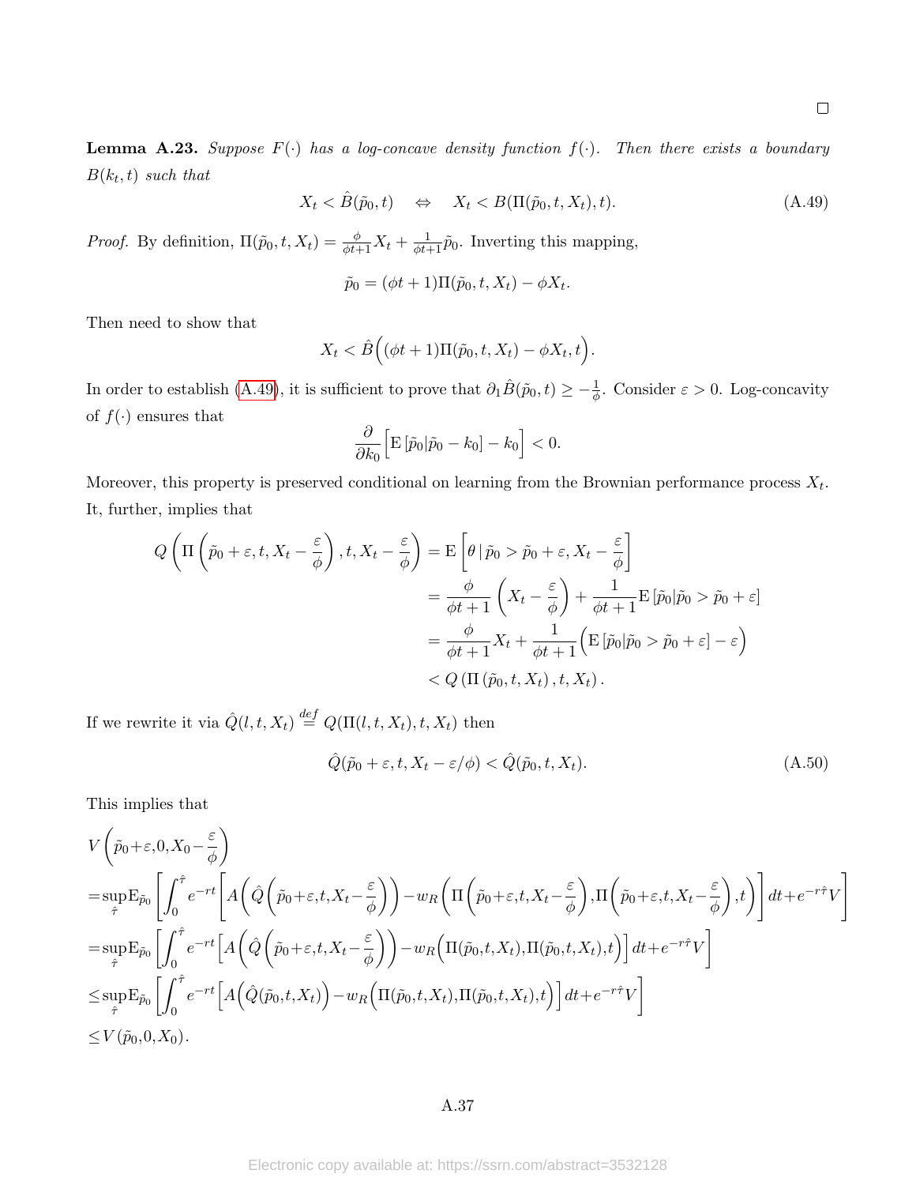□

**Lemma A.23.** *Suppose $F(\cdot)$ has a log-concave density function $f(\cdot)$. Then there exists a boundary $B(k_t, t)$ such that*

$$X_t < \hat{B}(\tilde{p}_0, t) \quad \Leftrightarrow \quad X_t < B(\Pi(\tilde{p}_0, t, X_t), t). \tag{A.49}$$

*Proof.* By definition, $\Pi(\tilde{p}_0, t, X_t) = \frac{\phi}{\phi t+1} X_t + \frac{1}{\phi t+1}\tilde{p}_0$. Inverting this mapping,

$$\tilde{p}_0 = (\phi t + 1)\Pi(\tilde{p}_0, t, X_t) - \phi X_t.$$

Then need to show that

$$X_t < \hat{B}\Big((\phi t + 1)\Pi(\tilde{p}_0, t, X_t) - \phi X_t, t\Big).$$

In order to establish (A.49), it is sufficient to prove that $\partial_1 \hat{B}(\tilde{p}_0, t) \geq -\frac{1}{\phi}$. Consider $\varepsilon > 0$. Log-concavity of $f(\cdot)$ ensures that

$$\frac{\partial}{\partial k_0}\Big[\mathrm{E}\left[\tilde{p}_0 | \tilde{p}_0 - k_0\right] - k_0\Big] < 0.$$

Moreover, this property is preserved conditional on learning from the Brownian performance process $X_t$. It, further, implies that

$$\begin{aligned}
Q\left(\Pi\left(\tilde{p}_0+\varepsilon, t, X_t - \frac{\varepsilon}{\phi}\right), t, X_t - \frac{\varepsilon}{\phi}\right) &= \mathrm{E}\left[\theta \,|\, \tilde{p}_0 > \tilde{p}_0 + \varepsilon, X_t - \frac{\varepsilon}{\phi}\right] \\
&= \frac{\phi}{\phi t+1}\left(X_t - \frac{\varepsilon}{\phi}\right) + \frac{1}{\phi t+1}\mathrm{E}\left[\tilde{p}_0 | \tilde{p}_0 > \tilde{p}_0 + \varepsilon\right] \\
&= \frac{\phi}{\phi t+1} X_t + \frac{1}{\phi t+1}\Big(\mathrm{E}\left[\tilde{p}_0 | \tilde{p}_0 > \tilde{p}_0 + \varepsilon\right] - \varepsilon\Big) \\
&< Q\left(\Pi\left(\tilde{p}_0, t, X_t\right), t, X_t\right).
\end{aligned}$$

If we rewrite it via $\hat{Q}(l, t, X_t) \stackrel{def}{=} Q(\Pi(l, t, X_t), t, X_t)$ then

$$\hat{Q}(\tilde{p}_0 + \varepsilon, t, X_t - \varepsilon/\phi) < \hat{Q}(\tilde{p}_0, t, X_t). \tag{A.50}$$

This implies that

$$\begin{aligned}
&V\left(\tilde{p}_0+\varepsilon, 0, X_0 - \frac{\varepsilon}{\phi}\right) \\
&= \sup_{\hat{\tau}} \mathrm{E}_{\tilde{p}_0}\left[\int_0^{\hat{\tau}} e^{-rt}\left[A\left(\hat{Q}\left(\tilde{p}_0+\varepsilon, t, X_t - \frac{\varepsilon}{\phi}\right)\right) - w_R\left(\Pi\left(\tilde{p}_0+\varepsilon, t, X_t - \frac{\varepsilon}{\phi}\right), \Pi\left(\tilde{p}_0+\varepsilon, t, X_t - \frac{\varepsilon}{\phi}\right), t\right)\right] dt + e^{-r\hat{\tau}} V\right] \\
&= \sup_{\hat{\tau}} \mathrm{E}_{\tilde{p}_0}\left[\int_0^{\hat{\tau}} e^{-rt}\Big[A\left(\hat{Q}\left(\tilde{p}_0+\varepsilon, t, X_t - \frac{\varepsilon}{\phi}\right)\right) - w_R\Big(\Pi(\tilde{p}_0, t, X_t), \Pi(\tilde{p}_0, t, X_t), t\Big)\Big] dt + e^{-r\hat{\tau}} V\right] \\
&\leq \sup_{\hat{\tau}} \mathrm{E}_{\tilde{p}_0}\left[\int_0^{\hat{\tau}} e^{-rt}\Big[A\Big(\hat{Q}(\tilde{p}_0, t, X_t)\Big) - w_R\Big(\Pi(\tilde{p}_0, t, X_t), \Pi(\tilde{p}_0, t, X_t), t\Big)\Big] dt + e^{-r\hat{\tau}} V\right] \\
&\leq V(\tilde{p}_0, 0, X_0).
\end{aligned}$$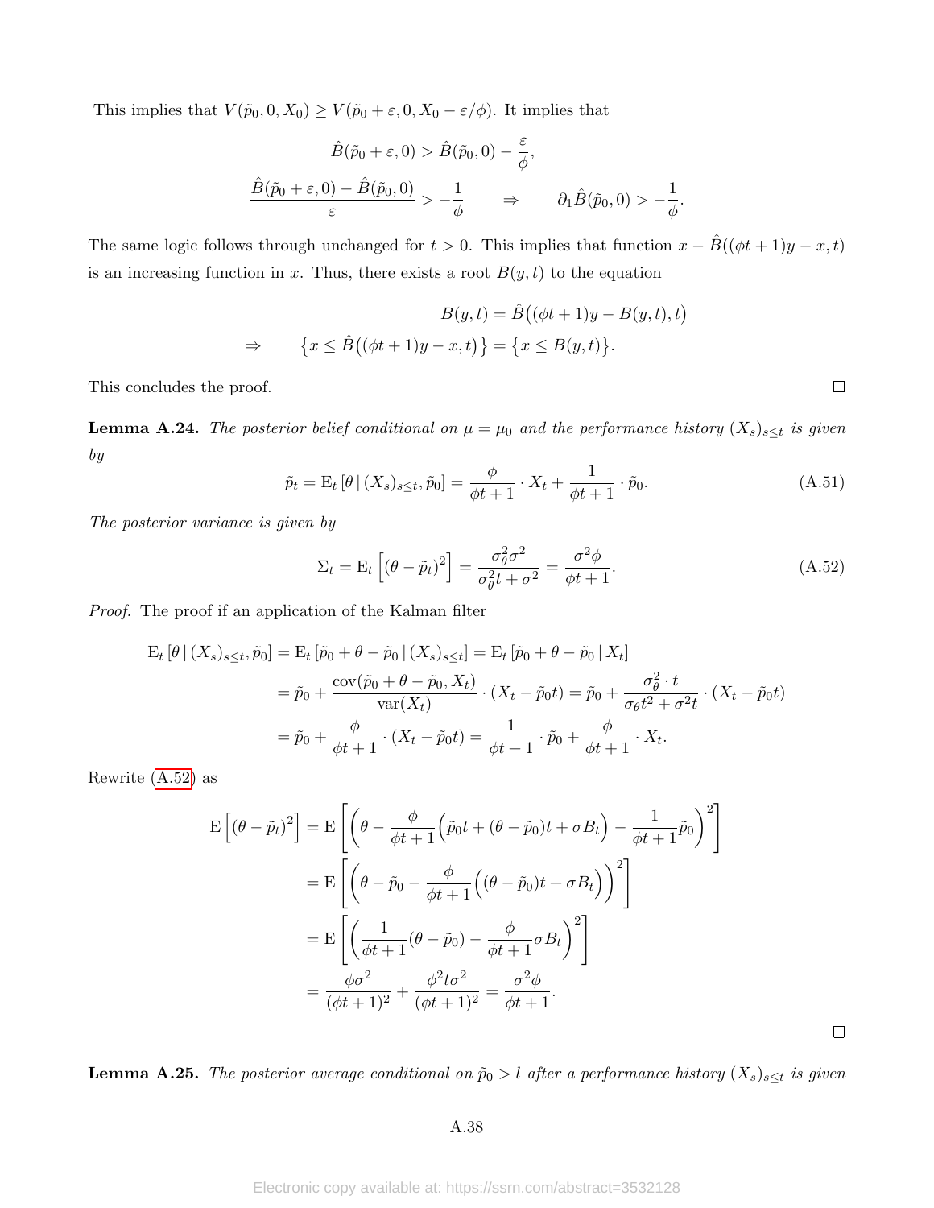This implies that $V(\tilde{p}_0, 0, X_0) \geq V(\tilde{p}_0 + \varepsilon, 0, X_0 - \varepsilon/\phi)$. It implies that

$$
\hat{B}(\tilde{p}_0 + \varepsilon, 0) > \hat{B}(\tilde{p}_0, 0) - \frac{\varepsilon}{\phi},
$$

$$
\frac{\hat{B}(\tilde{p}_0 + \varepsilon, 0) - \hat{B}(\tilde{p}_0, 0)}{\varepsilon} > -\frac{1}{\phi} \qquad \Rightarrow \qquad \partial_1 \hat{B}(\tilde{p}_0, 0) > -\frac{1}{\phi}.
$$

The same logic follows through unchanged for $t > 0$. This implies that function $x - \hat{B}((\phi t + 1)y - x, t)$ is an increasing function in $x$. Thus, there exists a root $B(y, t)$ to the equation

$$
\begin{aligned}
& B(y,t) = \hat{B}\big((\phi t + 1)y - B(y,t), t\big) \\
\Rightarrow \qquad & \big\{x \leq \hat{B}\big((\phi t + 1)y - x, t\big)\big\} = \big\{x \leq B(y,t)\big\}.
\end{aligned}
$$

This concludes the proof. □

**Lemma A.24.** *The posterior belief conditional on $\mu = \mu_0$ and the performance history $(X_s)_{s \leq t}$ is given by*

$$
\tilde{p}_t = \mathrm{E}_t\left[\theta \,|\, (X_s)_{s \leq t}, \tilde{p}_0\right] = \frac{\phi}{\phi t + 1} \cdot X_t + \frac{1}{\phi t + 1} \cdot \tilde{p}_0. \tag{A.51}
$$

*The posterior variance is given by*

$$
\Sigma_t = \mathrm{E}_t\left[(\theta - \tilde{p}_t)^2\right] = \frac{\sigma_\theta^2 \sigma^2}{\sigma_\theta^2 t + \sigma^2} = \frac{\sigma^2 \phi}{\phi t + 1}. \tag{A.52}
$$

*Proof.* The proof if an application of the Kalman filter

$$
\begin{aligned}
\mathrm{E}_t\left[\theta \,|\, (X_s)_{s \leq t}, \tilde{p}_0\right] &= \mathrm{E}_t\left[\tilde{p}_0 + \theta - \tilde{p}_0 \,|\, (X_s)_{s \leq t}\right] = \mathrm{E}_t\left[\tilde{p}_0 + \theta - \tilde{p}_0 \,|\, X_t\right] \\
&= \tilde{p}_0 + \frac{\mathrm{cov}(\tilde{p}_0 + \theta - \tilde{p}_0, X_t)}{\mathrm{var}(X_t)} \cdot (X_t - \tilde{p}_0 t) = \tilde{p}_0 + \frac{\sigma_\theta^2 \cdot t}{\sigma_\theta t^2 + \sigma^2 t} \cdot (X_t - \tilde{p}_0 t) \\
&= \tilde{p}_0 + \frac{\phi}{\phi t + 1} \cdot (X_t - \tilde{p}_0 t) = \frac{1}{\phi t + 1} \cdot \tilde{p}_0 + \frac{\phi}{\phi t + 1} \cdot X_t.
\end{aligned}
$$

Rewrite (A.52) as

$$
\begin{aligned}
\mathrm{E}\left[(\theta - \tilde{p}_t)^2\right] &= \mathrm{E}\left[\left(\theta - \frac{\phi}{\phi t + 1}\Big(\tilde{p}_0 t + (\theta - \tilde{p}_0)t + \sigma B_t\Big) - \frac{1}{\phi t + 1}\tilde{p}_0\right)^2\right] \\
&= \mathrm{E}\left[\left(\theta - \tilde{p}_0 - \frac{\phi}{\phi t + 1}\Big((\theta - \tilde{p}_0)t + \sigma B_t\Big)\right)^2\right] \\
&= \mathrm{E}\left[\left(\frac{1}{\phi t + 1}(\theta - \tilde{p}_0) - \frac{\phi}{\phi t + 1}\sigma B_t\right)^2\right] \\
&= \frac{\phi \sigma^2}{(\phi t + 1)^2} + \frac{\phi^2 t \sigma^2}{(\phi t + 1)^2} = \frac{\sigma^2 \phi}{\phi t + 1}.
\end{aligned}
$$

□

**Lemma A.25.** *The posterior average conditional on $\tilde{p}_0 > l$ after a performance history $(X_s)_{s \leq t}$ is given*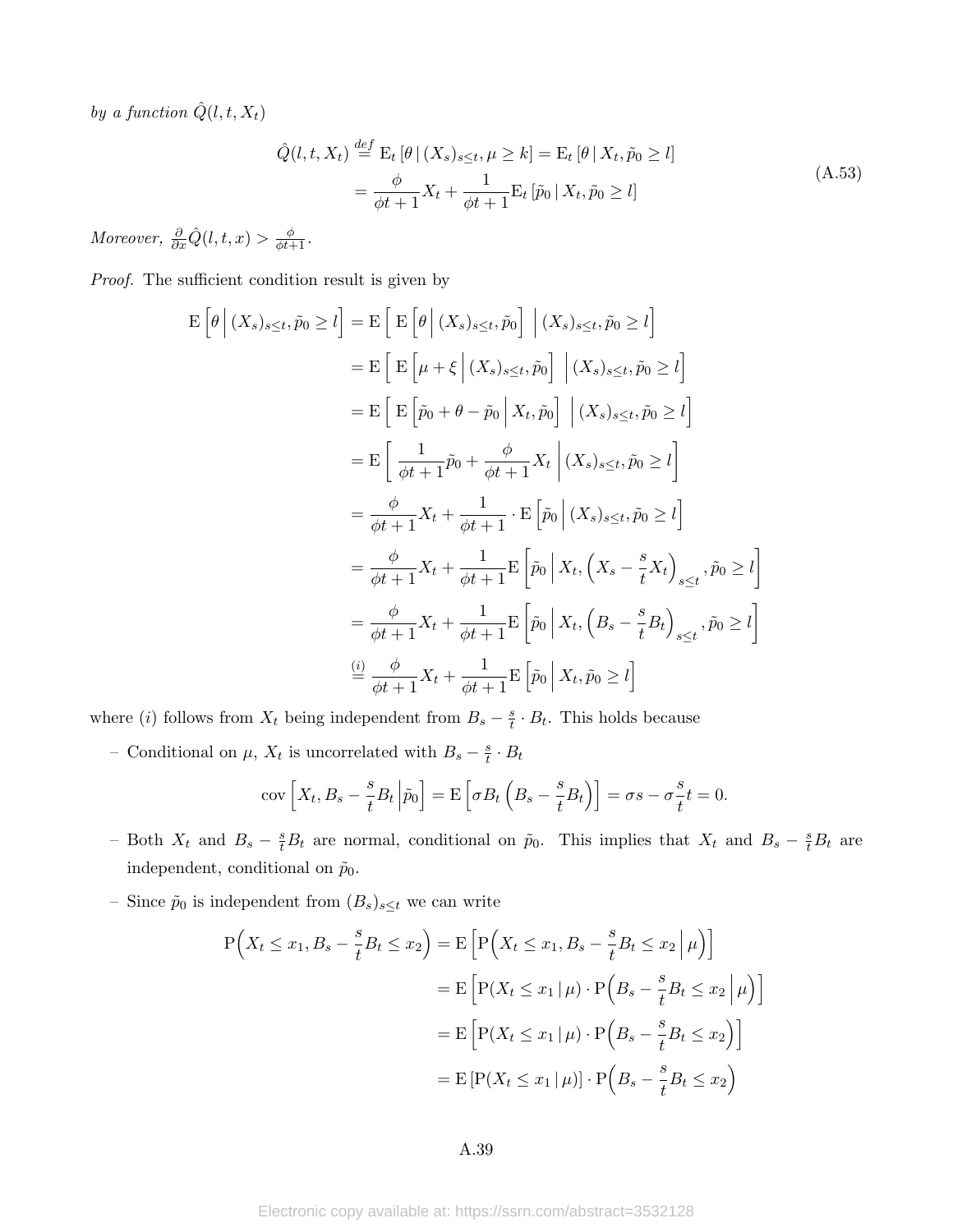*by a function* $\hat{Q}(l,t,X_t)$

$$
\begin{aligned}
\hat{Q}(l,t,X_t) &\overset{def}{=} \mathrm{E}_t\left[\theta \,|\, (X_s)_{s\leq t}, \mu \geq k\right] = \mathrm{E}_t\left[\theta \,|\, X_t, \tilde{p}_0 \geq l\right] \\
&= \frac{\phi}{\phi t+1} X_t + \frac{1}{\phi t+1}\mathrm{E}_t\left[\tilde{p}_0 \,|\, X_t, \tilde{p}_0 \geq l\right]
\end{aligned}
\tag{A.53}
$$

*Moreover,* $\frac{\partial}{\partial x}\hat{Q}(l,t,x) > \frac{\phi}{\phi t+1}$.

*Proof.* The sufficient condition result is given by

$$
\begin{aligned}
\mathrm{E}\left[\theta \,\middle|\, (X_s)_{s\leq t}, \tilde{p}_0 \geq l\right] &= \mathrm{E}\left[\, \mathrm{E}\left[\theta \,\middle|\, (X_s)_{s\leq t}, \tilde{p}_0\right] \,\middle|\, (X_s)_{s\leq t}, \tilde{p}_0 \geq l\right] \\
&= \mathrm{E}\left[\, \mathrm{E}\left[\mu + \xi \,\middle|\, (X_s)_{s\leq t}, \tilde{p}_0\right] \,\middle|\, (X_s)_{s\leq t}, \tilde{p}_0 \geq l\right] \\
&= \mathrm{E}\left[\, \mathrm{E}\left[\tilde{p}_0 + \theta - \tilde{p}_0 \,\middle|\, X_t, \tilde{p}_0\right] \,\middle|\, (X_s)_{s\leq t}, \tilde{p}_0 \geq l\right] \\
&= \mathrm{E}\left[\, \frac{1}{\phi t+1}\tilde{p}_0 + \frac{\phi}{\phi t+1}X_t \,\middle|\, (X_s)_{s\leq t}, \tilde{p}_0 \geq l\right] \\
&= \frac{\phi}{\phi t+1}X_t + \frac{1}{\phi t+1}\cdot \mathrm{E}\left[\tilde{p}_0 \,\middle|\, (X_s)_{s\leq t}, \tilde{p}_0 \geq l\right] \\
&= \frac{\phi}{\phi t+1}X_t + \frac{1}{\phi t+1}\mathrm{E}\left[\tilde{p}_0 \,\middle|\, X_t, \left(X_s - \frac{s}{t}X_t\right)_{s\leq t}, \tilde{p}_0 \geq l\right] \\
&= \frac{\phi}{\phi t+1}X_t + \frac{1}{\phi t+1}\mathrm{E}\left[\tilde{p}_0 \,\middle|\, X_t, \left(B_s - \frac{s}{t}B_t\right)_{s\leq t}, \tilde{p}_0 \geq l\right] \\
&\overset{(i)}{=} \frac{\phi}{\phi t+1}X_t + \frac{1}{\phi t+1}\mathrm{E}\left[\tilde{p}_0 \,\middle|\, X_t, \tilde{p}_0 \geq l\right]
\end{aligned}
$$

where $(i)$ follows from $X_t$ being independent from $B_s - \frac{s}{t}\cdot B_t$. This holds because

– Conditional on $\mu$, $X_t$ is uncorrelated with $B_s - \frac{s}{t}\cdot B_t$

$$
\mathrm{cov}\left[X_t, B_s - \frac{s}{t}B_t \,\middle|\, \tilde{p}_0\right] = \mathrm{E}\left[\sigma B_t\left(B_s - \frac{s}{t}B_t\right)\right] = \sigma s - \sigma\frac{s}{t}t = 0.
$$

– Both $X_t$ and $B_s - \frac{s}{t}B_t$ are normal, conditional on $\tilde{p}_0$. This implies that $X_t$ and $B_s - \frac{s}{t}B_t$ are independent, conditional on $\tilde{p}_0$.

– Since $\tilde{p}_0$ is independent from $(B_s)_{s\leq t}$ we can write

$$
\begin{aligned}
\mathrm{P}\Big(X_t \leq x_1, B_s - \frac{s}{t}B_t \leq x_2\Big) &= \mathrm{E}\left[\mathrm{P}\Big(X_t \leq x_1, B_s - \frac{s}{t}B_t \leq x_2 \,\Big|\, \mu\Big)\right] \\
&= \mathrm{E}\left[\mathrm{P}(X_t \leq x_1 \,|\, \mu)\cdot \mathrm{P}\Big(B_s - \frac{s}{t}B_t \leq x_2 \,\Big|\, \mu\Big)\right] \\
&= \mathrm{E}\left[\mathrm{P}(X_t \leq x_1 \,|\, \mu)\cdot \mathrm{P}\Big(B_s - \frac{s}{t}B_t \leq x_2\Big)\right] \\
&= \mathrm{E}\left[\mathrm{P}(X_t \leq x_1 \,|\, \mu)\right]\cdot \mathrm{P}\Big(B_s - \frac{s}{t}B_t \leq x_2\Big)
\end{aligned}
$$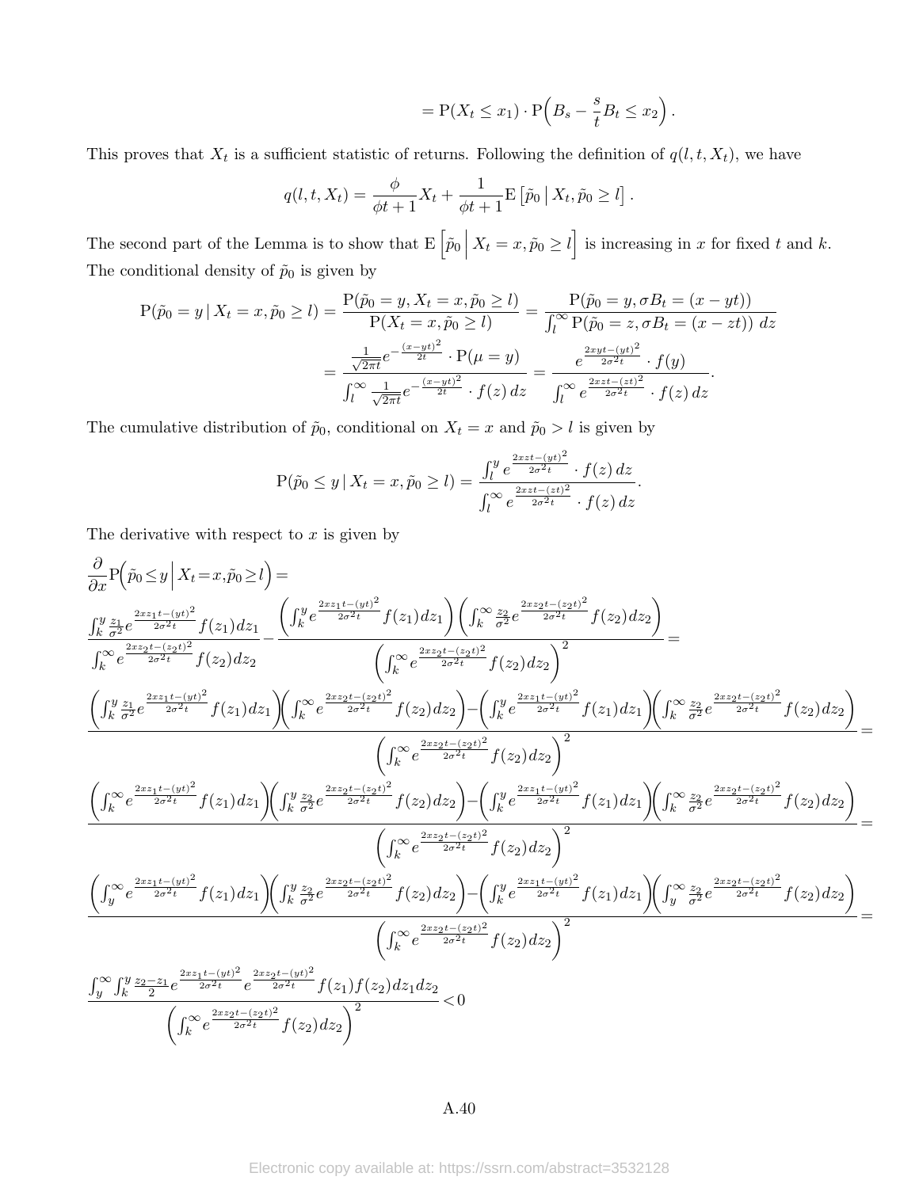$$= \mathrm{P}(X_t \leq x_1) \cdot \mathrm{P}\Big(B_s - \frac{s}{t} B_t \leq x_2\Big) \,.$$

This proves that $X_t$ is a sufficient statistic of returns. Following the definition of $q(l, t, X_t)$, we have

$$q(l, t, X_t) = \frac{\phi}{\phi t + 1} X_t + \frac{1}{\phi t + 1} \mathrm{E}\left[\tilde{p}_0 \,\middle|\, X_t, \tilde{p}_0 \geq l\right].$$

The second part of the Lemma is to show that $\mathrm{E}\left[\tilde{p}_0 \,\middle|\, X_t = x, \tilde{p}_0 \geq l\right]$ is increasing in $x$ for fixed $t$ and $k$. The conditional density of $\tilde{p}_0$ is given by

$$\mathrm{P}(\tilde{p}_0 = y \,|\, X_t = x, \tilde{p}_0 \geq l) = \frac{\mathrm{P}(\tilde{p}_0 = y, X_t = x, \tilde{p}_0 \geq l)}{\mathrm{P}(X_t = x, \tilde{p}_0 \geq l)} = \frac{\mathrm{P}(\tilde{p}_0 = y, \sigma B_t = (x - yt))}{\int_l^\infty \mathrm{P}(\tilde{p}_0 = z, \sigma B_t = (x - zt))\, dz}$$

$$= \frac{\frac{1}{\sqrt{2\pi t}} e^{-\frac{(x-yt)^2}{2t}} \cdot \mathrm{P}(\mu = y)}{\int_l^\infty \frac{1}{\sqrt{2\pi t}} e^{-\frac{(x-yt)^2}{2t}} \cdot f(z)\, dz} = \frac{e^{\frac{2xyt-(yt)^2}{2\sigma^2 t}} \cdot f(y)}{\int_l^\infty e^{\frac{2xzt-(zt)^2}{2\sigma^2 t}} \cdot f(z)\, dz}.$$

The cumulative distribution of $\tilde{p}_0$, conditional on $X_t = x$ and $\tilde{p}_0 > l$ is given by

$$\mathrm{P}(\tilde{p}_0 \leq y \,|\, X_t = x, \tilde{p}_0 \geq l) = \frac{\int_l^y e^{\frac{2xzt-(yt)^2}{2\sigma^2 t}} \cdot f(z)\, dz}{\int_l^\infty e^{\frac{2xzt-(zt)^2}{2\sigma^2 t}} \cdot f(z)\, dz}.$$

The derivative with respect to $x$ is given by

$$\frac{\partial}{\partial x} \mathrm{P}\Big(\tilde{p}_0 \leq y \,\Big|\, X_t = x, \tilde{p}_0 \geq l\Big) =$$

$$\frac{\int_k^y \frac{z_1}{\sigma^2} e^{\frac{2xz_1t-(yt)^2}{2\sigma^2 t}} f(z_1)dz_1}{\int_k^\infty e^{\frac{2xz_2t-(z_2t)^2}{2\sigma^2 t}} f(z_2)dz_2} - \frac{\left(\int_k^y e^{\frac{2xz_1t-(yt)^2}{2\sigma^2 t}} f(z_1)dz_1\right)\left(\int_k^\infty \frac{z_2}{\sigma^2} e^{\frac{2xz_2t-(z_2t)^2}{2\sigma^2 t}} f(z_2)dz_2\right)}{\left(\int_k^\infty e^{\frac{2xz_2t-(z_2t)^2}{2\sigma^2 t}} f(z_2)dz_2\right)^2} =$$

$$\frac{\left(\int_k^y \frac{z_1}{\sigma^2} e^{\frac{2xz_1t-(yt)^2}{2\sigma^2 t}} f(z_1)dz_1\right)\left(\int_k^\infty e^{\frac{2xz_2t-(z_2t)^2}{2\sigma^2 t}} f(z_2)dz_2\right) - \left(\int_k^y e^{\frac{2xz_1t-(yt)^2}{2\sigma^2 t}} f(z_1)dz_1\right)\left(\int_k^\infty \frac{z_2}{\sigma^2} e^{\frac{2xz_2t-(z_2t)^2}{2\sigma^2 t}} f(z_2)dz_2\right)}{\left(\int_k^\infty e^{\frac{2xz_2t-(z_2t)^2}{2\sigma^2 t}} f(z_2)dz_2\right)^2} =$$

$$\frac{\left(\int_k^\infty e^{\frac{2xz_1t-(yt)^2}{2\sigma^2 t}} f(z_1)dz_1\right)\left(\int_k^y \frac{z_2}{\sigma^2} e^{\frac{2xz_2t-(z_2t)^2}{2\sigma^2 t}} f(z_2)dz_2\right) - \left(\int_k^y e^{\frac{2xz_1t-(yt)^2}{2\sigma^2 t}} f(z_1)dz_1\right)\left(\int_k^\infty \frac{z_2}{\sigma^2} e^{\frac{2xz_2t-(z_2t)^2}{2\sigma^2 t}} f(z_2)dz_2\right)}{\left(\int_k^\infty e^{\frac{2xz_2t-(z_2t)^2}{2\sigma^2 t}} f(z_2)dz_2\right)^2} =$$

$$\frac{\left(\int_y^\infty e^{\frac{2xz_1t-(yt)^2}{2\sigma^2 t}} f(z_1)dz_1\right)\left(\int_k^y \frac{z_2}{\sigma^2} e^{\frac{2xz_2t-(z_2t)^2}{2\sigma^2 t}} f(z_2)dz_2\right) - \left(\int_k^y e^{\frac{2xz_1t-(yt)^2}{2\sigma^2 t}} f(z_1)dz_1\right)\left(\int_y^\infty \frac{z_2}{\sigma^2} e^{\frac{2xz_2t-(z_2t)^2}{2\sigma^2 t}} f(z_2)dz_2\right)}{\left(\int_k^\infty e^{\frac{2xz_2t-(z_2t)^2}{2\sigma^2 t}} f(z_2)dz_2\right)^2} =$$

$$\frac{\int_y^\infty \int_k^y \frac{z_2-z_1}{2} e^{\frac{2xz_1t-(yt)^2}{2\sigma^2 t}} e^{\frac{2xz_2t-(yt)^2}{2\sigma^2 t}} f(z_1)f(z_2)dz_1dz_2}{\left(\int_k^\infty e^{\frac{2xz_2t-(z_2t)^2}{2\sigma^2 t}} f(z_2)dz_2\right)^2} < 0$$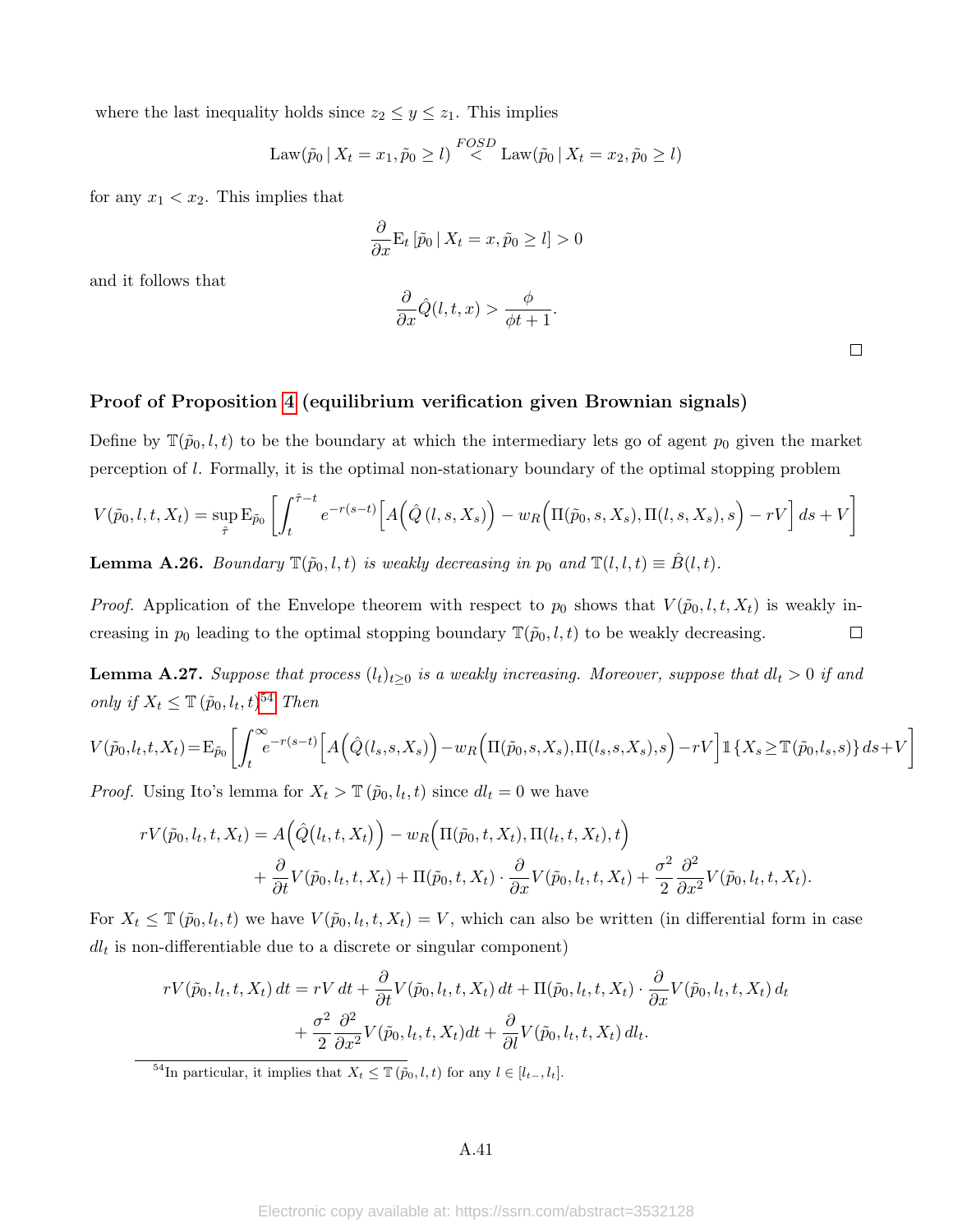where the last inequality holds since $z_2 \le y \le z_1$. This implies

$$\text{Law}(\tilde{p}_0 \,|\, X_t = x_1, \tilde{p}_0 \ge l) \overset{FOSD}{<} \text{Law}(\tilde{p}_0 \,|\, X_t = x_2, \tilde{p}_0 \ge l)$$

for any $x_1 < x_2$. This implies that

$$\frac{\partial}{\partial x} \text{E}_t \left[ \tilde{p}_0 \,|\, X_t = x, \tilde{p}_0 \ge l \right] > 0$$

and it follows that

$$\frac{\partial}{\partial x} \hat{Q}(l, t, x) > \frac{\phi}{\phi t + 1}.$$

□

### Proof of Proposition 4 (equilibrium verification given Brownian signals)

Define by $\mathbb{T}(\tilde{p}_0, l, t)$ to be the boundary at which the intermediary lets go of agent $p_0$ given the market perception of $l$. Formally, it is the optimal non-stationary boundary of the optimal stopping problem

$$V(\tilde{p}_0, l, t, X_t) = \sup_{\hat{\tau}} \text{E}_{\tilde{p}_0} \left[ \int_t^{\hat{\tau}-t} e^{-r(s-t)} \Big[ A\Big(\hat{Q}\left(l, s, X_s\right)\Big) - w_R\Big(\Pi(\tilde{p}_0, s, X_s), \Pi(l, s, X_s), s\Big) - rV \Big] \, ds + V \right]$$

**Lemma A.26.** *Boundary $\mathbb{T}(\tilde{p}_0, l, t)$ is weakly decreasing in $p_0$ and $\mathbb{T}(l, l, t) \equiv \hat{B}(l, t)$.*

*Proof.* Application of the Envelope theorem with respect to $p_0$ shows that $V(\tilde{p}_0, l, t, X_t)$ is weakly increasing in $p_0$ leading to the optimal stopping boundary $\mathbb{T}(\tilde{p}_0, l, t)$ to be weakly decreasing. □

**Lemma A.27.** *Suppose that process $(l_t)_{t\ge0}$ is a weakly increasing. Moreover, suppose that $dl_t > 0$ if and only if $X_t \le \mathbb{T}\left(\tilde{p}_0, l_t, t\right)$*[54] *Then*

$$V(\tilde{p}_0,l_t,t,X_t) = \text{E}_{\tilde{p}_0} \left[ \int_t^{\infty} e^{-r(s-t)} \Big[ A\Big(\hat{Q}(l_s,s,X_s)\Big) - w_R\Big(\Pi(\tilde{p}_0,s,X_s),\Pi(l_s,s,X_s),s\Big) - rV \Big] \mathbb{1}\left\{X_s \ge \mathbb{T}(\tilde{p}_0,l_s,s)\right\} ds + V \right]$$

*Proof.* Using Ito's lemma for $X_t > \mathbb{T}\left(\tilde{p}_0, l_t, t\right)$ since $dl_t = 0$ we have

$$\begin{aligned} rV(\tilde{p}_0, l_t, t, X_t) = {} & A\Big(\hat{Q}\big(l_t, t, X_t\big)\Big) - w_R\Big(\Pi(\tilde{p}_0, t, X_t), \Pi(l_t, t, X_t), t\Big) \\ & + \frac{\partial}{\partial t} V(\tilde{p}_0, l_t, t, X_t) + \Pi(\tilde{p}_0, t, X_t) \cdot \frac{\partial}{\partial x} V(\tilde{p}_0, l_t, t, X_t) + \frac{\sigma^2}{2} \frac{\partial^2}{\partial x^2} V(\tilde{p}_0, l_t, t, X_t). \end{aligned}$$

For $X_t \le \mathbb{T}\left(\tilde{p}_0, l_t, t\right)$ we have $V(\tilde{p}_0, l_t, t, X_t) = V$, which can also be written (in differential form in case $dl_t$ is non-differentiable due to a discrete or singular component)

$$\begin{aligned} rV(\tilde{p}_0, l_t, t, X_t) \, dt = {} & rV \, dt + \frac{\partial}{\partial t} V(\tilde{p}_0, l_t, t, X_t) \, dt + \Pi(\tilde{p}_0, l_t, t, X_t) \cdot \frac{\partial}{\partial x} V(\tilde{p}_0, l_t, t, X_t) \, d_t \\ & + \frac{\sigma^2}{2} \frac{\partial^2}{\partial x^2} V(\tilde{p}_0, l_t, t, X_t) dt + \frac{\partial}{\partial l} V(\tilde{p}_0, l_t, t, X_t) \, dl_t. \end{aligned}$$

[54] In particular, it implies that $X_t \le \mathbb{T}\left(\tilde{p}_0, l, t\right)$ for any $l \in [l_{t-}, l_t]$.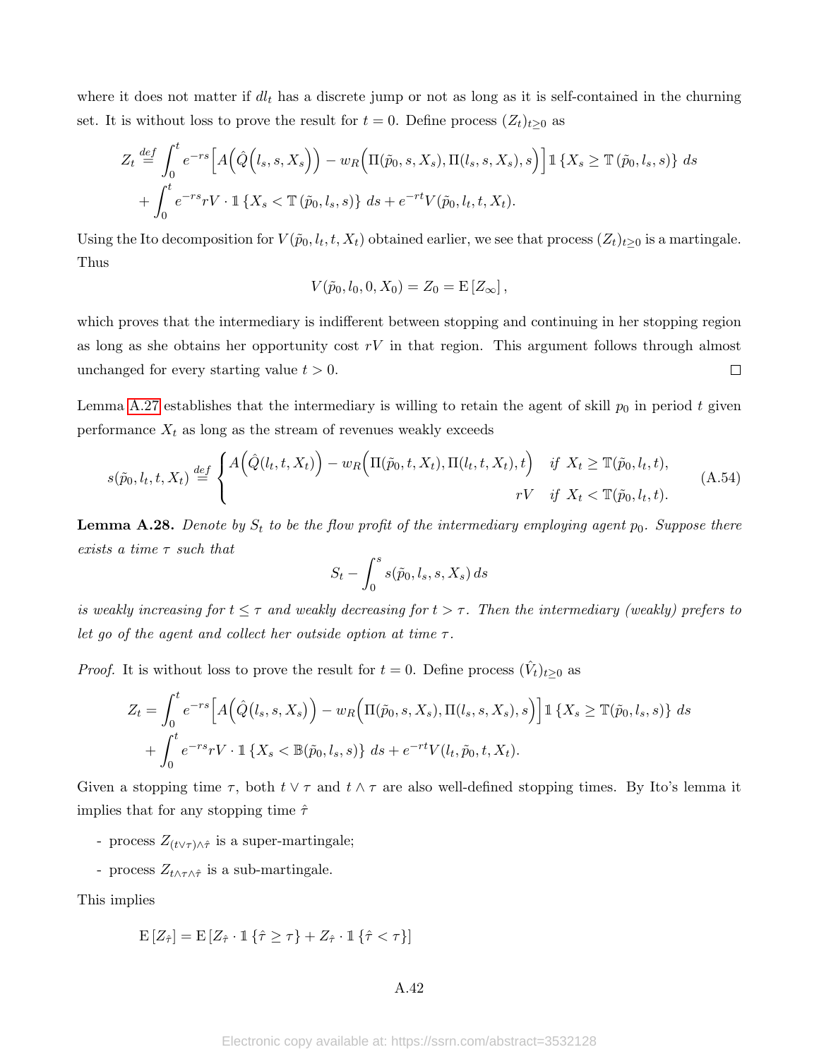where it does not matter if $dl_t$ has a discrete jump or not as long as it is self-contained in the churning set. It is without loss to prove the result for $t = 0$. Define process $(Z_t)_{t\geq 0}$ as

$$Z_t \stackrel{def}{=} \int_0^t e^{-rs}\Big[A\Big(\hat{Q}\Big(l_s, s, X_s\Big)\Big) - w_R\Big(\Pi(\tilde{p}_0, s, X_s), \Pi(l_s, s, X_s), s\Big)\Big]\mathbb{1}\left\{X_s \geq \mathbb{T}\left(\tilde{p}_0, l_s, s\right)\right\}\, ds$$
$$+ \int_0^t e^{-rs} rV \cdot \mathbb{1}\left\{X_s < \mathbb{T}\left(\tilde{p}_0, l_s, s\right)\right\}\, ds + e^{-rt}V(\tilde{p}_0, l_t, t, X_t).$$

Using the Ito decomposition for $V(\tilde{p}_0, l_t, t, X_t)$ obtained earlier, we see that process $(Z_t)_{t\geq 0}$ is a martingale. Thus

$$V(\tilde{p}_0, l_0, 0, X_0) = Z_0 = \mathrm{E}\left[Z_\infty\right],$$

which proves that the intermediary is indifferent between stopping and continuing in her stopping region as long as she obtains her opportunity cost $rV$ in that region. This argument follows through almost unchanged for every starting value $t > 0$. □

Lemma A.27 establishes that the intermediary is willing to retain the agent of skill $p_0$ in period $t$ given performance $X_t$ as long as the stream of revenues weakly exceeds

$$s(\tilde{p}_0, l_t, t, X_t) \stackrel{def}{=} \begin{cases} A\Big(\hat{Q}(l_t, t, X_t)\Big) - w_R\Big(\Pi(\tilde{p}_0, t, X_t), \Pi(l_t, t, X_t), t\Big) & \text{if } X_t \geq \mathbb{T}(\tilde{p}_0, l_t, t), \\ rV & \text{if } X_t < \mathbb{T}(\tilde{p}_0, l_t, t). \end{cases} \tag{A.54}$$

**Lemma A.28.** *Denote by $S_t$ to be the flow profit of the intermediary employing agent $p_0$. Suppose there exists a time $\tau$ such that*

$$S_t - \int_0^s s(\tilde{p}_0, l_s, s, X_s)\, ds$$

*is weakly increasing for $t \leq \tau$ and weakly decreasing for $t > \tau$. Then the intermediary (weakly) prefers to let go of the agent and collect her outside option at time $\tau$.*

*Proof.* It is without loss to prove the result for $t = 0$. Define process $(\hat{V}_t)_{t\geq 0}$ as

$$Z_t = \int_0^t e^{-rs}\Big[A\Big(\hat{Q}\big(l_s, s, X_s\big)\Big) - w_R\Big(\Pi(\tilde{p}_0, s, X_s), \Pi(l_s, s, X_s), s\Big)\Big]\mathbb{1}\left\{X_s \geq \mathbb{T}(\tilde{p}_0, l_s, s)\right\}\, ds$$
$$+ \int_0^t e^{-rs} rV \cdot \mathbb{1}\left\{X_s < \mathbb{B}(\tilde{p}_0, l_s, s)\right\}\, ds + e^{-rt}V(l_t, \tilde{p}_0, t, X_t).$$

Given a stopping time $\tau$, both $t \vee \tau$ and $t \wedge \tau$ are also well-defined stopping times. By Ito's lemma it implies that for any stopping time $\hat{\tau}$

- process $Z_{(t\vee\tau)\wedge\hat{\tau}}$ is a super-martingale;
- process $Z_{t\wedge\tau\wedge\hat{\tau}}$ is a sub-martingale.

This implies

$$\mathrm{E}\left[Z_{\hat{\tau}}\right] = \mathrm{E}\left[Z_{\hat{\tau}} \cdot \mathbb{1}\left\{\hat{\tau} \geq \tau\right\} + Z_{\hat{\tau}} \cdot \mathbb{1}\left\{\hat{\tau} < \tau\right\}\right]$$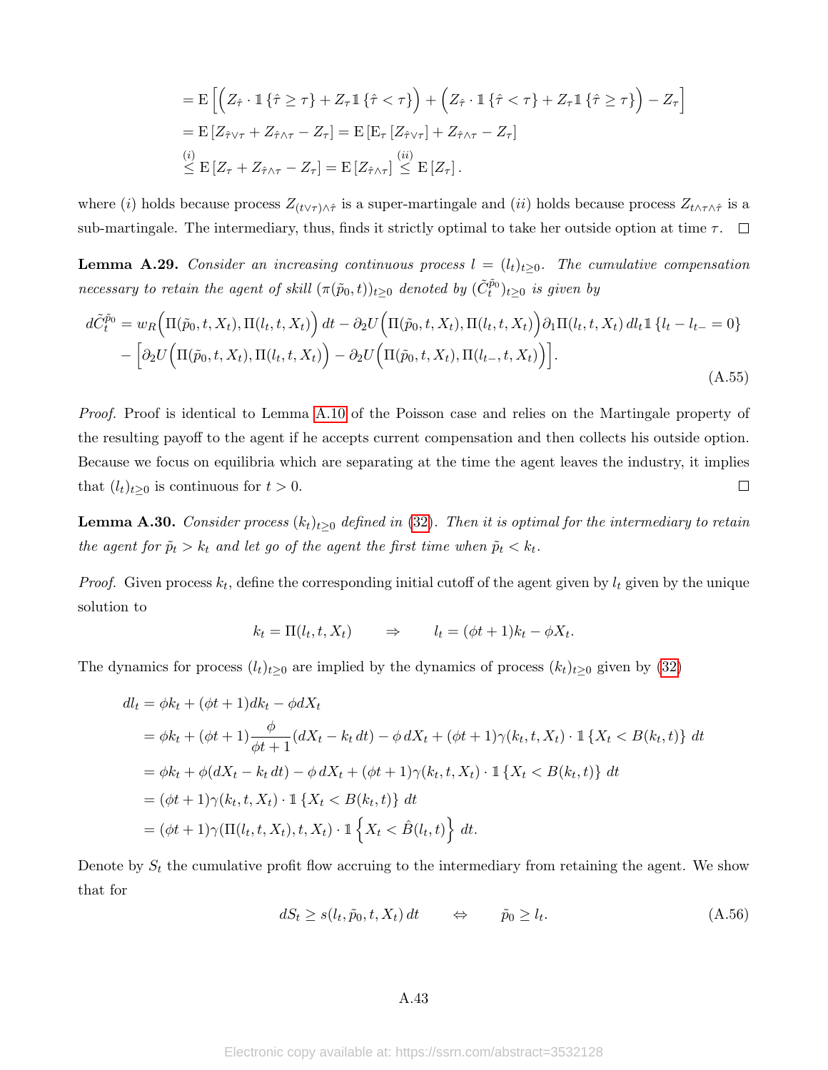$$
\begin{aligned}
&= \mathrm{E}\left[\Big(Z_{\hat{\tau}} \cdot \mathbb{1}\left\{\hat{\tau} \geq \tau\right\} + Z_{\tau}\mathbb{1}\left\{\hat{\tau} < \tau\right\}\Big) + \Big(Z_{\hat{\tau}} \cdot \mathbb{1}\left\{\hat{\tau} < \tau\right\} + Z_{\tau}\mathbb{1}\left\{\hat{\tau} \geq \tau\right\}\Big) - Z_{\tau}\right] \\
&= \mathrm{E}\left[Z_{\hat{\tau}\vee\tau} + Z_{\hat{\tau}\wedge\tau} - Z_{\tau}\right] = \mathrm{E}\left[\mathrm{E}_{\tau}\left[Z_{\hat{\tau}\vee\tau}\right] + Z_{\hat{\tau}\wedge\tau} - Z_{\tau}\right] \\
&\overset{(i)}{\leq} \mathrm{E}\left[Z_{\tau} + Z_{\hat{\tau}\wedge\tau} - Z_{\tau}\right] = \mathrm{E}\left[Z_{\hat{\tau}\wedge\tau}\right] \overset{(ii)}{\leq} \mathrm{E}\left[Z_{\tau}\right].
\end{aligned}
$$

where $(i)$ holds because process $Z_{(t\vee\tau)\wedge\hat{\tau}}$ is a super-martingale and $(ii)$ holds because process $Z_{t\wedge\tau\wedge\hat{\tau}}$ is a sub-martingale. The intermediary, thus, finds it strictly optimal to take her outside option at time $\tau$. □

**Lemma A.29.** *Consider an increasing continuous process $l = (l_t)_{t\geq 0}$. The cumulative compensation necessary to retain the agent of skill $(\pi(\tilde{p}_0, t))_{t\geq 0}$ denoted by $(\tilde{C}_t^{\tilde{p}_0})_{t\geq 0}$ is given by*

$$
\begin{aligned}
d\tilde{C}_t^{\tilde{p}_0} = \; & w_R\Big(\Pi(\tilde{p}_0, t, X_t), \Pi(l_t, t, X_t)\Big)\, dt - \partial_2 U\Big(\Pi(\tilde{p}_0, t, X_t), \Pi(l_t, t, X_t)\Big)\partial_1 \Pi(l_t, t, X_t)\, dl_t \mathbb{1}\left\{l_t - l_{t-} = 0\right\} \\
& - \Big[\partial_2 U\Big(\Pi(\tilde{p}_0, t, X_t), \Pi(l_t, t, X_t)\Big) - \partial_2 U\Big(\Pi(\tilde{p}_0, t, X_t), \Pi(l_{t-}, t, X_t)\Big)\Big].
\end{aligned}
\tag{A.55}
$$

*Proof.* Proof is identical to Lemma A.10 of the Poisson case and relies on the Martingale property of the resulting payoff to the agent if he accepts current compensation and then collects his outside option. Because we focus on equilibria which are separating at the time the agent leaves the industry, it implies that $(l_t)_{t\geq 0}$ is continuous for $t > 0$. □

**Lemma A.30.** *Consider process $(k_t)_{t\geq 0}$ defined in (32). Then it is optimal for the intermediary to retain the agent for $\tilde{p}_t > k_t$ and let go of the agent the first time when $\tilde{p}_t < k_t$.*

*Proof.* Given process $k_t$, define the corresponding initial cutoff of the agent given by $l_t$ given by the unique solution to

$$
k_t = \Pi(l_t, t, X_t) \qquad \Rightarrow \qquad l_t = (\phi t + 1)k_t - \phi X_t.
$$

The dynamics for process $(l_t)_{t\geq 0}$ are implied by the dynamics of process $(k_t)_{t\geq 0}$ given by (32)

$$
\begin{aligned}
dl_t &= \phi k_t + (\phi t + 1)dk_t - \phi dX_t \\
&= \phi k_t + (\phi t + 1)\frac{\phi}{\phi t + 1}(dX_t - k_t\, dt) - \phi\, dX_t + (\phi t + 1)\gamma(k_t, t, X_t) \cdot \mathbb{1}\left\{X_t < B(k_t, t)\right\}\, dt \\
&= \phi k_t + \phi(dX_t - k_t\, dt) - \phi\, dX_t + (\phi t + 1)\gamma(k_t, t, X_t) \cdot \mathbb{1}\left\{X_t < B(k_t, t)\right\}\, dt \\
&= (\phi t + 1)\gamma(k_t, t, X_t) \cdot \mathbb{1}\left\{X_t < B(k_t, t)\right\}\, dt \\
&= (\phi t + 1)\gamma(\Pi(l_t, t, X_t), t, X_t) \cdot \mathbb{1}\left\{X_t < \hat{B}(l_t, t)\right\}\, dt.
\end{aligned}
$$

Denote by $S_t$ the cumulative profit flow accruing to the intermediary from retaining the agent. We show that for

$$
dS_t \geq s(l_t, \tilde{p}_0, t, X_t)\, dt \qquad \Leftrightarrow \qquad \tilde{p}_0 \geq l_t. \tag{A.56}
$$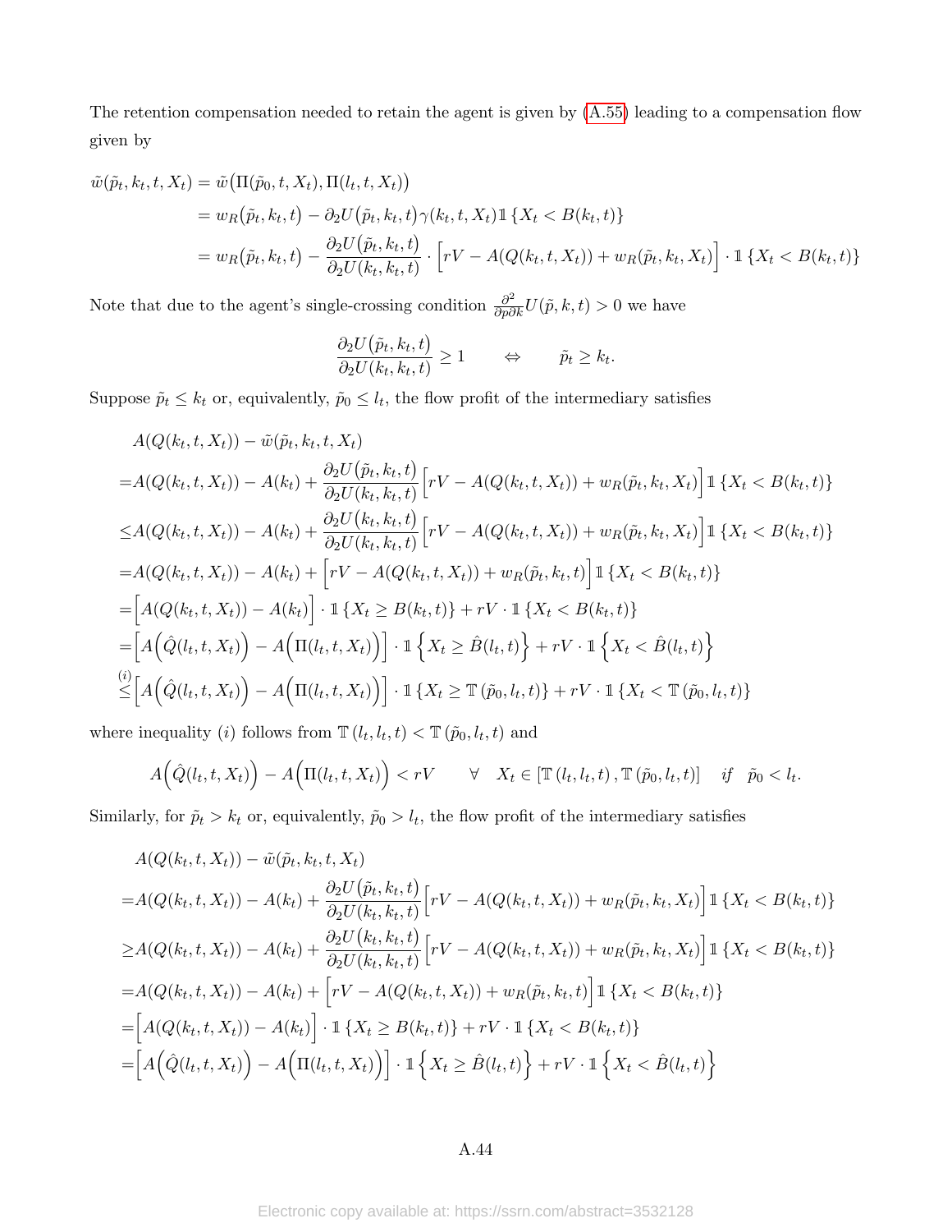The retention compensation needed to retain the agent is given by (A.55) leading to a compensation flow given by

$$
\begin{aligned}
\tilde{w}(\tilde{p}_t, k_t, t, X_t) &= \tilde{w}\big(\Pi(\tilde{p}_0, t, X_t), \Pi(l_t, t, X_t)\big) \\
&= w_R\big(\tilde{p}_t, k_t, t\big) - \partial_2 U\big(\tilde{p}_t, k_t, t\big)\gamma(k_t, t, X_t)\mathbb{1}\left\{X_t < B(k_t, t)\right\} \\
&= w_R\big(\tilde{p}_t, k_t, t\big) - \frac{\partial_2 U\big(\tilde{p}_t, k_t, t\big)}{\partial_2 U(k_t, k_t, t)} \cdot \Big[rV - A(Q(k_t, t, X_t)) + w_R(\tilde{p}_t, k_t, X_t)\Big] \cdot \mathbb{1}\left\{X_t < B(k_t, t)\right\}
\end{aligned}
$$

Note that due to the agent's single-crossing condition $\frac{\partial^2}{\partial p \partial k} U(\tilde{p}, k, t) > 0$ we have

$$
\frac{\partial_2 U\big(\tilde{p}_t, k_t, t\big)}{\partial_2 U(k_t, k_t, t)} \geq 1 \qquad \Leftrightarrow \qquad \tilde{p}_t \geq k_t.
$$

Suppose $\tilde{p}_t \leq k_t$ or, equivalently, $\tilde{p}_0 \leq l_t$, the flow profit of the intermediary satisfies

$$
\begin{aligned}
& A(Q(k_t, t, X_t)) - \tilde{w}(\tilde{p}_t, k_t, t, X_t) \\
=& A(Q(k_t, t, X_t)) - A(k_t) + \frac{\partial_2 U\big(\tilde{p}_t, k_t, t\big)}{\partial_2 U(k_t, k_t, t)} \Big[rV - A(Q(k_t, t, X_t)) + w_R(\tilde{p}_t, k_t, X_t)\Big] \mathbb{1}\left\{X_t < B(k_t, t)\right\} \\
\leq& A(Q(k_t, t, X_t)) - A(k_t) + \frac{\partial_2 U\big(k_t, k_t, t\big)}{\partial_2 U(k_t, k_t, t)} \Big[rV - A(Q(k_t, t, X_t)) + w_R(\tilde{p}_t, k_t, X_t)\Big] \mathbb{1}\left\{X_t < B(k_t, t)\right\} \\
=& A(Q(k_t, t, X_t)) - A(k_t) + \Big[rV - A(Q(k_t, t, X_t)) + w_R(\tilde{p}_t, k_t, t\Big] \mathbb{1}\left\{X_t < B(k_t, t)\right\} \\
=& \Big[A(Q(k_t, t, X_t)) - A(k_t)\Big] \cdot \mathbb{1}\left\{X_t \geq B(k_t, t)\right\} + rV \cdot \mathbb{1}\left\{X_t < B(k_t, t)\right\} \\
=& \Big[A\Big(\hat{Q}(l_t, t, X_t)\Big) - A\Big(\Pi(l_t, t, X_t)\Big)\Big] \cdot \mathbb{1}\left\{X_t \geq \hat{B}(l_t, t)\right\} + rV \cdot \mathbb{1}\left\{X_t < \hat{B}(l_t, t)\right\} \\
\overset{(i)}{\leq}& \Big[A\Big(\hat{Q}(l_t, t, X_t)\Big) - A\Big(\Pi(l_t, t, X_t)\Big)\Big] \cdot \mathbb{1}\left\{X_t \geq \mathbb{T}\left(\tilde{p}_0, l_t, t\right)\right\} + rV \cdot \mathbb{1}\left\{X_t < \mathbb{T}\left(\tilde{p}_0, l_t, t\right)\right\}
\end{aligned}
$$

where inequality $(i)$ follows from $\mathbb{T}\left(l_t, l_t, t\right) < \mathbb{T}\left(\tilde{p}_0, l_t, t\right)$ and

$$
A\Big(\hat{Q}(l_t, t, X_t)\Big) - A\Big(\Pi(l_t, t, X_t)\Big) < rV \qquad \forall \quad X_t \in \left[\mathbb{T}\left(l_t, l_t, t\right), \mathbb{T}\left(\tilde{p}_0, l_t, t\right)\right] \quad \text{if} \quad \tilde{p}_0 < l_t.
$$

Similarly, for $\tilde{p}_t > k_t$ or, equivalently, $\tilde{p}_0 > l_t$, the flow profit of the intermediary satisfies

$$
\begin{aligned}
& A(Q(k_t, t, X_t)) - \tilde{w}(\tilde{p}_t, k_t, t, X_t) \\
=& A(Q(k_t, t, X_t)) - A(k_t) + \frac{\partial_2 U\big(\tilde{p}_t, k_t, t\big)}{\partial_2 U(k_t, k_t, t)} \Big[rV - A(Q(k_t, t, X_t)) + w_R(\tilde{p}_t, k_t, X_t)\Big] \mathbb{1}\left\{X_t < B(k_t, t)\right\} \\
\geq& A(Q(k_t, t, X_t)) - A(k_t) + \frac{\partial_2 U\big(k_t, k_t, t\big)}{\partial_2 U(k_t, k_t, t)} \Big[rV - A(Q(k_t, t, X_t)) + w_R(\tilde{p}_t, k_t, X_t)\Big] \mathbb{1}\left\{X_t < B(k_t, t)\right\} \\
=& A(Q(k_t, t, X_t)) - A(k_t) + \Big[rV - A(Q(k_t, t, X_t)) + w_R(\tilde{p}_t, k_t, t\Big] \mathbb{1}\left\{X_t < B(k_t, t)\right\} \\
=& \Big[A(Q(k_t, t, X_t)) - A(k_t)\Big] \cdot \mathbb{1}\left\{X_t \geq B(k_t, t)\right\} + rV \cdot \mathbb{1}\left\{X_t < B(k_t, t)\right\} \\
=& \Big[A\Big(\hat{Q}(l_t, t, X_t)\Big) - A\Big(\Pi(l_t, t, X_t)\Big)\Big] \cdot \mathbb{1}\left\{X_t \geq \hat{B}(l_t, t)\right\} + rV \cdot \mathbb{1}\left\{X_t < \hat{B}(l_t, t)\right\}
\end{aligned}
$$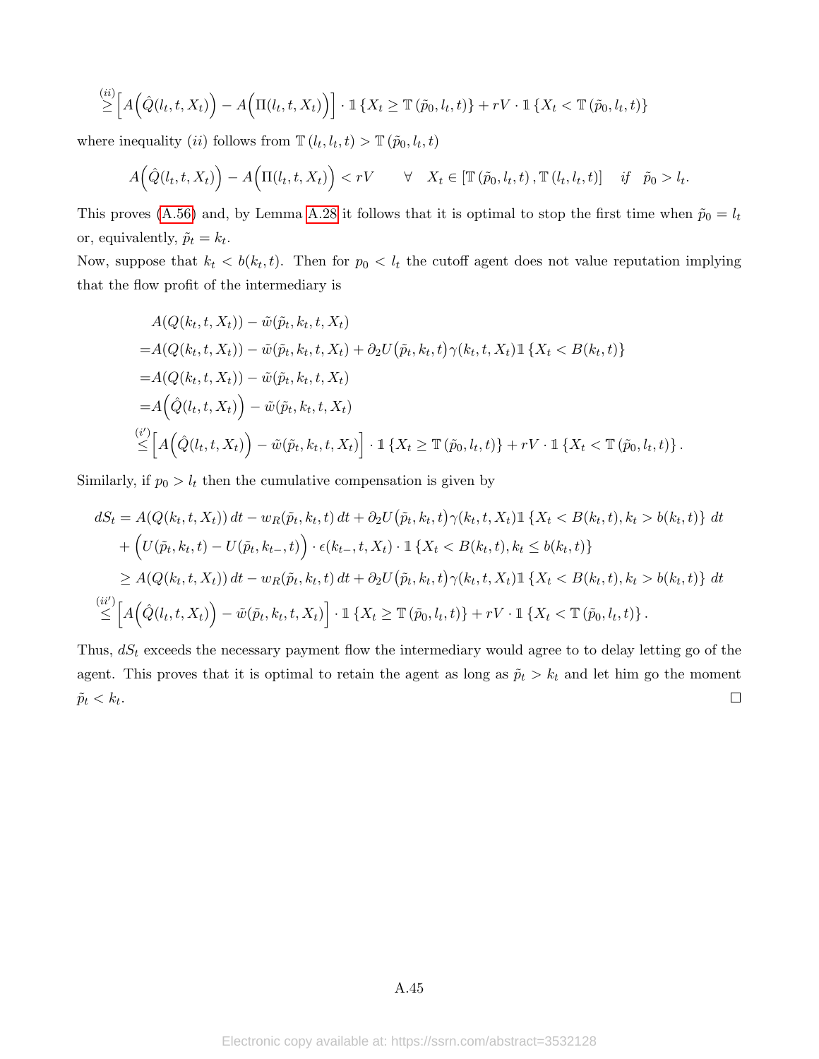$$\overset{(ii)}{\geq}\Big[A\Big(\hat{Q}(l_t,t,X_t)\Big)-A\Big(\Pi(l_t,t,X_t)\Big)\Big]\cdot\mathbb{1}\left\{X_t\geq\mathbb{T}\left(\tilde{p}_0,l_t,t\right)\right\}+rV\cdot\mathbb{1}\left\{X_t<\mathbb{T}\left(\tilde{p}_0,l_t,t\right)\right\}$$

where inequality $(ii)$ follows from $\mathbb{T}\left(l_t,l_t,t\right)>\mathbb{T}\left(\tilde{p}_0,l_t,t\right)$

$$A\Big(\hat{Q}(l_t,t,X_t)\Big)-A\Big(\Pi(l_t,t,X_t)\Big)<rV \qquad \forall \quad X_t\in\left[\mathbb{T}\left(\tilde{p}_0,l_t,t\right),\mathbb{T}\left(l_t,l_t,t\right)\right] \quad \textit{if} \quad \tilde{p}_0>l_t.$$

This proves (A.56) and, by Lemma A.28 it follows that it is optimal to stop the first time when $\tilde{p}_0=l_t$ or, equivalently, $\tilde{p}_t=k_t$.

Now, suppose that $k_t<b(k_t,t)$. Then for $p_0<l_t$ the cutoff agent does not value reputation implying that the flow profit of the intermediary is

$$\begin{aligned}
&A(Q(k_t,t,X_t))-\tilde{w}(\tilde{p}_t,k_t,t,X_t)\\
=&A(Q(k_t,t,X_t))-\tilde{w}(\tilde{p}_t,k_t,t,X_t)+\partial_2U\big(\tilde{p}_t,k_t,t\big)\gamma(k_t,t,X_t)\mathbb{1}\left\{X_t<B(k_t,t)\right\}\\
=&A(Q(k_t,t,X_t))-\tilde{w}(\tilde{p}_t,k_t,t,X_t)\\
=&A\Big(\hat{Q}(l_t,t,X_t)\Big)-\tilde{w}(\tilde{p}_t,k_t,t,X_t)\\
\overset{(i')}{\leq}&\Big[A\Big(\hat{Q}(l_t,t,X_t)\Big)-\tilde{w}(\tilde{p}_t,k_t,t,X_t)\Big]\cdot\mathbb{1}\left\{X_t\geq\mathbb{T}\left(\tilde{p}_0,l_t,t\right)\right\}+rV\cdot\mathbb{1}\left\{X_t<\mathbb{T}\left(\tilde{p}_0,l_t,t\right)\right\}.
\end{aligned}$$

Similarly, if $p_0>l_t$ then the cumulative compensation is given by

$$\begin{aligned}
dS_t=&\,A(Q(k_t,t,X_t))\,dt-w_R(\tilde{p}_t,k_t,t)\,dt+\partial_2U\big(\tilde{p}_t,k_t,t\big)\gamma(k_t,t,X_t)\mathbb{1}\left\{X_t<B(k_t,t),k_t>b(k_t,t)\right\}\,dt\\
&+\Big(U(\tilde{p}_t,k_t,t)-U(\tilde{p}_t,k_{t-},t)\Big)\cdot\epsilon(k_{t-},t,X_t)\cdot\mathbb{1}\left\{X_t<B(k_t,t),k_t\leq b(k_t,t)\right\}\\
\geq&\,A(Q(k_t,t,X_t))\,dt-w_R(\tilde{p}_t,k_t,t)\,dt+\partial_2U\big(\tilde{p}_t,k_t,t\big)\gamma(k_t,t,X_t)\mathbb{1}\left\{X_t<B(k_t,t),k_t>b(k_t,t)\right\}\,dt\\
\overset{(ii')}{\leq}&\Big[A\Big(\hat{Q}(l_t,t,X_t)\Big)-\tilde{w}(\tilde{p}_t,k_t,t,X_t)\Big]\cdot\mathbb{1}\left\{X_t\geq\mathbb{T}\left(\tilde{p}_0,l_t,t\right)\right\}+rV\cdot\mathbb{1}\left\{X_t<\mathbb{T}\left(\tilde{p}_0,l_t,t\right)\right\}.
\end{aligned}$$

Thus, $dS_t$ exceeds the necessary payment flow the intermediary would agree to to delay letting go of the agent. This proves that it is optimal to retain the agent as long as $\tilde{p}_t>k_t$ and let him go the moment $\tilde{p}_t<k_t$. □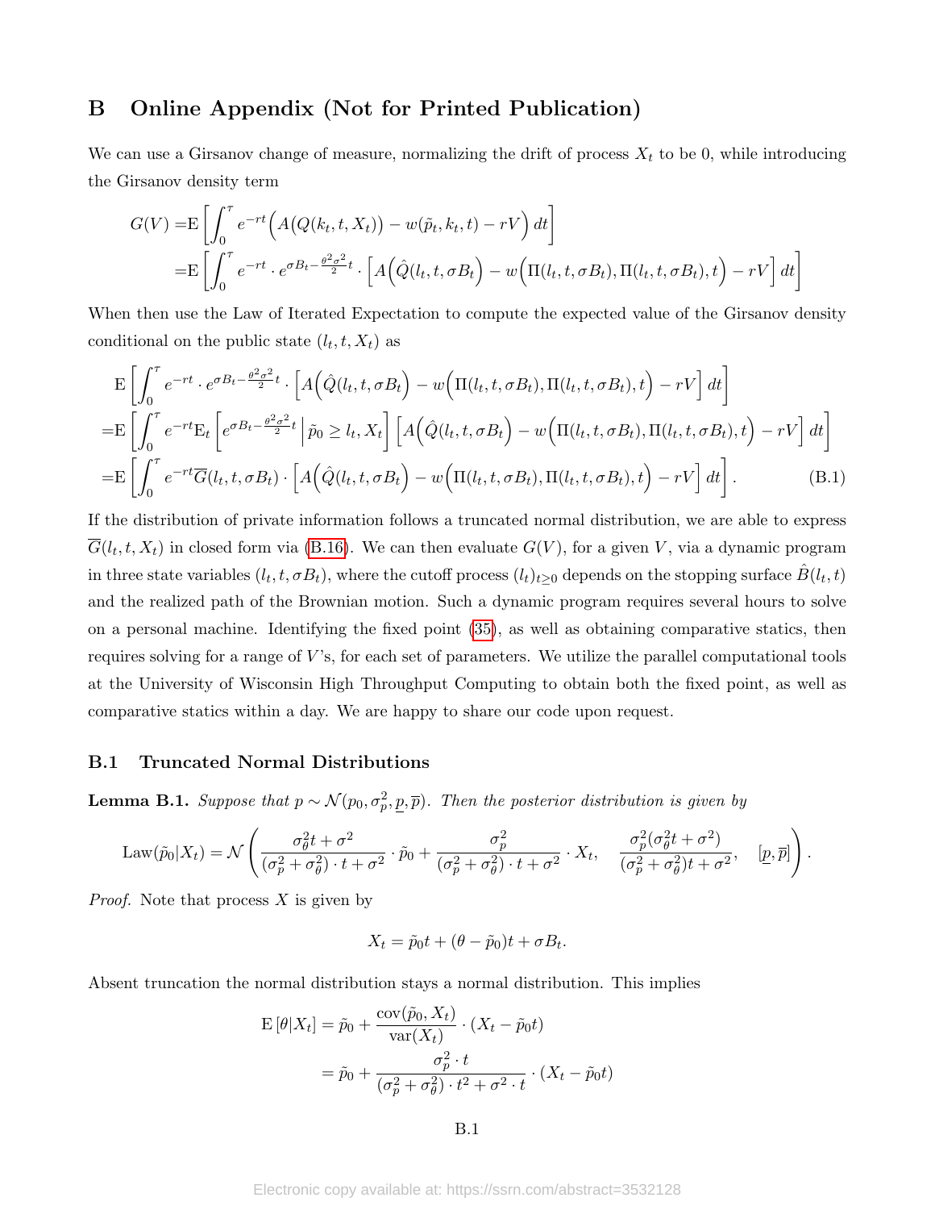# B Online Appendix (Not for Printed Publication)

We can use a Girsanov change of measure, normalizing the drift of process $X_t$ to be 0, while introducing the Girsanov density term

$$
\begin{aligned}
G(V) =& \mathrm{E}\left[\int_0^\tau e^{-rt}\Big(A\big(Q(k_t,t,X_t)\big) - w(\tilde{p}_t,k_t,t) - rV\Big)\,dt\right] \\
=& \mathrm{E}\left[\int_0^\tau e^{-rt}\cdot e^{\sigma B_t - \frac{\theta^2\sigma^2}{2}t}\cdot\Big[A\Big(\hat{Q}(l_t,t,\sigma B_t)\Big) - w\Big(\Pi(l_t,t,\sigma B_t),\Pi(l_t,t,\sigma B_t),t\Big) - rV\Big]\,dt\right]
\end{aligned}
$$

When then use the Law of Iterated Expectation to compute the expected value of the Girsanov density conditional on the public state $(l_t, t, X_t)$ as

$$
\begin{aligned}
&\mathrm{E}\left[\int_0^\tau e^{-rt}\cdot e^{\sigma B_t - \frac{\theta^2\sigma^2}{2}t}\cdot\Big[A\Big(\hat{Q}(l_t,t,\sigma B_t)\Big) - w\Big(\Pi(l_t,t,\sigma B_t),\Pi(l_t,t,\sigma B_t),t\Big) - rV\Big]\,dt\right] \\
=&\mathrm{E}\left[\int_0^\tau e^{-rt}\mathrm{E}_t\left[e^{\sigma B_t - \frac{\theta^2\sigma^2}{2}t}\,\Big|\,\tilde{p}_0 \geq l_t, X_t\right]\Big[A\Big(\hat{Q}(l_t,t,\sigma B_t)\Big) - w\Big(\Pi(l_t,t,\sigma B_t),\Pi(l_t,t,\sigma B_t),t\Big) - rV\Big]\,dt\right] \\
=&\mathrm{E}\left[\int_0^\tau e^{-rt}\overline{G}(l_t,t,\sigma B_t)\cdot\Big[A\Big(\hat{Q}(l_t,t,\sigma B_t)\Big) - w\Big(\Pi(l_t,t,\sigma B_t),\Pi(l_t,t,\sigma B_t),t\Big) - rV\Big]\,dt\right]. \qquad \text{(B.1)}
\end{aligned}
$$

If the distribution of private information follows a truncated normal distribution, we are able to express $\overline{G}(l_t,t,X_t)$ in closed form via (B.16). We can then evaluate $G(V)$, for a given $V$, via a dynamic program in three state variables $(l_t, t, \sigma B_t)$, where the cutoff process $(l_t)_{t\geq 0}$ depends on the stopping surface $\hat{B}(l_t,t)$ and the realized path of the Brownian motion. Such a dynamic program requires several hours to solve on a personal machine. Identifying the fixed point (35), as well as obtaining comparative statics, then requires solving for a range of $V$'s, for each set of parameters. We utilize the parallel computational tools at the University of Wisconsin High Throughput Computing to obtain both the fixed point, as well as comparative statics within a day. We are happy to share our code upon request.

## B.1 Truncated Normal Distributions

**Lemma B.1.** *Suppose that $p \sim \mathcal{N}(p_0, \sigma_p^2, \underline{p}, \overline{p})$. Then the posterior distribution is given by*

$$
\mathrm{Law}(\tilde{p}_0|X_t) = \mathcal{N}\left(\frac{\sigma_\theta^2 t + \sigma^2}{(\sigma_p^2+\sigma_\theta^2)\cdot t + \sigma^2}\cdot\tilde{p}_0 + \frac{\sigma_p^2}{(\sigma_p^2+\sigma_\theta^2)\cdot t + \sigma^2}\cdot X_t,\quad \frac{\sigma_p^2(\sigma_\theta^2 t + \sigma^2)}{(\sigma_p^2+\sigma_\theta^2)t + \sigma^2},\quad [\underline{p},\overline{p}]\right).
$$

*Proof.* Note that process $X$ is given by

$$
X_t = \tilde{p}_0 t + (\theta - \tilde{p}_0)t + \sigma B_t.
$$

Absent truncation the normal distribution stays a normal distribution. This implies

$$
\begin{aligned}
\mathrm{E}\left[\theta|X_t\right] &= \tilde{p}_0 + \frac{\mathrm{cov}(\tilde{p}_0, X_t)}{\mathrm{var}(X_t)}\cdot(X_t - \tilde{p}_0 t) \\
&= \tilde{p}_0 + \frac{\sigma_p^2\cdot t}{(\sigma_p^2+\sigma_\theta^2)\cdot t^2 + \sigma^2\cdot t}\cdot(X_t - \tilde{p}_0 t)
\end{aligned}
$$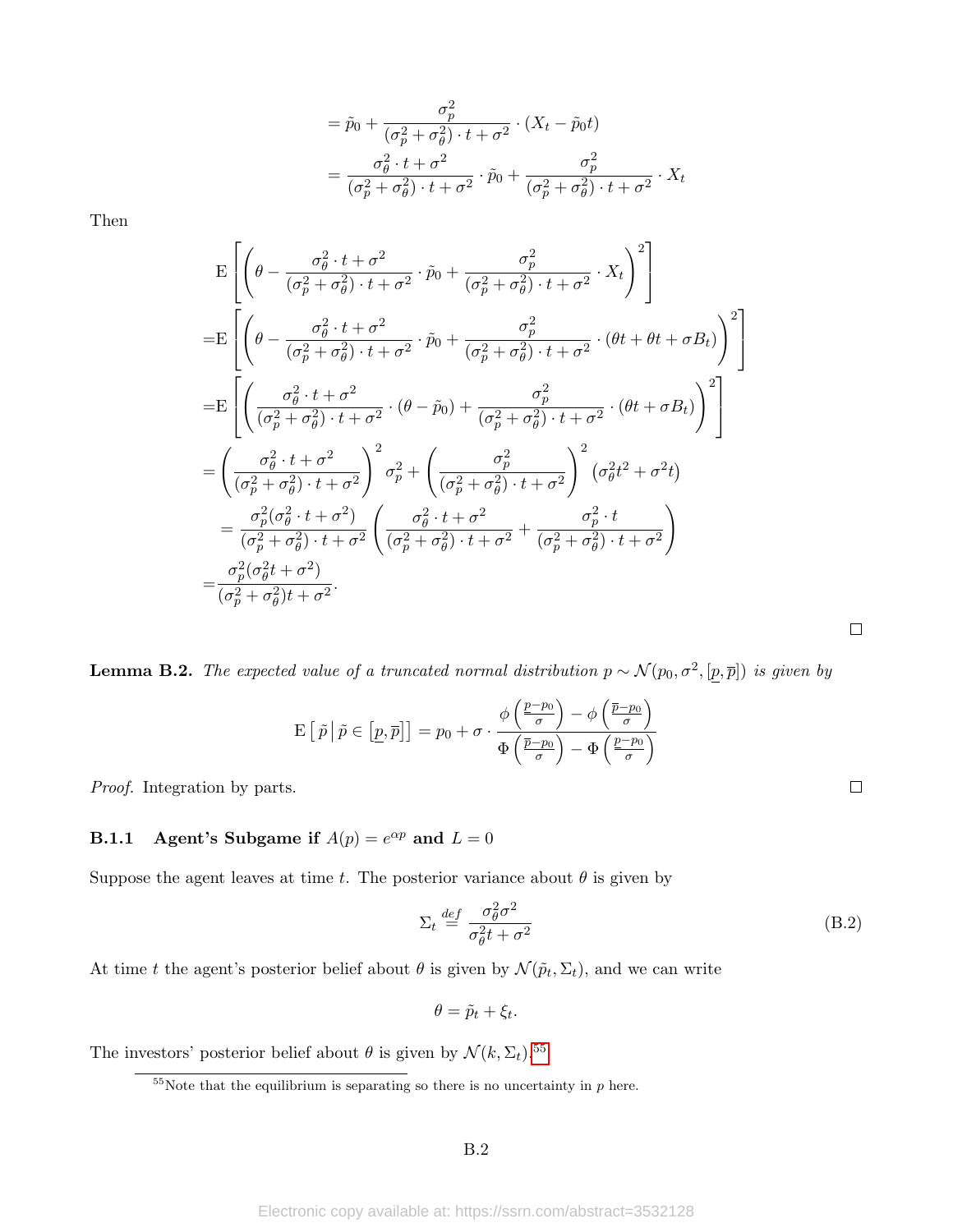$$= \tilde{p}_0 + \frac{\sigma_p^2}{(\sigma_p^2 + \sigma_\theta^2) \cdot t + \sigma^2} \cdot (X_t - \tilde{p}_0 t)$$

$$= \frac{\sigma_\theta^2 \cdot t + \sigma^2}{(\sigma_p^2 + \sigma_\theta^2) \cdot t + \sigma^2} \cdot \tilde{p}_0 + \frac{\sigma_p^2}{(\sigma_p^2 + \sigma_\theta^2) \cdot t + \sigma^2} \cdot X_t$$

Then

$$\begin{aligned}
&\mathrm{E}\left[\left(\theta - \frac{\sigma_\theta^2 \cdot t + \sigma^2}{(\sigma_p^2 + \sigma_\theta^2) \cdot t + \sigma^2} \cdot \tilde{p}_0 + \frac{\sigma_p^2}{(\sigma_p^2 + \sigma_\theta^2) \cdot t + \sigma^2} \cdot X_t\right)^2\right] \\
=&\mathrm{E}\left[\left(\theta - \frac{\sigma_\theta^2 \cdot t + \sigma^2}{(\sigma_p^2 + \sigma_\theta^2) \cdot t + \sigma^2} \cdot \tilde{p}_0 + \frac{\sigma_p^2}{(\sigma_p^2 + \sigma_\theta^2) \cdot t + \sigma^2} \cdot (\theta t + \theta t + \sigma B_t)\right)^2\right] \\
=&\mathrm{E}\left[\left(\frac{\sigma_\theta^2 \cdot t + \sigma^2}{(\sigma_p^2 + \sigma_\theta^2) \cdot t + \sigma^2} \cdot (\theta - \tilde{p}_0) + \frac{\sigma_p^2}{(\sigma_p^2 + \sigma_\theta^2) \cdot t + \sigma^2} \cdot (\theta t + \sigma B_t)\right)^2\right] \\
=&\left(\frac{\sigma_\theta^2 \cdot t + \sigma^2}{(\sigma_p^2 + \sigma_\theta^2) \cdot t + \sigma^2}\right)^2 \sigma_p^2 + \left(\frac{\sigma_p^2}{(\sigma_p^2 + \sigma_\theta^2) \cdot t + \sigma^2}\right)^2 \left(\sigma_\theta^2 t^2 + \sigma^2 t\right) \\
=&\frac{\sigma_p^2(\sigma_\theta^2 \cdot t + \sigma^2)}{(\sigma_p^2 + \sigma_\theta^2) \cdot t + \sigma^2}\left(\frac{\sigma_\theta^2 \cdot t + \sigma^2}{(\sigma_p^2 + \sigma_\theta^2) \cdot t + \sigma^2} + \frac{\sigma_p^2 \cdot t}{(\sigma_p^2 + \sigma_\theta^2) \cdot t + \sigma^2}\right) \\
=&\frac{\sigma_p^2(\sigma_\theta^2 t + \sigma^2)}{(\sigma_p^2 + \sigma_\theta^2)t + \sigma^2}.
\end{aligned}$$

□

**Lemma B.2.** *The expected value of a truncated normal distribution $p \sim \mathcal{N}(p_0, \sigma^2, [\underline{p}, \overline{p}])$ is given by*

$$\mathrm{E}\left[\,\tilde{p}\,\middle|\,\tilde{p} \in [\underline{p}, \overline{p}]\right] = p_0 + \sigma \cdot \frac{\phi\left(\frac{\underline{p} - p_0}{\sigma}\right) - \phi\left(\frac{\overline{p} - p_0}{\sigma}\right)}{\Phi\left(\frac{\overline{p} - p_0}{\sigma}\right) - \Phi\left(\frac{\underline{p} - p_0}{\sigma}\right)}$$

*Proof.* Integration by parts. □

### B.1.1 Agent's Subgame if $A(p) = e^{\alpha p}$ and $L = 0$

Suppose the agent leaves at time $t$. The posterior variance about $\theta$ is given by

$$\Sigma_t \overset{def}{=} \frac{\sigma_\theta^2 \sigma^2}{\sigma_\theta^2 t + \sigma^2} \tag{B.2}$$

At time $t$ the agent's posterior belief about $\theta$ is given by $\mathcal{N}(\tilde{p}_t, \Sigma_t)$, and we can write

$$\theta = \tilde{p}_t + \xi_t.$$

The investors' posterior belief about $\theta$ is given by $\mathcal{N}(k, \Sigma_t)$.[55]

[55] Note that the equilibrium is separating so there is no uncertainty in $p$ here.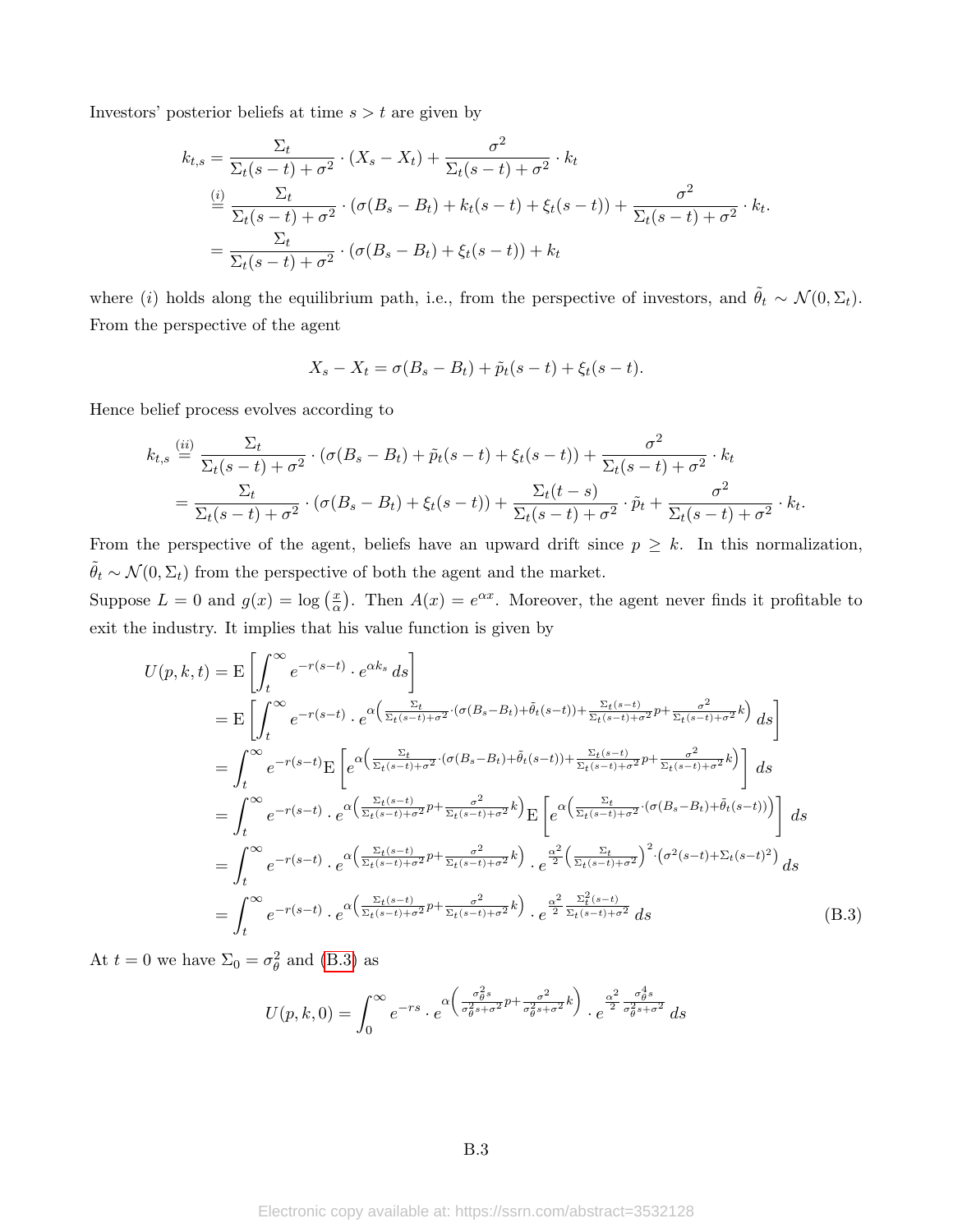Investors' posterior beliefs at time $s > t$ are given by

$$
\begin{aligned}
k_{t,s} &= \frac{\Sigma_t}{\Sigma_t(s-t)+\sigma^2} \cdot (X_s - X_t) + \frac{\sigma^2}{\Sigma_t(s-t)+\sigma^2} \cdot k_t \\
&\overset{(i)}{=} \frac{\Sigma_t}{\Sigma_t(s-t)+\sigma^2} \cdot (\sigma(B_s - B_t) + k_t(s-t) + \xi_t(s-t)) + \frac{\sigma^2}{\Sigma_t(s-t)+\sigma^2} \cdot k_t. \\
&= \frac{\Sigma_t}{\Sigma_t(s-t)+\sigma^2} \cdot (\sigma(B_s - B_t) + \xi_t(s-t)) + k_t
\end{aligned}
$$

where $(i)$ holds along the equilibrium path, i.e., from the perspective of investors, and $\tilde{\theta}_t \sim \mathcal{N}(0, \Sigma_t)$. From the perspective of the agent

$$
X_s - X_t = \sigma(B_s - B_t) + \tilde{p}_t(s-t) + \xi_t(s-t).
$$

Hence belief process evolves according to

$$
\begin{aligned}
k_{t,s} &\overset{(ii)}{=} \frac{\Sigma_t}{\Sigma_t(s-t)+\sigma^2} \cdot (\sigma(B_s - B_t) + \tilde{p}_t(s-t) + \xi_t(s-t)) + \frac{\sigma^2}{\Sigma_t(s-t)+\sigma^2} \cdot k_t \\
&= \frac{\Sigma_t}{\Sigma_t(s-t)+\sigma^2} \cdot (\sigma(B_s - B_t) + \xi_t(s-t)) + \frac{\Sigma_t(t-s)}{\Sigma_t(s-t)+\sigma^2} \cdot \tilde{p}_t + \frac{\sigma^2}{\Sigma_t(s-t)+\sigma^2} \cdot k_t.
\end{aligned}
$$

From the perspective of the agent, beliefs have an upward drift since $p \geq k$. In this normalization, $\tilde{\theta}_t \sim \mathcal{N}(0, \Sigma_t)$ from the perspective of both the agent and the market.

Suppose $L = 0$ and $g(x) = \log\left(\frac{x}{\alpha}\right)$. Then $A(x) = e^{\alpha x}$. Moreover, the agent never finds it profitable to exit the industry. It implies that his value function is given by

$$
\begin{aligned}
U(p,k,t) &= \mathrm{E}\left[\int_t^\infty e^{-r(s-t)} \cdot e^{\alpha k_s}\, ds\right] \\
&= \mathrm{E}\left[\int_t^\infty e^{-r(s-t)} \cdot e^{\alpha\left(\frac{\Sigma_t}{\Sigma_t(s-t)+\sigma^2}\cdot(\sigma(B_s-B_t)+\tilde{\theta}_t(s-t)) + \frac{\Sigma_t(s-t)}{\Sigma_t(s-t)+\sigma^2}p + \frac{\sigma^2}{\Sigma_t(s-t)+\sigma^2}k\right)} ds\right] \\
&= \int_t^\infty e^{-r(s-t)} \mathrm{E}\left[e^{\alpha\left(\frac{\Sigma_t}{\Sigma_t(s-t)+\sigma^2}\cdot(\sigma(B_s-B_t)+\tilde{\theta}_t(s-t)) + \frac{\Sigma_t(s-t)}{\Sigma_t(s-t)+\sigma^2}p + \frac{\sigma^2}{\Sigma_t(s-t)+\sigma^2}k\right)}\right] ds \\
&= \int_t^\infty e^{-r(s-t)} \cdot e^{\alpha\left(\frac{\Sigma_t(s-t)}{\Sigma_t(s-t)+\sigma^2}p + \frac{\sigma^2}{\Sigma_t(s-t)+\sigma^2}k\right)} \mathrm{E}\left[e^{\alpha\left(\frac{\Sigma_t}{\Sigma_t(s-t)+\sigma^2}\cdot(\sigma(B_s-B_t)+\tilde{\theta}_t(s-t))\right)}\right] ds \\
&= \int_t^\infty e^{-r(s-t)} \cdot e^{\alpha\left(\frac{\Sigma_t(s-t)}{\Sigma_t(s-t)+\sigma^2}p + \frac{\sigma^2}{\Sigma_t(s-t)+\sigma^2}k\right)} \cdot e^{\frac{\alpha^2}{2}\left(\frac{\Sigma_t}{\Sigma_t(s-t)+\sigma^2}\right)^2 \cdot \left(\sigma^2(s-t)+\Sigma_t(s-t)^2\right)} ds \\
&= \int_t^\infty e^{-r(s-t)} \cdot e^{\alpha\left(\frac{\Sigma_t(s-t)}{\Sigma_t(s-t)+\sigma^2}p + \frac{\sigma^2}{\Sigma_t(s-t)+\sigma^2}k\right)} \cdot e^{\frac{\alpha^2}{2}\frac{\Sigma_t^2(s-t)}{\Sigma_t(s-t)+\sigma^2}} ds
\end{aligned} \tag{B.3}
$$

At $t = 0$ we have $\Sigma_0 = \sigma_\theta^2$ and (B.3) as

$$
U(p,k,0) = \int_0^\infty e^{-rs} \cdot e^{\alpha\left(\frac{\sigma_\theta^2 s}{\sigma_\theta^2 s+\sigma^2}p + \frac{\sigma^2}{\sigma_\theta^2 s+\sigma^2}k\right)} \cdot e^{\frac{\alpha^2}{2}\frac{\sigma_\theta^4 s}{\sigma_\theta^2 s+\sigma^2}} ds
$$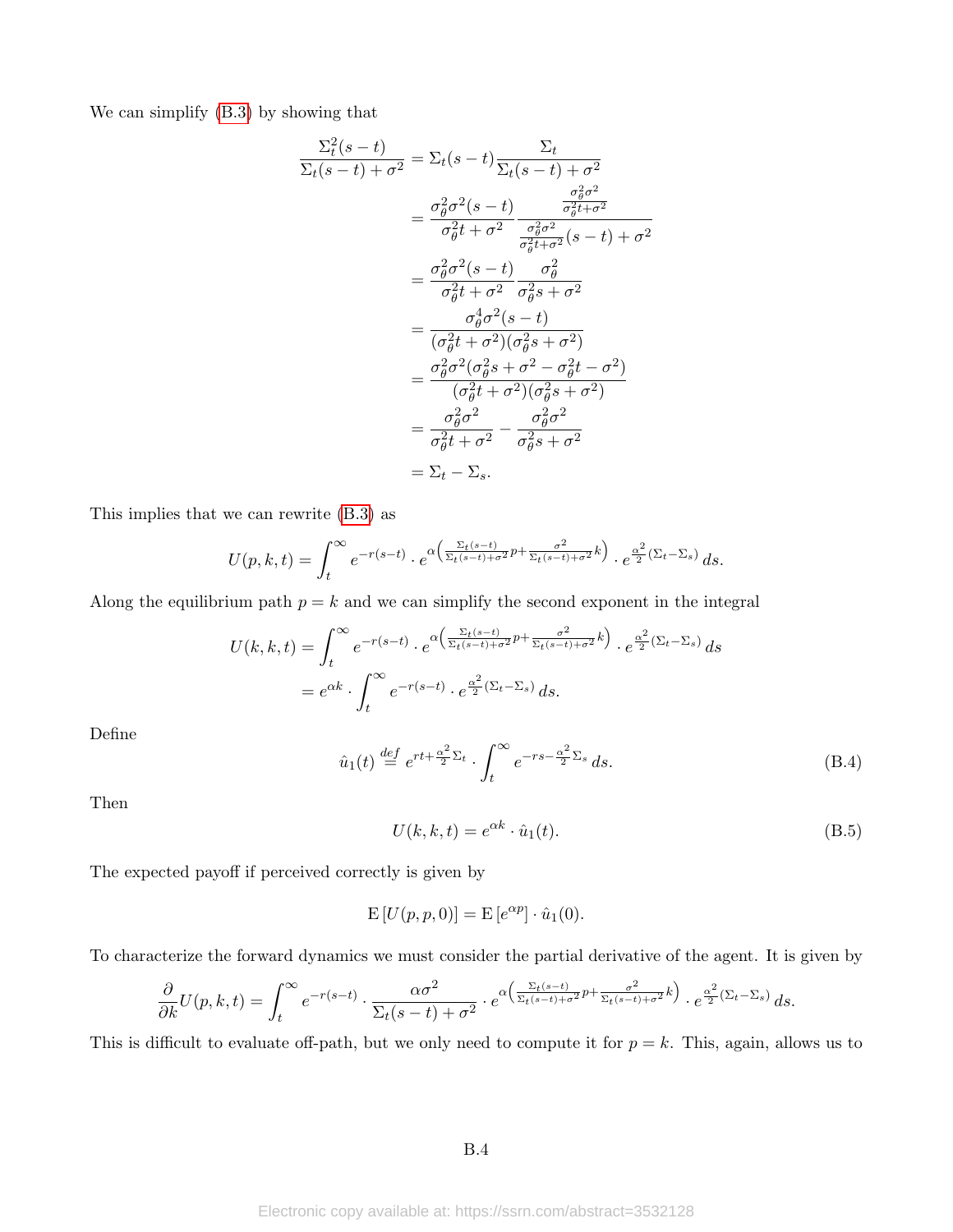We can simplify (B.3) by showing that

$$
\begin{aligned}
\frac{\Sigma_t^2(s-t)}{\Sigma_t(s-t)+\sigma^2} &= \Sigma_t(s-t)\frac{\Sigma_t}{\Sigma_t(s-t)+\sigma^2} \\
&= \frac{\sigma_\theta^2\sigma^2(s-t)}{\sigma_\theta^2 t+\sigma^2}\frac{\frac{\sigma_\theta^2\sigma^2}{\sigma_\theta^2 t+\sigma^2}}{\frac{\sigma_\theta^2\sigma^2}{\sigma_\theta^2 t+\sigma^2}(s-t)+\sigma^2} \\
&= \frac{\sigma_\theta^2\sigma^2(s-t)}{\sigma_\theta^2 t+\sigma^2}\frac{\sigma_\theta^2}{\sigma_\theta^2 s+\sigma^2} \\
&= \frac{\sigma_\theta^4\sigma^2(s-t)}{(\sigma_\theta^2 t+\sigma^2)(\sigma_\theta^2 s+\sigma^2)} \\
&= \frac{\sigma_\theta^2\sigma^2(\sigma_\theta^2 s+\sigma^2-\sigma_\theta^2 t-\sigma^2)}{(\sigma_\theta^2 t+\sigma^2)(\sigma_\theta^2 s+\sigma^2)} \\
&= \frac{\sigma_\theta^2\sigma^2}{\sigma_\theta^2 t+\sigma^2}-\frac{\sigma_\theta^2\sigma^2}{\sigma_\theta^2 s+\sigma^2} \\
&= \Sigma_t-\Sigma_s.
\end{aligned}
$$

This implies that we can rewrite (B.3) as

$$
U(p,k,t)=\int_t^\infty e^{-r(s-t)}\cdot e^{\alpha\left(\frac{\Sigma_t(s-t)}{\Sigma_t(s-t)+\sigma^2}p+\frac{\sigma^2}{\Sigma_t(s-t)+\sigma^2}k\right)}\cdot e^{\frac{\alpha^2}{2}(\Sigma_t-\Sigma_s)}\,ds.
$$

Along the equilibrium path $p=k$ and we can simplify the second exponent in the integral

$$
\begin{aligned}
U(k,k,t) &= \int_t^\infty e^{-r(s-t)}\cdot e^{\alpha\left(\frac{\Sigma_t(s-t)}{\Sigma_t(s-t)+\sigma^2}p+\frac{\sigma^2}{\Sigma_t(s-t)+\sigma^2}k\right)}\cdot e^{\frac{\alpha^2}{2}(\Sigma_t-\Sigma_s)}\,ds \\
&= e^{\alpha k}\cdot\int_t^\infty e^{-r(s-t)}\cdot e^{\frac{\alpha^2}{2}(\Sigma_t-\Sigma_s)}\,ds.
\end{aligned}
$$

Define

$$
\hat{u}_1(t)\overset{def}{=}e^{rt+\frac{\alpha^2}{2}\Sigma_t}\cdot\int_t^\infty e^{-rs-\frac{\alpha^2}{2}\Sigma_s}\,ds. \tag{B.4}
$$

Then

$$
U(k,k,t)=e^{\alpha k}\cdot\hat{u}_1(t). \tag{B.5}
$$

The expected payoff if perceived correctly is given by

$$
\mathrm{E}\left[U(p,p,0)\right]=\mathrm{E}\left[e^{\alpha p}\right]\cdot\hat{u}_1(0).
$$

To characterize the forward dynamics we must consider the partial derivative of the agent. It is given by

$$
\frac{\partial}{\partial k}U(p,k,t)=\int_t^\infty e^{-r(s-t)}\cdot\frac{\alpha\sigma^2}{\Sigma_t(s-t)+\sigma^2}\cdot e^{\alpha\left(\frac{\Sigma_t(s-t)}{\Sigma_t(s-t)+\sigma^2}p+\frac{\sigma^2}{\Sigma_t(s-t)+\sigma^2}k\right)}\cdot e^{\frac{\alpha^2}{2}(\Sigma_t-\Sigma_s)}\,ds.
$$

This is difficult to evaluate off-path, but we only need to compute it for $p=k$. This, again, allows us to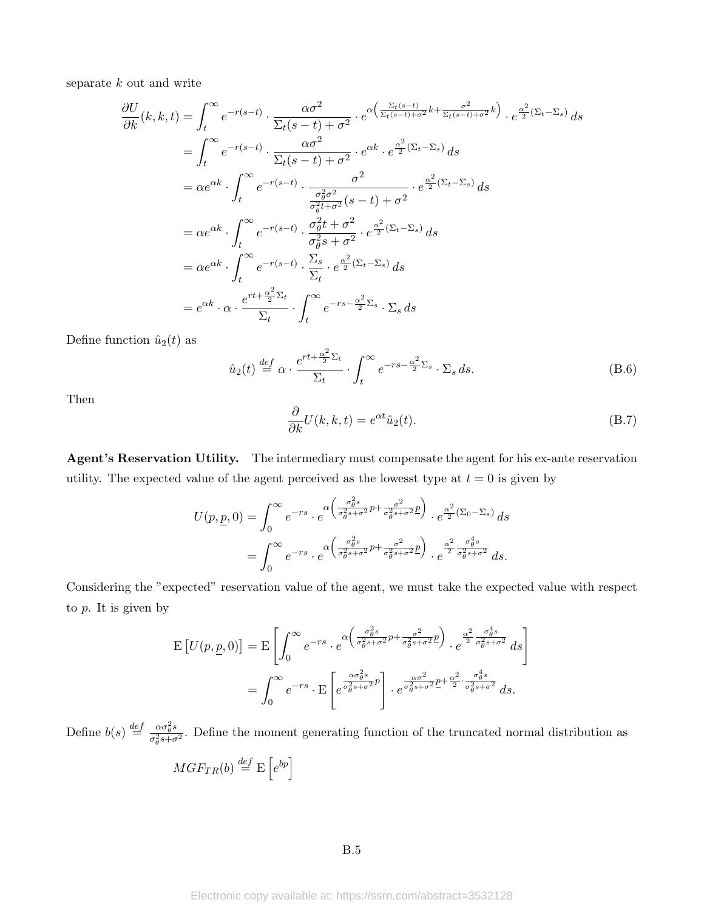separate $k$ out and write

$$
\begin{aligned}
\frac{\partial U}{\partial k}(k,k,t) &= \int_t^\infty e^{-r(s-t)} \cdot \frac{\alpha\sigma^2}{\Sigma_t(s-t)+\sigma^2} \cdot e^{\alpha\left(\frac{\Sigma_t(s-t)}{\Sigma_t(s-t)+\sigma^2}k + \frac{\sigma^2}{\Sigma_t(s-t)+\sigma^2}k\right)} \cdot e^{\frac{\alpha^2}{2}(\Sigma_t - \Sigma_s)}\, ds \\
&= \int_t^\infty e^{-r(s-t)} \cdot \frac{\alpha\sigma^2}{\Sigma_t(s-t)+\sigma^2} \cdot e^{\alpha k} \cdot e^{\frac{\alpha^2}{2}(\Sigma_t - \Sigma_s)}\, ds \\
&= \alpha e^{\alpha k} \cdot \int_t^\infty e^{-r(s-t)} \cdot \frac{\sigma^2}{\frac{\sigma_\theta^2\sigma^2}{\sigma_\theta^2 t+\sigma^2}(s-t)+\sigma^2} \cdot e^{\frac{\alpha^2}{2}(\Sigma_t - \Sigma_s)}\, ds \\
&= \alpha e^{\alpha k} \cdot \int_t^\infty e^{-r(s-t)} \cdot \frac{\sigma_\theta^2 t+\sigma^2}{\sigma_\theta^2 s+\sigma^2} \cdot e^{\frac{\alpha^2}{2}(\Sigma_t - \Sigma_s)}\, ds \\
&= \alpha e^{\alpha k} \cdot \int_t^\infty e^{-r(s-t)} \cdot \frac{\Sigma_s}{\Sigma_t} \cdot e^{\frac{\alpha^2}{2}(\Sigma_t - \Sigma_s)}\, ds \\
&= e^{\alpha k} \cdot \alpha \cdot \frac{e^{rt+\frac{\alpha^2}{2}\Sigma_t}}{\Sigma_t} \cdot \int_t^\infty e^{-rs-\frac{\alpha^2}{2}\Sigma_s} \cdot \Sigma_s\, ds
\end{aligned}
$$

Define function $\hat{u}_2(t)$ as

$$
\hat{u}_2(t) \overset{def}{=} \alpha \cdot \frac{e^{rt+\frac{\alpha^2}{2}\Sigma_t}}{\Sigma_t} \cdot \int_t^\infty e^{-rs-\frac{\alpha^2}{2}\Sigma_s} \cdot \Sigma_s\, ds. \tag{B.6}
$$

Then

$$
\frac{\partial}{\partial k} U(k,k,t) = e^{\alpha t}\hat{u}_2(t). \tag{B.7}
$$

**Agent's Reservation Utility.** The intermediary must compensate the agent for his ex-ante reservation utility. The expected value of the agent perceived as the lowesst type at $t = 0$ is given by

$$
\begin{aligned}
U(p,\underline{p},0) &= \int_0^\infty e^{-rs} \cdot e^{\alpha\left(\frac{\sigma_\theta^2 s}{\sigma_\theta^2 s+\sigma^2}p + \frac{\sigma^2}{\sigma_\theta^2 s+\sigma^2}\underline{p}\right)} \cdot e^{\frac{\alpha^2}{2}(\Sigma_0 - \Sigma_s)}\, ds \\
&= \int_0^\infty e^{-rs} \cdot e^{\alpha\left(\frac{\sigma_\theta^2 s}{\sigma_\theta^2 s+\sigma^2}p + \frac{\sigma^2}{\sigma_\theta^2 s+\sigma^2}\underline{p}\right)} \cdot e^{\frac{\alpha^2}{2}\frac{\sigma_\theta^4 s}{\sigma_\theta^2 s+\sigma^2}}\, ds.
\end{aligned}
$$

Considering the "expected" reservation value of the agent, we must take the expected value with respect to $p$. It is given by

$$
\begin{aligned}
\mathrm{E}\left[U(p,\underline{p},0)\right] &= \mathrm{E}\left[\int_0^\infty e^{-rs} \cdot e^{\alpha\left(\frac{\sigma_\theta^2 s}{\sigma_\theta^2 s+\sigma^2}p + \frac{\sigma^2}{\sigma_\theta^2 s+\sigma^2}\underline{p}\right)} \cdot e^{\frac{\alpha^2}{2}\frac{\sigma_\theta^4 s}{\sigma_\theta^2 s+\sigma^2}}\, ds\right] \\
&= \int_0^\infty e^{-rs} \cdot \mathrm{E}\left[e^{\frac{\alpha\sigma_\theta^2 s}{\sigma_\theta^2 s+\sigma^2}p}\right] \cdot e^{\frac{\alpha\sigma^2}{\sigma_\theta^2 s+\sigma^2}\underline{p} + \frac{\alpha^2}{2}\cdot\frac{\sigma_\theta^4 s}{\sigma_\theta^2 s+\sigma^2}}\, ds.
\end{aligned}
$$

Define $b(s) \overset{def}{=} \frac{\alpha\sigma_\theta^2 s}{\sigma_\theta^2 s+\sigma^2}$. Define the moment generating function of the truncated normal distribution as

$$
MGF_{TR}(b) \overset{def}{=} \mathrm{E}\left[e^{bp}\right]
$$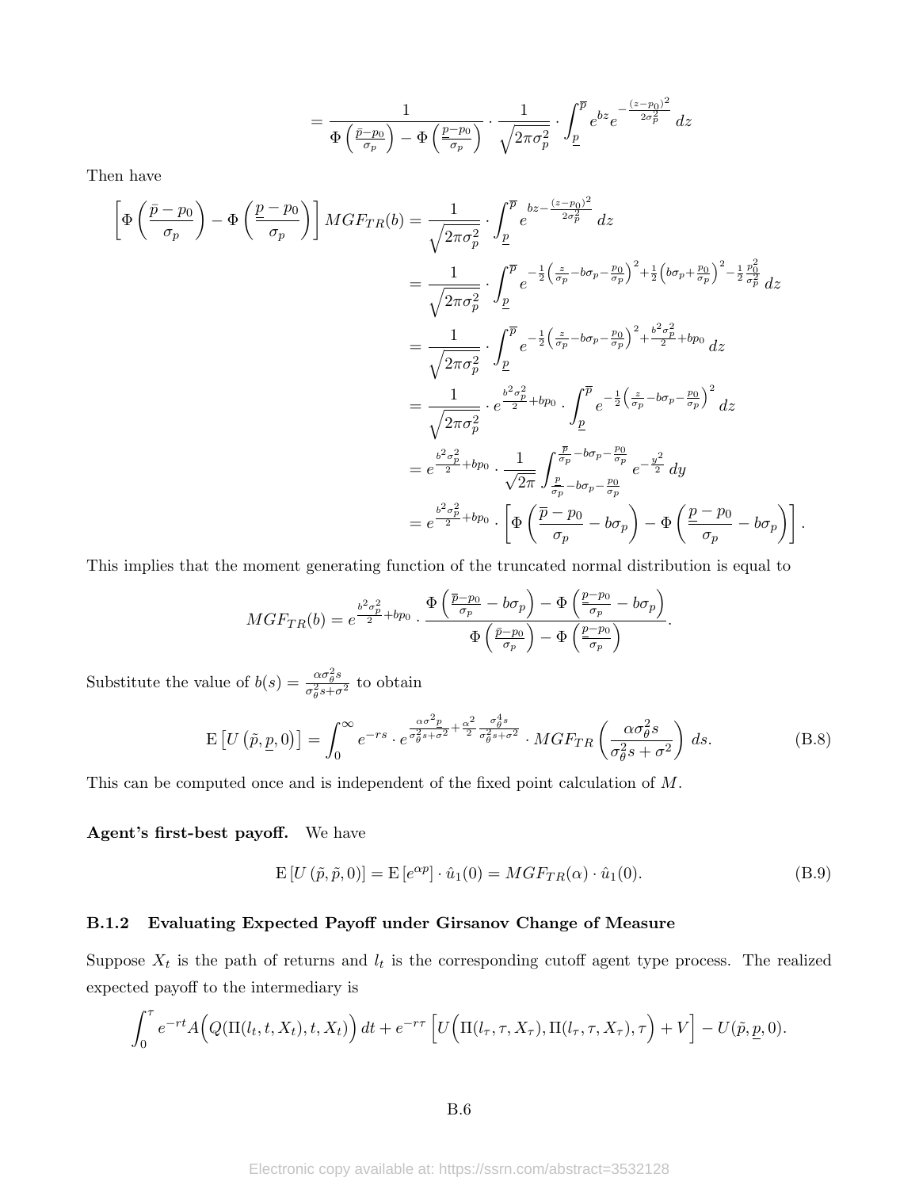$$
= \frac{1}{\Phi\left(\frac{\bar{p}-p_0}{\sigma_p}\right) - \Phi\left(\frac{\underline{p}-p_0}{\sigma_p}\right)} \cdot \frac{1}{\sqrt{2\pi\sigma_p^2}} \cdot \int_{\underline{p}}^{\overline{p}} e^{bz} e^{-\frac{(z-p_0)^2}{2\sigma_p^2}}\, dz
$$

Then have

$$
\begin{aligned}
\left[\Phi\left(\frac{\bar{p}-p_0}{\sigma_p}\right) - \Phi\left(\frac{\underline{p}-p_0}{\sigma_p}\right)\right] MGF_{TR}(b) &= \frac{1}{\sqrt{2\pi\sigma_p^2}} \cdot \int_{\underline{p}}^{\overline{p}} e^{bz - \frac{(z-p_0)^2}{2\sigma_p^2}}\, dz \\
&= \frac{1}{\sqrt{2\pi\sigma_p^2}} \cdot \int_{\underline{p}}^{\overline{p}} e^{-\frac{1}{2}\left(\frac{z}{\sigma_p} - b\sigma_p - \frac{p_0}{\sigma_p}\right)^2 + \frac{1}{2}\left(b\sigma_p + \frac{p_0}{\sigma_p}\right)^2 - \frac{1}{2}\frac{p_0^2}{\sigma_p^2}}\, dz \\
&= \frac{1}{\sqrt{2\pi\sigma_p^2}} \cdot \int_{\underline{p}}^{\overline{p}} e^{-\frac{1}{2}\left(\frac{z}{\sigma_p} - b\sigma_p - \frac{p_0}{\sigma_p}\right)^2 + \frac{b^2\sigma_p^2}{2} + bp_0}\, dz \\
&= \frac{1}{\sqrt{2\pi\sigma_p^2}} \cdot e^{\frac{b^2\sigma_p^2}{2} + bp_0} \cdot \int_{\underline{p}}^{\overline{p}} e^{-\frac{1}{2}\left(\frac{z}{\sigma_p} - b\sigma_p - \frac{p_0}{\sigma_p}\right)^2}\, dz \\
&= e^{\frac{b^2\sigma_p^2}{2} + bp_0} \cdot \frac{1}{\sqrt{2\pi}} \int_{\frac{\underline{p}}{\sigma_p} - b\sigma_p - \frac{p_0}{\sigma_p}}^{\frac{\overline{p}}{\sigma_p} - b\sigma_p - \frac{p_0}{\sigma_p}} e^{-\frac{y^2}{2}}\, dy \\
&= e^{\frac{b^2\sigma_p^2}{2} + bp_0} \cdot \left[\Phi\left(\frac{\overline{p}-p_0}{\sigma_p} - b\sigma_p\right) - \Phi\left(\frac{\underline{p}-p_0}{\sigma_p} - b\sigma_p\right)\right].
\end{aligned}
$$

This implies that the moment generating function of the truncated normal distribution is equal to

$$
MGF_{TR}(b) = e^{\frac{b^2\sigma_p^2}{2} + bp_0} \cdot \frac{\Phi\left(\frac{\overline{p}-p_0}{\sigma_p} - b\sigma_p\right) - \Phi\left(\frac{\underline{p}-p_0}{\sigma_p} - b\sigma_p\right)}{\Phi\left(\frac{\bar{p}-p_0}{\sigma_p}\right) - \Phi\left(\frac{\underline{p}-p_0}{\sigma_p}\right)}.
$$

Substitute the value of $b(s) = \frac{\alpha\sigma_\theta^2 s}{\sigma_\theta^2 s + \sigma^2}$ to obtain

$$
\mathrm{E}\left[U\left(\tilde{p}, \underline{p}, 0\right)\right] = \int_0^\infty e^{-rs} \cdot e^{\frac{\alpha\sigma^2 \underline{p}}{\sigma_\theta^2 s + \sigma^2} + \frac{\alpha^2}{2}\frac{\sigma_\theta^4 s}{\sigma_\theta^2 s + \sigma^2}} \cdot MGF_{TR}\left(\frac{\alpha\sigma_\theta^2 s}{\sigma_\theta^2 s + \sigma^2}\right)\, ds. \tag{B.8}
$$

This can be computed once and is independent of the fixed point calculation of $M$.

**Agent's first-best payoff.** We have

$$
\mathrm{E}\left[U\left(\tilde{p}, \tilde{p}, 0\right)\right] = \mathrm{E}\left[e^{\alpha p}\right] \cdot \hat{u}_1(0) = MGF_{TR}(\alpha) \cdot \hat{u}_1(0). \tag{B.9}
$$

### B.1.2 Evaluating Expected Payoff under Girsanov Change of Measure

Suppose $X_t$ is the path of returns and $l_t$ is the corresponding cutoff agent type process. The realized expected payoff to the intermediary is

$$
\int_0^\tau e^{-rt} A\Big(Q(\Pi(l_t, t, X_t), t, X_t)\Big)\, dt + e^{-r\tau}\left[U\Big(\Pi(l_\tau, \tau, X_\tau), \Pi(l_\tau, \tau, X_\tau), \tau\Big) + V\right] - U(\tilde{p}, \underline{p}, 0).
$$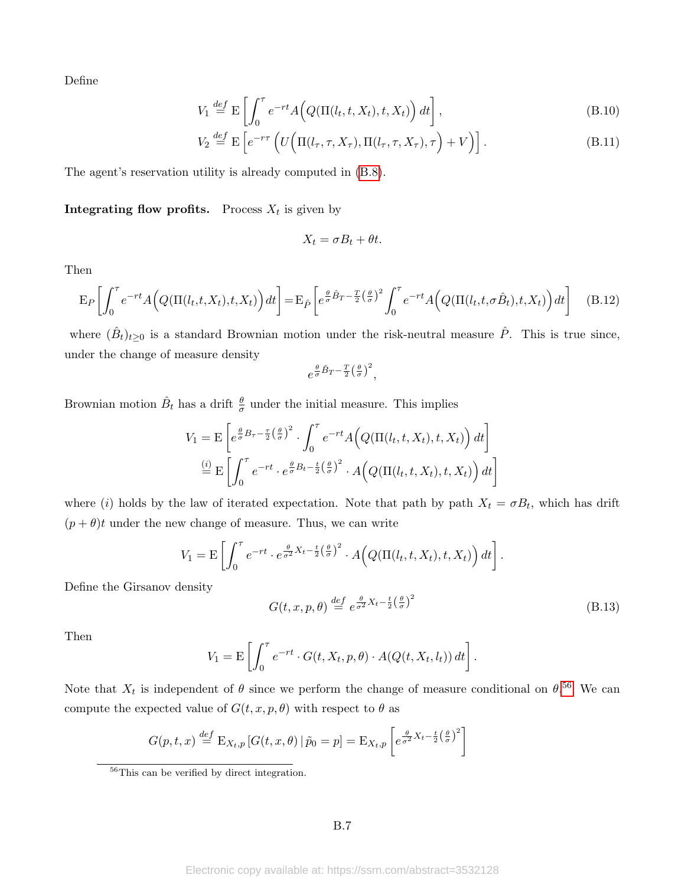Define

$$V_1 \overset{def}{=} \mathrm{E}\left[\int_0^\tau e^{-rt} A\Big(Q(\Pi(l_t,t,X_t),t,X_t)\Big)\,dt\right], \tag{B.10}$$

$$V_2 \overset{def}{=} \mathrm{E}\left[e^{-r\tau}\left(U\Big(\Pi(l_\tau,\tau,X_\tau),\Pi(l_\tau,\tau,X_\tau),\tau\Big)+V\right)\right]. \tag{B.11}$$

The agent's reservation utility is already computed in (B.8).

**Integrating flow profits.** Process $X_t$ is given by

$$X_t = \sigma B_t + \theta t.$$

Then

$$\mathrm{E}_P\left[\int_0^\tau e^{-rt} A\Big(Q(\Pi(l_t,t,X_t),t,X_t)\Big)\,dt\right] = \mathrm{E}_{\hat{P}}\left[e^{\frac{\theta}{\sigma}\hat{B}_T-\frac{T}{2}\left(\frac{\theta}{\sigma}\right)^2}\int_0^\tau e^{-rt} A\Big(Q(\Pi(l_t,t,\sigma\hat{B}_t),t,X_t)\Big)\,dt\right] \tag{B.12}$$

where $(\hat{B}_t)_{t\geq 0}$ is a standard Brownian motion under the risk-neutral measure $\hat{P}$. This is true since, under the change of measure density

$$e^{\frac{\theta}{\sigma}\hat{B}_T-\frac{T}{2}\left(\frac{\theta}{\sigma}\right)^2},$$

Brownian motion $\hat{B}_t$ has a drift $\frac{\theta}{\sigma}$ under the initial measure. This implies

$$\begin{aligned} V_1 &= \mathrm{E}\left[e^{\frac{\theta}{\sigma}B_\tau-\frac{\tau}{2}\left(\frac{\theta}{\sigma}\right)^2}\cdot\int_0^\tau e^{-rt} A\Big(Q(\Pi(l_t,t,X_t),t,X_t)\Big)\,dt\right] \\ &\overset{(i)}{=} \mathrm{E}\left[\int_0^\tau e^{-rt}\cdot e^{\frac{\theta}{\sigma}B_t-\frac{t}{2}\left(\frac{\theta}{\sigma}\right)^2}\cdot A\Big(Q(\Pi(l_t,t,X_t),t,X_t)\Big)\,dt\right] \end{aligned}$$

where $(i)$ holds by the law of iterated expectation. Note that path by path $X_t = \sigma B_t$, which has drift $(p+\theta)t$ under the new change of measure. Thus, we can write

$$V_1 = \mathrm{E}\left[\int_0^\tau e^{-rt}\cdot e^{\frac{\theta}{\sigma^2}X_t-\frac{t}{2}\left(\frac{\theta}{\sigma}\right)^2}\cdot A\Big(Q(\Pi(l_t,t,X_t),t,X_t)\Big)\,dt\right].$$

Define the Girsanov density

$$G(t,x,p,\theta) \overset{def}{=} e^{\frac{\theta}{\sigma^2}X_t-\frac{t}{2}\left(\frac{\theta}{\sigma}\right)^2} \tag{B.13}$$

Then

$$V_1 = \mathrm{E}\left[\int_0^\tau e^{-rt}\cdot G(t,X_t,p,\theta)\cdot A(Q(t,X_t,l_t))\,dt\right].$$

Note that $X_t$ is independent of $\theta$ since we perform the change of measure conditional on $\theta$.[56] We can compute the expected value of $G(t,x,p,\theta)$ with respect to $\theta$ as

$$G(p,t,x) \overset{def}{=} \mathrm{E}_{X_t,p}\left[G(t,x,\theta)\,|\,\tilde{p}_0=p\right] = \mathrm{E}_{X_t,p}\left[e^{\frac{\theta}{\sigma^2}X_t-\frac{t}{2}\left(\frac{\theta}{\sigma}\right)^2}\right]$$

[56] This can be verified by direct integration.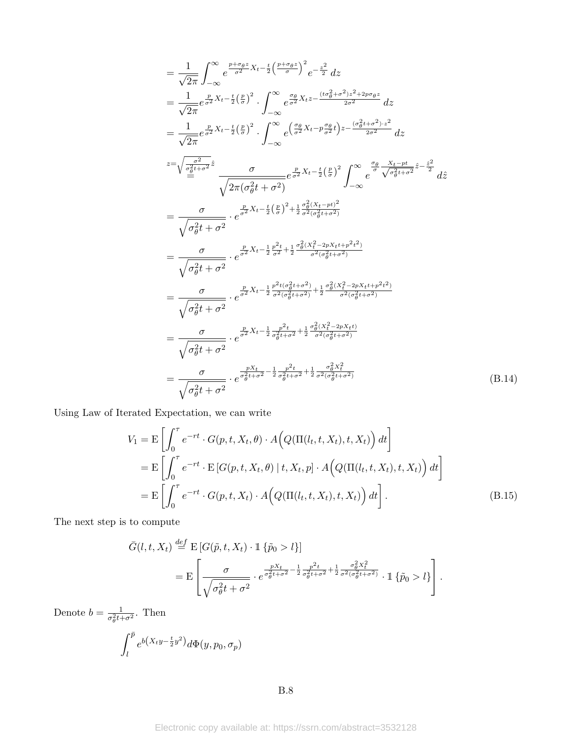$$
\begin{aligned}
&= \frac{1}{\sqrt{2\pi}} \int_{-\infty}^{\infty} e^{\frac{p+\sigma_\theta z}{\sigma^2} X_t - \frac{t}{2}\left(\frac{p+\sigma_\theta z}{\sigma}\right)^2} e^{-\frac{z^2}{2}} \, dz \\
&= \frac{1}{\sqrt{2\pi}} e^{\frac{p}{\sigma^2} X_t - \frac{t}{2}\left(\frac{p}{\sigma}\right)^2} \cdot \int_{-\infty}^{\infty} e^{\frac{\sigma_\theta}{\sigma^2} X_t z - \frac{(t\sigma_\theta^2+\sigma^2) z^2 + 2p\sigma_\theta z}{2\sigma^2}} \, dz \\
&= \frac{1}{\sqrt{2\pi}} e^{\frac{p}{\sigma^2} X_t - \frac{t}{2}\left(\frac{p}{\sigma}\right)^2} \cdot \int_{-\infty}^{\infty} e^{\left(\frac{\sigma_\theta}{\sigma^2} X_t - p\frac{\sigma_\theta}{\sigma^2} t\right) z - \frac{(\sigma_\theta^2 t+\sigma^2)\cdot z^2}{2\sigma^2}} \, dz \\
&\overset{z=\sqrt{\frac{\sigma^2}{\sigma_\theta^2 t+\sigma^2}}\hat{z}}{=} \frac{\sigma}{\sqrt{2\pi(\sigma_\theta^2 t+\sigma^2)}} e^{\frac{p}{\sigma^2} X_t - \frac{t}{2}\left(\frac{p}{\sigma}\right)^2} \int_{-\infty}^{\infty} e^{\frac{\sigma_\theta}{\sigma}\frac{X_t - pt}{\sqrt{\sigma_\theta^2 t+\sigma^2}}\hat{z} - \frac{\hat{z}^2}{2}} \, d\hat{z} \\
&= \frac{\sigma}{\sqrt{\sigma_\theta^2 t+\sigma^2}} \cdot e^{\frac{p}{\sigma^2} X_t - \frac{t}{2}\left(\frac{p}{\sigma}\right)^2 + \frac{1}{2}\frac{\sigma_\theta^2 (X_t - pt)^2}{\sigma^2(\sigma_\theta^2 t+\sigma^2)}} \\
&= \frac{\sigma}{\sqrt{\sigma_\theta^2 t+\sigma^2}} \cdot e^{\frac{p}{\sigma^2} X_t - \frac{1}{2}\frac{p^2 t}{\sigma^2} + \frac{1}{2}\frac{\sigma_\theta^2 (X_t^2 - 2pX_t t + p^2 t^2)}{\sigma^2(\sigma_\theta^2 t+\sigma^2)}} \\
&= \frac{\sigma}{\sqrt{\sigma_\theta^2 t+\sigma^2}} \cdot e^{\frac{p}{\sigma^2} X_t - \frac{1}{2}\frac{p^2 t(\sigma_\theta^2 t+\sigma^2)}{\sigma^2(\sigma_\theta^2 t+\sigma^2)} + \frac{1}{2}\frac{\sigma_\theta^2 (X_t^2 - 2pX_t t + p^2 t^2)}{\sigma^2(\sigma_\theta^2 t+\sigma^2)}} \\
&= \frac{\sigma}{\sqrt{\sigma_\theta^2 t+\sigma^2}} \cdot e^{\frac{p}{\sigma^2} X_t - \frac{1}{2}\frac{p^2 t}{\sigma_\theta^2 t+\sigma^2} + \frac{1}{2}\frac{\sigma_\theta^2 (X_t^2 - 2pX_t t)}{\sigma^2(\sigma_\theta^2 t+\sigma^2)}} \\
&= \frac{\sigma}{\sqrt{\sigma_\theta^2 t+\sigma^2}} \cdot e^{\frac{pX_t}{\sigma_\theta^2 t+\sigma^2} - \frac{1}{2}\frac{p^2 t}{\sigma_\theta^2 t+\sigma^2} + \frac{1}{2}\frac{\sigma_\theta^2 X_t^2}{\sigma^2(\sigma_\theta^2 t+\sigma^2)}}
\end{aligned}
\tag{B.14}
$$

Using Law of Iterated Expectation, we can write

$$
\begin{aligned}
V_1 &= \mathrm{E}\left[\int_0^\tau e^{-rt} \cdot G(p,t,X_t,\theta) \cdot A\Big(Q(\Pi(l_t,t,X_t),t,X_t)\Big)\, dt\right] \\
&= \mathrm{E}\left[\int_0^\tau e^{-rt} \cdot \mathrm{E}\left[G(p,t,X_t,\theta) \mid t, X_t, p\right] \cdot A\Big(Q(\Pi(l_t,t,X_t),t,X_t)\Big)\, dt\right] \\
&= \mathrm{E}\left[\int_0^\tau e^{-rt} \cdot G(p,t,X_t) \cdot A\Big(Q(\Pi(l_t,t,X_t),t,X_t)\Big)\, dt\right].
\end{aligned}
\tag{B.15}
$$

The next step is to compute

$$
\begin{aligned}
\bar{G}(l,t,X_t) &\overset{def}{=} \mathrm{E}\left[G(\tilde{p},t,X_t) \cdot \mathbb{1}\{\tilde{p}_0 > l\}\right] \\
&= \mathrm{E}\left[\frac{\sigma}{\sqrt{\sigma_\theta^2 t+\sigma^2}} \cdot e^{\frac{pX_t}{\sigma_\theta^2 t+\sigma^2} - \frac{1}{2}\frac{p^2 t}{\sigma_\theta^2 t+\sigma^2} + \frac{1}{2}\frac{\sigma_\theta^2 X_t^2}{\sigma^2(\sigma_\theta^2 t+\sigma^2)}} \cdot \mathbb{1}\{\tilde{p}_0 > l\}\right].
\end{aligned}
$$

Denote $b = \frac{1}{\sigma_\theta^2 t+\sigma^2}$. Then

$$
\int_l^{\bar{p}} e^{b\left(X_t y - \frac{t}{2}y^2\right)} d\Phi(y, p_0, \sigma_p)
$$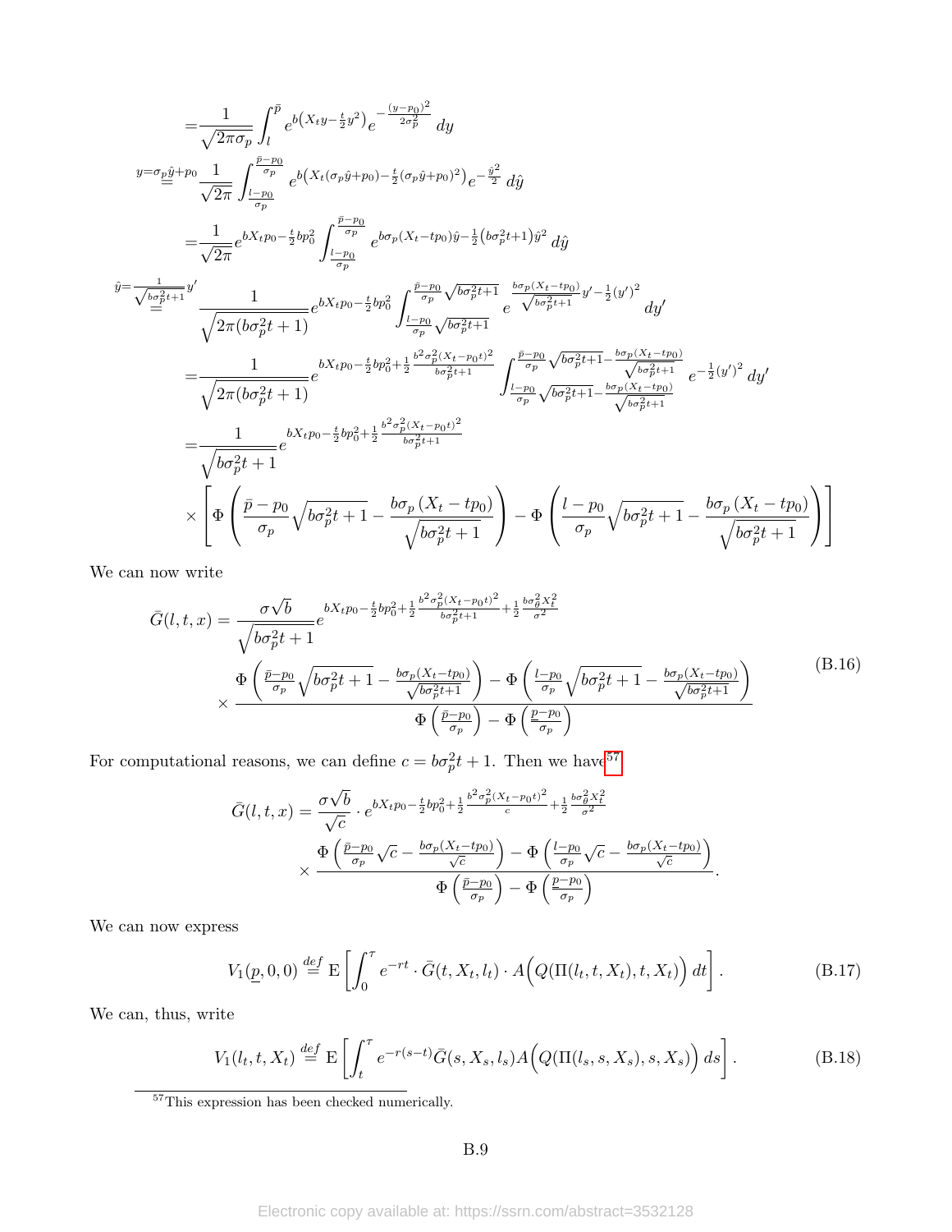$$
\begin{aligned}
&= \frac{1}{\sqrt{2\pi}\sigma_p} \int_l^{\bar{p}} e^{b\left(X_t y - \frac{t}{2} y^2\right)} e^{-\frac{(y-p_0)^2}{2\sigma_p^2}}\, dy \\
&\overset{y=\sigma_p \hat{y}+p_0}{=} \frac{1}{\sqrt{2\pi}} \int_{\frac{l-p_0}{\sigma_p}}^{\frac{\bar{p}-p_0}{\sigma_p}} e^{b\left(X_t(\sigma_p \hat{y}+p_0) - \frac{t}{2}(\sigma_p \hat{y}+p_0)^2\right)} e^{-\frac{\hat{y}^2}{2}}\, d\hat{y} \\
&= \frac{1}{\sqrt{2\pi}} e^{bX_t p_0 - \frac{t}{2} b p_0^2} \int_{\frac{l-p_0}{\sigma_p}}^{\frac{\bar{p}-p_0}{\sigma_p}} e^{b\sigma_p (X_t - t p_0)\hat{y} - \frac{1}{2}\left(b\sigma_p^2 t + 1\right)\hat{y}^2}\, d\hat{y} \\
&\overset{\hat{y}=\frac{1}{\sqrt{b\sigma_p^2 t+1}} y'}{=} \frac{1}{\sqrt{2\pi(b\sigma_p^2 t+1)}} e^{bX_t p_0 - \frac{t}{2} b p_0^2} \int_{\frac{l-p_0}{\sigma_p}\sqrt{b\sigma_p^2 t+1}}^{\frac{\bar{p}-p_0}{\sigma_p}\sqrt{b\sigma_p^2 t+1}} e^{\frac{b\sigma_p (X_t - t p_0)}{\sqrt{b\sigma_p^2 t+1}} y' - \frac{1}{2}(y')^2}\, dy' \\
&= \frac{1}{\sqrt{2\pi(b\sigma_p^2 t+1)}} e^{bX_t p_0 - \frac{t}{2} b p_0^2 + \frac{1}{2}\frac{b^2\sigma_p^2 (X_t - p_0 t)^2}{b\sigma_p^2 t+1}} \int_{\frac{l-p_0}{\sigma_p}\sqrt{b\sigma_p^2 t+1} - \frac{b\sigma_p (X_t - t p_0)}{\sqrt{b\sigma_p^2 t+1}}}^{\frac{\bar{p}-p_0}{\sigma_p}\sqrt{b\sigma_p^2 t+1} - \frac{b\sigma_p (X_t - t p_0)}{\sqrt{b\sigma_p^2 t+1}}} e^{-\frac{1}{2}(y')^2}\, dy' \\
&= \frac{1}{\sqrt{b\sigma_p^2 t+1}} e^{bX_t p_0 - \frac{t}{2} b p_0^2 + \frac{1}{2}\frac{b^2\sigma_p^2 (X_t - p_0 t)^2}{b\sigma_p^2 t+1}} \\
&\quad \times \left[ \Phi\left( \frac{\bar{p}-p_0}{\sigma_p}\sqrt{b\sigma_p^2 t+1} - \frac{b\sigma_p (X_t - t p_0)}{\sqrt{b\sigma_p^2 t+1}} \right) - \Phi\left( \frac{l-p_0}{\sigma_p}\sqrt{b\sigma_p^2 t+1} - \frac{b\sigma_p (X_t - t p_0)}{\sqrt{b\sigma_p^2 t+1}} \right) \right]
\end{aligned}
$$

We can now write

$$
\begin{aligned}
\bar{G}(l,t,x) &= \frac{\sigma\sqrt{b}}{\sqrt{b\sigma_p^2 t+1}} e^{bX_t p_0 - \frac{t}{2} b p_0^2 + \frac{1}{2}\frac{b^2\sigma_p^2 (X_t - p_0 t)^2}{b\sigma_p^2 t+1} + \frac{1}{2}\frac{b\sigma_\theta^2 X_t^2}{\sigma^2}} \\
&\quad \times \frac{\Phi\left( \frac{\bar{p}-p_0}{\sigma_p}\sqrt{b\sigma_p^2 t+1} - \frac{b\sigma_p (X_t - t p_0)}{\sqrt{b\sigma_p^2 t+1}} \right) - \Phi\left( \frac{l-p_0}{\sigma_p}\sqrt{b\sigma_p^2 t+1} - \frac{b\sigma_p (X_t - t p_0)}{\sqrt{b\sigma_p^2 t+1}} \right)}{\Phi\left(\frac{\bar{p}-p_0}{\sigma_p}\right) - \Phi\left(\frac{\underline{p}-p_0}{\sigma_p}\right)}
\end{aligned} \tag{B.16}
$$

For computational reasons, we can define $c = b\sigma_p^2 t + 1$. Then we have[57]

$$
\begin{aligned}
\bar{G}(l,t,x) &= \frac{\sigma\sqrt{b}}{\sqrt{c}} \cdot e^{bX_t p_0 - \frac{t}{2} b p_0^2 + \frac{1}{2}\frac{b^2\sigma_p^2 (X_t - p_0 t)^2}{c} + \frac{1}{2}\frac{b\sigma_\theta^2 X_t^2}{\sigma^2}} \\
&\quad \times \frac{\Phi\left( \frac{\bar{p}-p_0}{\sigma_p}\sqrt{c} - \frac{b\sigma_p (X_t - t p_0)}{\sqrt{c}} \right) - \Phi\left( \frac{l-p_0}{\sigma_p}\sqrt{c} - \frac{b\sigma_p (X_t - t p_0)}{\sqrt{c}} \right)}{\Phi\left(\frac{\bar{p}-p_0}{\sigma_p}\right) - \Phi\left(\frac{\underline{p}-p_0}{\sigma_p}\right)}.
\end{aligned}
$$

We can now express

$$
V_1(\underline{p}, 0, 0) \overset{def}{=} \mathrm{E}\left[ \int_0^\tau e^{-rt} \cdot \bar{G}(t, X_t, l_t) \cdot A\Big(Q(\Pi(l_t, t, X_t), t, X_t)\Big)\, dt \right]. \tag{B.17}
$$

We can, thus, write

$$
V_1(l_t, t, X_t) \overset{def}{=} \mathrm{E}\left[ \int_t^\tau e^{-r(s-t)} \bar{G}(s, X_s, l_s) A\Big(Q(\Pi(l_s, s, X_s), s, X_s)\Big)\, ds \right]. \tag{B.18}
$$

[57] This expression has been checked numerically.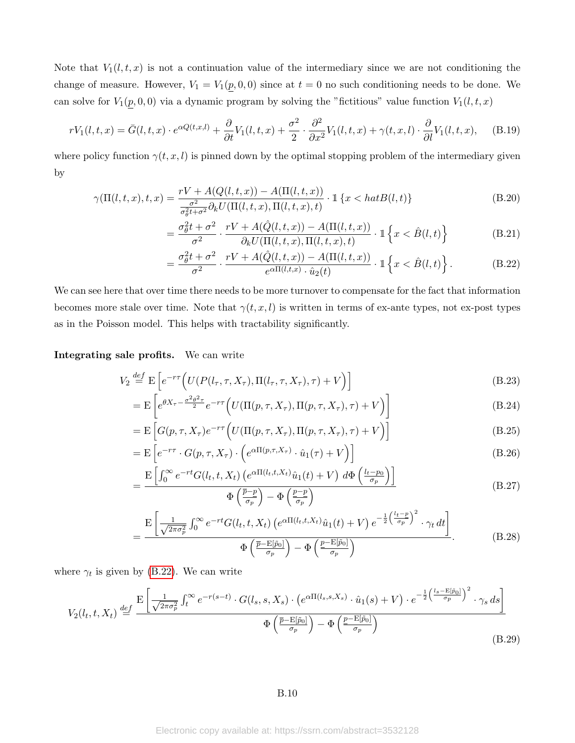Note that $V_1(l,t,x)$ is not a continuation value of the intermediary since we are not conditioning the change of measure. However, $V_1 = V_1(\underline{p},0,0)$ since at $t=0$ no such conditioning needs to be done. We can solve for $V_1(\underline{p},0,0)$ via a dynamic program by solving the "fictitious" value function $V_1(l,t,x)$

$$rV_1(l,t,x) = \bar{G}(l,t,x)\cdot e^{\alpha Q(t,x,l)} + \frac{\partial}{\partial t}V_1(l,t,x) + \frac{\sigma^2}{2}\cdot\frac{\partial^2}{\partial x^2}V_1(l,t,x) + \gamma(t,x,l)\cdot\frac{\partial}{\partial l}V_1(l,t,x), \tag{B.19}$$

where policy function $\gamma(t,x,l)$ is pinned down by the optimal stopping problem of the intermediary given by

$$\gamma(\Pi(l,t,x),t,x) = \frac{rV + A(Q(l,t,x)) - A(\Pi(l,t,x))}{\frac{\sigma^2}{\sigma_\theta^2 t+\sigma^2}\partial_k U(\Pi(l,t,x),\Pi(l,t,x),t)}\cdot \mathbb{1}\{x < hatB(l,t)\} \tag{B.20}$$

$$= \frac{\sigma_\theta^2 t+\sigma^2}{\sigma^2}\cdot\frac{rV + A(\hat{Q}(l,t,x)) - A(\Pi(l,t,x))}{\partial_k U(\Pi(l,t,x),\Pi(l,t,x),t)}\cdot \mathbb{1}\left\{x < \hat{B}(l,t)\right\} \tag{B.21}$$

$$= \frac{\sigma_\theta^2 t+\sigma^2}{\sigma^2}\cdot\frac{rV + A(\hat{Q}(l,t,x)) - A(\Pi(l,t,x))}{e^{\alpha\Pi(l,t,x)}\cdot\hat{u}_2(t)}\cdot \mathbb{1}\left\{x < \hat{B}(l,t)\right\}. \tag{B.22}$$

We can see here that over time there needs to be more turnover to compensate for the fact that information becomes more stale over time. Note that $\gamma(t,x,l)$ is written in terms of ex-ante types, not ex-post types as in the Poisson model. This helps with tractability significantly.

**Integrating sale profits.** We can write

$$V_2 \overset{def}{=} \mathrm{E}\left[e^{-r\tau}\Big(U(P(l_\tau,\tau,X_\tau),\Pi(l_\tau,\tau,X_\tau),\tau)+V\Big)\right] \tag{B.23}$$

$$= \mathrm{E}\left[e^{\theta X_\tau - \frac{\sigma^2\theta^2\tau}{2}}e^{-r\tau}\Big(U(\Pi(p,\tau,X_\tau),\Pi(p,\tau,X_\tau),\tau)+V\Big)\right] \tag{B.24}$$

$$= \mathrm{E}\left[G(p,\tau,X_\tau)e^{-r\tau}\Big(U(\Pi(p,\tau,X_\tau),\Pi(p,\tau,X_\tau),\tau)+V\Big)\right] \tag{B.25}$$

$$= \mathrm{E}\left[e^{-r\tau}\cdot G(p,\tau,X_\tau)\cdot\Big(e^{\alpha\Pi(p,\tau,X_\tau)}\cdot\hat{u}_1(\tau)+V\Big)\right] \tag{B.26}$$

$$= \frac{\mathrm{E}\left[\int_0^\infty e^{-rt}G(l_t,t,X_t)\left(e^{\alpha\Pi(l_t,t,X_t)}\hat{u}_1(t)+V\right)\,d\Phi\left(\frac{l_t-p_0}{\sigma_p}\right)\right]}{\Phi\left(\frac{\overline{p}-p}{\sigma_p}\right)-\Phi\left(\frac{\underline{p}-p}{\sigma_p}\right)} \tag{B.27}$$

$$= \frac{\mathrm{E}\left[\frac{1}{\sqrt{2\pi\sigma_p^2}}\int_0^\infty e^{-rt}G(l_t,t,X_t)\left(e^{\alpha\Pi(l_t,t,X_t)}\hat{u}_1(t)+V\right)e^{-\frac{1}{2}\left(\frac{l_t-p}{\sigma_p}\right)^2}\cdot\gamma_t\,dt\right]}{\Phi\left(\frac{\overline{p}-\mathrm{E}[\tilde{p}_0]}{\sigma_p}\right)-\Phi\left(\frac{\underline{p}-\mathrm{E}[\tilde{p}_0]}{\sigma_p}\right)}. \tag{B.28}$$

where $\gamma_t$ is given by (B.22). We can write

$$V_2(l_t,t,X_t) \overset{def}{=} \frac{\mathrm{E}\left[\frac{1}{\sqrt{2\pi\sigma_p^2}}\int_t^\infty e^{-r(s-t)}\cdot G(l_s,s,X_s)\cdot\left(e^{\alpha\Pi(l_s,s,X_s)}\cdot\hat{u}_1(s)+V\right)\cdot e^{-\frac{1}{2}\left(\frac{l_s-\mathrm{E}[\tilde{p}_0]}{\sigma_p}\right)^2}\cdot\gamma_s\,ds\right]}{\Phi\left(\frac{\overline{p}-\mathrm{E}[\tilde{p}_0]}{\sigma_p}\right)-\Phi\left(\frac{\underline{p}-\mathrm{E}[\tilde{p}_0]}{\sigma_p}\right)} \tag{B.29}$$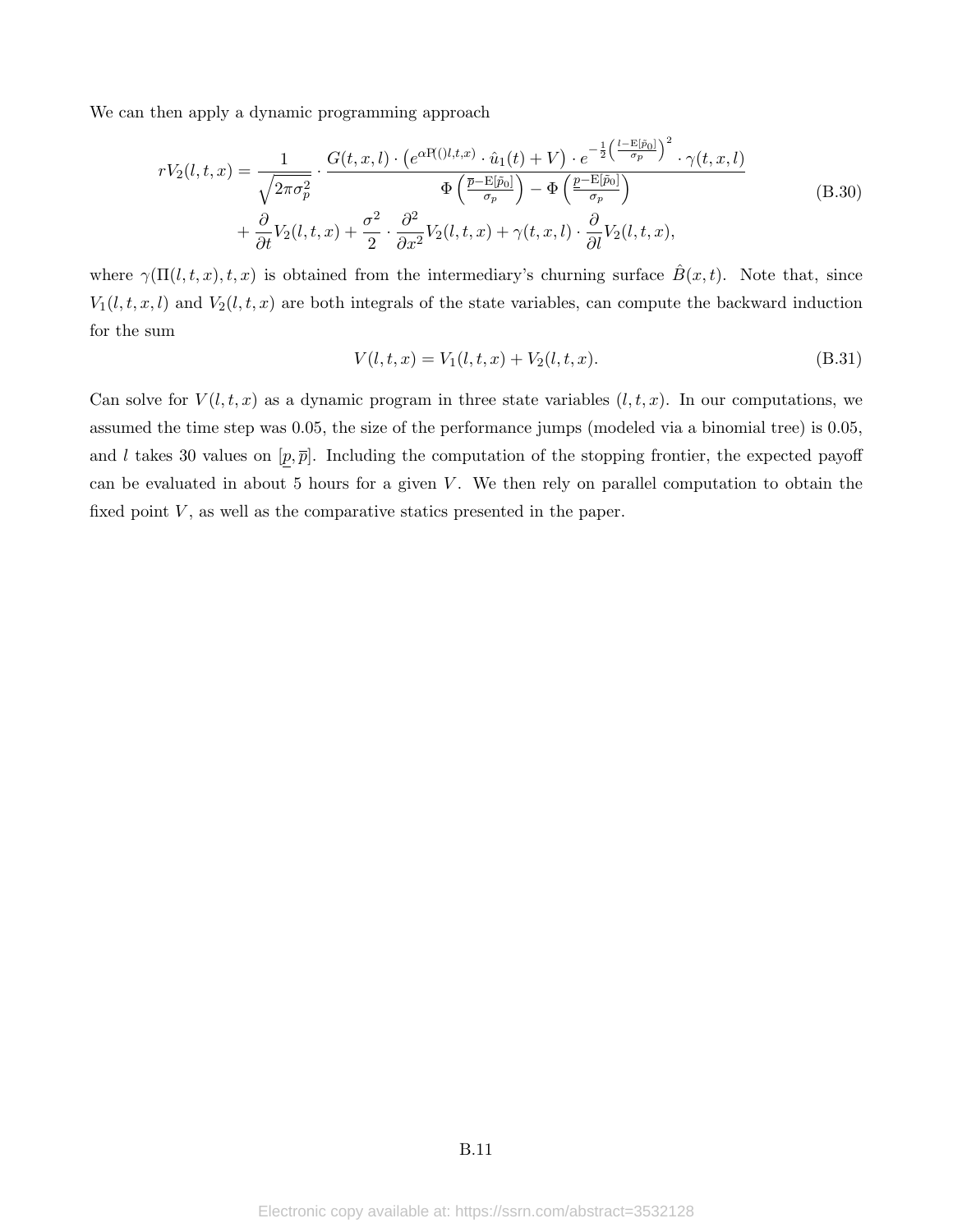We can then apply a dynamic programming approach

$$
\begin{aligned}
rV_2(l,t,x) = \frac{1}{\sqrt{2\pi\sigma_p^2}} \cdot \frac{G(t,x,l)\cdot\left(e^{\alpha\Pi()l,t,x)}\cdot\hat{u}_1(t)+V\right)\cdot e^{-\frac{1}{2}\left(\frac{l-\mathrm{E}[\tilde{p}_0]}{\sigma_p}\right)^2}\cdot\gamma(t,x,l)}{\Phi\left(\frac{\overline{p}-\mathrm{E}[\tilde{p}_0]}{\sigma_p}\right)-\Phi\left(\frac{\underline{p}-\mathrm{E}[\tilde{p}_0]}{\sigma_p}\right)} \\
+\frac{\partial}{\partial t}V_2(l,t,x)+\frac{\sigma^2}{2}\cdot\frac{\partial^2}{\partial x^2}V_2(l,t,x)+\gamma(t,x,l)\cdot\frac{\partial}{\partial l}V_2(l,t,x),
\end{aligned}
\tag{B.30}
$$

where $\gamma(\Pi(l,t,x),t,x)$ is obtained from the intermediary's churning surface $\hat{B}(x,t)$. Note that, since $V_1(l,t,x,l)$ and $V_2(l,t,x)$ are both integrals of the state variables, can compute the backward induction for the sum

$$
V(l,t,x) = V_1(l,t,x) + V_2(l,t,x). \tag{B.31}
$$

Can solve for $V(l,t,x)$ as a dynamic program in three state variables $(l,t,x)$. In our computations, we assumed the time step was 0.05, the size of the performance jumps (modeled via a binomial tree) is 0.05, and $l$ takes 30 values on $[\underline{p},\overline{p}]$. Including the computation of the stopping frontier, the expected payoff can be evaluated in about 5 hours for a given $V$. We then rely on parallel computation to obtain the fixed point $V$, as well as the comparative statics presented in the paper.